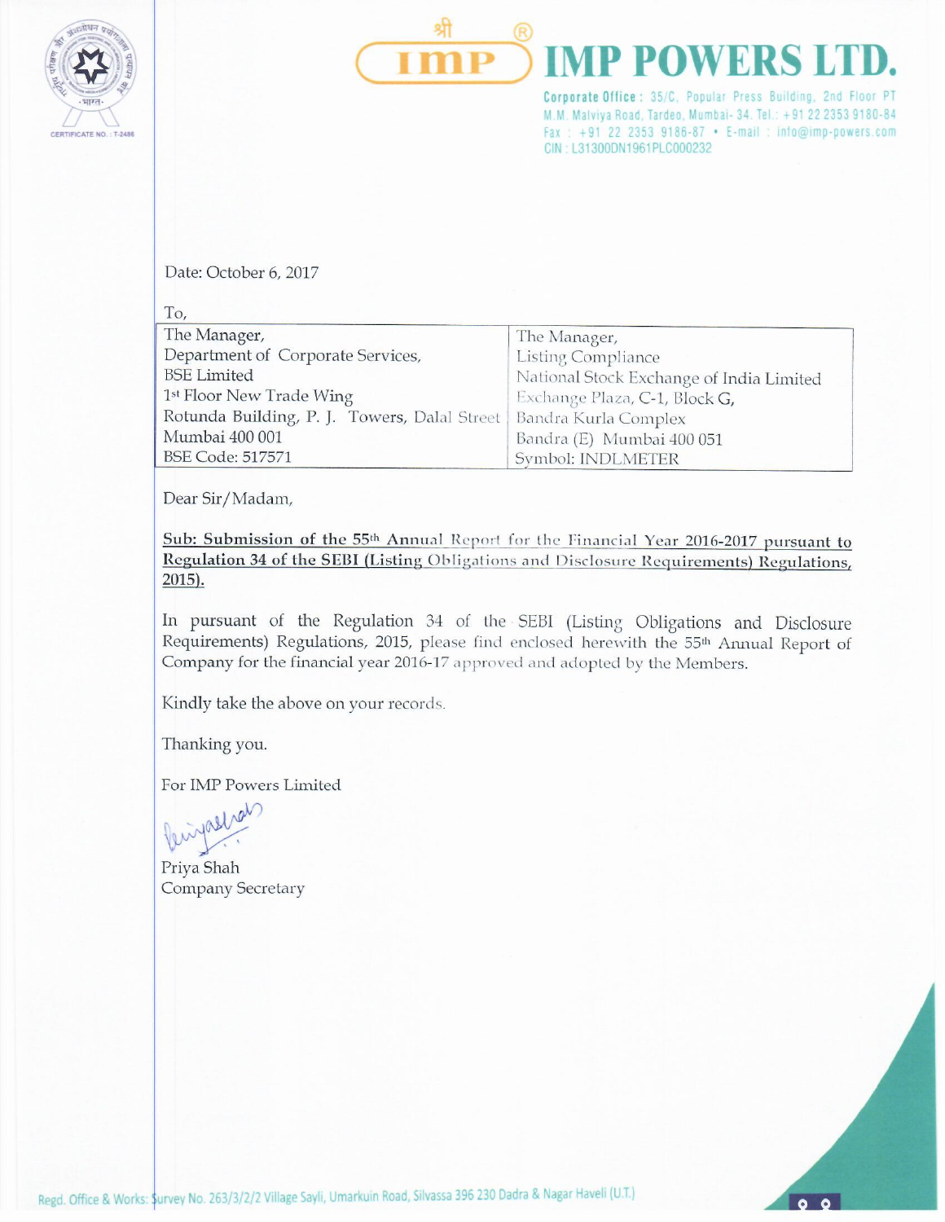# IMP POWERS LTD.

**Corporate Office :** 35/C, Popular Press Building, 2nd Floor PT M.M. Malviya Road, Tardeo, Mumbai- 34. Tel.: +91 22 2353 9180-84
Fax : +91 22 2353 9186-87 • E-mail : info@imp-powers.com
CIN : L31300DN1961PLC000232

Date: October 6, 2017

To,

| The Manager, Department of Corporate Services, BSE Limited 1st Floor New Trade Wing Rotunda Building, P. J. Towers, Dalal Street Mumbai 400 001 BSE Code: 517571 | The Manager, Listing Compliance National Stock Exchange of India Limited Exchange Plaza, C-1, Block G, Bandra Kurla Complex Bandra (E) Mumbai 400 051 Symbol: INDLMETER |
|---|---|

Dear Sir/Madam,

**Sub: Submission of the 55th Annual Report for the Financial Year 2016-2017 pursuant to Regulation 34 of the SEBI (Listing Obligations and Disclosure Requirements) Regulations, 2015).**

In pursuant of the Regulation 34 of the SEBI (Listing Obligations and Disclosure Requirements) Regulations, 2015, please find enclosed herewith the 55th Annual Report of Company for the financial year 2016-17 approved and adopted by the Members.

Kindly take the above on your records.

Thanking you.

For IMP Powers Limited

Priya Shah
Company Secretary

Regd. Office & Works: Survey No. 263/3/2/2 Village Sayli, Umarkuin Road, Silvassa 396 230 Dadra & Nagar Haveli (U.T.)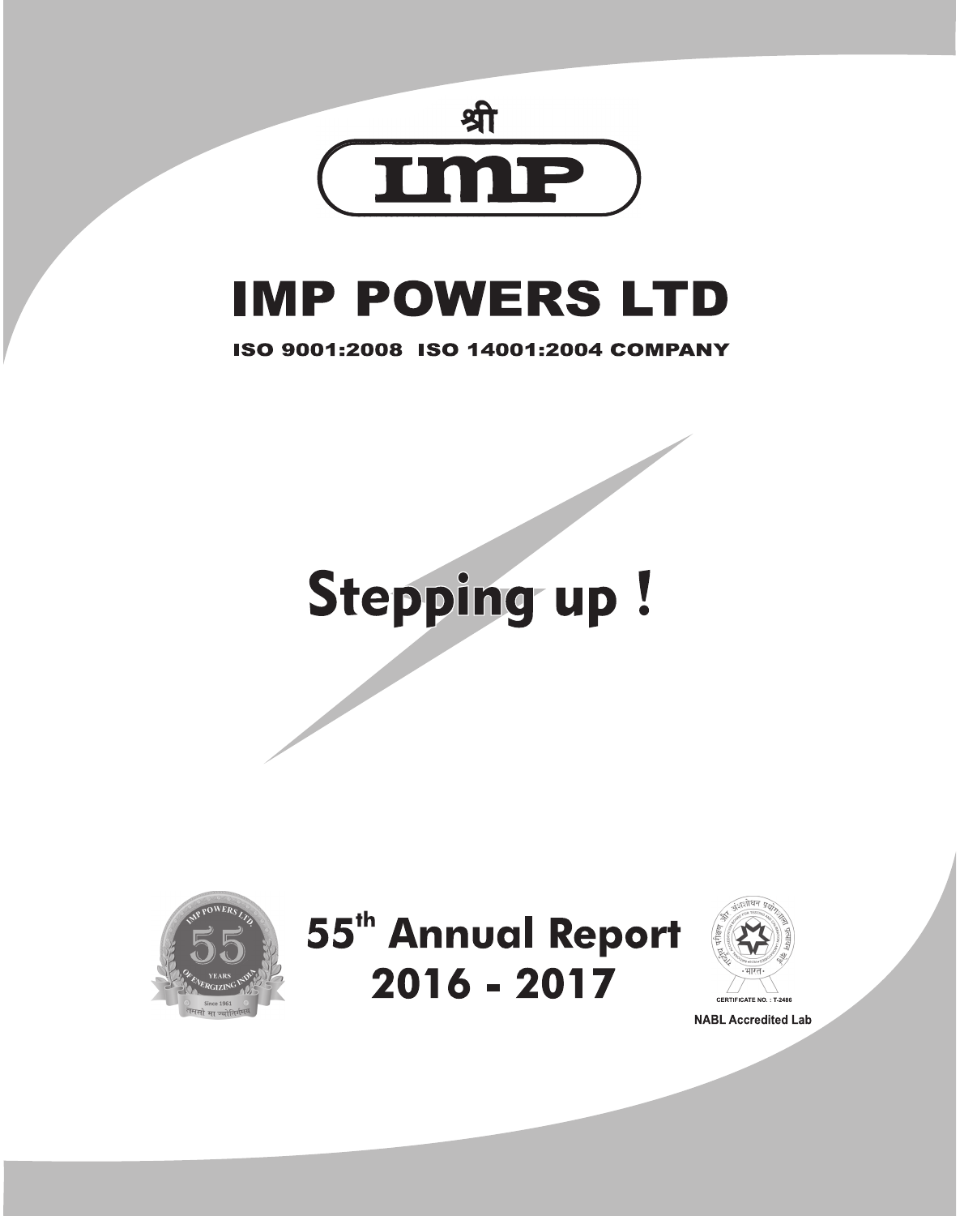श्री

IMP

# IMP POWERS LTD

**ISO 9001:2008 ISO 14001:2004 COMPANY**

# Stepping up !

IMP POWERS LTD. 55 YEARS OF ENERGIZING INDIA Since 1961 तमसो मा ज्योतिर्गमय

## 55th Annual Report 2016 - 2017

CERTIFICATE NO. : T-2486

NABL Accredited Lab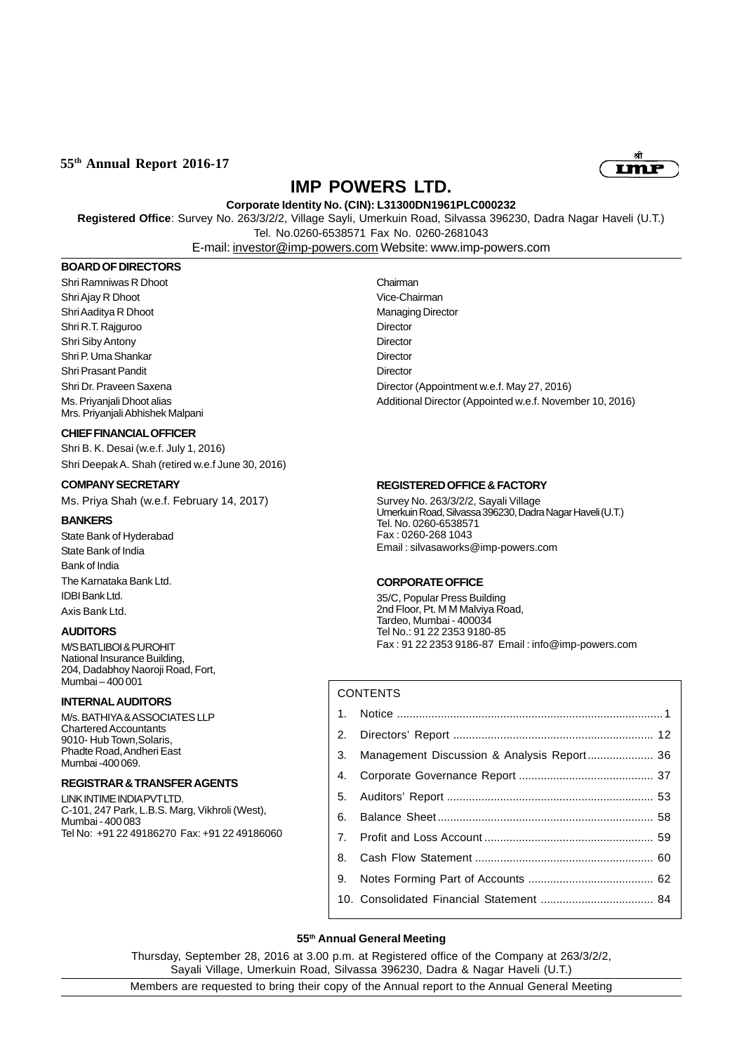**55th Annual Report 2016-17**

# IMP POWERS LTD.

**Corporate Identity No. (CIN): L31300DN1961PLC000232**

**Registered Office**: Survey No. 263/3/2/2, Village Sayli, Umerkuin Road, Silvassa 396230, Dadra Nagar Haveli (U.T.)
Tel. No.0260-6538571 Fax No. 0260-2681043
E-mail: investor@imp-powers.com Website: www.imp-powers.com

### BOARD OF DIRECTORS

| | |
|---|---|
| Shri Ramniwas R Dhoot | Chairman |
| Shri Ajay R Dhoot | Vice-Chairman |
| Shri Aaditya R Dhoot | Managing Director |
| Shri R.T. Rajguroo | Director |
| Shri Siby Antony | Director |
| Shri P. Uma Shankar | Director |
| Shri Prasant Pandit | Director |
| Shri Dr. Praveen Saxena | Director (Appointment w.e.f. May 27, 2016) |
| Ms. Priyanjali Dhoot alias Mrs. Priyanjali Abhishek Malpani | Additional Director (Appointed w.e.f. November 10, 2016) |

### CHIEF FINANCIAL OFFICER

Shri B. K. Desai (w.e.f. July 1, 2016)
Shri Deepak A. Shah (retired w.e.f June 30, 2016)

### COMPANY SECRETARY

Ms. Priya Shah (w.e.f. February 14, 2017)

### BANKERS

State Bank of Hyderabad
State Bank of India
Bank of India
The Karnataka Bank Ltd.
IDBI Bank Ltd.
Axis Bank Ltd.

### AUDITORS

M/S BATLIBOI & PUROHIT
National Insurance Building,
204, Dadabhoy Naoroji Road, Fort,
Mumbai – 400 001

### INTERNAL AUDITORS

M/s. BATHIYA & ASSOCIATES LLP
Chartered Accountants
9010- Hub Town,Solaris,
Phadte Road, Andheri East
Mumbai -400 069.

### REGISTRAR & TRANSFER AGENTS

LINK INTIME INDIA PVT LTD.
C-101, 247 Park, L.B.S. Marg, Vikhroli (West),
Mumbai - 400 083
Tel No: +91 22 49186270 Fax: +91 22 49186060

### REGISTERED OFFICE & FACTORY

Survey No. 263/3/2/2, Sayali Village
Umerkuin Road, Silvassa 396230, Dadra Nagar Haveli (U.T.)
Tel. No. 0260-6538571
Fax : 0260-268 1043
Email : silvasaworks@imp-powers.com

### CORPORATE OFFICE

35/C, Popular Press Building
2nd Floor, Pt. M M Malviya Road,
Tardeo, Mumbai - 400034
Tel No.: 91 22 2353 9180-85
Fax : 91 22 2353 9186-87 Email : info@imp-powers.com

### CONTENTS

| | | |
|---|---|---|
| 1. | Notice | 1 |
| 2. | Directors' Report | 12 |
| 3. | Management Discussion & Analysis Report | 36 |
| 4. | Corporate Governance Report | 37 |
| 5. | Auditors' Report | 53 |
| 6. | Balance Sheet | 58 |
| 7. | Profit and Loss Account | 59 |
| 8. | Cash Flow Statement | 60 |
| 9. | Notes Forming Part of Accounts | 62 |
| 10. | Consolidated Financial Statement | 84 |

**55th Annual General Meeting**

Thursday, September 28, 2016 at 3.00 p.m. at Registered office of the Company at 263/3/2/2, Sayali Village, Umerkuin Road, Silvassa 396230, Dadra & Nagar Haveli (U.T.)

Members are requested to bring their copy of the Annual report to the Annual General Meeting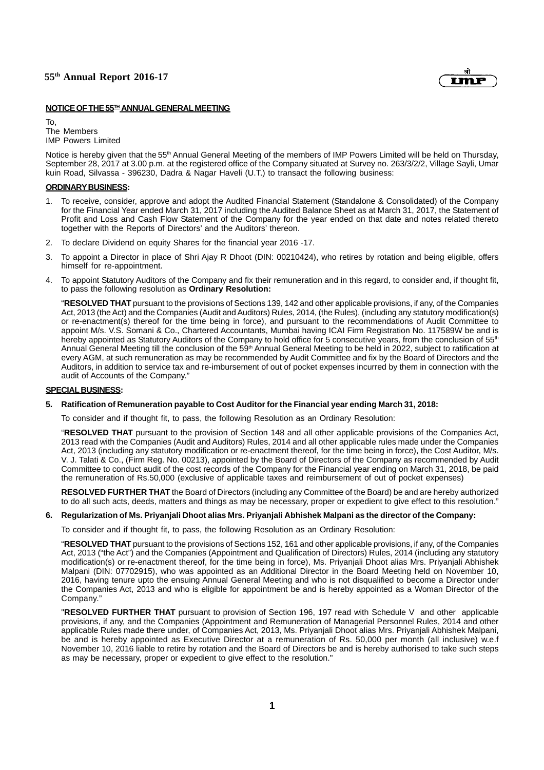**NOTICE OF THE 55TH ANNUAL GENERAL MEETING**

To,
The Members
IMP Powers Limited

Notice is hereby given that the 55th Annual General Meeting of the members of IMP Powers Limited will be held on Thursday, September 28, 2017 at 3.00 p.m. at the registered office of the Company situated at Survey no. 263/3/2/2, Village Sayli, Umar kuin Road, Silvassa - 396230, Dadra & Nagar Haveli (U.T.) to transact the following business:

**ORDINARY BUSINESS:**

1. To receive, consider, approve and adopt the Audited Financial Statement (Standalone & Consolidated) of the Company for the Financial Year ended March 31, 2017 including the Audited Balance Sheet as at March 31, 2017, the Statement of Profit and Loss and Cash Flow Statement of the Company for the year ended on that date and notes related thereto together with the Reports of Directors' and the Auditors' thereon.

2. To declare Dividend on equity Shares for the financial year 2016 -17.

3. To appoint a Director in place of Shri Ajay R Dhoot (DIN: 00210424), who retires by rotation and being eligible, offers himself for re-appointment.

4. To appoint Statutory Auditors of the Company and fix their remuneration and in this regard, to consider and, if thought fit, to pass the following resolution as **Ordinary Resolution:**

   "**RESOLVED THAT** pursuant to the provisions of Sections 139, 142 and other applicable provisions, if any, of the Companies Act, 2013 (the Act) and the Companies (Audit and Auditors) Rules, 2014, (the Rules), (including any statutory modification(s) or re-enactment(s) thereof for the time being in force), and pursuant to the recommendations of Audit Committee to appoint M/s. V.S. Somani & Co., Chartered Accountants, Mumbai having ICAI Firm Registration No. 117589W be and is hereby appointed as Statutory Auditors of the Company to hold office for 5 consecutive years, from the conclusion of 55th Annual General Meeting till the conclusion of the 59th Annual General Meeting to be held in 2022, subject to ratification at every AGM, at such remuneration as may be recommended by Audit Committee and fix by the Board of Directors and the Auditors, in addition to service tax and re-imbursement of out of pocket expenses incurred by them in connection with the audit of Accounts of the Company."

**SPECIAL BUSINESS:**

**5. Ratification of Remuneration payable to Cost Auditor for the Financial year ending March 31, 2018:**

   To consider and if thought fit, to pass, the following Resolution as an Ordinary Resolution:

   "**RESOLVED THAT** pursuant to the provision of Section 148 and all other applicable provisions of the Companies Act, 2013 read with the Companies (Audit and Auditors) Rules, 2014 and all other applicable rules made under the Companies Act, 2013 (including any statutory modification or re-enactment thereof, for the time being in force), the Cost Auditor, M/s. V. J. Talati & Co., (Firm Reg. No. 00213), appointed by the Board of Directors of the Company as recommended by Audit Committee to conduct audit of the cost records of the Company for the Financial year ending on March 31, 2018, be paid the remuneration of Rs.50,000 (exclusive of applicable taxes and reimbursement of out of pocket expenses)

   **RESOLVED FURTHER THAT** the Board of Directors (including any Committee of the Board) be and are hereby authorized to do all such acts, deeds, matters and things as may be necessary, proper or expedient to give effect to this resolution."

**6. Regularization of Ms. Priyanjali Dhoot alias Mrs. Priyanjali Abhishek Malpani as the director of the Company:**

   To consider and if thought fit, to pass, the following Resolution as an Ordinary Resolution:

   "**RESOLVED THAT** pursuant to the provisions of Sections 152, 161 and other applicable provisions, if any, of the Companies Act, 2013 ("the Act") and the Companies (Appointment and Qualification of Directors) Rules, 2014 (including any statutory modification(s) or re-enactment thereof, for the time being in force), Ms. Priyanjali Dhoot alias Mrs. Priyanjali Abhishek Malpani (DIN: 07702915), who was appointed as an Additional Director in the Board Meeting held on November 10, 2016, having tenure upto the ensuing Annual General Meeting and who is not disqualified to become a Director under the Companies Act, 2013 and who is eligible for appointment be and is hereby appointed as a Woman Director of the Company."

   "**RESOLVED FURTHER THAT** pursuant to provision of Section 196, 197 read with Schedule V and other applicable provisions, if any, and the Companies (Appointment and Remuneration of Managerial Personnel Rules, 2014 and other applicable Rules made there under, of Companies Act, 2013, Ms. Priyanjali Dhoot alias Mrs. Priyanjali Abhishek Malpani, be and is hereby appointed as Executive Director at a remuneration of Rs. 50,000 per month (all inclusive) w.e.f November 10, 2016 liable to retire by rotation and the Board of Directors be and is hereby authorised to take such steps as may be necessary, proper or expedient to give effect to the resolution."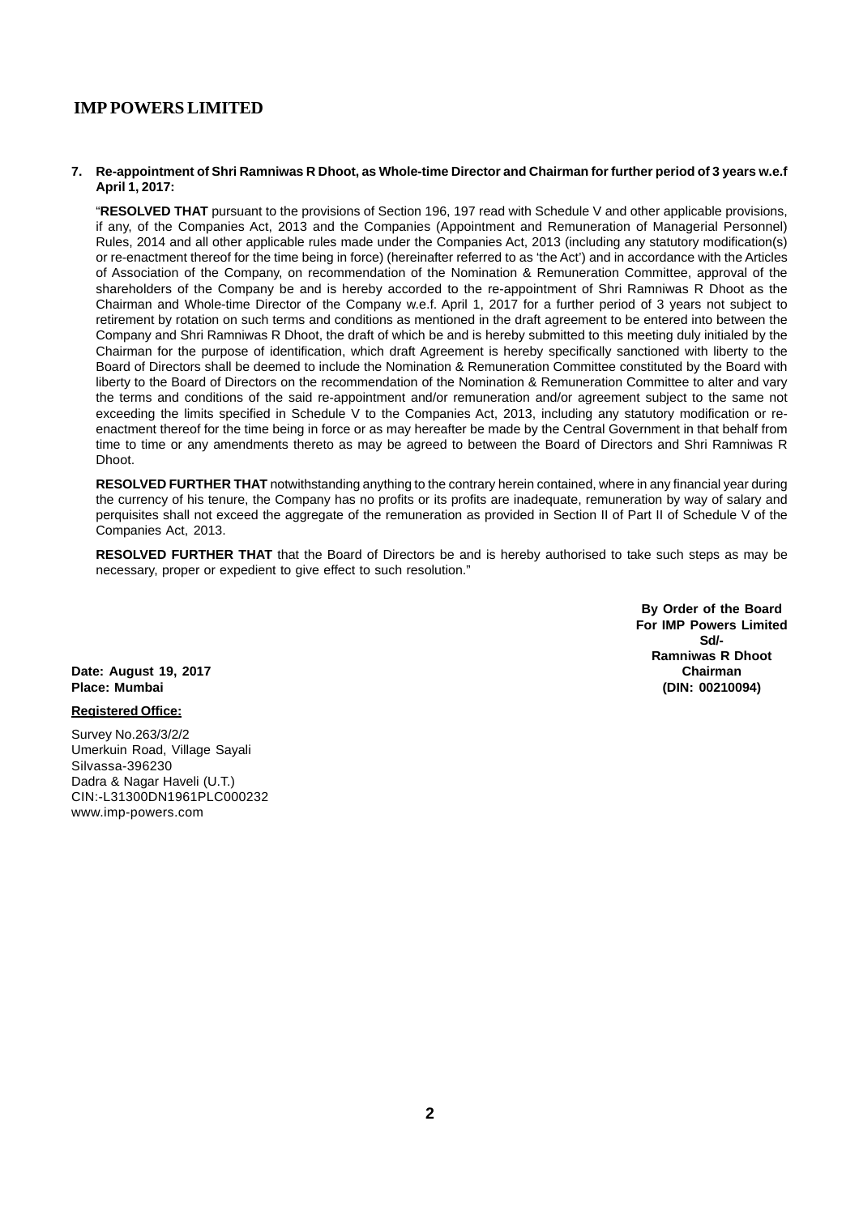**7. Re-appointment of Shri Ramniwas R Dhoot, as Whole-time Director and Chairman for further period of 3 years w.e.f April 1, 2017:**

"**RESOLVED THAT** pursuant to the provisions of Section 196, 197 read with Schedule V and other applicable provisions, if any, of the Companies Act, 2013 and the Companies (Appointment and Remuneration of Managerial Personnel) Rules, 2014 and all other applicable rules made under the Companies Act, 2013 (including any statutory modification(s) or re-enactment thereof for the time being in force) (hereinafter referred to as 'the Act') and in accordance with the Articles of Association of the Company, on recommendation of the Nomination & Remuneration Committee, approval of the shareholders of the Company be and is hereby accorded to the re-appointment of Shri Ramniwas R Dhoot as the Chairman and Whole-time Director of the Company w.e.f. April 1, 2017 for a further period of 3 years not subject to retirement by rotation on such terms and conditions as mentioned in the draft agreement to be entered into between the Company and Shri Ramniwas R Dhoot, the draft of which be and is hereby submitted to this meeting duly initialed by the Chairman for the purpose of identification, which draft Agreement is hereby specifically sanctioned with liberty to the Board of Directors shall be deemed to include the Nomination & Remuneration Committee constituted by the Board with liberty to the Board of Directors on the recommendation of the Nomination & Remuneration Committee to alter and vary the terms and conditions of the said re-appointment and/or remuneration and/or agreement subject to the same not exceeding the limits specified in Schedule V to the Companies Act, 2013, including any statutory modification or re-enactment thereof for the time being in force or as may hereafter be made by the Central Government in that behalf from time to time or any amendments thereto as may be agreed to between the Board of Directors and Shri Ramniwas R Dhoot.

**RESOLVED FURTHER THAT** notwithstanding anything to the contrary herein contained, where in any financial year during the currency of his tenure, the Company has no profits or its profits are inadequate, remuneration by way of salary and perquisites shall not exceed the aggregate of the remuneration as provided in Section II of Part II of Schedule V of the Companies Act, 2013.

**RESOLVED FURTHER THAT** that the Board of Directors be and is hereby authorised to take such steps as may be necessary, proper or expedient to give effect to such resolution."

**By Order of the Board**
**For IMP Powers Limited**
**Sd/-**
**Ramniwas R Dhoot**
**Chairman**
**(DIN: 00210094)**

**Date: August 19, 2017**
**Place: Mumbai**

**Registered Office:**

Survey No.263/3/2/2
Umerkuin Road, Village Sayali
Silvassa-396230
Dadra & Nagar Haveli (U.T.)
CIN:-L31300DN1961PLC000232
www.imp-powers.com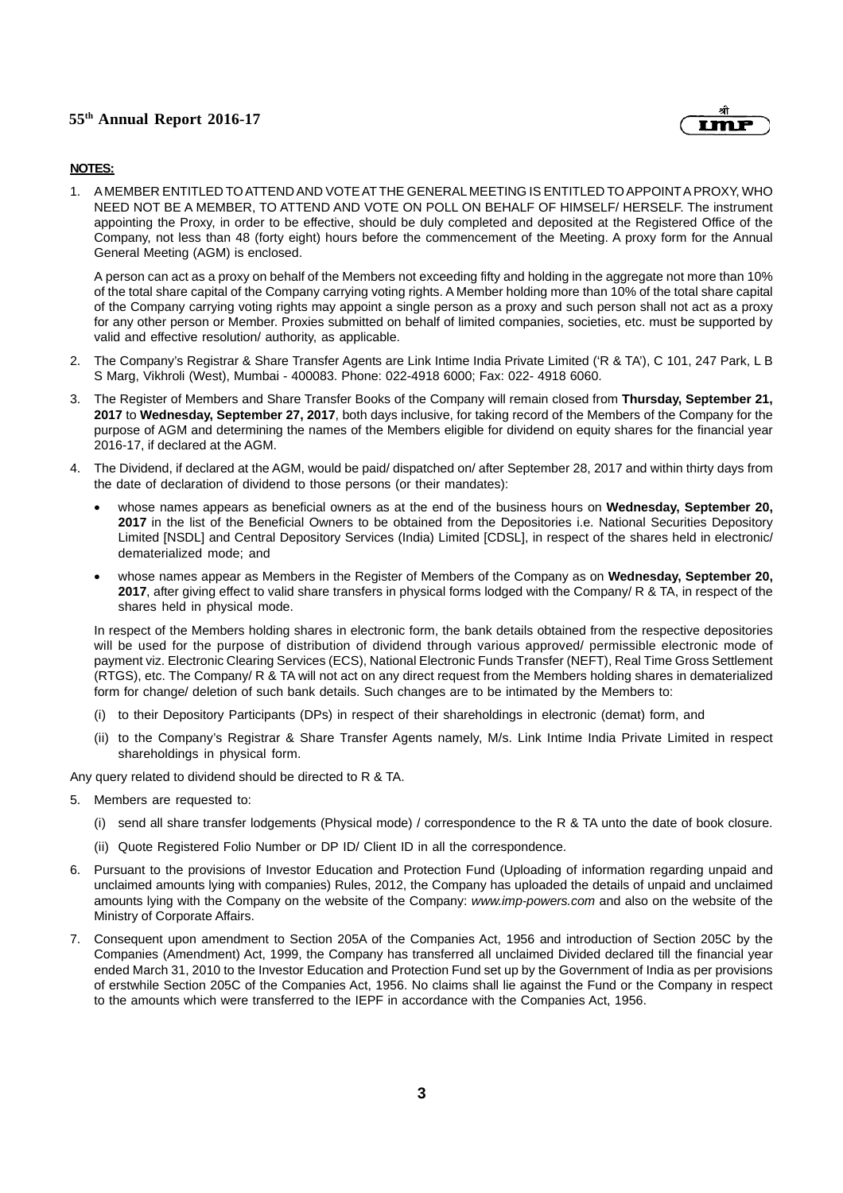**NOTES:**

1. A MEMBER ENTITLED TO ATTEND AND VOTE AT THE GENERAL MEETING IS ENTITLED TO APPOINT A PROXY, WHO NEED NOT BE A MEMBER, TO ATTEND AND VOTE ON POLL ON BEHALF OF HIMSELF/ HERSELF. The instrument appointing the Proxy, in order to be effective, should be duly completed and deposited at the Registered Office of the Company, not less than 48 (forty eight) hours before the commencement of the Meeting. A proxy form for the Annual General Meeting (AGM) is enclosed.

   A person can act as a proxy on behalf of the Members not exceeding fifty and holding in the aggregate not more than 10% of the total share capital of the Company carrying voting rights. A Member holding more than 10% of the total share capital of the Company carrying voting rights may appoint a single person as a proxy and such person shall not act as a proxy for any other person or Member. Proxies submitted on behalf of limited companies, societies, etc. must be supported by valid and effective resolution/ authority, as applicable.

2. The Company's Registrar & Share Transfer Agents are Link Intime India Private Limited ('R & TA'), C 101, 247 Park, L B S Marg, Vikhroli (West), Mumbai - 400083. Phone: 022-4918 6000; Fax: 022- 4918 6060.

3. The Register of Members and Share Transfer Books of the Company will remain closed from **Thursday, September 21, 2017** to **Wednesday, September 27, 2017**, both days inclusive, for taking record of the Members of the Company for the purpose of AGM and determining the names of the Members eligible for dividend on equity shares for the financial year 2016-17, if declared at the AGM.

4. The Dividend, if declared at the AGM, would be paid/ dispatched on/ after September 28, 2017 and within thirty days from the date of declaration of dividend to those persons (or their mandates):

   - whose names appears as beneficial owners as at the end of the business hours on **Wednesday, September 20, 2017** in the list of the Beneficial Owners to be obtained from the Depositories i.e. National Securities Depository Limited [NSDL] and Central Depository Services (India) Limited [CDSL], in respect of the shares held in electronic/ dematerialized mode; and
   - whose names appear as Members in the Register of Members of the Company as on **Wednesday, September 20, 2017**, after giving effect to valid share transfers in physical forms lodged with the Company/ R & TA, in respect of the shares held in physical mode.

   In respect of the Members holding shares in electronic form, the bank details obtained from the respective depositories will be used for the purpose of distribution of dividend through various approved/ permissible electronic mode of payment viz. Electronic Clearing Services (ECS), National Electronic Funds Transfer (NEFT), Real Time Gross Settlement (RTGS), etc. The Company/ R & TA will not act on any direct request from the Members holding shares in dematerialized form for change/ deletion of such bank details. Such changes are to be intimated by the Members to:

   (i) to their Depository Participants (DPs) in respect of their shareholdings in electronic (demat) form, and

   (ii) to the Company's Registrar & Share Transfer Agents namely, M/s. Link Intime India Private Limited in respect shareholdings in physical form.

Any query related to dividend should be directed to R & TA.

5. Members are requested to:

   (i) send all share transfer lodgements (Physical mode) / correspondence to the R & TA unto the date of book closure.

   (ii) Quote Registered Folio Number or DP ID/ Client ID in all the correspondence.

6. Pursuant to the provisions of Investor Education and Protection Fund (Uploading of information regarding unpaid and unclaimed amounts lying with companies) Rules, 2012, the Company has uploaded the details of unpaid and unclaimed amounts lying with the Company on the website of the Company: *www.imp-powers.com* and also on the website of the Ministry of Corporate Affairs.

7. Consequent upon amendment to Section 205A of the Companies Act, 1956 and introduction of Section 205C by the Companies (Amendment) Act, 1999, the Company has transferred all unclaimed Divided declared till the financial year ended March 31, 2010 to the Investor Education and Protection Fund set up by the Government of India as per provisions of erstwhile Section 205C of the Companies Act, 1956. No claims shall lie against the Fund or the Company in respect to the amounts which were transferred to the IEPF in accordance with the Companies Act, 1956.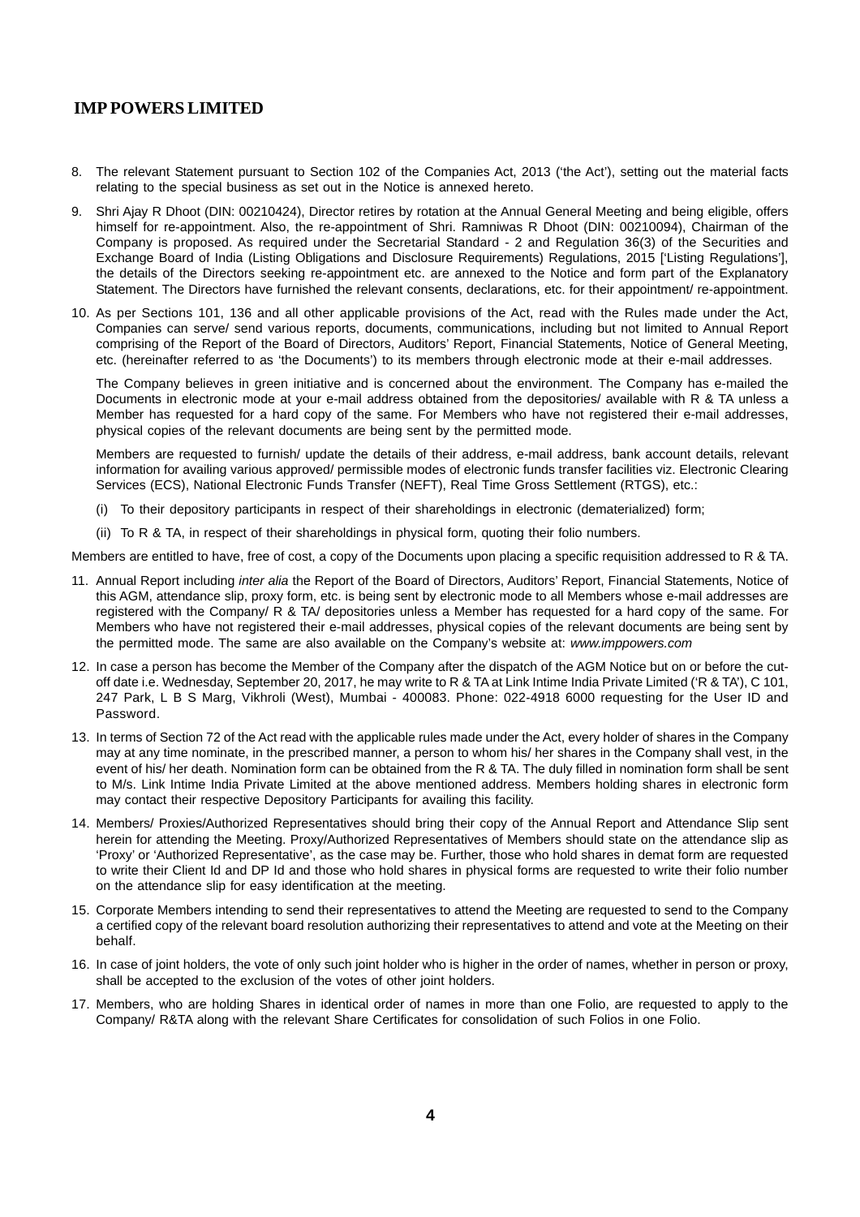8. The relevant Statement pursuant to Section 102 of the Companies Act, 2013 ('the Act'), setting out the material facts relating to the special business as set out in the Notice is annexed hereto.

9. Shri Ajay R Dhoot (DIN: 00210424), Director retires by rotation at the Annual General Meeting and being eligible, offers himself for re-appointment. Also, the re-appointment of Shri. Ramniwas R Dhoot (DIN: 00210094), Chairman of the Company is proposed. As required under the Secretarial Standard - 2 and Regulation 36(3) of the Securities and Exchange Board of India (Listing Obligations and Disclosure Requirements) Regulations, 2015 ['Listing Regulations'], the details of the Directors seeking re-appointment etc. are annexed to the Notice and form part of the Explanatory Statement. The Directors have furnished the relevant consents, declarations, etc. for their appointment/ re-appointment.

10. As per Sections 101, 136 and all other applicable provisions of the Act, read with the Rules made under the Act, Companies can serve/ send various reports, documents, communications, including but not limited to Annual Report comprising of the Report of the Board of Directors, Auditors' Report, Financial Statements, Notice of General Meeting, etc. (hereinafter referred to as 'the Documents') to its members through electronic mode at their e-mail addresses.

    The Company believes in green initiative and is concerned about the environment. The Company has e-mailed the Documents in electronic mode at your e-mail address obtained from the depositories/ available with R & TA unless a Member has requested for a hard copy of the same. For Members who have not registered their e-mail addresses, physical copies of the relevant documents are being sent by the permitted mode.

    Members are requested to furnish/ update the details of their address, e-mail address, bank account details, relevant information for availing various approved/ permissible modes of electronic funds transfer facilities viz. Electronic Clearing Services (ECS), National Electronic Funds Transfer (NEFT), Real Time Gross Settlement (RTGS), etc.:

    (i) To their depository participants in respect of their shareholdings in electronic (dematerialized) form;

    (ii) To R & TA, in respect of their shareholdings in physical form, quoting their folio numbers.

Members are entitled to have, free of cost, a copy of the Documents upon placing a specific requisition addressed to R & TA.

11. Annual Report including *inter alia* the Report of the Board of Directors, Auditors' Report, Financial Statements, Notice of this AGM, attendance slip, proxy form, etc. is being sent by electronic mode to all Members whose e-mail addresses are registered with the Company/ R & TA/ depositories unless a Member has requested for a hard copy of the same. For Members who have not registered their e-mail addresses, physical copies of the relevant documents are being sent by the permitted mode. The same are also available on the Company's website at: *www.imppowers.com*

12. In case a person has become the Member of the Company after the dispatch of the AGM Notice but on or before the cut-off date i.e. Wednesday, September 20, 2017, he may write to R & TA at Link Intime India Private Limited ('R & TA'), C 101, 247 Park, L B S Marg, Vikhroli (West), Mumbai - 400083. Phone: 022-4918 6000 requesting for the User ID and Password.

13. In terms of Section 72 of the Act read with the applicable rules made under the Act, every holder of shares in the Company may at any time nominate, in the prescribed manner, a person to whom his/ her shares in the Company shall vest, in the event of his/ her death. Nomination form can be obtained from the R & TA. The duly filled in nomination form shall be sent to M/s. Link Intime India Private Limited at the above mentioned address. Members holding shares in electronic form may contact their respective Depository Participants for availing this facility.

14. Members/ Proxies/Authorized Representatives should bring their copy of the Annual Report and Attendance Slip sent herein for attending the Meeting. Proxy/Authorized Representatives of Members should state on the attendance slip as 'Proxy' or 'Authorized Representative', as the case may be. Further, those who hold shares in demat form are requested to write their Client Id and DP Id and those who hold shares in physical forms are requested to write their folio number on the attendance slip for easy identification at the meeting.

15. Corporate Members intending to send their representatives to attend the Meeting are requested to send to the Company a certified copy of the relevant board resolution authorizing their representatives to attend and vote at the Meeting on their behalf.

16. In case of joint holders, the vote of only such joint holder who is higher in the order of names, whether in person or proxy, shall be accepted to the exclusion of the votes of other joint holders.

17. Members, who are holding Shares in identical order of names in more than one Folio, are requested to apply to the Company/ R&TA along with the relevant Share Certificates for consolidation of such Folios in one Folio.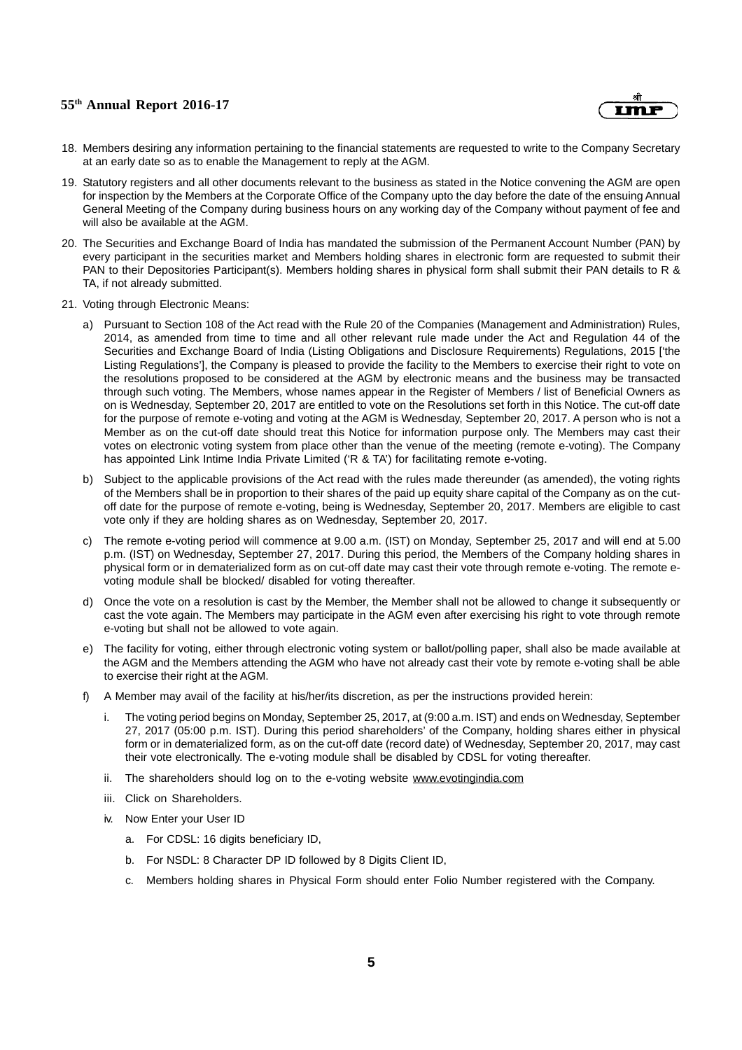18. Members desiring any information pertaining to the financial statements are requested to write to the Company Secretary at an early date so as to enable the Management to reply at the AGM.

19. Statutory registers and all other documents relevant to the business as stated in the Notice convening the AGM are open for inspection by the Members at the Corporate Office of the Company upto the day before the date of the ensuing Annual General Meeting of the Company during business hours on any working day of the Company without payment of fee and will also be available at the AGM.

20. The Securities and Exchange Board of India has mandated the submission of the Permanent Account Number (PAN) by every participant in the securities market and Members holding shares in electronic form are requested to submit their PAN to their Depositories Participant(s). Members holding shares in physical form shall submit their PAN details to R & TA, if not already submitted.

21. Voting through Electronic Means:

    a) Pursuant to Section 108 of the Act read with the Rule 20 of the Companies (Management and Administration) Rules, 2014, as amended from time to time and all other relevant rule made under the Act and Regulation 44 of the Securities and Exchange Board of India (Listing Obligations and Disclosure Requirements) Regulations, 2015 ['the Listing Regulations'], the Company is pleased to provide the facility to the Members to exercise their right to vote on the resolutions proposed to be considered at the AGM by electronic means and the business may be transacted through such voting. The Members, whose names appear in the Register of Members / list of Beneficial Owners as on is Wednesday, September 20, 2017 are entitled to vote on the Resolutions set forth in this Notice. The cut-off date for the purpose of remote e-voting and voting at the AGM is Wednesday, September 20, 2017. A person who is not a Member as on the cut-off date should treat this Notice for information purpose only. The Members may cast their votes on electronic voting system from place other than the venue of the meeting (remote e-voting). The Company has appointed Link Intime India Private Limited ('R & TA') for facilitating remote e-voting.

    b) Subject to the applicable provisions of the Act read with the rules made thereunder (as amended), the voting rights of the Members shall be in proportion to their shares of the paid up equity share capital of the Company as on the cut-off date for the purpose of remote e-voting, being is Wednesday, September 20, 2017. Members are eligible to cast vote only if they are holding shares as on Wednesday, September 20, 2017.

    c) The remote e-voting period will commence at 9.00 a.m. (IST) on Monday, September 25, 2017 and will end at 5.00 p.m. (IST) on Wednesday, September 27, 2017. During this period, the Members of the Company holding shares in physical form or in dematerialized form as on cut-off date may cast their vote through remote e-voting. The remote e-voting module shall be blocked/ disabled for voting thereafter.

    d) Once the vote on a resolution is cast by the Member, the Member shall not be allowed to change it subsequently or cast the vote again. The Members may participate in the AGM even after exercising his right to vote through remote e-voting but shall not be allowed to vote again.

    e) The facility for voting, either through electronic voting system or ballot/polling paper, shall also be made available at the AGM and the Members attending the AGM who have not already cast their vote by remote e-voting shall be able to exercise their right at the AGM.

    f) A Member may avail of the facility at his/her/its discretion, as per the instructions provided herein:

        i. The voting period begins on Monday, September 25, 2017, at (9:00 a.m. IST) and ends on Wednesday, September 27, 2017 (05:00 p.m. IST). During this period shareholders' of the Company, holding shares either in physical form or in dematerialized form, as on the cut-off date (record date) of Wednesday, September 20, 2017, may cast their vote electronically. The e-voting module shall be disabled by CDSL for voting thereafter.

        ii. The shareholders should log on to the e-voting website www.evotingindia.com

        iii. Click on Shareholders.

        iv. Now Enter your User ID

            a. For CDSL: 16 digits beneficiary ID,

            b. For NSDL: 8 Character DP ID followed by 8 Digits Client ID,

            c. Members holding shares in Physical Form should enter Folio Number registered with the Company.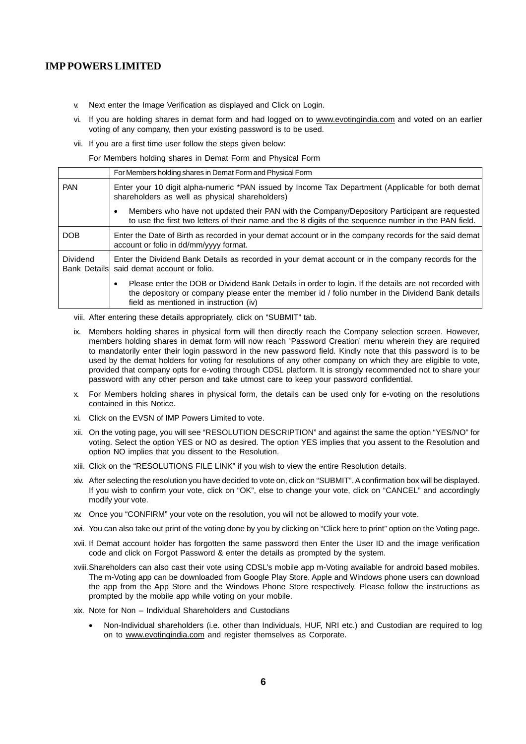v. Next enter the Image Verification as displayed and Click on Login.

vi. If you are holding shares in demat form and had logged on to www.evotingindia.com and voted on an earlier voting of any company, then your existing password is to be used.

vii. If you are a first time user follow the steps given below:

For Members holding shares in Demat Form and Physical Form

| | For Members holding shares in Demat Form and Physical Form |
|---|---|
| PAN | Enter your 10 digit alpha-numeric *PAN issued by Income Tax Department (Applicable for both demat shareholders as well as physical shareholders)<br>• Members who have not updated their PAN with the Company/Depository Participant are requested to use the first two letters of their name and the 8 digits of the sequence number in the PAN field. |
| DOB | Enter the Date of Birth as recorded in your demat account or in the company records for the said demat account or folio in dd/mm/yyyy format. |
| Dividend Bank Details | Enter the Dividend Bank Details as recorded in your demat account or in the company records for the said demat account or folio.<br>• Please enter the DOB or Dividend Bank Details in order to login. If the details are not recorded with the depository or company please enter the member id / folio number in the Dividend Bank details field as mentioned in instruction (iv) |

viii. After entering these details appropriately, click on “SUBMIT” tab.

ix. Members holding shares in physical form will then directly reach the Company selection screen. However, members holding shares in demat form will now reach ‘Password Creation’ menu wherein they are required to mandatorily enter their login password in the new password field. Kindly note that this password is to be used by the demat holders for voting for resolutions of any other company on which they are eligible to vote, provided that company opts for e-voting through CDSL platform. It is strongly recommended not to share your password with any other person and take utmost care to keep your password confidential.

x. For Members holding shares in physical form, the details can be used only for e-voting on the resolutions contained in this Notice.

xi. Click on the EVSN of IMP Powers Limited to vote.

xii. On the voting page, you will see “RESOLUTION DESCRIPTION” and against the same the option “YES/NO” for voting. Select the option YES or NO as desired. The option YES implies that you assent to the Resolution and option NO implies that you dissent to the Resolution.

xiii. Click on the “RESOLUTIONS FILE LINK” if you wish to view the entire Resolution details.

xiv. After selecting the resolution you have decided to vote on, click on “SUBMIT”. A confirmation box will be displayed. If you wish to confirm your vote, click on “OK”, else to change your vote, click on “CANCEL” and accordingly modify your vote.

xv. Once you “CONFIRM” your vote on the resolution, you will not be allowed to modify your vote.

xvi. You can also take out print of the voting done by you by clicking on “Click here to print” option on the Voting page.

xvii. If Demat account holder has forgotten the same password then Enter the User ID and the image verification code and click on Forgot Password & enter the details as prompted by the system.

xviii. Shareholders can also cast their vote using CDSL’s mobile app m-Voting available for android based mobiles. The m-Voting app can be downloaded from Google Play Store. Apple and Windows phone users can download the app from the App Store and the Windows Phone Store respectively. Please follow the instructions as prompted by the mobile app while voting on your mobile.

xix. Note for Non – Individual Shareholders and Custodians

- Non-Individual shareholders (i.e. other than Individuals, HUF, NRI etc.) and Custodian are required to log on to www.evotingindia.com and register themselves as Corporate.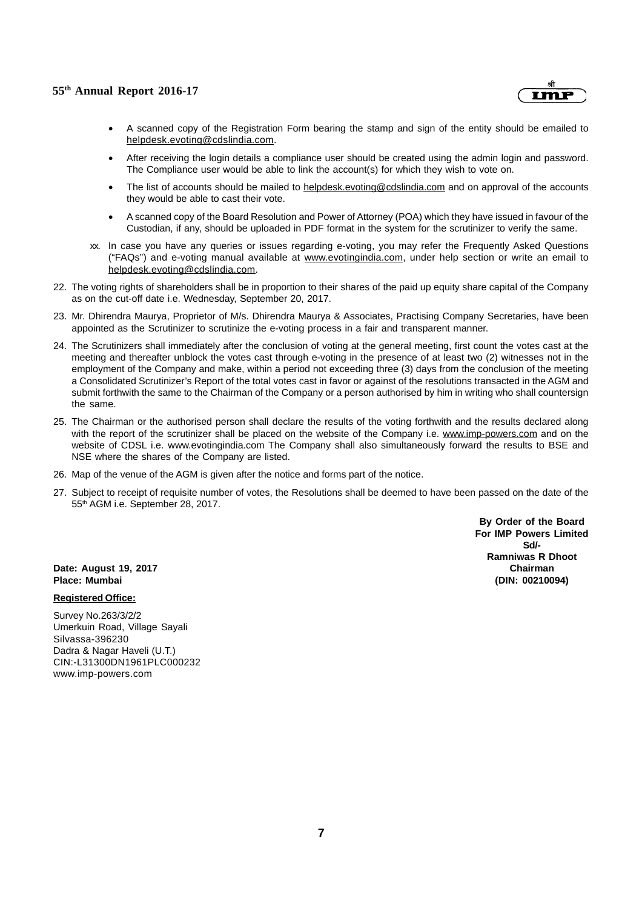- A scanned copy of the Registration Form bearing the stamp and sign of the entity should be emailed to helpdesk.evoting@cdslindia.com.
- After receiving the login details a compliance user should be created using the admin login and password. The Compliance user would be able to link the account(s) for which they wish to vote on.
- The list of accounts should be mailed to helpdesk.evoting@cdslindia.com and on approval of the accounts they would be able to cast their vote.
- A scanned copy of the Board Resolution and Power of Attorney (POA) which they have issued in favour of the Custodian, if any, should be uploaded in PDF format in the system for the scrutinizer to verify the same.

xx. In case you have any queries or issues regarding e-voting, you may refer the Frequently Asked Questions ("FAQs") and e-voting manual available at www.evotingindia.com, under help section or write an email to helpdesk.evoting@cdslindia.com.

22. The voting rights of shareholders shall be in proportion to their shares of the paid up equity share capital of the Company as on the cut-off date i.e. Wednesday, September 20, 2017.

23. Mr. Dhirendra Maurya, Proprietor of M/s. Dhirendra Maurya & Associates, Practising Company Secretaries, have been appointed as the Scrutinizer to scrutinize the e-voting process in a fair and transparent manner.

24. The Scrutinizers shall immediately after the conclusion of voting at the general meeting, first count the votes cast at the meeting and thereafter unblock the votes cast through e-voting in the presence of at least two (2) witnesses not in the employment of the Company and make, within a period not exceeding three (3) days from the conclusion of the meeting a Consolidated Scrutinizer's Report of the total votes cast in favor or against of the resolutions transacted in the AGM and submit forthwith the same to the Chairman of the Company or a person authorised by him in writing who shall countersign the same.

25. The Chairman or the authorised person shall declare the results of the voting forthwith and the results declared along with the report of the scrutinizer shall be placed on the website of the Company i.e. www.imp-powers.com and on the website of CDSL i.e. www.evotingindia.com The Company shall also simultaneously forward the results to BSE and NSE where the shares of the Company are listed.

26. Map of the venue of the AGM is given after the notice and forms part of the notice.

27. Subject to receipt of requisite number of votes, the Resolutions shall be deemed to have been passed on the date of the 55th AGM i.e. September 28, 2017.

**By Order of the Board**
**For IMP Powers Limited**
**Sd/-**
**Ramniwas R Dhoot**
**Chairman**
**(DIN: 00210094)**

**Date: August 19, 2017**
**Place: Mumbai**

**Registered Office:**

Survey No.263/3/2/2
Umerkuin Road, Village Sayali
Silvassa-396230
Dadra & Nagar Haveli (U.T.)
CIN:-L31300DN1961PLC000232
www.imp-powers.com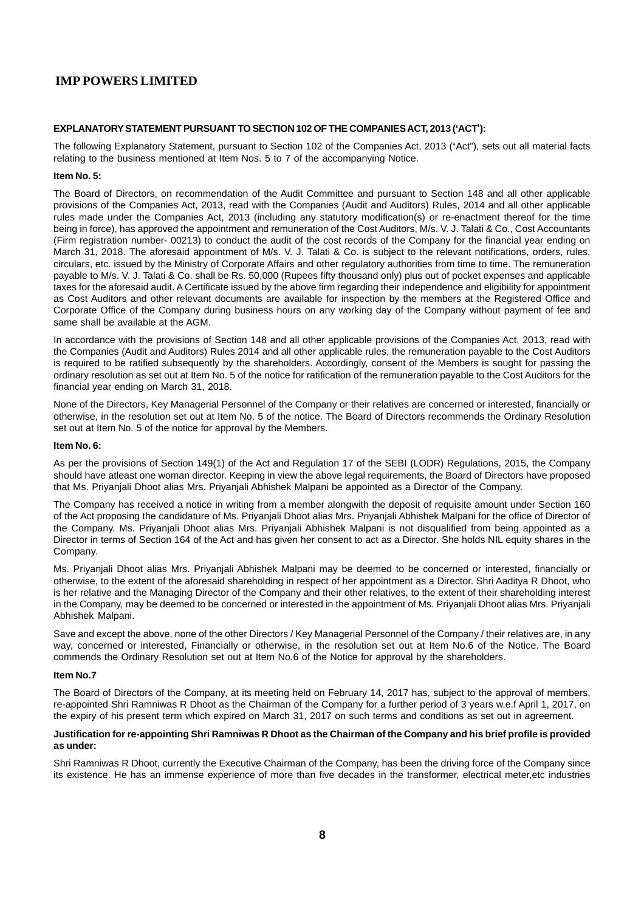**EXPLANATORY STATEMENT PURSUANT TO SECTION 102 OF THE COMPANIES ACT, 2013 ('ACT'):**

The following Explanatory Statement, pursuant to Section 102 of the Companies Act, 2013 ("Act"), sets out all material facts relating to the business mentioned at Item Nos. 5 to 7 of the accompanying Notice.

**Item No. 5:**

The Board of Directors, on recommendation of the Audit Committee and pursuant to Section 148 and all other applicable provisions of the Companies Act, 2013, read with the Companies (Audit and Auditors) Rules, 2014 and all other applicable rules made under the Companies Act, 2013 (including any statutory modification(s) or re-enactment thereof for the time being in force), has approved the appointment and remuneration of the Cost Auditors, M/s. V. J. Talati & Co., Cost Accountants (Firm registration number- 00213) to conduct the audit of the cost records of the Company for the financial year ending on March 31, 2018. The aforesaid appointment of M/s. V. J. Talati & Co. is subject to the relevant notifications, orders, rules, circulars, etc. issued by the Ministry of Corporate Affairs and other regulatory authorities from time to time. The remuneration payable to M/s. V. J. Talati & Co. shall be Rs. 50,000 (Rupees fifty thousand only) plus out of pocket expenses and applicable taxes for the aforesaid audit. A Certificate issued by the above firm regarding their independence and eligibility for appointment as Cost Auditors and other relevant documents are available for inspection by the members at the Registered Office and Corporate Office of the Company during business hours on any working day of the Company without payment of fee and same shall be available at the AGM.

In accordance with the provisions of Section 148 and all other applicable provisions of the Companies Act, 2013, read with the Companies (Audit and Auditors) Rules 2014 and all other applicable rules, the remuneration payable to the Cost Auditors is required to be ratified subsequently by the shareholders. Accordingly, consent of the Members is sought for passing the ordinary resolution as set out at Item No. 5 of the notice for ratification of the remuneration payable to the Cost Auditors for the financial year ending on March 31, 2018.

None of the Directors, Key Managerial Personnel of the Company or their relatives are concerned or interested, financially or otherwise, in the resolution set out at Item No. 5 of the notice. The Board of Directors recommends the Ordinary Resolution set out at Item No. 5 of the notice for approval by the Members.

**Item No. 6:**

As per the provisions of Section 149(1) of the Act and Regulation 17 of the SEBI (LODR) Regulations, 2015, the Company should have atleast one woman director. Keeping in view the above legal requirements, the Board of Directors have proposed that Ms. Priyanjali Dhoot alias Mrs. Priyanjali Abhishek Malpani be appointed as a Director of the Company.

The Company has received a notice in writing from a member alongwith the deposit of requisite amount under Section 160 of the Act proposing the candidature of Ms. Priyanjali Dhoot alias Mrs. Priyanjali Abhishek Malpani for the office of Director of the Company. Ms. Priyanjali Dhoot alias Mrs. Priyanjali Abhishek Malpani is not disqualified from being appointed as a Director in terms of Section 164 of the Act and has given her consent to act as a Director. She holds NIL equity shares in the Company.

Ms. Priyanjali Dhoot alias Mrs. Priyanjali Abhishek Malpani may be deemed to be concerned or interested, financially or otherwise, to the extent of the aforesaid shareholding in respect of her appointment as a Director. Shri Aaditya R Dhoot, who is her relative and the Managing Director of the Company and their other relatives, to the extent of their shareholding interest in the Company, may be deemed to be concerned or interested in the appointment of Ms. Priyanjali Dhoot alias Mrs. Priyanjali Abhishek Malpani.

Save and except the above, none of the other Directors / Key Managerial Personnel of the Company / their relatives are, in any way, concerned or interested, Financially or otherwise, in the resolution set out at Item No.6 of the Notice. The Board commends the Ordinary Resolution set out at Item No.6 of the Notice for approval by the shareholders.

**Item No.7**

The Board of Directors of the Company, at its meeting held on February 14, 2017 has, subject to the approval of members, re-appointed Shri Ramniwas R Dhoot as the Chairman of the Company for a further period of 3 years w.e.f April 1, 2017, on the expiry of his present term which expired on March 31, 2017 on such terms and conditions as set out in agreement.

**Justification for re-appointing Shri Ramniwas R Dhoot as the Chairman of the Company and his brief profile is provided as under:**

Shri Ramniwas R Dhoot, currently the Executive Chairman of the Company, has been the driving force of the Company since its existence. He has an immense experience of more than five decades in the transformer, electrical meter,etc industries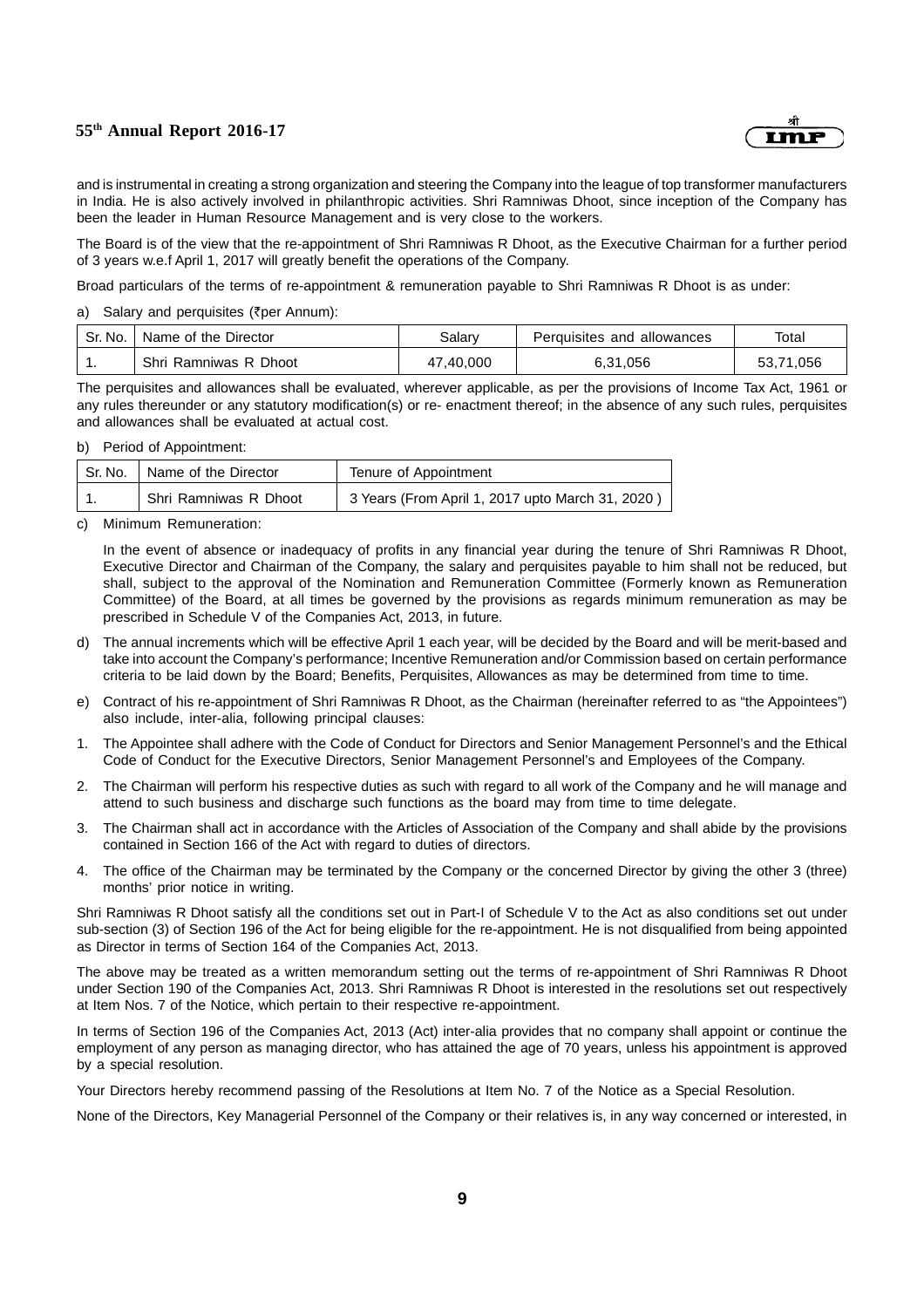and is instrumental in creating a strong organization and steering the Company into the league of top transformer manufacturers in India. He is also actively involved in philanthropic activities. Shri Ramniwas Dhoot, since inception of the Company has been the leader in Human Resource Management and is very close to the workers.

The Board is of the view that the re-appointment of Shri Ramniwas R Dhoot, as the Executive Chairman for a further period of 3 years w.e.f April 1, 2017 will greatly benefit the operations of the Company.

Broad particulars of the terms of re-appointment & remuneration payable to Shri Ramniwas R Dhoot is as under:

a) Salary and perquisites (₹per Annum):

| Sr. No. | Name of the Director | Salary | Perquisites and allowances | Total |
|---|---|---|---|---|
| 1. | Shri Ramniwas R Dhoot | 47,40,000 | 6,31,056 | 53,71,056 |

The perquisites and allowances shall be evaluated, wherever applicable, as per the provisions of Income Tax Act, 1961 or any rules thereunder or any statutory modification(s) or re- enactment thereof; in the absence of any such rules, perquisites and allowances shall be evaluated at actual cost.

b) Period of Appointment:

| Sr. No. | Name of the Director | Tenure of Appointment |
|---|---|---|
| 1. | Shri Ramniwas R Dhoot | 3 Years (From April 1, 2017 upto March 31, 2020 ) |

c) Minimum Remuneration:

In the event of absence or inadequacy of profits in any financial year during the tenure of Shri Ramniwas R Dhoot, Executive Director and Chairman of the Company, the salary and perquisites payable to him shall not be reduced, but shall, subject to the approval of the Nomination and Remuneration Committee (Formerly known as Remuneration Committee) of the Board, at all times be governed by the provisions as regards minimum remuneration as may be prescribed in Schedule V of the Companies Act, 2013, in future.

d) The annual increments which will be effective April 1 each year, will be decided by the Board and will be merit-based and take into account the Company's performance; Incentive Remuneration and/or Commission based on certain performance criteria to be laid down by the Board; Benefits, Perquisites, Allowances as may be determined from time to time.

e) Contract of his re-appointment of Shri Ramniwas R Dhoot, as the Chairman (hereinafter referred to as "the Appointees") also include, inter-alia, following principal clauses:

1. The Appointee shall adhere with the Code of Conduct for Directors and Senior Management Personnel's and the Ethical Code of Conduct for the Executive Directors, Senior Management Personnel's and Employees of the Company.
2. The Chairman will perform his respective duties as such with regard to all work of the Company and he will manage and attend to such business and discharge such functions as the board may from time to time delegate.
3. The Chairman shall act in accordance with the Articles of Association of the Company and shall abide by the provisions contained in Section 166 of the Act with regard to duties of directors.
4. The office of the Chairman may be terminated by the Company or the concerned Director by giving the other 3 (three) months' prior notice in writing.

Shri Ramniwas R Dhoot satisfy all the conditions set out in Part-I of Schedule V to the Act as also conditions set out under sub-section (3) of Section 196 of the Act for being eligible for the re-appointment. He is not disqualified from being appointed as Director in terms of Section 164 of the Companies Act, 2013.

The above may be treated as a written memorandum setting out the terms of re-appointment of Shri Ramniwas R Dhoot under Section 190 of the Companies Act, 2013. Shri Ramniwas R Dhoot is interested in the resolutions set out respectively at Item Nos. 7 of the Notice, which pertain to their respective re-appointment.

In terms of Section 196 of the Companies Act, 2013 (Act) inter-alia provides that no company shall appoint or continue the employment of any person as managing director, who has attained the age of 70 years, unless his appointment is approved by a special resolution.

Your Directors hereby recommend passing of the Resolutions at Item No. 7 of the Notice as a Special Resolution.

None of the Directors, Key Managerial Personnel of the Company or their relatives is, in any way concerned or interested, in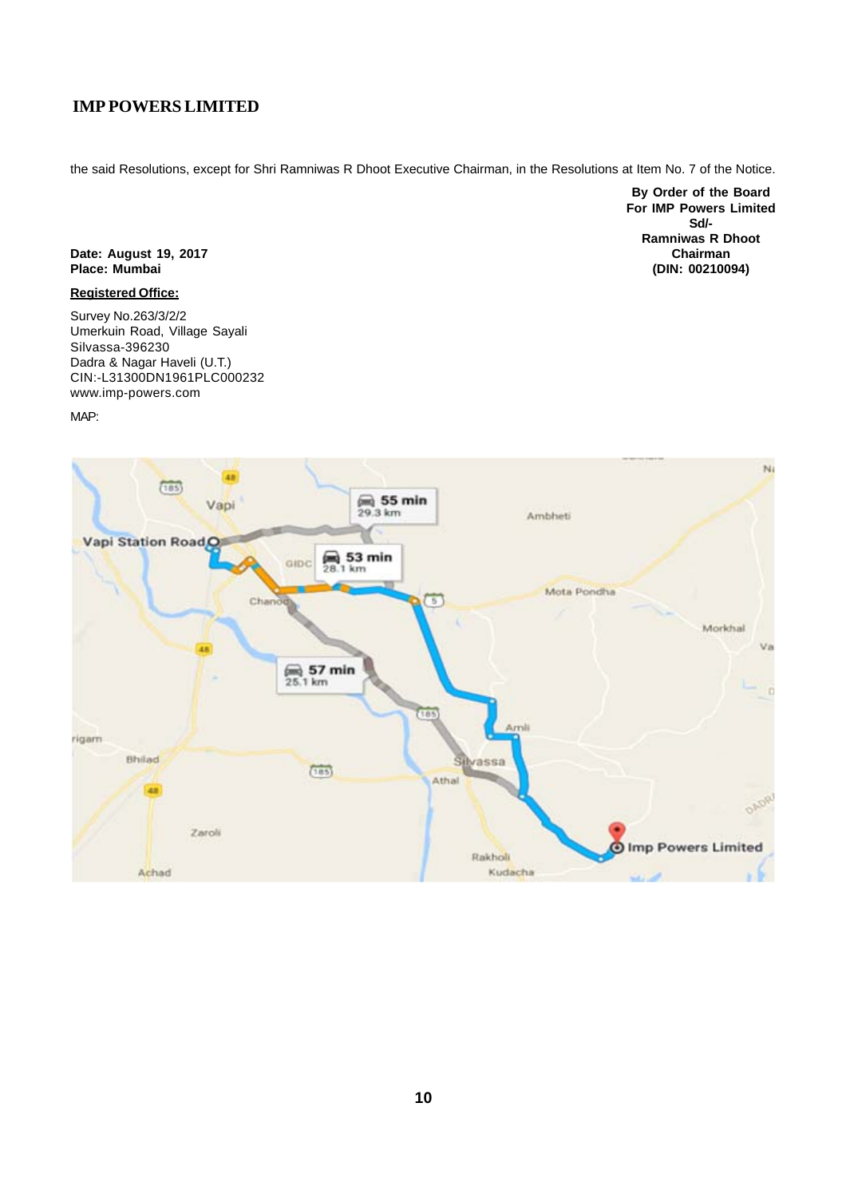the said Resolutions, except for Shri Ramniwas R Dhoot Executive Chairman, in the Resolutions at Item No. 7 of the Notice.

**By Order of the Board**
**For IMP Powers Limited**
**Sd/-**
**Ramniwas R Dhoot**
**Chairman**
**(DIN: 00210094)**

**Date: August 19, 2017**
**Place: Mumbai**

**Registered Office:**

Survey No.263/3/2/2
Umerkuin Road, Village Sayali
Silvassa-396230
Dadra & Nagar Haveli (U.T.)
CIN:-L31300DN1961PLC000232
www.imp-powers.com

MAP: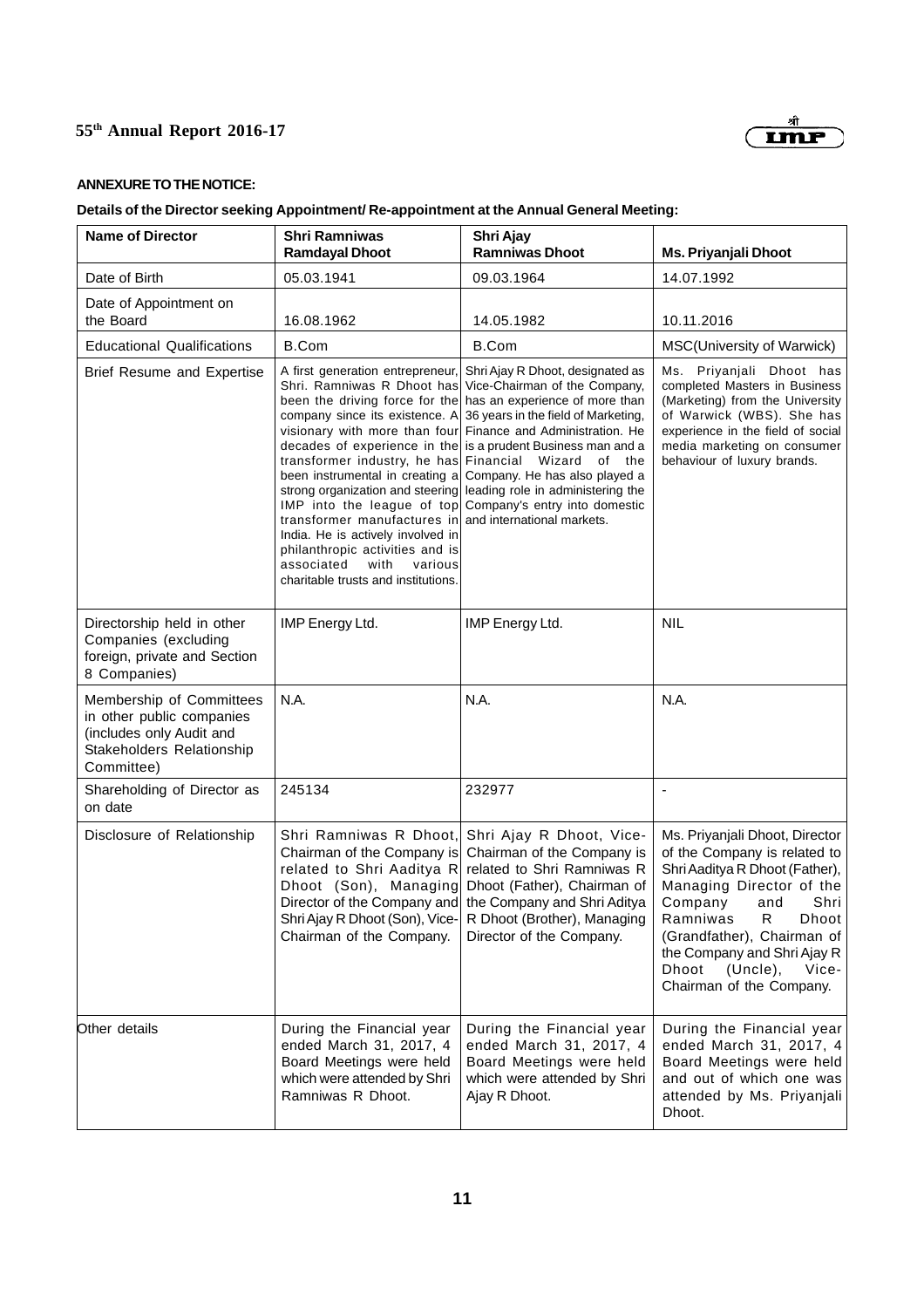**ANNEXURE TO THE NOTICE:**

**Details of the Director seeking Appointment/ Re-appointment at the Annual General Meeting:**

| Name of Director | Shri Ramniwas Ramdayal Dhoot | Shri Ajay Ramniwas Dhoot | Ms. Priyanjali Dhoot |
|---|---|---|---|
| Date of Birth | 05.03.1941 | 09.03.1964 | 14.07.1992 |
| Date of Appointment on the Board | 16.08.1962 | 14.05.1982 | 10.11.2016 |
| Educational Qualifications | B.Com | B.Com | MSC(University of Warwick) |
| Brief Resume and Expertise | A first generation entrepreneur, Shri. Ramniwas R Dhoot has been the driving force for the company since its existence. A visionary with more than four decades of experience in the transformer industry, he has been instrumental in creating a strong organization and steering IMP into the league of top transformer manufactures in India. He is actively involved in philanthropic activities and is associated with various charitable trusts and institutions. | Shri Ajay R Dhoot, designated as Vice-Chairman of the Company, has an experience of more than 36 years in the field of Marketing, Finance and Administration. He is a prudent Business man and a Financial Wizard of the Company. He has also played a leading role in administering the Company's entry into domestic and international markets. | Ms. Priyanjali Dhoot has completed Masters in Business (Marketing) from the University of Warwick (WBS). She has experience in the field of social media marketing on consumer behaviour of luxury brands. |
| Directorship held in other Companies (excluding foreign, private and Section 8 Companies) | IMP Energy Ltd. | IMP Energy Ltd. | NIL |
| Membership of Committees in other public companies (includes only Audit and Stakeholders Relationship Committee) | N.A. | N.A. | N.A. |
| Shareholding of Director as on date | 245134 | 232977 | - |
| Disclosure of Relationship | Shri Ramniwas R Dhoot, Chairman of the Company is related to Shri Aaditya R Dhoot (Son), Managing Director of the Company and Shri Ajay R Dhoot (Son), Vice-Chairman of the Company. | Shri Ajay R Dhoot, Vice-Chairman of the Company is related to Shri Ramniwas R Dhoot (Father), Chairman of the Company and Shri Aditya R Dhoot (Brother), Managing Director of the Company. | Ms. Priyanjali Dhoot, Director of the Company is related to Shri Aaditya R Dhoot (Father), Managing Director of the Company and Shri Ramniwas R Dhoot (Grandfather), Chairman of the Company and Shri Ajay R Dhoot (Uncle), Vice-Chairman of the Company. |
| Other details | During the Financial year ended March 31, 2017, 4 Board Meetings were held which were attended by Shri Ramniwas R Dhoot. | During the Financial year ended March 31, 2017, 4 Board Meetings were held which were attended by Shri Ajay R Dhoot. | During the Financial year ended March 31, 2017, 4 Board Meetings were held and out of which one was attended by Ms. Priyanjali Dhoot. |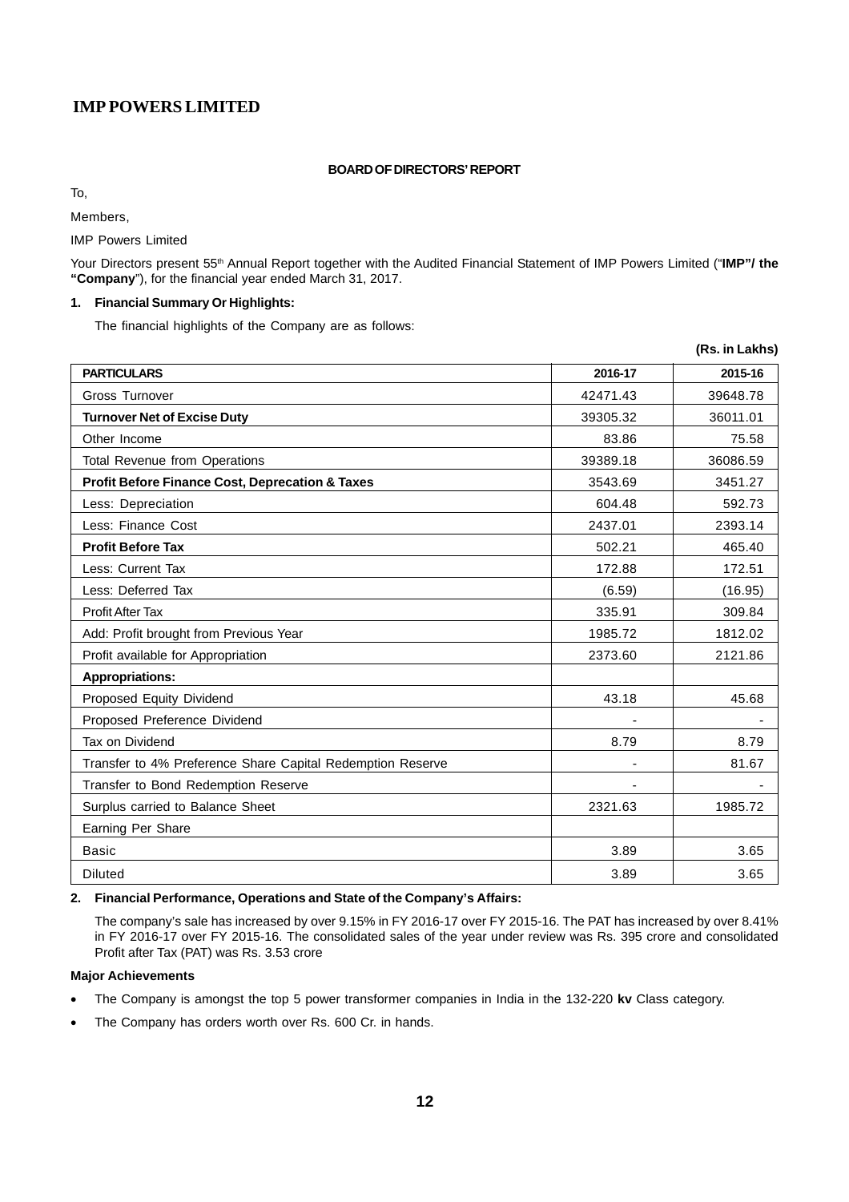# IMP POWERS LIMITED

## BOARD OF DIRECTORS' REPORT

To,

Members,

IMP Powers Limited

Your Directors present 55th Annual Report together with the Audited Financial Statement of IMP Powers Limited ("**IMP"/ the "Company**"), for the financial year ended March 31, 2017.

### 1. Financial Summary Or Highlights:

The financial highlights of the Company are as follows:

**(Rs. in Lakhs)**

| PARTICULARS | 2016-17 | 2015-16 |
|---|---|---|
| Gross Turnover | 42471.43 | 39648.78 |
| **Turnover Net of Excise Duty** | 39305.32 | 36011.01 |
| Other Income | 83.86 | 75.58 |
| Total Revenue from Operations | 39389.18 | 36086.59 |
| **Profit Before Finance Cost, Deprecation & Taxes** | 3543.69 | 3451.27 |
| Less: Depreciation | 604.48 | 592.73 |
| Less: Finance Cost | 2437.01 | 2393.14 |
| **Profit Before Tax** | 502.21 | 465.40 |
| Less: Current Tax | 172.88 | 172.51 |
| Less: Deferred Tax | (6.59) | (16.95) |
| Profit After Tax | 335.91 | 309.84 |
| Add: Profit brought from Previous Year | 1985.72 | 1812.02 |
| Profit available for Appropriation | 2373.60 | 2121.86 |
| **Appropriations:** | | |
| Proposed Equity Dividend | 43.18 | 45.68 |
| Proposed Preference Dividend | - | - |
| Tax on Dividend | 8.79 | 8.79 |
| Transfer to 4% Preference Share Capital Redemption Reserve | - | 81.67 |
| Transfer to Bond Redemption Reserve | - | - |
| Surplus carried to Balance Sheet | 2321.63 | 1985.72 |
| Earning Per Share | | |
| Basic | 3.89 | 3.65 |
| Diluted | 3.89 | 3.65 |

### 2. Financial Performance, Operations and State of the Company's Affairs:

The company's sale has increased by over 9.15% in FY 2016-17 over FY 2015-16. The PAT has increased by over 8.41% in FY 2016-17 over FY 2015-16. The consolidated sales of the year under review was Rs. 395 crore and consolidated Profit after Tax (PAT) was Rs. 3.53 crore

**Major Achievements**

- The Company is amongst the top 5 power transformer companies in India in the 132-220 **kv** Class category.
- The Company has orders worth over Rs. 600 Cr. in hands.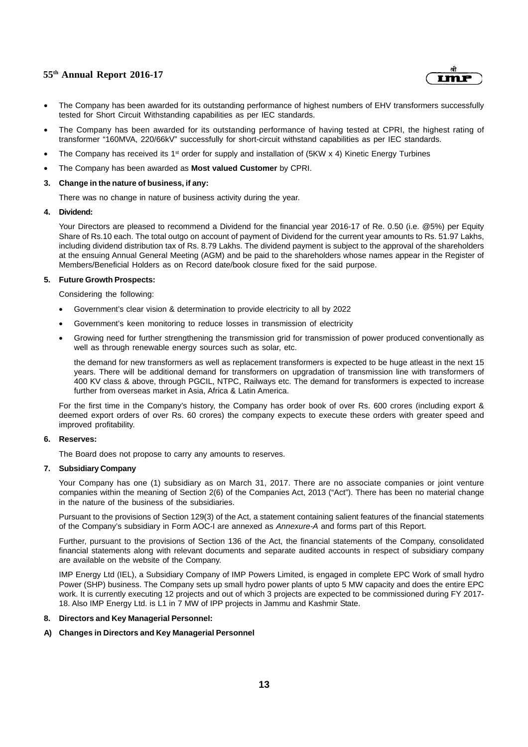- The Company has been awarded for its outstanding performance of highest numbers of EHV transformers successfully tested for Short Circuit Withstanding capabilities as per IEC standards.
- The Company has been awarded for its outstanding performance of having tested at CPRI, the highest rating of transformer "160MVA, 220/66kV" successfully for short-circuit withstand capabilities as per IEC standards.
- The Company has received its 1st order for supply and installation of (5KW x 4) Kinetic Energy Turbines
- The Company has been awarded as **Most valued Customer** by CPRI.

**3. Change in the nature of business, if any:**

There was no change in nature of business activity during the year.

**4. Dividend:**

Your Directors are pleased to recommend a Dividend for the financial year 2016-17 of Re. 0.50 (i.e. @5%) per Equity Share of Rs.10 each. The total outgo on account of payment of Dividend for the current year amounts to Rs. 51.97 Lakhs, including dividend distribution tax of Rs. 8.79 Lakhs. The dividend payment is subject to the approval of the shareholders at the ensuing Annual General Meeting (AGM) and be paid to the shareholders whose names appear in the Register of Members/Beneficial Holders as on Record date/book closure fixed for the said purpose.

**5. Future Growth Prospects:**

Considering the following:

- Government's clear vision & determination to provide electricity to all by 2022
- Government's keen monitoring to reduce losses in transmission of electricity
- Growing need for further strengthening the transmission grid for transmission of power produced conventionally as well as through renewable energy sources such as solar, etc.

the demand for new transformers as well as replacement transformers is expected to be huge atleast in the next 15 years. There will be additional demand for transformers on upgradation of transmission line with transformers of 400 KV class & above, through PGCIL, NTPC, Railways etc. The demand for transformers is expected to increase further from overseas market in Asia, Africa & Latin America.

For the first time in the Company's history, the Company has order book of over Rs. 600 crores (including export & deemed export orders of over Rs. 60 crores) the company expects to execute these orders with greater speed and improved profitability.

**6. Reserves:**

The Board does not propose to carry any amounts to reserves.

**7. Subsidiary Company**

Your Company has one (1) subsidiary as on March 31, 2017. There are no associate companies or joint venture companies within the meaning of Section 2(6) of the Companies Act, 2013 ("Act"). There has been no material change in the nature of the business of the subsidiaries.

Pursuant to the provisions of Section 129(3) of the Act, a statement containing salient features of the financial statements of the Company's subsidiary in Form AOC-I are annexed as *Annexure-A* and forms part of this Report.

Further, pursuant to the provisions of Section 136 of the Act, the financial statements of the Company, consolidated financial statements along with relevant documents and separate audited accounts in respect of subsidiary company are available on the website of the Company.

IMP Energy Ltd (IEL), a Subsidiary Company of IMP Powers Limited, is engaged in complete EPC Work of small hydro Power (SHP) business. The Company sets up small hydro power plants of upto 5 MW capacity and does the entire EPC work. It is currently executing 12 projects and out of which 3 projects are expected to be commissioned during FY 2017-18. Also IMP Energy Ltd. is L1 in 7 MW of IPP projects in Jammu and Kashmir State.

**8. Directors and Key Managerial Personnel:**

**A) Changes in Directors and Key Managerial Personnel**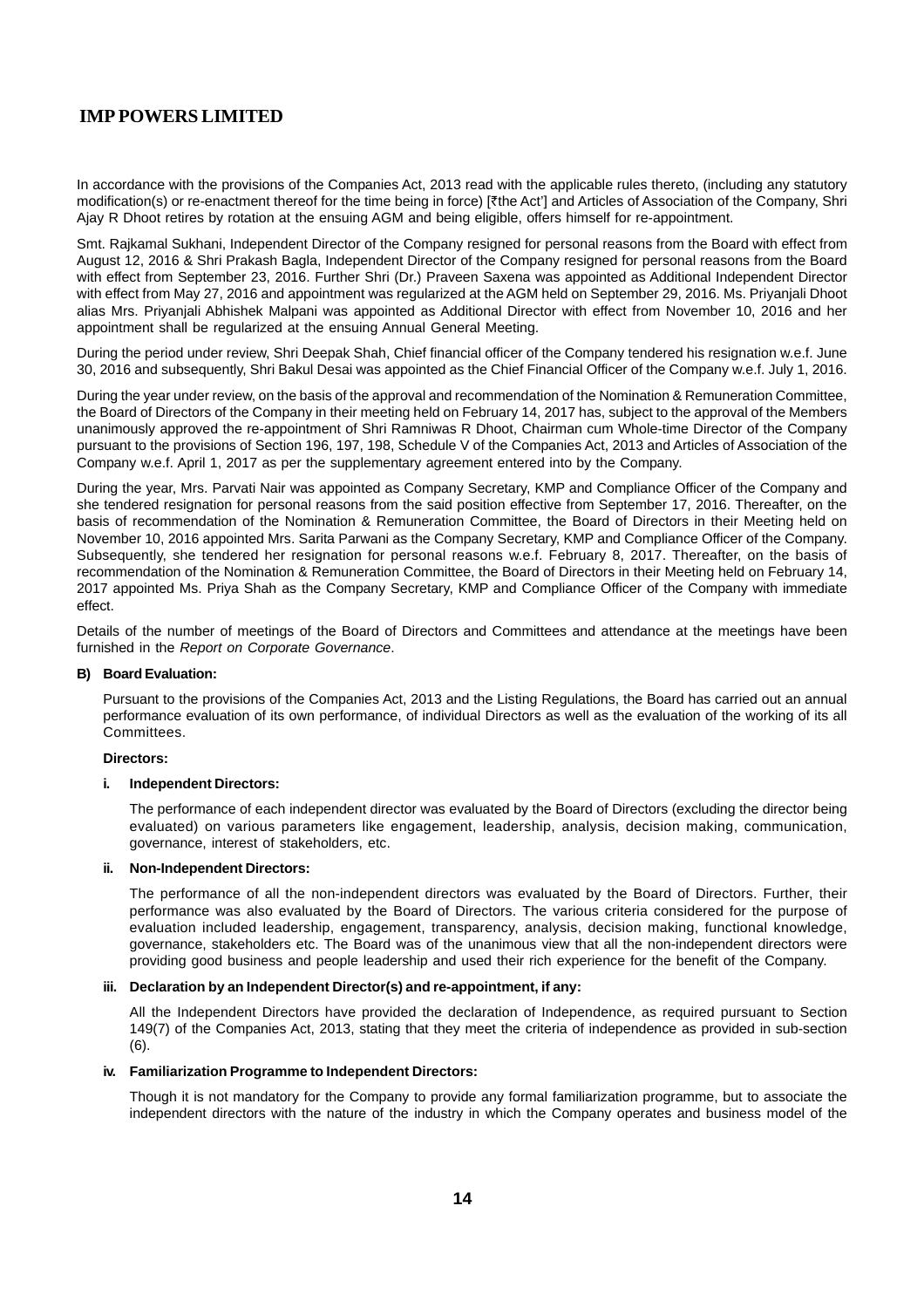In accordance with the provisions of the Companies Act, 2013 read with the applicable rules thereto, (including any statutory modification(s) or re-enactment thereof for the time being in force) [₹the Act'] and Articles of Association of the Company, Shri Ajay R Dhoot retires by rotation at the ensuing AGM and being eligible, offers himself for re-appointment.

Smt. Rajkamal Sukhani, Independent Director of the Company resigned for personal reasons from the Board with effect from August 12, 2016 & Shri Prakash Bagla, Independent Director of the Company resigned for personal reasons from the Board with effect from September 23, 2016. Further Shri (Dr.) Praveen Saxena was appointed as Additional Independent Director with effect from May 27, 2016 and appointment was regularized at the AGM held on September 29, 2016. Ms. Priyanjali Dhoot alias Mrs. Priyanjali Abhishek Malpani was appointed as Additional Director with effect from November 10, 2016 and her appointment shall be regularized at the ensuing Annual General Meeting.

During the period under review, Shri Deepak Shah, Chief financial officer of the Company tendered his resignation w.e.f. June 30, 2016 and subsequently, Shri Bakul Desai was appointed as the Chief Financial Officer of the Company w.e.f. July 1, 2016.

During the year under review, on the basis of the approval and recommendation of the Nomination & Remuneration Committee, the Board of Directors of the Company in their meeting held on February 14, 2017 has, subject to the approval of the Members unanimously approved the re-appointment of Shri Ramniwas R Dhoot, Chairman cum Whole-time Director of the Company pursuant to the provisions of Section 196, 197, 198, Schedule V of the Companies Act, 2013 and Articles of Association of the Company w.e.f. April 1, 2017 as per the supplementary agreement entered into by the Company.

During the year, Mrs. Parvati Nair was appointed as Company Secretary, KMP and Compliance Officer of the Company and she tendered resignation for personal reasons from the said position effective from September 17, 2016. Thereafter, on the basis of recommendation of the Nomination & Remuneration Committee, the Board of Directors in their Meeting held on November 10, 2016 appointed Mrs. Sarita Parwani as the Company Secretary, KMP and Compliance Officer of the Company. Subsequently, she tendered her resignation for personal reasons w.e.f. February 8, 2017. Thereafter, on the basis of recommendation of the Nomination & Remuneration Committee, the Board of Directors in their Meeting held on February 14, 2017 appointed Ms. Priya Shah as the Company Secretary, KMP and Compliance Officer of the Company with immediate effect.

Details of the number of meetings of the Board of Directors and Committees and attendance at the meetings have been furnished in the *Report on Corporate Governance*.

**B) Board Evaluation:**

Pursuant to the provisions of the Companies Act, 2013 and the Listing Regulations, the Board has carried out an annual performance evaluation of its own performance, of individual Directors as well as the evaluation of the working of its all Committees.

**Directors:**

**i. Independent Directors:**

The performance of each independent director was evaluated by the Board of Directors (excluding the director being evaluated) on various parameters like engagement, leadership, analysis, decision making, communication, governance, interest of stakeholders, etc.

**ii. Non-Independent Directors:**

The performance of all the non-independent directors was evaluated by the Board of Directors. Further, their performance was also evaluated by the Board of Directors. The various criteria considered for the purpose of evaluation included leadership, engagement, transparency, analysis, decision making, functional knowledge, governance, stakeholders etc. The Board was of the unanimous view that all the non-independent directors were providing good business and people leadership and used their rich experience for the benefit of the Company.

**iii. Declaration by an Independent Director(s) and re-appointment, if any:**

All the Independent Directors have provided the declaration of Independence, as required pursuant to Section 149(7) of the Companies Act, 2013, stating that they meet the criteria of independence as provided in sub-section (6).

**iv. Familiarization Programme to Independent Directors:**

Though it is not mandatory for the Company to provide any formal familiarization programme, but to associate the independent directors with the nature of the industry in which the Company operates and business model of the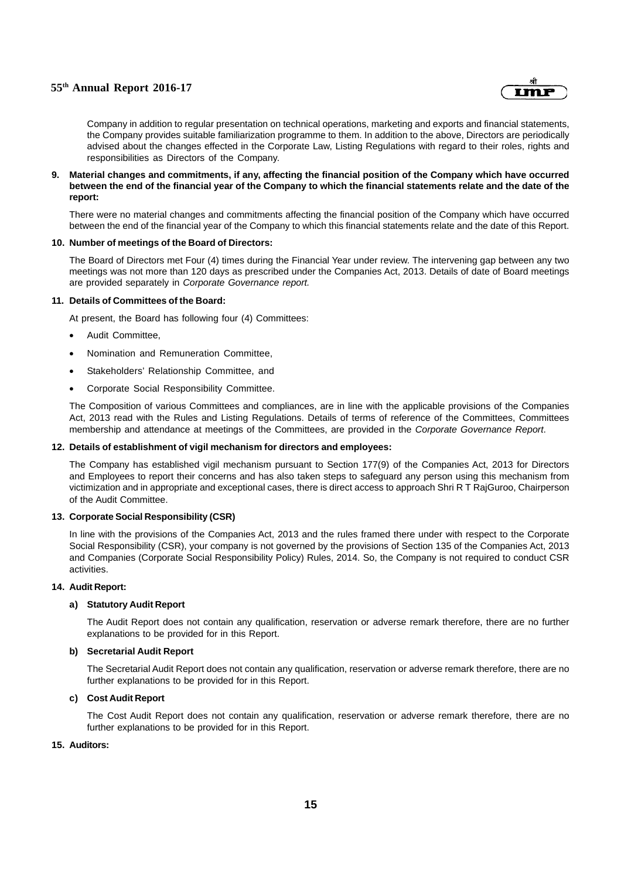Company in addition to regular presentation on technical operations, marketing and exports and financial statements, the Company provides suitable familiarization programme to them. In addition to the above, Directors are periodically advised about the changes effected in the Corporate Law, Listing Regulations with regard to their roles, rights and responsibilities as Directors of the Company.

**9. Material changes and commitments, if any, affecting the financial position of the Company which have occurred between the end of the financial year of the Company to which the financial statements relate and the date of the report:**

There were no material changes and commitments affecting the financial position of the Company which have occurred between the end of the financial year of the Company to which this financial statements relate and the date of this Report.

**10. Number of meetings of the Board of Directors:**

The Board of Directors met Four (4) times during the Financial Year under review. The intervening gap between any two meetings was not more than 120 days as prescribed under the Companies Act, 2013. Details of date of Board meetings are provided separately in *Corporate Governance report.*

**11. Details of Committees of the Board:**

At present, the Board has following four (4) Committees:

- Audit Committee,
- Nomination and Remuneration Committee,
- Stakeholders' Relationship Committee, and
- Corporate Social Responsibility Committee.

The Composition of various Committees and compliances, are in line with the applicable provisions of the Companies Act, 2013 read with the Rules and Listing Regulations. Details of terms of reference of the Committees, Committees membership and attendance at meetings of the Committees, are provided in the *Corporate Governance Report*.

**12. Details of establishment of vigil mechanism for directors and employees:**

The Company has established vigil mechanism pursuant to Section 177(9) of the Companies Act, 2013 for Directors and Employees to report their concerns and has also taken steps to safeguard any person using this mechanism from victimization and in appropriate and exceptional cases, there is direct access to approach Shri R T RajGuroo, Chairperson of the Audit Committee.

**13. Corporate Social Responsibility (CSR)**

In line with the provisions of the Companies Act, 2013 and the rules framed there under with respect to the Corporate Social Responsibility (CSR), your company is not governed by the provisions of Section 135 of the Companies Act, 2013 and Companies (Corporate Social Responsibility Policy) Rules, 2014. So, the Company is not required to conduct CSR activities.

**14. Audit Report:**

**a) Statutory Audit Report**

The Audit Report does not contain any qualification, reservation or adverse remark therefore, there are no further explanations to be provided for in this Report.

**b) Secretarial Audit Report**

The Secretarial Audit Report does not contain any qualification, reservation or adverse remark therefore, there are no further explanations to be provided for in this Report.

**c) Cost Audit Report**

The Cost Audit Report does not contain any qualification, reservation or adverse remark therefore, there are no further explanations to be provided for in this Report.

**15. Auditors:**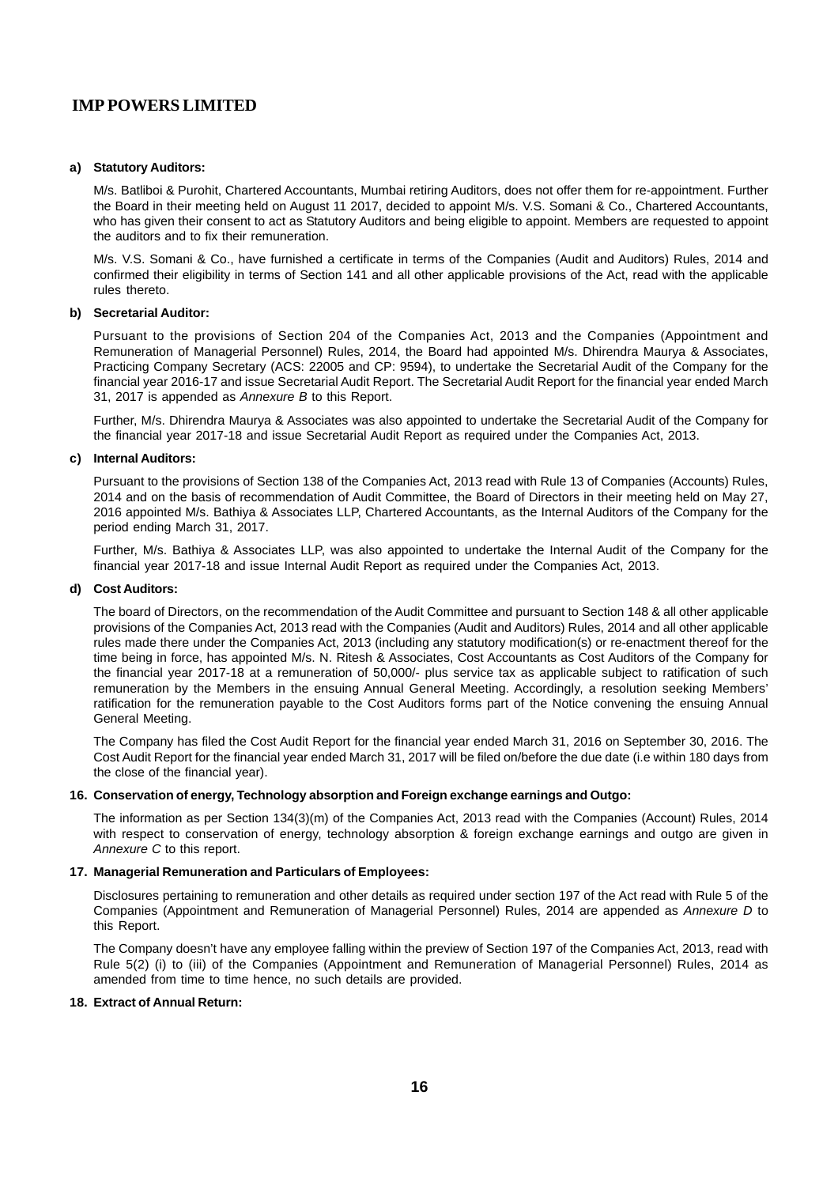**a) Statutory Auditors:**

M/s. Batliboi & Purohit, Chartered Accountants, Mumbai retiring Auditors, does not offer them for re-appointment. Further the Board in their meeting held on August 11 2017, decided to appoint M/s. V.S. Somani & Co., Chartered Accountants, who has given their consent to act as Statutory Auditors and being eligible to appoint. Members are requested to appoint the auditors and to fix their remuneration.

M/s. V.S. Somani & Co., have furnished a certificate in terms of the Companies (Audit and Auditors) Rules, 2014 and confirmed their eligibility in terms of Section 141 and all other applicable provisions of the Act, read with the applicable rules thereto.

**b) Secretarial Auditor:**

Pursuant to the provisions of Section 204 of the Companies Act, 2013 and the Companies (Appointment and Remuneration of Managerial Personnel) Rules, 2014, the Board had appointed M/s. Dhirendra Maurya & Associates, Practicing Company Secretary (ACS: 22005 and CP: 9594), to undertake the Secretarial Audit of the Company for the financial year 2016-17 and issue Secretarial Audit Report. The Secretarial Audit Report for the financial year ended March 31, 2017 is appended as *Annexure B* to this Report.

Further, M/s. Dhirendra Maurya & Associates was also appointed to undertake the Secretarial Audit of the Company for the financial year 2017-18 and issue Secretarial Audit Report as required under the Companies Act, 2013.

**c) Internal Auditors:**

Pursuant to the provisions of Section 138 of the Companies Act, 2013 read with Rule 13 of Companies (Accounts) Rules, 2014 and on the basis of recommendation of Audit Committee, the Board of Directors in their meeting held on May 27, 2016 appointed M/s. Bathiya & Associates LLP, Chartered Accountants, as the Internal Auditors of the Company for the period ending March 31, 2017.

Further, M/s. Bathiya & Associates LLP, was also appointed to undertake the Internal Audit of the Company for the financial year 2017-18 and issue Internal Audit Report as required under the Companies Act, 2013.

**d) Cost Auditors:**

The board of Directors, on the recommendation of the Audit Committee and pursuant to Section 148 & all other applicable provisions of the Companies Act, 2013 read with the Companies (Audit and Auditors) Rules, 2014 and all other applicable rules made there under the Companies Act, 2013 (including any statutory modification(s) or re-enactment thereof for the time being in force, has appointed M/s. N. Ritesh & Associates, Cost Accountants as Cost Auditors of the Company for the financial year 2017-18 at a remuneration of 50,000/- plus service tax as applicable subject to ratification of such remuneration by the Members in the ensuing Annual General Meeting. Accordingly, a resolution seeking Members' ratification for the remuneration payable to the Cost Auditors forms part of the Notice convening the ensuing Annual General Meeting.

The Company has filed the Cost Audit Report for the financial year ended March 31, 2016 on September 30, 2016. The Cost Audit Report for the financial year ended March 31, 2017 will be filed on/before the due date (i.e within 180 days from the close of the financial year).

**16. Conservation of energy, Technology absorption and Foreign exchange earnings and Outgo:**

The information as per Section 134(3)(m) of the Companies Act, 2013 read with the Companies (Account) Rules, 2014 with respect to conservation of energy, technology absorption & foreign exchange earnings and outgo are given in *Annexure C* to this report.

**17. Managerial Remuneration and Particulars of Employees:**

Disclosures pertaining to remuneration and other details as required under section 197 of the Act read with Rule 5 of the Companies (Appointment and Remuneration of Managerial Personnel) Rules, 2014 are appended as *Annexure D* to this Report.

The Company doesn't have any employee falling within the preview of Section 197 of the Companies Act, 2013, read with Rule 5(2) (i) to (iii) of the Companies (Appointment and Remuneration of Managerial Personnel) Rules, 2014 as amended from time to time hence, no such details are provided.

**18. Extract of Annual Return:**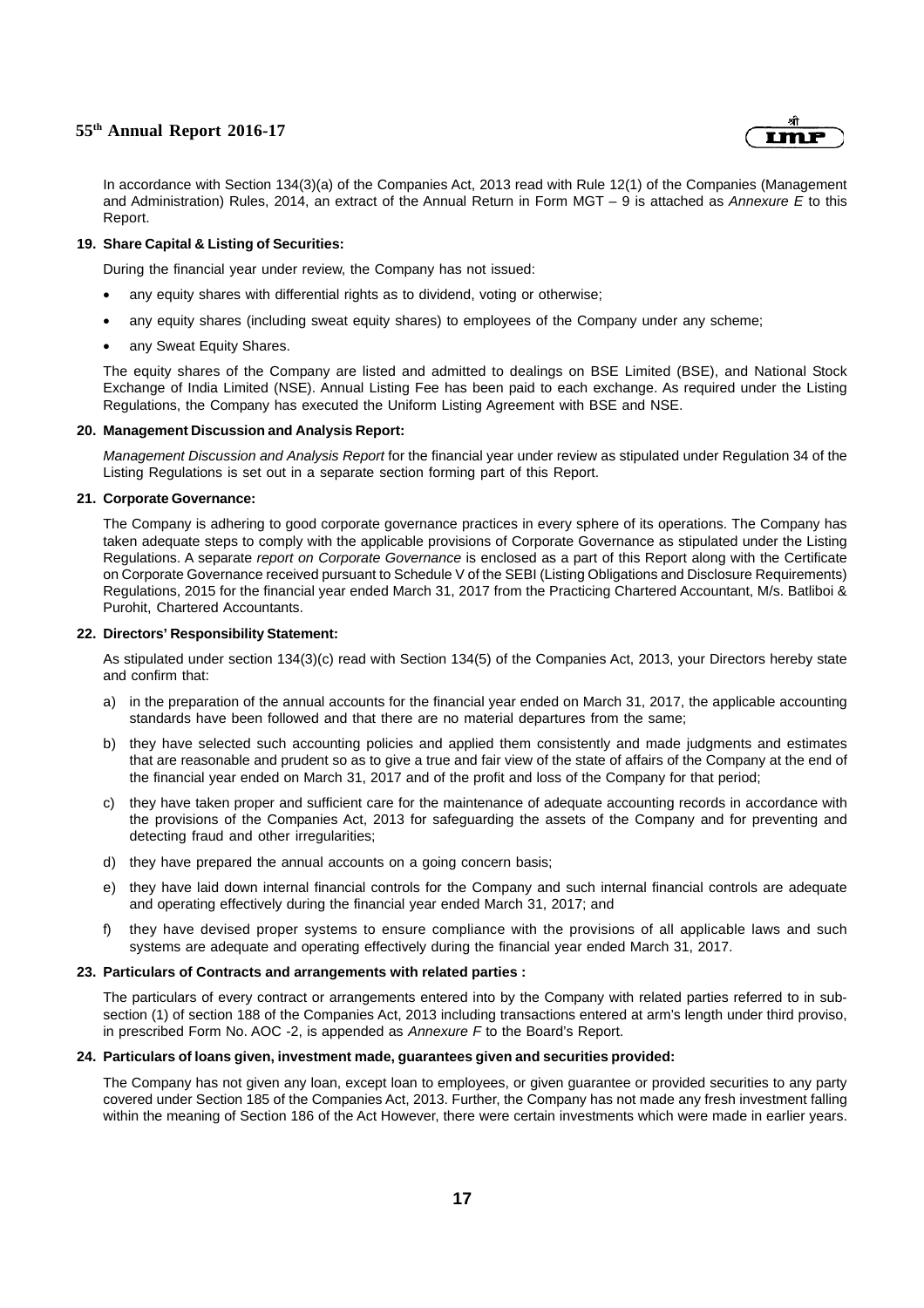In accordance with Section 134(3)(a) of the Companies Act, 2013 read with Rule 12(1) of the Companies (Management and Administration) Rules, 2014, an extract of the Annual Return in Form MGT – 9 is attached as *Annexure E* to this Report.

**19. Share Capital & Listing of Securities:**

During the financial year under review, the Company has not issued:

- any equity shares with differential rights as to dividend, voting or otherwise;
- any equity shares (including sweat equity shares) to employees of the Company under any scheme;
- any Sweat Equity Shares.

The equity shares of the Company are listed and admitted to dealings on BSE Limited (BSE), and National Stock Exchange of India Limited (NSE). Annual Listing Fee has been paid to each exchange. As required under the Listing Regulations, the Company has executed the Uniform Listing Agreement with BSE and NSE.

**20. Management Discussion and Analysis Report:**

*Management Discussion and Analysis Report* for the financial year under review as stipulated under Regulation 34 of the Listing Regulations is set out in a separate section forming part of this Report.

**21. Corporate Governance:**

The Company is adhering to good corporate governance practices in every sphere of its operations. The Company has taken adequate steps to comply with the applicable provisions of Corporate Governance as stipulated under the Listing Regulations. A separate *report on Corporate Governance* is enclosed as a part of this Report along with the Certificate on Corporate Governance received pursuant to Schedule V of the SEBI (Listing Obligations and Disclosure Requirements) Regulations, 2015 for the financial year ended March 31, 2017 from the Practicing Chartered Accountant, M/s. Batliboi & Purohit, Chartered Accountants.

**22. Directors' Responsibility Statement:**

As stipulated under section 134(3)(c) read with Section 134(5) of the Companies Act, 2013, your Directors hereby state and confirm that:

a) in the preparation of the annual accounts for the financial year ended on March 31, 2017, the applicable accounting standards have been followed and that there are no material departures from the same;

b) they have selected such accounting policies and applied them consistently and made judgments and estimates that are reasonable and prudent so as to give a true and fair view of the state of affairs of the Company at the end of the financial year ended on March 31, 2017 and of the profit and loss of the Company for that period;

c) they have taken proper and sufficient care for the maintenance of adequate accounting records in accordance with the provisions of the Companies Act, 2013 for safeguarding the assets of the Company and for preventing and detecting fraud and other irregularities;

d) they have prepared the annual accounts on a going concern basis;

e) they have laid down internal financial controls for the Company and such internal financial controls are adequate and operating effectively during the financial year ended March 31, 2017; and

f) they have devised proper systems to ensure compliance with the provisions of all applicable laws and such systems are adequate and operating effectively during the financial year ended March 31, 2017.

**23. Particulars of Contracts and arrangements with related parties :**

The particulars of every contract or arrangements entered into by the Company with related parties referred to in sub-section (1) of section 188 of the Companies Act, 2013 including transactions entered at arm's length under third proviso, in prescribed Form No. AOC -2, is appended as *Annexure F* to the Board's Report.

**24. Particulars of loans given, investment made, guarantees given and securities provided:**

The Company has not given any loan, except loan to employees, or given guarantee or provided securities to any party covered under Section 185 of the Companies Act, 2013. Further, the Company has not made any fresh investment falling within the meaning of Section 186 of the Act However, there were certain investments which were made in earlier years.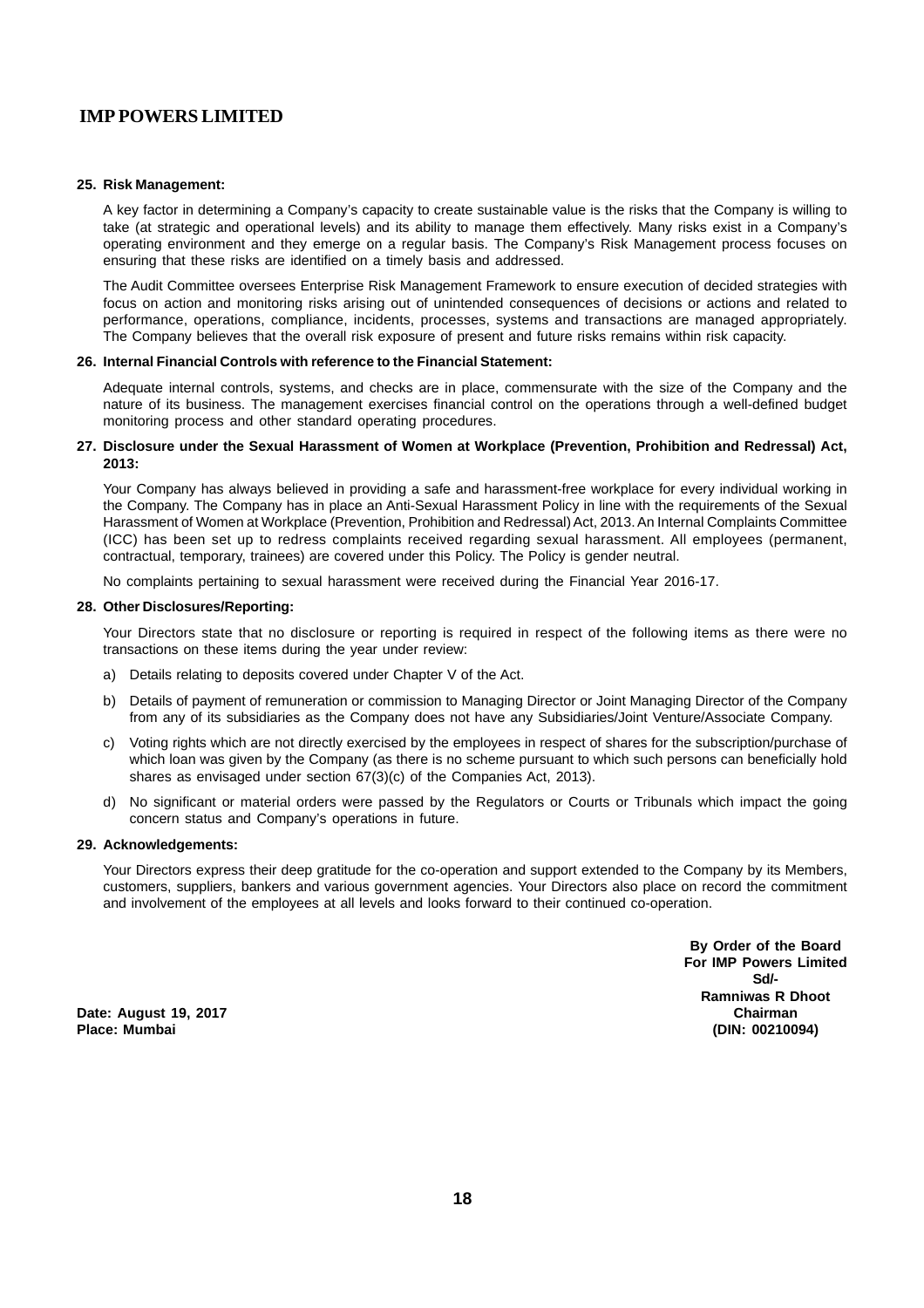**25. Risk Management:**

A key factor in determining a Company's capacity to create sustainable value is the risks that the Company is willing to take (at strategic and operational levels) and its ability to manage them effectively. Many risks exist in a Company's operating environment and they emerge on a regular basis. The Company's Risk Management process focuses on ensuring that these risks are identified on a timely basis and addressed.

The Audit Committee oversees Enterprise Risk Management Framework to ensure execution of decided strategies with focus on action and monitoring risks arising out of unintended consequences of decisions or actions and related to performance, operations, compliance, incidents, processes, systems and transactions are managed appropriately. The Company believes that the overall risk exposure of present and future risks remains within risk capacity.

**26. Internal Financial Controls with reference to the Financial Statement:**

Adequate internal controls, systems, and checks are in place, commensurate with the size of the Company and the nature of its business. The management exercises financial control on the operations through a well-defined budget monitoring process and other standard operating procedures.

**27. Disclosure under the Sexual Harassment of Women at Workplace (Prevention, Prohibition and Redressal) Act, 2013:**

Your Company has always believed in providing a safe and harassment-free workplace for every individual working in the Company. The Company has in place an Anti-Sexual Harassment Policy in line with the requirements of the Sexual Harassment of Women at Workplace (Prevention, Prohibition and Redressal) Act, 2013. An Internal Complaints Committee (ICC) has been set up to redress complaints received regarding sexual harassment. All employees (permanent, contractual, temporary, trainees) are covered under this Policy. The Policy is gender neutral.

No complaints pertaining to sexual harassment were received during the Financial Year 2016-17.

**28. Other Disclosures/Reporting:**

Your Directors state that no disclosure or reporting is required in respect of the following items as there were no transactions on these items during the year under review:

a) Details relating to deposits covered under Chapter V of the Act.

b) Details of payment of remuneration or commission to Managing Director or Joint Managing Director of the Company from any of its subsidiaries as the Company does not have any Subsidiaries/Joint Venture/Associate Company.

c) Voting rights which are not directly exercised by the employees in respect of shares for the subscription/purchase of which loan was given by the Company (as there is no scheme pursuant to which such persons can beneficially hold shares as envisaged under section 67(3)(c) of the Companies Act, 2013).

d) No significant or material orders were passed by the Regulators or Courts or Tribunals which impact the going concern status and Company's operations in future.

**29. Acknowledgements:**

Your Directors express their deep gratitude for the co-operation and support extended to the Company by its Members, customers, suppliers, bankers and various government agencies. Your Directors also place on record the commitment and involvement of the employees at all levels and looks forward to their continued co-operation.

**By Order of the Board**
**For IMP Powers Limited**
**Sd/-**
**Ramniwas R Dhoot**
**Chairman**
**(DIN: 00210094)**

**Date: August 19, 2017**
**Place: Mumbai**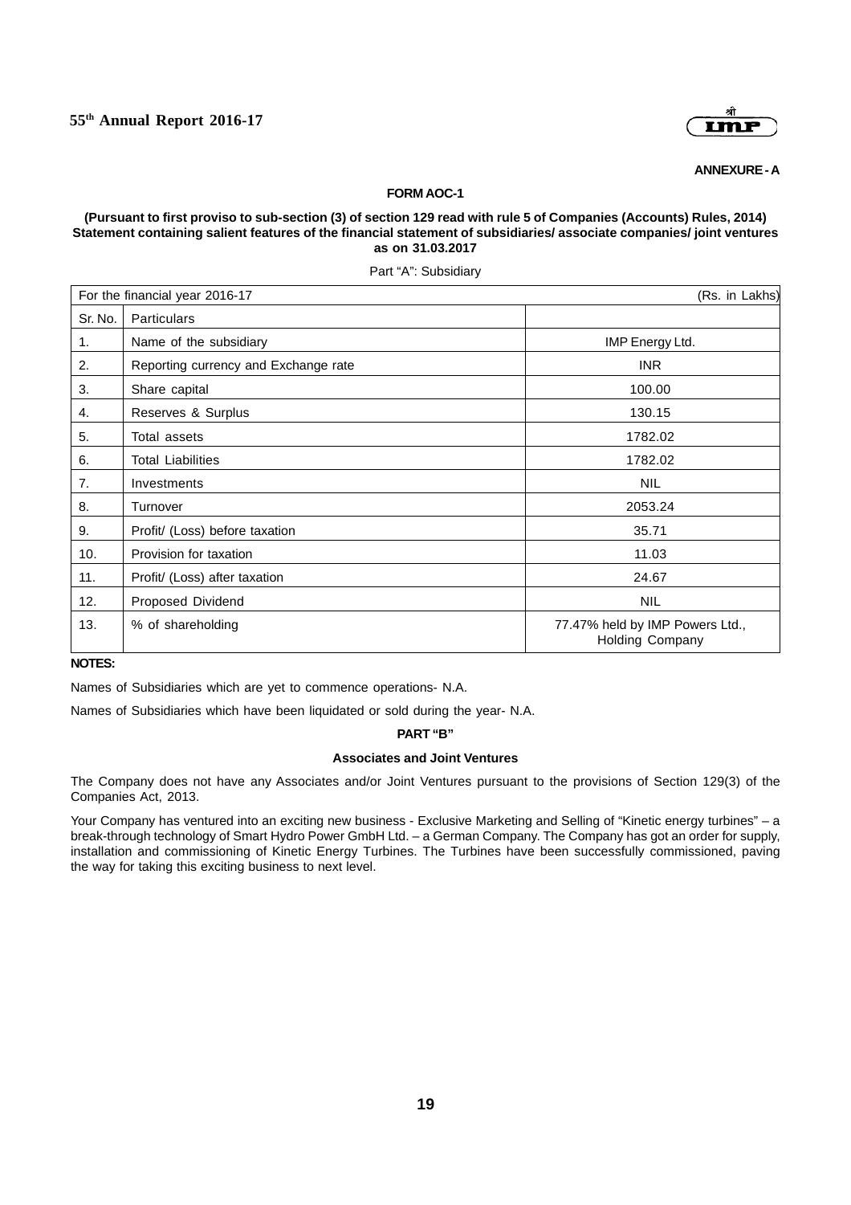**ANNEXURE - A**

**FORM AOC-1**

**(Pursuant to first proviso to sub-section (3) of section 129 read with rule 5 of Companies (Accounts) Rules, 2014) Statement containing salient features of the financial statement of subsidiaries/ associate companies/ joint ventures as on 31.03.2017**

Part "A": Subsidiary

| For the financial year 2016-17 | | (Rs. in Lakhs) |
|---|---|---|
| Sr. No. | Particulars | |
| 1. | Name of the subsidiary | IMP Energy Ltd. |
| 2. | Reporting currency and Exchange rate | INR |
| 3. | Share capital | 100.00 |
| 4. | Reserves & Surplus | 130.15 |
| 5. | Total assets | 1782.02 |
| 6. | Total Liabilities | 1782.02 |
| 7. | Investments | NIL |
| 8. | Turnover | 2053.24 |
| 9. | Profit/ (Loss) before taxation | 35.71 |
| 10. | Provision for taxation | 11.03 |
| 11. | Profit/ (Loss) after taxation | 24.67 |
| 12. | Proposed Dividend | NIL |
| 13. | % of shareholding | 77.47% held by IMP Powers Ltd., Holding Company |

**NOTES:**

Names of Subsidiaries which are yet to commence operations- N.A.

Names of Subsidiaries which have been liquidated or sold during the year- N.A.

**PART "B"**

**Associates and Joint Ventures**

The Company does not have any Associates and/or Joint Ventures pursuant to the provisions of Section 129(3) of the Companies Act, 2013.

Your Company has ventured into an exciting new business - Exclusive Marketing and Selling of "Kinetic energy turbines" – a break-through technology of Smart Hydro Power GmbH Ltd. – a German Company. The Company has got an order for supply, installation and commissioning of Kinetic Energy Turbines. The Turbines have been successfully commissioned, paving the way for taking this exciting business to next level.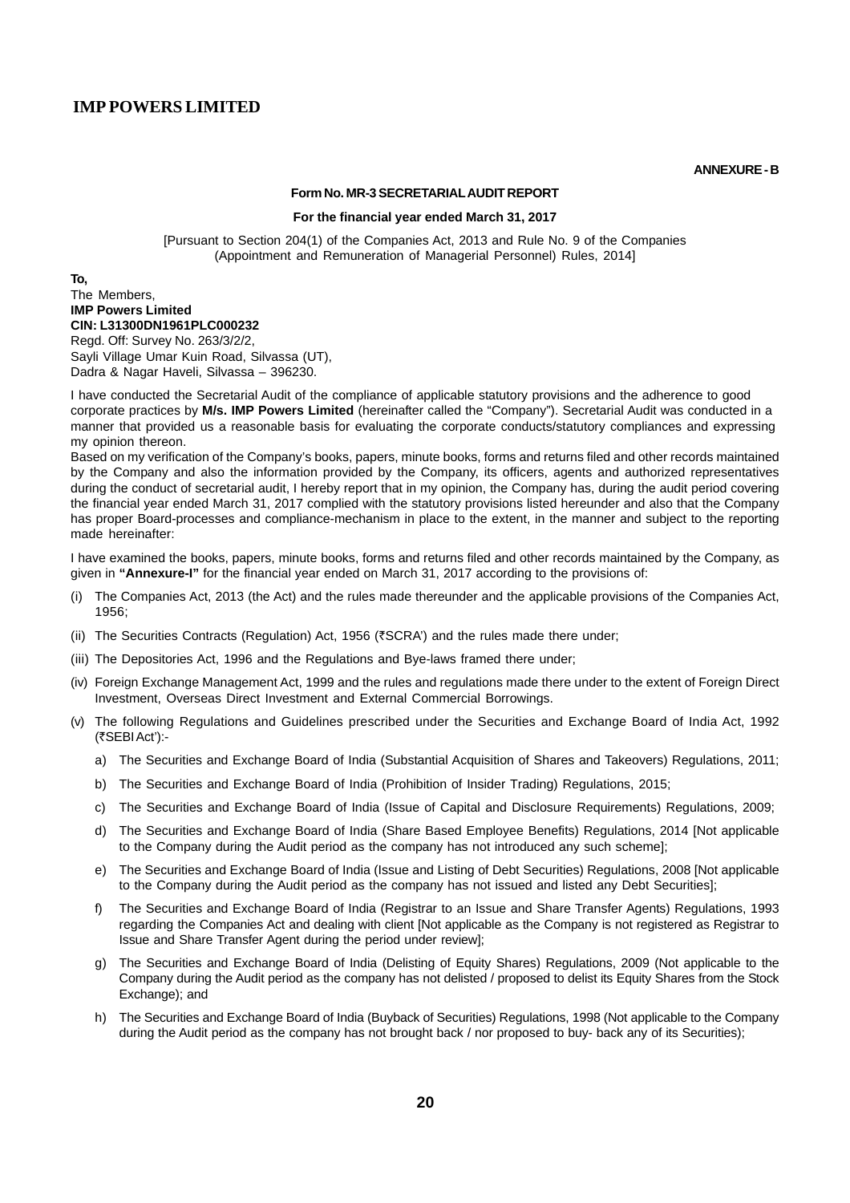**ANNEXURE - B**

**Form No. MR-3 SECRETARIAL AUDIT REPORT**

**For the financial year ended March 31, 2017**

[Pursuant to Section 204(1) of the Companies Act, 2013 and Rule No. 9 of the Companies (Appointment and Remuneration of Managerial Personnel) Rules, 2014]

**To,**
The Members,
**IMP Powers Limited**
**CIN: L31300DN1961PLC000232**
Regd. Off: Survey No. 263/3/2/2,
Sayli Village Umar Kuin Road, Silvassa (UT),
Dadra & Nagar Haveli, Silvassa – 396230.

I have conducted the Secretarial Audit of the compliance of applicable statutory provisions and the adherence to good corporate practices by **M/s. IMP Powers Limited** (hereinafter called the "Company"). Secretarial Audit was conducted in a manner that provided us a reasonable basis for evaluating the corporate conducts/statutory compliances and expressing my opinion thereon.

Based on my verification of the Company's books, papers, minute books, forms and returns filed and other records maintained by the Company and also the information provided by the Company, its officers, agents and authorized representatives during the conduct of secretarial audit, I hereby report that in my opinion, the Company has, during the audit period covering the financial year ended March 31, 2017 complied with the statutory provisions listed hereunder and also that the Company has proper Board-processes and compliance-mechanism in place to the extent, in the manner and subject to the reporting made hereinafter:

I have examined the books, papers, minute books, forms and returns filed and other records maintained by the Company, as given in **"Annexure-I"** for the financial year ended on March 31, 2017 according to the provisions of:

(i) The Companies Act, 2013 (the Act) and the rules made thereunder and the applicable provisions of the Companies Act, 1956;

(ii) The Securities Contracts (Regulation) Act, 1956 (₹SCRA') and the rules made there under;

(iii) The Depositories Act, 1996 and the Regulations and Bye-laws framed there under;

(iv) Foreign Exchange Management Act, 1999 and the rules and regulations made there under to the extent of Foreign Direct Investment, Overseas Direct Investment and External Commercial Borrowings.

(v) The following Regulations and Guidelines prescribed under the Securities and Exchange Board of India Act, 1992 (₹SEBI Act'):-

a) The Securities and Exchange Board of India (Substantial Acquisition of Shares and Takeovers) Regulations, 2011;

b) The Securities and Exchange Board of India (Prohibition of Insider Trading) Regulations, 2015;

c) The Securities and Exchange Board of India (Issue of Capital and Disclosure Requirements) Regulations, 2009;

d) The Securities and Exchange Board of India (Share Based Employee Benefits) Regulations, 2014 [Not applicable to the Company during the Audit period as the company has not introduced any such scheme];

e) The Securities and Exchange Board of India (Issue and Listing of Debt Securities) Regulations, 2008 [Not applicable to the Company during the Audit period as the company has not issued and listed any Debt Securities];

f) The Securities and Exchange Board of India (Registrar to an Issue and Share Transfer Agents) Regulations, 1993 regarding the Companies Act and dealing with client [Not applicable as the Company is not registered as Registrar to Issue and Share Transfer Agent during the period under review];

g) The Securities and Exchange Board of India (Delisting of Equity Shares) Regulations, 2009 (Not applicable to the Company during the Audit period as the company has not delisted / proposed to delist its Equity Shares from the Stock Exchange); and

h) The Securities and Exchange Board of India (Buyback of Securities) Regulations, 1998 (Not applicable to the Company during the Audit period as the company has not brought back / nor proposed to buy- back any of its Securities);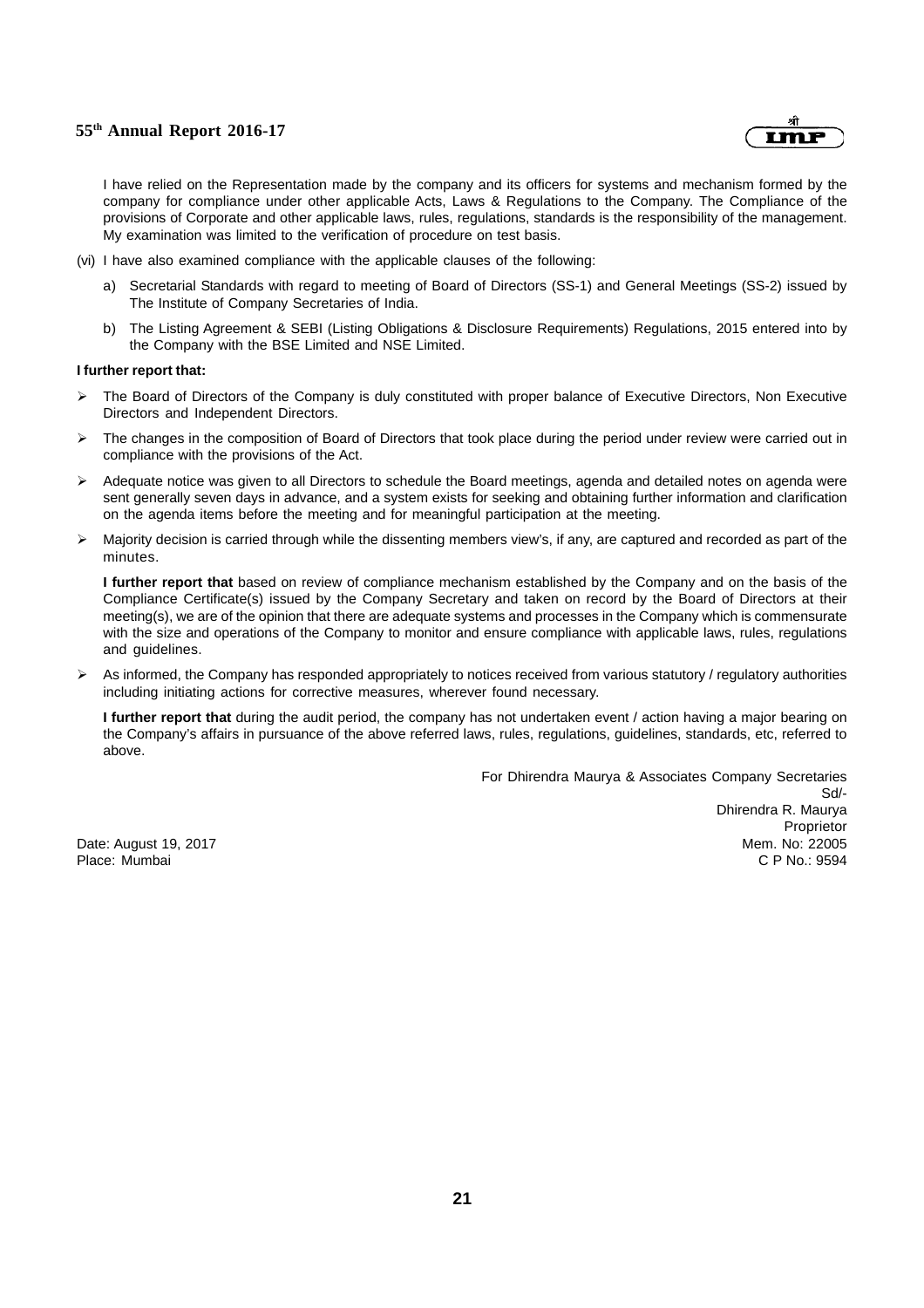I have relied on the Representation made by the company and its officers for systems and mechanism formed by the company for compliance under other applicable Acts, Laws & Regulations to the Company. The Compliance of the provisions of Corporate and other applicable laws, rules, regulations, standards is the responsibility of the management. My examination was limited to the verification of procedure on test basis.

(vi) I have also examined compliance with the applicable clauses of the following:

a) Secretarial Standards with regard to meeting of Board of Directors (SS-1) and General Meetings (SS-2) issued by The Institute of Company Secretaries of India.

b) The Listing Agreement & SEBI (Listing Obligations & Disclosure Requirements) Regulations, 2015 entered into by the Company with the BSE Limited and NSE Limited.

**I further report that:**

- The Board of Directors of the Company is duly constituted with proper balance of Executive Directors, Non Executive Directors and Independent Directors.
- The changes in the composition of Board of Directors that took place during the period under review were carried out in compliance with the provisions of the Act.
- Adequate notice was given to all Directors to schedule the Board meetings, agenda and detailed notes on agenda were sent generally seven days in advance, and a system exists for seeking and obtaining further information and clarification on the agenda items before the meeting and for meaningful participation at the meeting.
- Majority decision is carried through while the dissenting members view's, if any, are captured and recorded as part of the minutes.

  **I further report that** based on review of compliance mechanism established by the Company and on the basis of the Compliance Certificate(s) issued by the Company Secretary and taken on record by the Board of Directors at their meeting(s), we are of the opinion that there are adequate systems and processes in the Company which is commensurate with the size and operations of the Company to monitor and ensure compliance with applicable laws, rules, regulations and guidelines.

- As informed, the Company has responded appropriately to notices received from various statutory / regulatory authorities including initiating actions for corrective measures, wherever found necessary.

  **I further report that** during the audit period, the company has not undertaken event / action having a major bearing on the Company's affairs in pursuance of the above referred laws, rules, regulations, guidelines, standards, etc, referred to above.

For Dhirendra Maurya & Associates Company Secretaries
Sd/-
Dhirendra R. Maurya
Proprietor
Mem. No: 22005
C P No.: 9594

Date: August 19, 2017
Place: Mumbai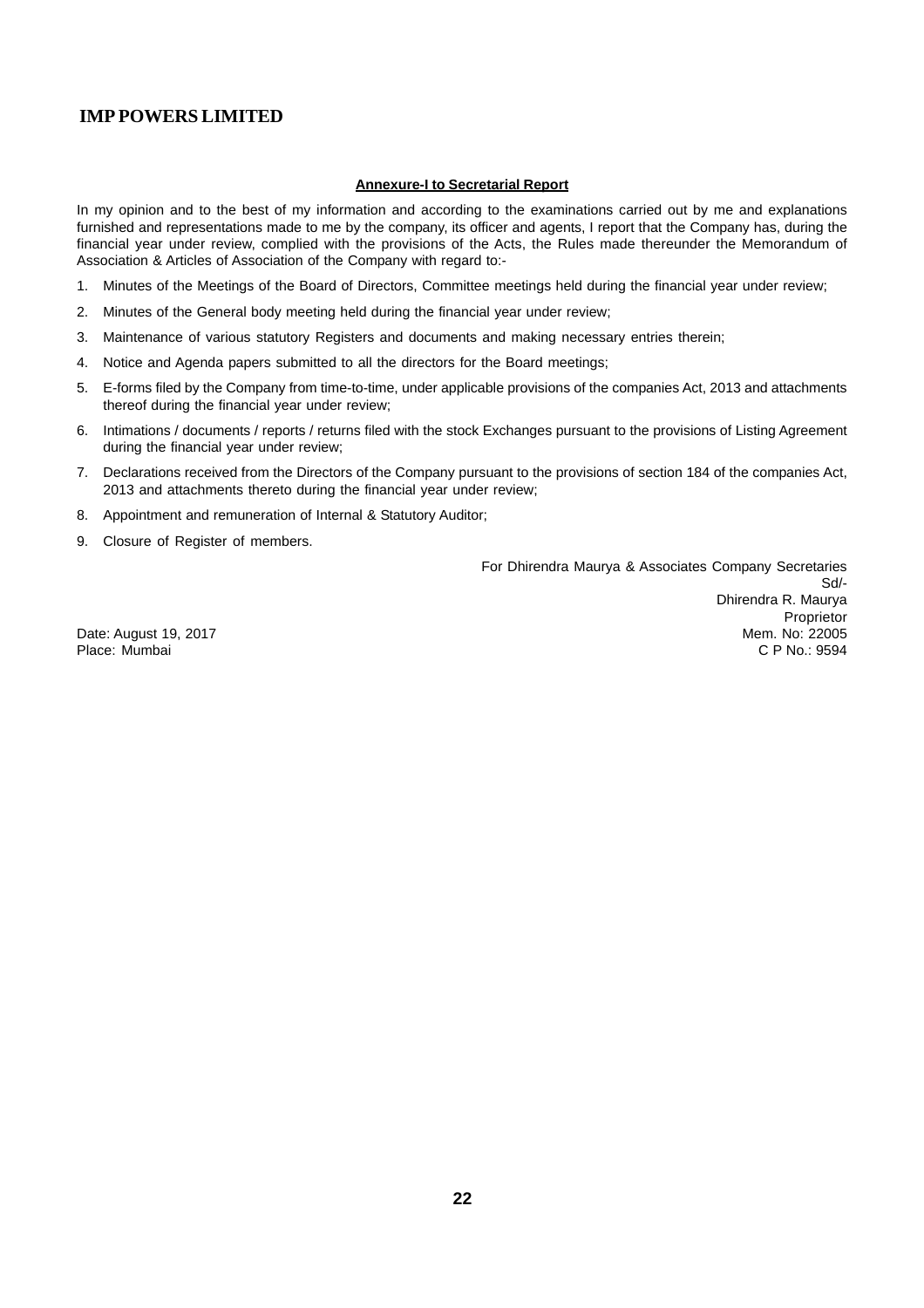## Annexure-I to Secretarial Report

In my opinion and to the best of my information and according to the examinations carried out by me and explanations furnished and representations made to me by the company, its officer and agents, I report that the Company has, during the financial year under review, complied with the provisions of the Acts, the Rules made thereunder the Memorandum of Association & Articles of Association of the Company with regard to:-

1. Minutes of the Meetings of the Board of Directors, Committee meetings held during the financial year under review;
2. Minutes of the General body meeting held during the financial year under review;
3. Maintenance of various statutory Registers and documents and making necessary entries therein;
4. Notice and Agenda papers submitted to all the directors for the Board meetings;
5. E-forms filed by the Company from time-to-time, under applicable provisions of the companies Act, 2013 and attachments thereof during the financial year under review;
6. Intimations / documents / reports / returns filed with the stock Exchanges pursuant to the provisions of Listing Agreement during the financial year under review;
7. Declarations received from the Directors of the Company pursuant to the provisions of section 184 of the companies Act, 2013 and attachments thereto during the financial year under review;
8. Appointment and remuneration of Internal & Statutory Auditor;
9. Closure of Register of members.

For Dhirendra Maurya & Associates Company Secretaries
Sd/-
Dhirendra R. Maurya
Proprietor
Mem. No: 22005
C P No.: 9594

Date: August 19, 2017
Place: Mumbai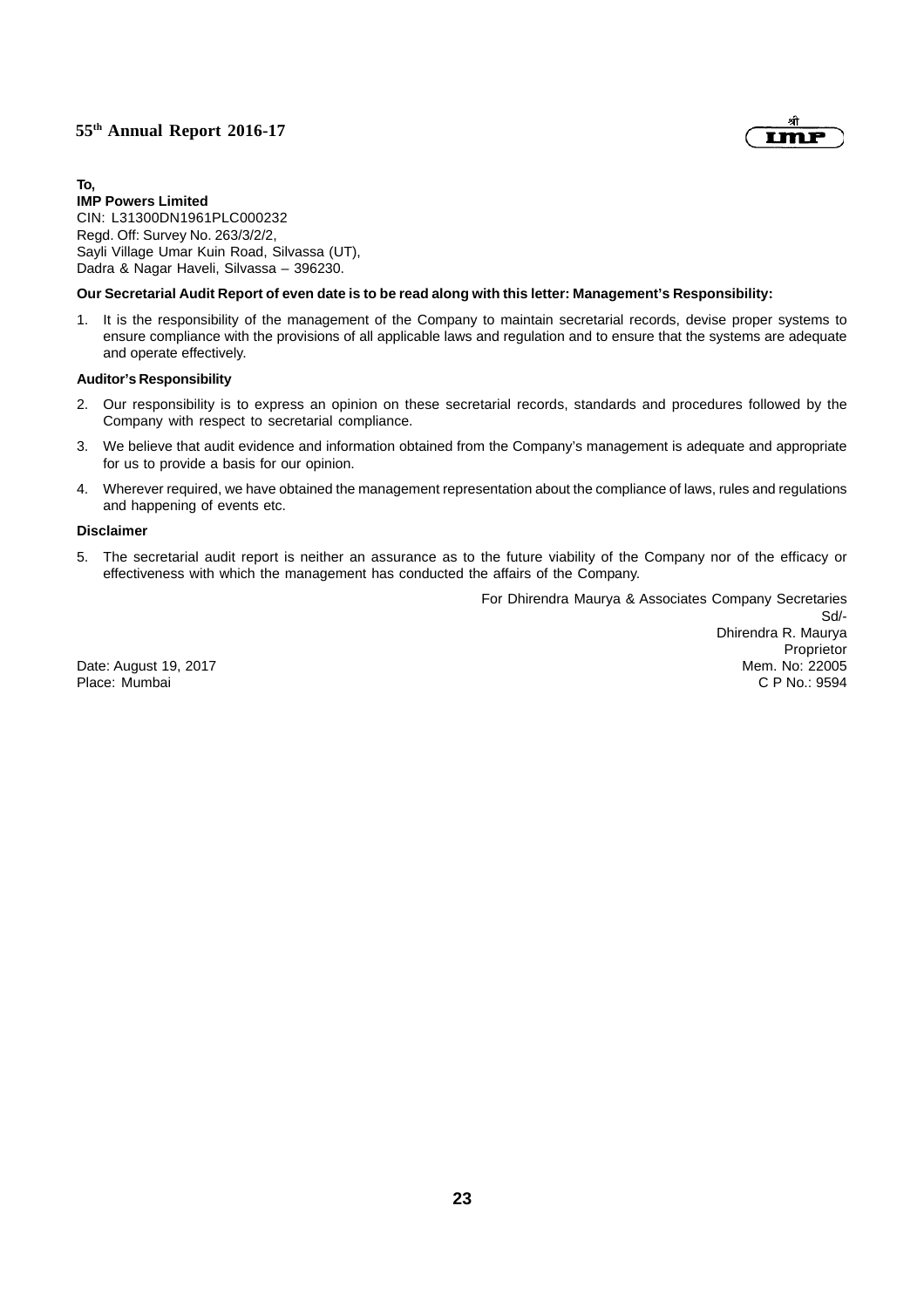**To,**
**IMP Powers Limited**
CIN: L31300DN1961PLC000232
Regd. Off: Survey No. 263/3/2/2,
Sayli Village Umar Kuin Road, Silvassa (UT),
Dadra & Nagar Haveli, Silvassa – 396230.

**Our Secretarial Audit Report of even date is to be read along with this letter: Management's Responsibility:**

1. It is the responsibility of the management of the Company to maintain secretarial records, devise proper systems to ensure compliance with the provisions of all applicable laws and regulation and to ensure that the systems are adequate and operate effectively.

**Auditor's Responsibility**

2. Our responsibility is to express an opinion on these secretarial records, standards and procedures followed by the Company with respect to secretarial compliance.

3. We believe that audit evidence and information obtained from the Company's management is adequate and appropriate for us to provide a basis for our opinion.

4. Wherever required, we have obtained the management representation about the compliance of laws, rules and regulations and happening of events etc.

**Disclaimer**

5. The secretarial audit report is neither an assurance as to the future viability of the Company nor of the efficacy or effectiveness with which the management has conducted the affairs of the Company.

For Dhirendra Maurya & Associates Company Secretaries
Sd/-
Dhirendra R. Maurya
Proprietor
Mem. No: 22005
C P No.: 9594

Date: August 19, 2017
Place: Mumbai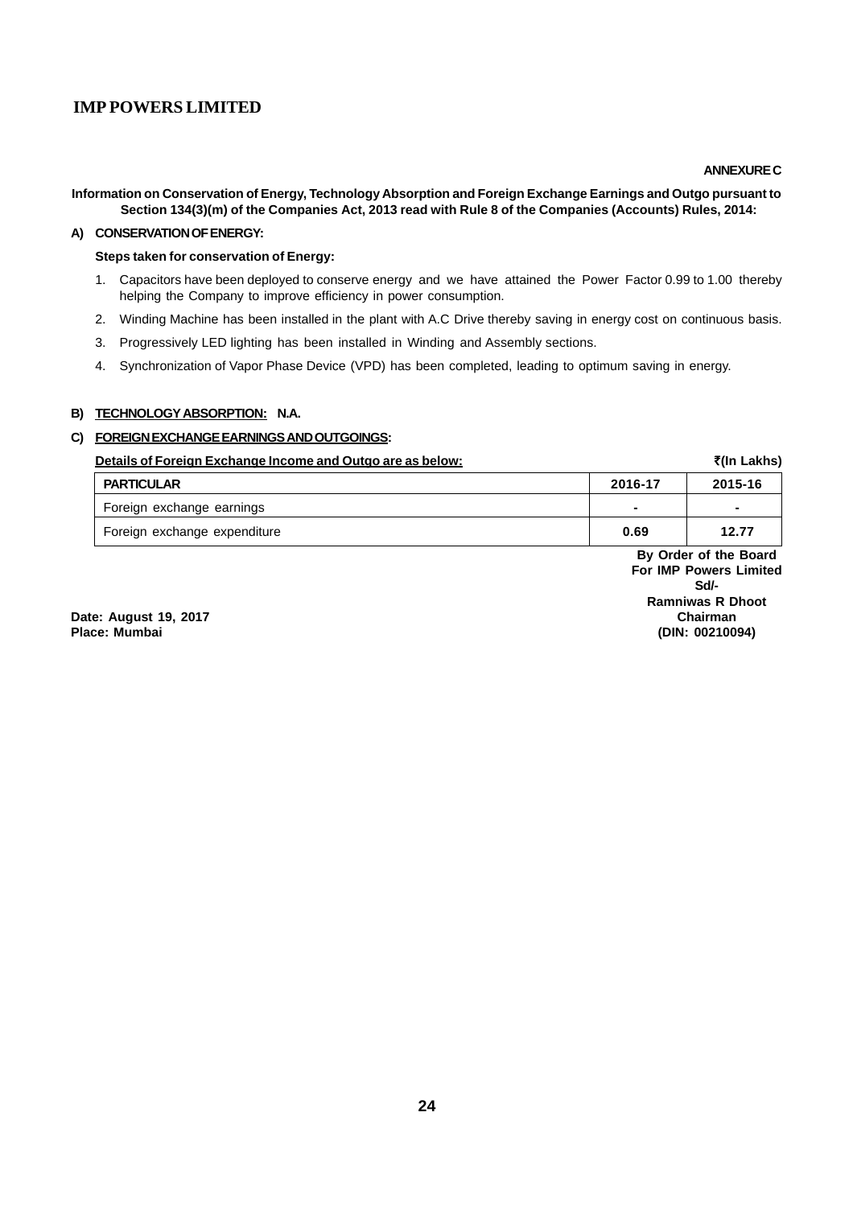**ANNEXURE C**

**Information on Conservation of Energy, Technology Absorption and Foreign Exchange Earnings and Outgo pursuant to Section 134(3)(m) of the Companies Act, 2013 read with Rule 8 of the Companies (Accounts) Rules, 2014:**

**A) CONSERVATION OF ENERGY:**

**Steps taken for conservation of Energy:**

1. Capacitors have been deployed to conserve energy and we have attained the Power Factor 0.99 to 1.00 thereby helping the Company to improve efficiency in power consumption.
2. Winding Machine has been installed in the plant with A.C Drive thereby saving in energy cost on continuous basis.
3. Progressively LED lighting has been installed in Winding and Assembly sections.
4. Synchronization of Vapor Phase Device (VPD) has been completed, leading to optimum saving in energy.

**B) TECHNOLOGY ABSORPTION: N.A.**

**C) FOREIGN EXCHANGE EARNINGS AND OUTGOINGS:**

**Details of Foreign Exchange Income and Outgo are as below:** **₹(In Lakhs)**

| PARTICULAR | 2016-17 | 2015-16 |
|---|---|---|
| Foreign exchange earnings | - | - |
| Foreign exchange expenditure | 0.69 | 12.77 |

**By Order of the Board**
**For IMP Powers Limited**
**Sd/-**
**Ramniwas R Dhoot**
**Chairman**
**(DIN: 00210094)**

**Date: August 19, 2017**
**Place: Mumbai**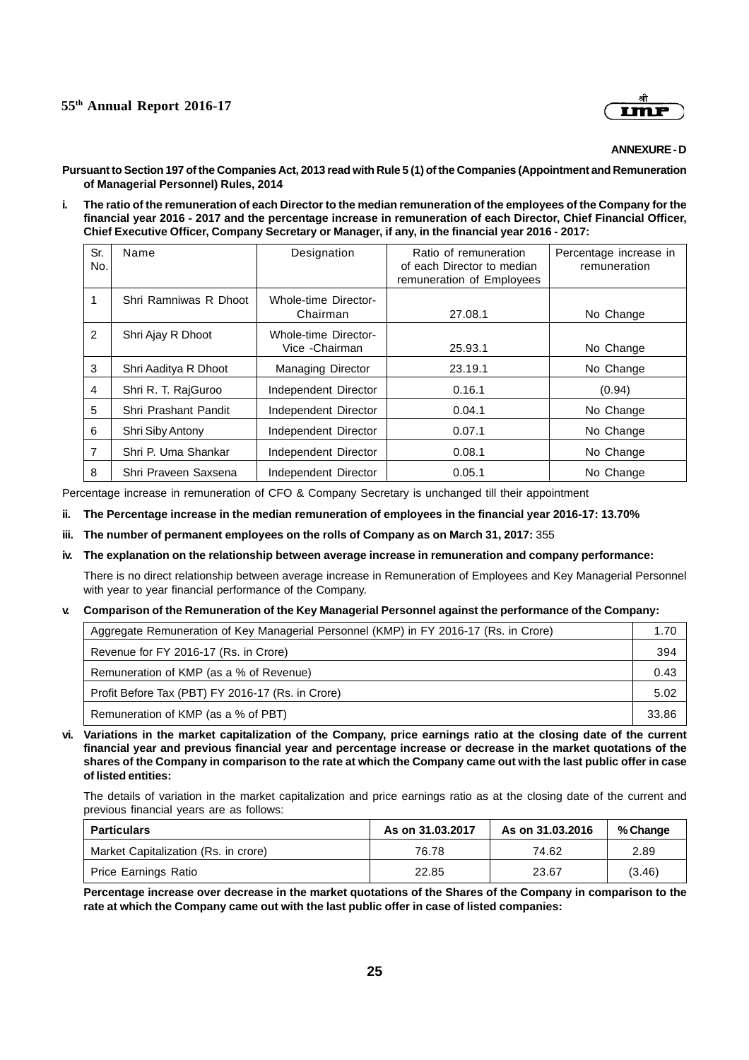**ANNEXURE - D**

**Pursuant to Section 197 of the Companies Act, 2013 read with Rule 5 (1) of the Companies (Appointment and Remuneration of Managerial Personnel) Rules, 2014**

**i. The ratio of the remuneration of each Director to the median remuneration of the employees of the Company for the financial year 2016 - 2017 and the percentage increase in remuneration of each Director, Chief Financial Officer, Chief Executive Officer, Company Secretary or Manager, if any, in the financial year 2016 - 2017:**

| Sr. No. | Name | Designation | Ratio of remuneration of each Director to median remuneration of Employees | Percentage increase in remuneration |
|---|---|---|---|---|
| 1 | Shri Ramniwas R Dhoot | Whole-time Director-Chairman | 27.08.1 | No Change |
| 2 | Shri Ajay R Dhoot | Whole-time Director-Vice -Chairman | 25.93.1 | No Change |
| 3 | Shri Aaditya R Dhoot | Managing Director | 23.19.1 | No Change |
| 4 | Shri R. T. RajGuroo | Independent Director | 0.16.1 | (0.94) |
| 5 | Shri Prashant Pandit | Independent Director | 0.04.1 | No Change |
| 6 | Shri Siby Antony | Independent Director | 0.07.1 | No Change |
| 7 | Shri P. Uma Shankar | Independent Director | 0.08.1 | No Change |
| 8 | Shri Praveen Saxsena | Independent Director | 0.05.1 | No Change |

Percentage increase in remuneration of CFO & Company Secretary is unchanged till their appointment

**ii. The Percentage increase in the median remuneration of employees in the financial year 2016-17: 13.70%**

**iii. The number of permanent employees on the rolls of Company as on March 31, 2017:** 355

**iv. The explanation on the relationship between average increase in remuneration and company performance:**

There is no direct relationship between average increase in Remuneration of Employees and Key Managerial Personnel with year to year financial performance of the Company.

**v. Comparison of the Remuneration of the Key Managerial Personnel against the performance of the Company:**

| Particulars | Value |
|---|---|
| Aggregate Remuneration of Key Managerial Personnel (KMP) in FY 2016-17 (Rs. in Crore) | 1.70 |
| Revenue for FY 2016-17 (Rs. in Crore) | 394 |
| Remuneration of KMP (as a % of Revenue) | 0.43 |
| Profit Before Tax (PBT) FY 2016-17 (Rs. in Crore) | 5.02 |
| Remuneration of KMP (as a % of PBT) | 33.86 |

**vi. Variations in the market capitalization of the Company, price earnings ratio at the closing date of the current financial year and previous financial year and percentage increase or decrease in the market quotations of the shares of the Company in comparison to the rate at which the Company came out with the last public offer in case of listed entities:**

The details of variation in the market capitalization and price earnings ratio as at the closing date of the current and previous financial years are as follows:

| Particulars | As on 31.03.2017 | As on 31.03.2016 | % Change |
|---|---|---|---|
| Market Capitalization (Rs. in crore) | 76.78 | 74.62 | 2.89 |
| Price Earnings Ratio | 22.85 | 23.67 | (3.46) |

**Percentage increase over decrease in the market quotations of the Shares of the Company in comparison to the rate at which the Company came out with the last public offer in case of listed companies:**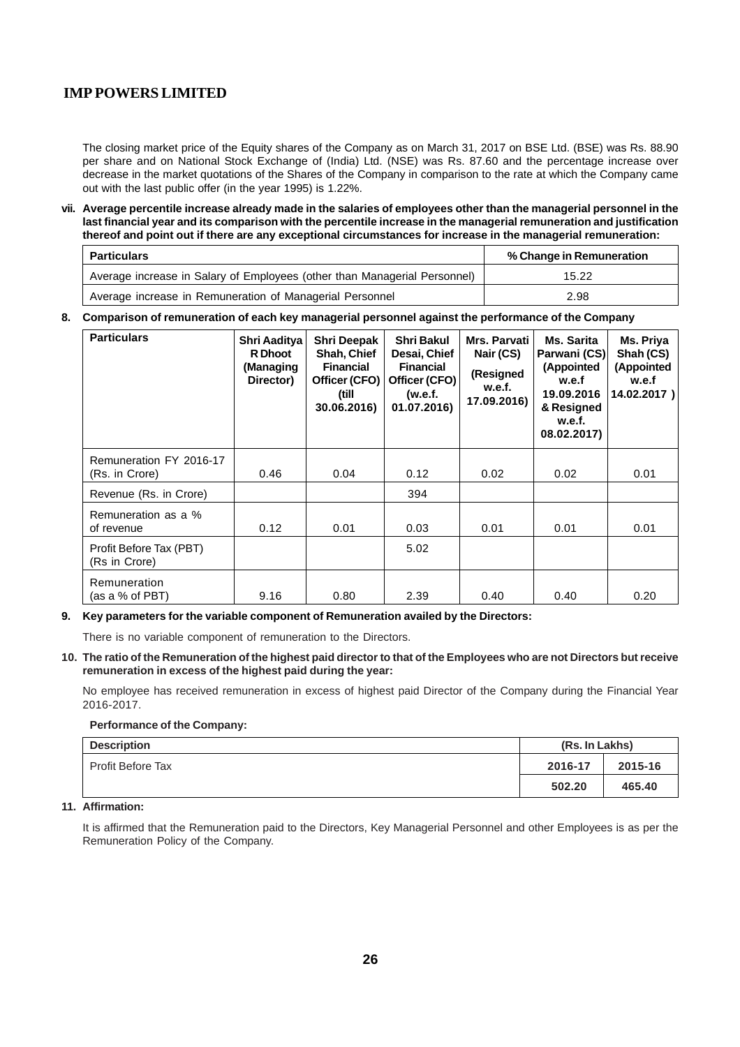The closing market price of the Equity shares of the Company as on March 31, 2017 on BSE Ltd. (BSE) was Rs. 88.90 per share and on National Stock Exchange of (India) Ltd. (NSE) was Rs. 87.60 and the percentage increase over decrease in the market quotations of the Shares of the Company in comparison to the rate at which the Company came out with the last public offer (in the year 1995) is 1.22%.

**vii. Average percentile increase already made in the salaries of employees other than the managerial personnel in the last financial year and its comparison with the percentile increase in the managerial remuneration and justification thereof and point out if there are any exceptional circumstances for increase in the managerial remuneration:**

| Particulars | % Change in Remuneration |
|---|---|
| Average increase in Salary of Employees (other than Managerial Personnel) | 15.22 |
| Average increase in Remuneration of Managerial Personnel | 2.98 |

**8. Comparison of remuneration of each key managerial personnel against the performance of the Company**

| Particulars | Shri Aaditya R Dhoot (Managing Director) | Shri Deepak Shah, Chief Financial Officer (CFO) (till 30.06.2016) | Shri Bakul Desai, Chief Financial Officer (CFO) (w.e.f. 01.07.2016) | Mrs. Parvati Nair (CS) (Resigned w.e.f. 17.09.2016) | Ms. Sarita Parwani (CS) (Appointed w.e.f 19.09.2016 & Resigned w.e.f. 08.02.2017) | Ms. Priya Shah (CS) (Appointed w.e.f 14.02.2017 ) |
|---|---|---|---|---|---|---|
| Remuneration FY 2016-17 (Rs. in Crore) | 0.46 | 0.04 | 0.12 | 0.02 | 0.02 | 0.01 |
| Revenue (Rs. in Crore) | | | 394 | | | |
| Remuneration as a % of revenue | 0.12 | 0.01 | 0.03 | 0.01 | 0.01 | 0.01 |
| Profit Before Tax (PBT) (Rs in Crore) | | | 5.02 | | | |
| Remuneration (as a % of PBT) | 9.16 | 0.80 | 2.39 | 0.40 | 0.40 | 0.20 |

**9. Key parameters for the variable component of Remuneration availed by the Directors:**

There is no variable component of remuneration to the Directors.

**10. The ratio of the Remuneration of the highest paid director to that of the Employees who are not Directors but receive remuneration in excess of the highest paid during the year:**

No employee has received remuneration in excess of highest paid Director of the Company during the Financial Year 2016-2017.

**Performance of the Company:**

| Description | (Rs. In Lakhs) | |
|---|---|---|
| Profit Before Tax | 2016-17 | 2015-16 |
| | 502.20 | 465.40 |

**11. Affirmation:**

It is affirmed that the Remuneration paid to the Directors, Key Managerial Personnel and other Employees is as per the Remuneration Policy of the Company.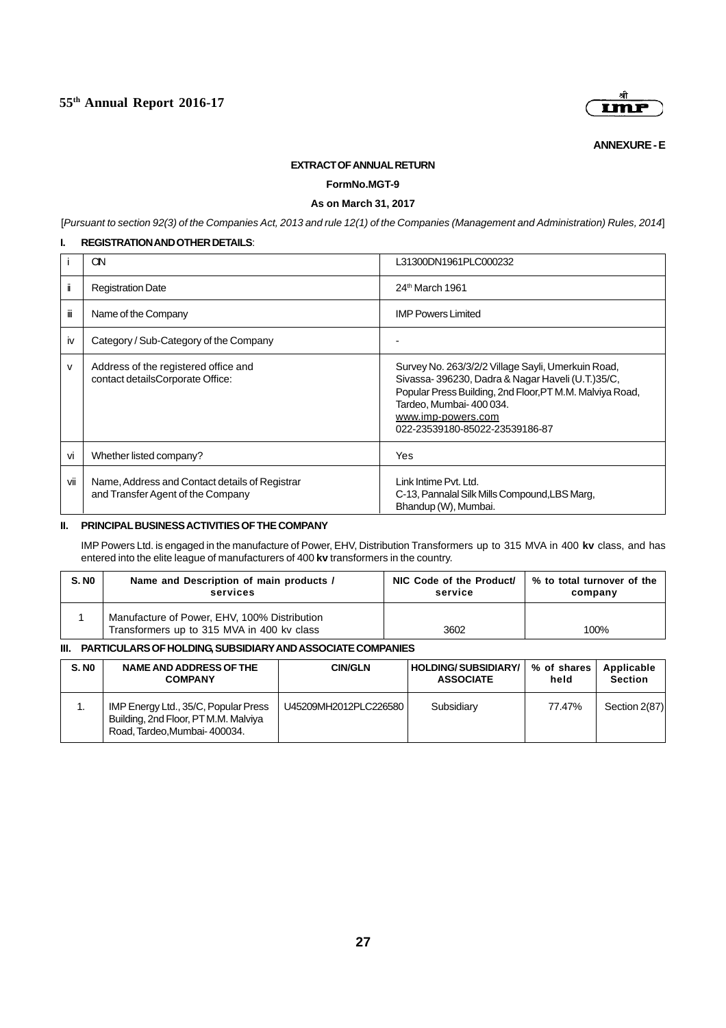**ANNEXURE - E**

## EXTRACT OF ANNUAL RETURN

**FormNo.MGT-9**

**As on March 31, 2017**

[*Pursuant to section 92(3) of the Companies Act, 2013 and rule 12(1) of the Companies (Management and Administration) Rules, 2014*]

### I. REGISTRATION AND OTHER DETAILS:

| | | |
|---|---|---|
| i | CIN | L31300DN1961PLC000232 |
| ii | Registration Date | 24th March 1961 |
| iii | Name of the Company | IMP Powers Limited |
| iv | Category / Sub-Category of the Company | - |
| v | Address of the registered office and contact detailsCorporate Office: | Survey No. 263/3/2/2 Village Sayli, Umerkuin Road, Sivassa- 396230, Dadra & Nagar Haveli (U.T.)35/C, Popular Press Building, 2nd Floor,PT M.M. Malviya Road, Tardeo, Mumbai- 400 034. www.imp-powers.com 022-23539180-85022-23539186-87 |
| vi | Whether listed company? | Yes |
| vii | Name, Address and Contact details of Registrar and Transfer Agent of the Company | Link Intime Pvt. Ltd. C-13, Pannalal Silk Mills Compound,LBS Marg, Bhandup (W), Mumbai. |

### II. PRINCIPAL BUSINESS ACTIVITIES OF THE COMPANY

IMP Powers Ltd. is engaged in the manufacture of Power, EHV, Distribution Transformers up to 315 MVA in 400 **kv** class, and has entered into the elite league of manufacturers of 400 **kv** transformers in the country.

| S. N0 | Name and Description of main products / services | NIC Code of the Product/ service | % to total turnover of the company |
|---|---|---|---|
| 1 | Manufacture of Power, EHV, 100% Distribution Transformers up to 315 MVA in 400 kv class | 3602 | 100% |

### III. PARTICULARS OF HOLDING, SUBSIDIARY AND ASSOCIATE COMPANIES

| S. N0 | NAME AND ADDRESS OF THE COMPANY | CIN/GLN | HOLDING/ SUBSIDIARY/ ASSOCIATE | % of shares held | Applicable Section |
|---|---|---|---|---|---|
| 1. | IMP Energy Ltd., 35/C, Popular Press Building, 2nd Floor, PT M.M. Malviya Road, Tardeo,Mumbai- 400034. | U45209MH2012PLC226580 | Subsidiary | 77.47% | Section 2(87) |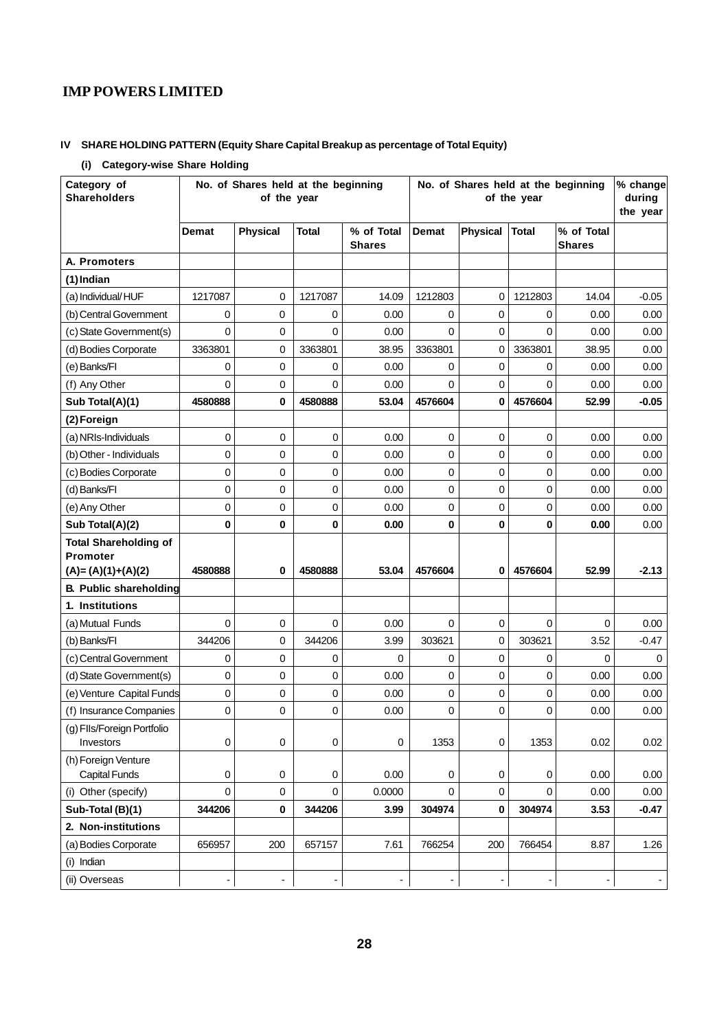# IMP POWERS LIMITED

### IV SHARE HOLDING PATTERN (Equity Share Capital Breakup as percentage of Total Equity)

**(i) Category-wise Share Holding**

| Category of Shareholders | No. of Shares held at the beginning of the year | | | | No. of Shares held at the beginning of the year | | | | % change during the year |
|---|---|---|---|---|---|---|---|---|---|
| | Demat | Physical | Total | % of Total Shares | Demat | Physical | Total | % of Total Shares | |
| **A. Promoters** | | | | | | | | | |
| **(1) Indian** | | | | | | | | | |
| (a) Individual/ HUF | 1217087 | 0 | 1217087 | 14.09 | 1212803 | 0 | 1212803 | 14.04 | -0.05 |
| (b) Central Government | 0 | 0 | 0 | 0.00 | 0 | 0 | 0 | 0.00 | 0.00 |
| (c) State Government(s) | 0 | 0 | 0 | 0.00 | 0 | 0 | 0 | 0.00 | 0.00 |
| (d) Bodies Corporate | 3363801 | 0 | 3363801 | 38.95 | 3363801 | 0 | 3363801 | 38.95 | 0.00 |
| (e) Banks/FI | 0 | 0 | 0 | 0.00 | 0 | 0 | 0 | 0.00 | 0.00 |
| (f) Any Other | 0 | 0 | 0 | 0.00 | 0 | 0 | 0 | 0.00 | 0.00 |
| **Sub Total(A)(1)** | **4580888** | **0** | **4580888** | **53.04** | **4576604** | **0** | **4576604** | **52.99** | **-0.05** |
| **(2) Foreign** | | | | | | | | | |
| (a) NRIs-Individuals | 0 | 0 | 0 | 0.00 | 0 | 0 | 0 | 0.00 | 0.00 |
| (b) Other - Individuals | 0 | 0 | 0 | 0.00 | 0 | 0 | 0 | 0.00 | 0.00 |
| (c) Bodies Corporate | 0 | 0 | 0 | 0.00 | 0 | 0 | 0 | 0.00 | 0.00 |
| (d) Banks/FI | 0 | 0 | 0 | 0.00 | 0 | 0 | 0 | 0.00 | 0.00 |
| (e) Any Other | 0 | 0 | 0 | 0.00 | 0 | 0 | 0 | 0.00 | 0.00 |
| **Sub Total(A)(2)** | **0** | **0** | **0** | **0.00** | **0** | **0** | **0** | **0.00** | 0.00 |
| **Total Shareholding of Promoter (A)= (A)(1)+(A)(2)** | **4580888** | **0** | **4580888** | **53.04** | **4576604** | **0** | **4576604** | **52.99** | **-2.13** |
| **B. Public shareholding** | | | | | | | | | |
| **1. Institutions** | | | | | | | | | |
| (a) Mutual Funds | 0 | 0 | 0 | 0.00 | 0 | 0 | 0 | 0 | 0.00 |
| (b) Banks/FI | 344206 | 0 | 344206 | 3.99 | 303621 | 0 | 303621 | 3.52 | -0.47 |
| (c) Central Government | 0 | 0 | 0 | 0 | 0 | 0 | 0 | 0 | 0 |
| (d) State Government(s) | 0 | 0 | 0 | 0.00 | 0 | 0 | 0 | 0.00 | 0.00 |
| (e) Venture Capital Funds | 0 | 0 | 0 | 0.00 | 0 | 0 | 0 | 0.00 | 0.00 |
| (f) Insurance Companies | 0 | 0 | 0 | 0.00 | 0 | 0 | 0 | 0.00 | 0.00 |
| (g) FIIs/Foreign Portfolio Investors | 0 | 0 | 0 | 0 | 1353 | 0 | 1353 | 0.02 | 0.02 |
| (h) Foreign Venture Capital Funds | 0 | 0 | 0 | 0.00 | 0 | 0 | 0 | 0.00 | 0.00 |
| (i) Other (specify) | 0 | 0 | 0 | 0.0000 | 0 | 0 | 0 | 0.00 | 0.00 |
| **Sub-Total (B)(1)** | **344206** | **0** | **344206** | **3.99** | **304974** | **0** | **304974** | **3.53** | **-0.47** |
| **2. Non-institutions** | | | | | | | | | |
| (a) Bodies Corporate | 656957 | 200 | 657157 | 7.61 | 766254 | 200 | 766454 | 8.87 | 1.26 |
| (i) Indian | | | | | | | | | |
| (ii) Overseas | - | - | - | - | - | - | - | - | - |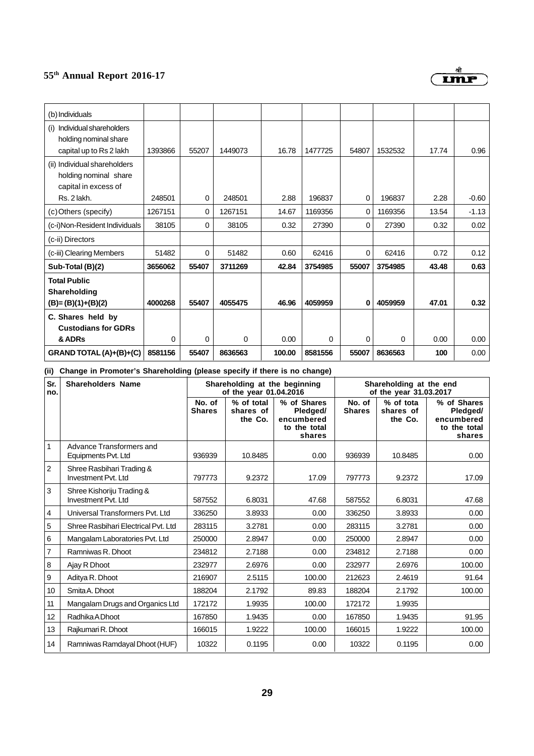| (b) Individuals | | | | | | | | | |
|---|---|---|---|---|---|---|---|---|---|
| (i) Individual shareholders holding nominal share capital up to Rs 2 lakh | 1393866 | 55207 | 1449073 | 16.78 | 1477725 | 54807 | 1532532 | 17.74 | 0.96 |
| (ii) Individual shareholders holding nominal share capital in excess of Rs. 2 lakh. | 248501 | 0 | 248501 | 2.88 | 196837 | 0 | 196837 | 2.28 | -0.60 |
| (c) Others (specify) | 1267151 | 0 | 1267151 | 14.67 | 1169356 | 0 | 1169356 | 13.54 | -1.13 |
| (c-i)Non-Resident Individuals | 38105 | 0 | 38105 | 0.32 | 27390 | 0 | 27390 | 0.32 | 0.02 |
| (c-ii) Directors | | | | | | | | | |
| (c-iii) Clearing Members | 51482 | 0 | 51482 | 0.60 | 62416 | 0 | 62416 | 0.72 | 0.12 |
| **Sub-Total (B)(2)** | **3656062** | **55407** | **3711269** | **42.84** | **3754985** | **55007** | **3754985** | **43.48** | **0.63** |
| **Total Public Shareholding (B)= (B)(1)+(B)(2)** | **4000268** | **55407** | **4055475** | **46.96** | **4059959** | **0** | **4059959** | **47.01** | **0.32** |
| **C. Shares held by Custodians for GDRs & ADRs** | 0 | 0 | 0 | 0.00 | 0 | 0 | 0 | 0.00 | 0.00 |
| **GRAND TOTAL (A)+(B)+(C)** | **8581156** | **55407** | **8636563** | **100.00** | **8581556** | **55007** | **8636563** | **100** | 0.00 |

**(ii) Change in Promoter's Shareholding (please specify if there is no change)**

| Sr. no. | Shareholders Name | Shareholding at the beginning of the year 01.04.2016 | | | Shareholding at the end of the year 31.03.2017 | | |
|---|---|---|---|---|---|---|---|
| | | No. of Shares | % of total shares of the Co. | % of Shares Pledged/ encumbered to the total shares | No. of Shares | % of tota shares of the Co. | % of Shares Pledged/ encumbered to the total shares |
| 1 | Advance Transformers and Equipments Pvt. Ltd | 936939 | 10.8485 | 0.00 | 936939 | 10.8485 | 0.00 |
| 2 | Shree Rasbihari Trading & Investment Pvt. Ltd | 797773 | 9.2372 | 17.09 | 797773 | 9.2372 | 17.09 |
| 3 | Shree Kishoriju Trading & Investment Pvt. Ltd | 587552 | 6.8031 | 47.68 | 587552 | 6.8031 | 47.68 |
| 4 | Universal Transformers Pvt. Ltd | 336250 | 3.8933 | 0.00 | 336250 | 3.8933 | 0.00 |
| 5 | Shree Rasbihari Electrical Pvt. Ltd | 283115 | 3.2781 | 0.00 | 283115 | 3.2781 | 0.00 |
| 6 | Mangalam Laboratories Pvt. Ltd | 250000 | 2.8947 | 0.00 | 250000 | 2.8947 | 0.00 |
| 7 | Ramniwas R. Dhoot | 234812 | 2.7188 | 0.00 | 234812 | 2.7188 | 0.00 |
| 8 | Ajay R Dhoot | 232977 | 2.6976 | 0.00 | 232977 | 2.6976 | 100.00 |
| 9 | Aditya R. Dhoot | 216907 | 2.5115 | 100.00 | 212623 | 2.4619 | 91.64 |
| 10 | Smita A. Dhoot | 188204 | 2.1792 | 89.83 | 188204 | 2.1792 | 100.00 |
| 11 | Mangalam Drugs and Organics Ltd | 172172 | 1.9935 | 100.00 | 172172 | 1.9935 | |
| 12 | Radhika A Dhoot | 167850 | 1.9435 | 0.00 | 167850 | 1.9435 | 91.95 |
| 13 | Rajkumari R. Dhoot | 166015 | 1.9222 | 100.00 | 166015 | 1.9222 | 100.00 |
| 14 | Ramniwas Ramdayal Dhoot (HUF) | 10322 | 0.1195 | 0.00 | 10322 | 0.1195 | 0.00 |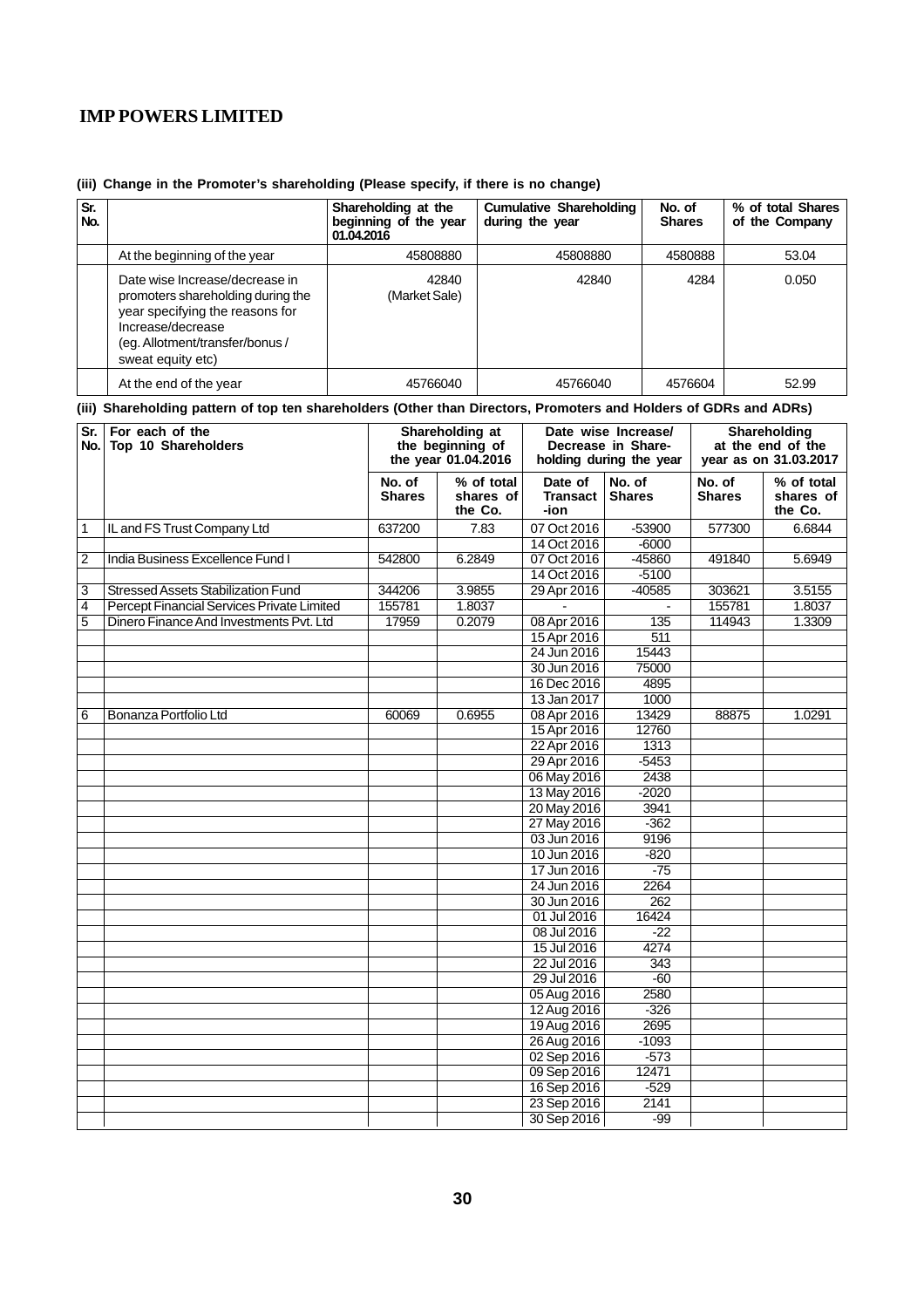## IMP POWERS LIMITED

**(iii) Change in the Promoter's shareholding (Please specify, if there is no change)**

| Sr. No. | | Shareholding at the beginning of the year 01.04.2016 | Cumulative Shareholding during the year | No. of Shares | % of total Shares of the Company |
|---|---|---|---|---|---|
| | At the beginning of the year | 45808880 | 45808880 | 4580888 | 53.04 |
| | Date wise Increase/decrease in promoters shareholding during the year specifying the reasons for Increase/decrease (eg. Allotment/transfer/bonus / sweat equity etc) | 42840 (Market Sale) | 42840 | 4284 | 0.050 |
| | At the end of the year | 45766040 | 45766040 | 4576604 | 52.99 |

**(iii) Shareholding pattern of top ten shareholders (Other than Directors, Promoters and Holders of GDRs and ADRs)**

| Sr. No. | For each of the Top 10 Shareholders | Shareholding at the beginning of the year 01.04.2016 | | Date wise Increase/ Decrease in Share-holding during the year | | Shareholding at the end of the year as on 31.03.2017 | |
|---|---|---|---|---|---|---|---|
| | | No. of Shares | % of total shares of the Co. | Date of Transact -ion | No. of Shares | No. of Shares | % of total shares of the Co. |
| 1 | IL and FS Trust Company Ltd | 637200 | 7.83 | 07 Oct 2016 | -53900 | 577300 | 6.6844 |
| | | | | 14 Oct 2016 | -6000 | | |
| 2 | India Business Excellence Fund I | 542800 | 6.2849 | 07 Oct 2016 | -45860 | 491840 | 5.6949 |
| | | | | 14 Oct 2016 | -5100 | | |
| 3 | Stressed Assets Stabilization Fund | 344206 | 3.9855 | 29 Apr 2016 | -40585 | 303621 | 3.5155 |
| 4 | Percept Financial Services Private Limited | 155781 | 1.8037 | - | - | 155781 | 1.8037 |
| 5 | Dinero Finance And Investments Pvt. Ltd | 17959 | 0.2079 | 08 Apr 2016 | 135 | 114943 | 1.3309 |
| | | | | 15 Apr 2016 | 511 | | |
| | | | | 24 Jun 2016 | 15443 | | |
| | | | | 30 Jun 2016 | 75000 | | |
| | | | | 16 Dec 2016 | 4895 | | |
| | | | | 13 Jan 2017 | 1000 | | |
| 6 | Bonanza Portfolio Ltd | 60069 | 0.6955 | 08 Apr 2016 | 13429 | 88875 | 1.0291 |
| | | | | 15 Apr 2016 | 12760 | | |
| | | | | 22 Apr 2016 | 1313 | | |
| | | | | 29 Apr 2016 | -5453 | | |
| | | | | 06 May 2016 | 2438 | | |
| | | | | 13 May 2016 | -2020 | | |
| | | | | 20 May 2016 | 3941 | | |
| | | | | 27 May 2016 | -362 | | |
| | | | | 03 Jun 2016 | 9196 | | |
| | | | | 10 Jun 2016 | -820 | | |
| | | | | 17 Jun 2016 | -75 | | |
| | | | | 24 Jun 2016 | 2264 | | |
| | | | | 30 Jun 2016 | 262 | | |
| | | | | 01 Jul 2016 | 16424 | | |
| | | | | 08 Jul 2016 | -22 | | |
| | | | | 15 Jul 2016 | 4274 | | |
| | | | | 22 Jul 2016 | 343 | | |
| | | | | 29 Jul 2016 | -60 | | |
| | | | | 05 Aug 2016 | 2580 | | |
| | | | | 12 Aug 2016 | -326 | | |
| | | | | 19 Aug 2016 | 2695 | | |
| | | | | 26 Aug 2016 | -1093 | | |
| | | | | 02 Sep 2016 | -573 | | |
| | | | | 09 Sep 2016 | 12471 | | |
| | | | | 16 Sep 2016 | -529 | | |
| | | | | 23 Sep 2016 | 2141 | | |
| | | | | 30 Sep 2016 | -99 | | |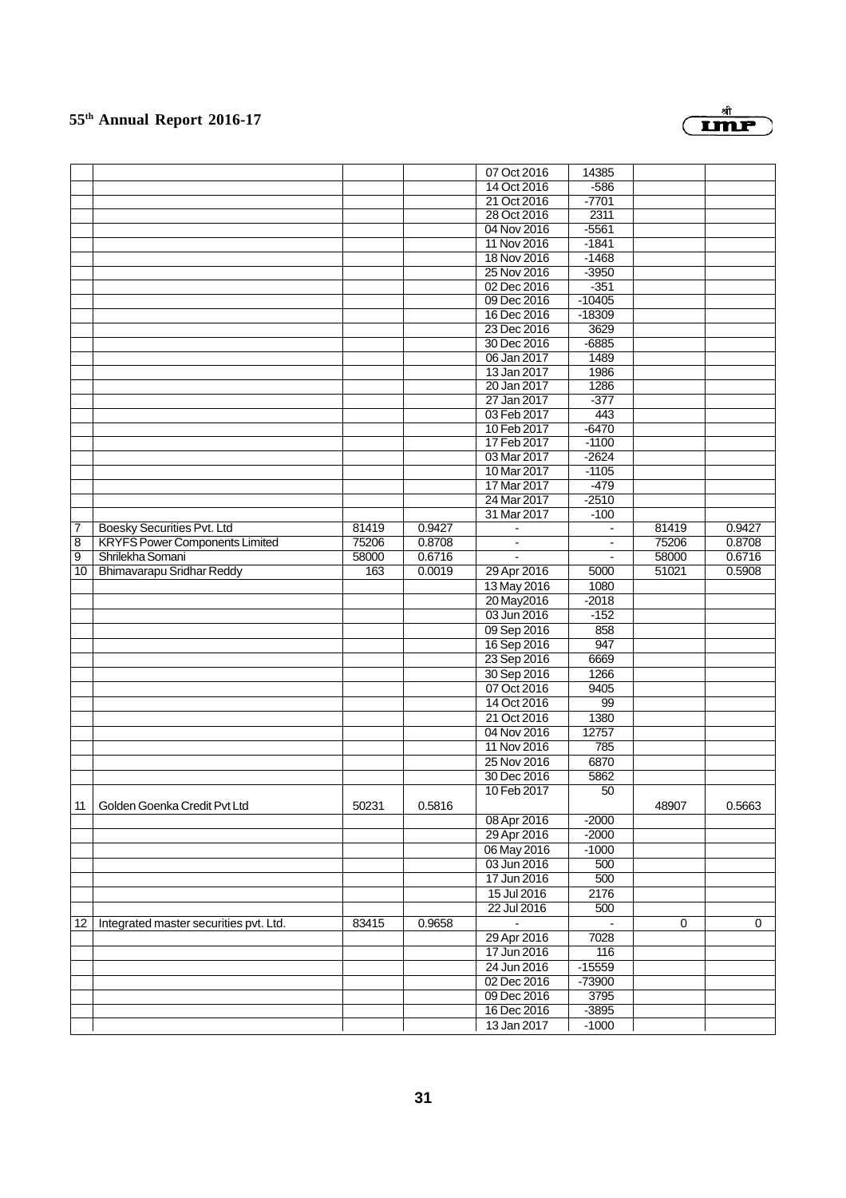| | | | | 07 Oct 2016 | 14385 | | |
|---|---|---|---|---|---|---|---|
| | | | | 14 Oct 2016 | -586 | | |
| | | | | 21 Oct 2016 | -7701 | | |
| | | | | 28 Oct 2016 | 2311 | | |
| | | | | 04 Nov 2016 | -5561 | | |
| | | | | 11 Nov 2016 | -1841 | | |
| | | | | 18 Nov 2016 | -1468 | | |
| | | | | 25 Nov 2016 | -3950 | | |
| | | | | 02 Dec 2016 | -351 | | |
| | | | | 09 Dec 2016 | -10405 | | |
| | | | | 16 Dec 2016 | -18309 | | |
| | | | | 23 Dec 2016 | 3629 | | |
| | | | | 30 Dec 2016 | -6885 | | |
| | | | | 06 Jan 2017 | 1489 | | |
| | | | | 13 Jan 2017 | 1986 | | |
| | | | | 20 Jan 2017 | 1286 | | |
| | | | | 27 Jan 2017 | -377 | | |
| | | | | 03 Feb 2017 | 443 | | |
| | | | | 10 Feb 2017 | -6470 | | |
| | | | | 17 Feb 2017 | -1100 | | |
| | | | | 03 Mar 2017 | -2624 | | |
| | | | | 10 Mar 2017 | -1105 | | |
| | | | | 17 Mar 2017 | -479 | | |
| | | | | 24 Mar 2017 | -2510 | | |
| | | | | 31 Mar 2017 | -100 | | |
| 7 | Boesky Securities Pvt. Ltd | 81419 | 0.9427 | - | - | 81419 | 0.9427 |
| 8 | KRYFS Power Components Limited | 75206 | 0.8708 | - | - | 75206 | 0.8708 |
| 9 | Shrilekha Somani | 58000 | 0.6716 | - | - | 58000 | 0.6716 |
| 10 | Bhimavarapu Sridhar Reddy | 163 | 0.0019 | 29 Apr 2016 | 5000 | 51021 | 0.5908 |
| | | | | 13 May 2016 | 1080 | | |
| | | | | 20 May2016 | -2018 | | |
| | | | | 03 Jun 2016 | -152 | | |
| | | | | 09 Sep 2016 | 858 | | |
| | | | | 16 Sep 2016 | 947 | | |
| | | | | 23 Sep 2016 | 6669 | | |
| | | | | 30 Sep 2016 | 1266 | | |
| | | | | 07 Oct 2016 | 9405 | | |
| | | | | 14 Oct 2016 | 99 | | |
| | | | | 21 Oct 2016 | 1380 | | |
| | | | | 04 Nov 2016 | 12757 | | |
| | | | | 11 Nov 2016 | 785 | | |
| | | | | 25 Nov 2016 | 6870 | | |
| | | | | 30 Dec 2016 | 5862 | | |
| | | | | 10 Feb 2017 | 50 | | |
| 11 | Golden Goenka Credit Pvt Ltd | 50231 | 0.5816 | | | 48907 | 0.5663 |
| | | | | 08 Apr 2016 | -2000 | | |
| | | | | 29 Apr 2016 | -2000 | | |
| | | | | 06 May 2016 | -1000 | | |
| | | | | 03 Jun 2016 | 500 | | |
| | | | | 17 Jun 2016 | 500 | | |
| | | | | 15 Jul 2016 | 2176 | | |
| | | | | 22 Jul 2016 | 500 | | |
| 12 | Integrated master securities pvt. Ltd. | 83415 | 0.9658 | - | - | 0 | 0 |
| | | | | 29 Apr 2016 | 7028 | | |
| | | | | 17 Jun 2016 | 116 | | |
| | | | | 24 Jun 2016 | -15559 | | |
| | | | | 02 Dec 2016 | -73900 | | |
| | | | | 09 Dec 2016 | 3795 | | |
| | | | | 16 Dec 2016 | -3895 | | |
| | | | | 13 Jan 2017 | -1000 | | |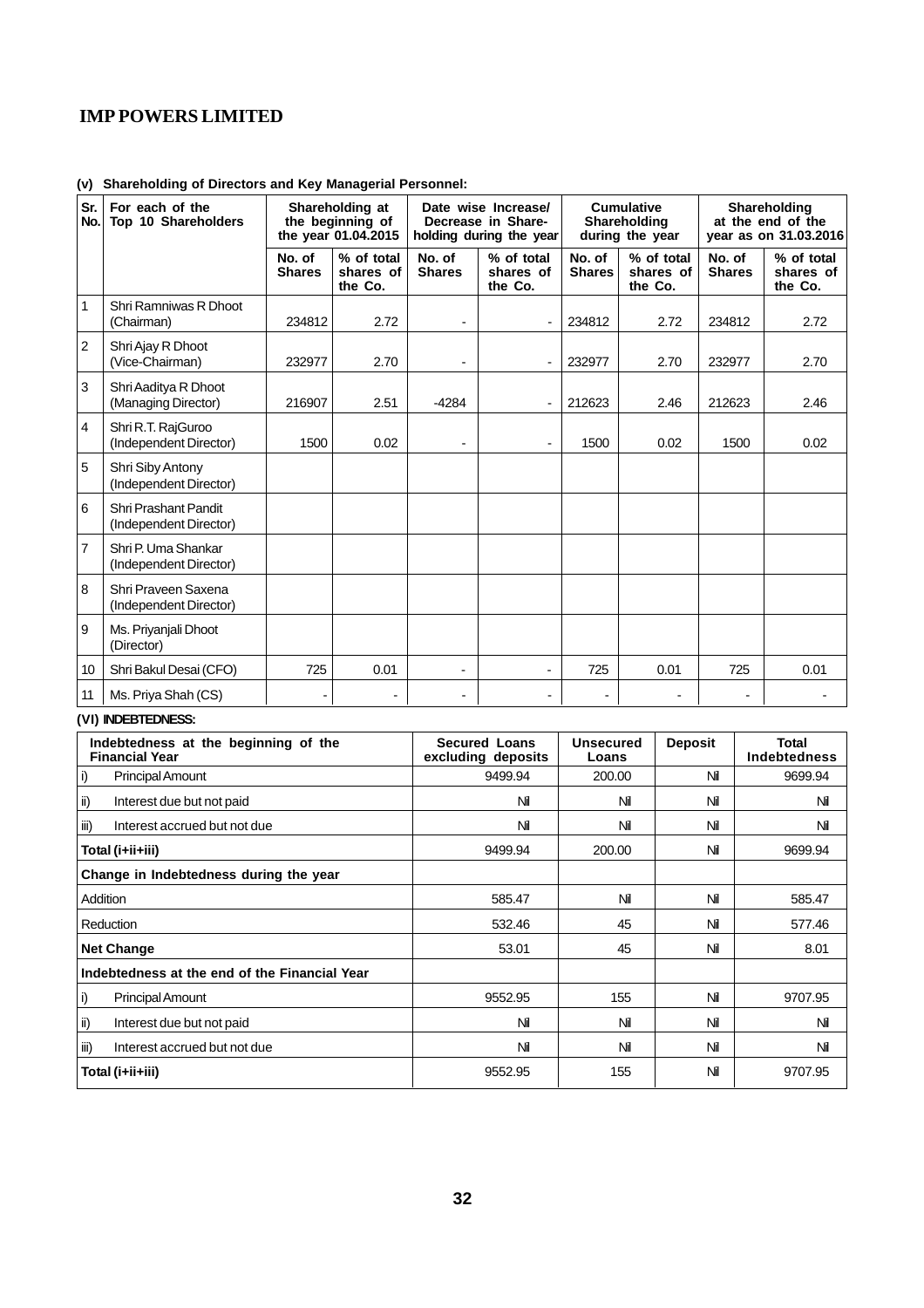# IMP POWERS LIMITED

**(v) Shareholding of Directors and Key Managerial Personnel:**

| Sr. No. | For each of the Top 10 Shareholders | Shareholding at the beginning of the year 01.04.2015 | | Date wise Increase/ Decrease in Share-holding during the year | | Cumulative Shareholding during the year | | Shareholding at the end of the year as on 31.03.2016 | |
|---|---|---|---|---|---|---|---|---|---|
| | | No. of Shares | % of total shares of the Co. | No. of Shares | % of total shares of the Co. | No. of Shares | % of total shares of the Co. | No. of Shares | % of total shares of the Co. |
| 1 | Shri Ramniwas R Dhoot (Chairman) | 234812 | 2.72 | - | - | 234812 | 2.72 | 234812 | 2.72 |
| 2 | Shri Ajay R Dhoot (Vice-Chairman) | 232977 | 2.70 | - | - | 232977 | 2.70 | 232977 | 2.70 |
| 3 | Shri Aaditya R Dhoot (Managing Director) | 216907 | 2.51 | -4284 | - | 212623 | 2.46 | 212623 | 2.46 |
| 4 | Shri R.T. RajGuroo (Independent Director) | 1500 | 0.02 | - | - | 1500 | 0.02 | 1500 | 0.02 |
| 5 | Shri Siby Antony (Independent Director) | | | | | | | | |
| 6 | Shri Prashant Pandit (Independent Director) | | | | | | | | |
| 7 | Shri P. Uma Shankar (Independent Director) | | | | | | | | |
| 8 | Shri Praveen Saxena (Independent Director) | | | | | | | | |
| 9 | Ms. Priyanjali Dhoot (Director) | | | | | | | | |
| 10 | Shri Bakul Desai (CFO) | 725 | 0.01 | - | - | 725 | 0.01 | 725 | 0.01 |
| 11 | Ms. Priya Shah (CS) | - | - | - | - | - | - | - | - |

**(VI) INDEBTEDNESS:**

| Indebtedness at the beginning of the Financial Year | Secured Loans excluding deposits | Unsecured Loans | Deposit | Total Indebtedness |
|---|---|---|---|---|
| i) Principal Amount | 9499.94 | 200.00 | Nil | 9699.94 |
| ii) Interest due but not paid | Nil | Nil | Nil | Nil |
| iii) Interest accrued but not due | Nil | Nil | Nil | Nil |
| **Total (i+ii+iii)** | 9499.94 | 200.00 | Nil | 9699.94 |
| **Change in Indebtedness during the year** | | | | |
| Addition | 585.47 | Nil | Nil | 585.47 |
| Reduction | 532.46 | 45 | Nil | 577.46 |
| **Net Change** | 53.01 | 45 | Nil | 8.01 |
| **Indebtedness at the end of the Financial Year** | | | | |
| i) Principal Amount | 9552.95 | 155 | Nil | 9707.95 |
| ii) Interest due but not paid | Nil | Nil | Nil | Nil |
| iii) Interest accrued but not due | Nil | Nil | Nil | Nil |
| **Total (i+ii+iii)** | 9552.95 | 155 | Nil | 9707.95 |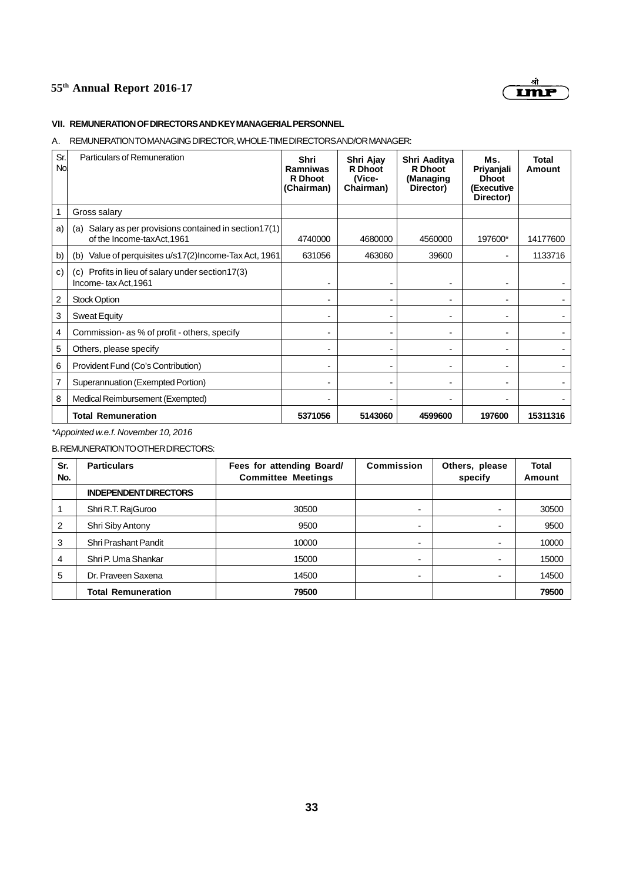## VII. REMUNERATION OF DIRECTORS AND KEY MANAGERIAL PERSONNEL

A. REMUNERATION TO MANAGING DIRECTOR, WHOLE-TIME DIRECTORS AND/OR MANAGER:

| Sr. No. | Particulars of Remuneration | Shri Ramniwas R Dhoot (Chairman) | Shri Ajay R Dhoot (Vice-Chairman) | Shri Aaditya R Dhoot (Managing Director) | Ms. Priyanjali Dhoot (Executive Director) | Total Amount |
|---|---|---|---|---|---|---|
| 1 | Gross salary | | | | | |
| a) | (a) Salary as per provisions contained in section17(1) of the Income-taxAct,1961 | 4740000 | 4680000 | 4560000 | 197600* | 14177600 |
| b) | (b) Value of perquisites u/s17(2)Income-Tax Act, 1961 | 631056 | 463060 | 39600 | - | 1133716 |
| c) | (c) Profits in lieu of salary under section17(3) Income- tax Act,1961 | - | - | - | - | - |
| 2 | Stock Option | - | - | - | - | - |
| 3 | Sweat Equity | - | - | - | - | - |
| 4 | Commission- as % of profit - others, specify | - | - | - | - | - |
| 5 | Others, please specify | - | - | - | - | - |
| 6 | Provident Fund (Co's Contribution) | - | - | - | - | - |
| 7 | Superannuation (Exempted Portion) | - | - | - | - | - |
| 8 | Medical Reimbursement (Exempted) | - | - | - | - | - |
| | **Total Remuneration** | **5371056** | **5143060** | **4599600** | **197600** | **15311316** |

*Appointed w.e.f. November 10, 2016*

B. REMUNERATION TO OTHER DIRECTORS:

| Sr. No. | Particulars | Fees for attending Board/ Committee Meetings | Commission | Others, please specify | Total Amount |
|---|---|---|---|---|---|
| | **INDEPENDENT DIRECTORS** | | | | |
| 1 | Shri R.T. RajGuroo | 30500 | - | - | 30500 |
| 2 | Shri Siby Antony | 9500 | - | - | 9500 |
| 3 | Shri Prashant Pandit | 10000 | - | - | 10000 |
| 4 | Shri P. Uma Shankar | 15000 | - | - | 15000 |
| 5 | Dr. Praveen Saxena | 14500 | - | - | 14500 |
| | **Total Remuneration** | **79500** | | | **79500** |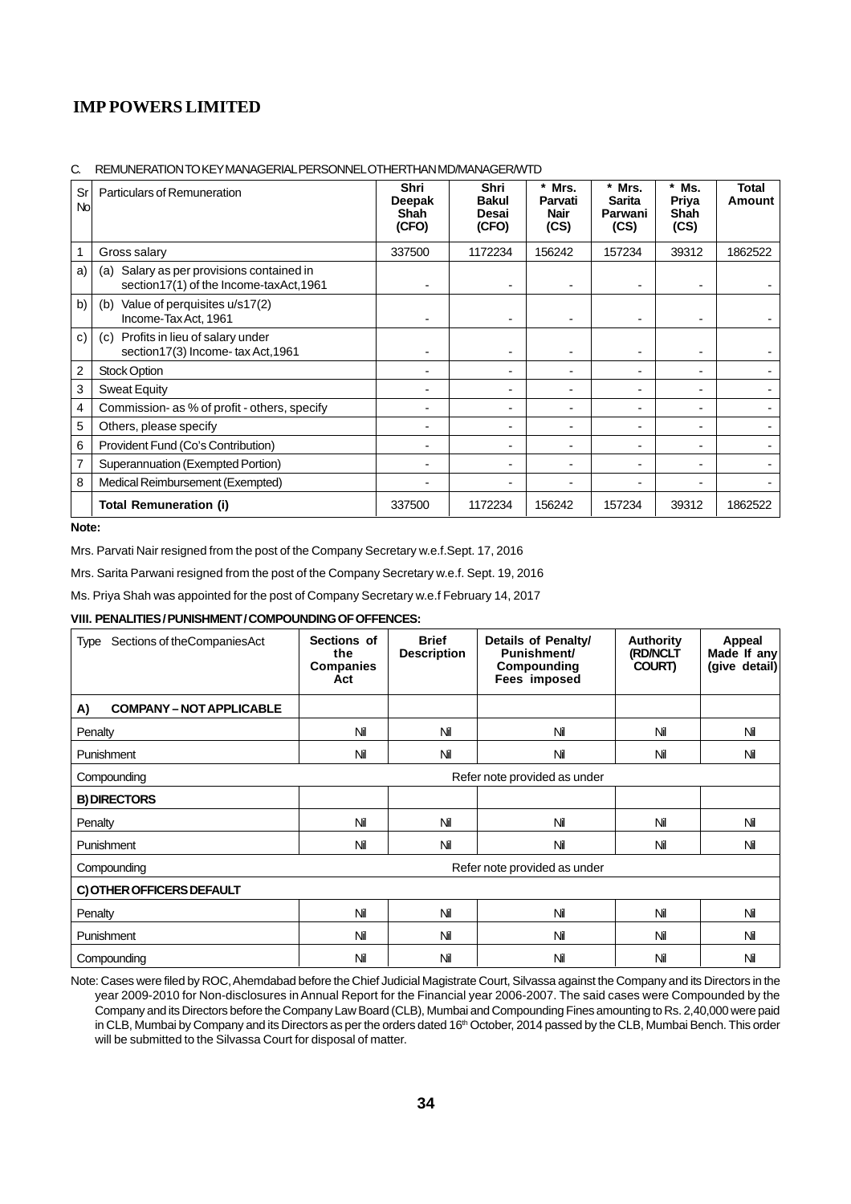# IMP POWERS LIMITED

C. REMUNERATION TO KEY MANAGERIAL PERSONNEL OTHER THAN MD/MANAGER/WTD

| Sr No | Particulars of Remuneration | Shri Deepak Shah (CFO) | Shri Bakul Desai (CFO) | * Mrs. Parvati Nair (CS) | * Mrs. Sarita Parwani (CS) | * Ms. Priya Shah (CS) | Total Amount |
|---|---|---|---|---|---|---|---|
| 1 | Gross salary | 337500 | 1172234 | 156242 | 157234 | 39312 | 1862522 |
| a) | (a) Salary as per provisions contained in section17(1) of the Income-taxAct,1961 | - | - | - | - | - | - |
| b) | (b) Value of perquisites u/s17(2) Income-Tax Act, 1961 | - | - | - | - | - | - |
| c) | (c) Profits in lieu of salary under section17(3) Income- tax Act,1961 | - | - | - | - | - | - |
| 2 | Stock Option | - | - | - | - | - | - |
| 3 | Sweat Equity | - | - | - | - | - | - |
| 4 | Commission- as % of profit - others, specify | - | - | - | - | - | - |
| 5 | Others, please specify | - | - | - | - | - | - |
| 6 | Provident Fund (Co's Contribution) | - | - | - | - | - | - |
| 7 | Superannuation (Exempted Portion) | - | - | - | - | - | - |
| 8 | Medical Reimbursement (Exempted) | - | - | - | - | - | - |
| | **Total Remuneration (i)** | 337500 | 1172234 | 156242 | 157234 | 39312 | 1862522 |

**Note:**

Mrs. Parvati Nair resigned from the post of the Company Secretary w.e.f.Sept. 17, 2016

Mrs. Sarita Parwani resigned from the post of the Company Secretary w.e.f. Sept. 19, 2016

Ms. Priya Shah was appointed for the post of Company Secretary w.e.f February 14, 2017

### VIII. PENALITIES / PUNISHMENT / COMPOUNDING OF OFFENCES:

| Type Sections of the Companies Act | Sections of the Companies Act | Brief Description | Details of Penalty/ Punishment/ Compounding Fees imposed | Authority (RD/NCLT COURT) | Appeal Made If any (give detail) |
|---|---|---|---|---|---|
| **A) COMPANY – NOT APPLICABLE** | | | | | |
| Penalty | Nil | Nil | Nil | Nil | Nil |
| Punishment | Nil | Nil | Nil | Nil | Nil |
| Compounding | Refer note provided as under | | | | |
| **B) DIRECTORS** | | | | | |
| Penalty | Nil | Nil | Nil | Nil | Nil |
| Punishment | Nil | Nil | Nil | Nil | Nil |
| Compounding | Refer note provided as under | | | | |
| **C) OTHER OFFICERS DEFAULT** | | | | | |
| Penalty | Nil | Nil | Nil | Nil | Nil |
| Punishment | Nil | Nil | Nil | Nil | Nil |
| Compounding | Nil | Nil | Nil | Nil | Nil |

Note: Cases were filed by ROC, Ahemdabad before the Chief Judicial Magistrate Court, Silvassa against the Company and its Directors in the year 2009-2010 for Non-disclosures in Annual Report for the Financial year 2006-2007. The said cases were Compounded by the Company and its Directors before the Company Law Board (CLB), Mumbai and Compounding Fines amounting to Rs. 2,40,000 were paid in CLB, Mumbai by Company and its Directors as per the orders dated 16th October, 2014 passed by the CLB, Mumbai Bench. This order will be submitted to the Silvassa Court for disposal of matter.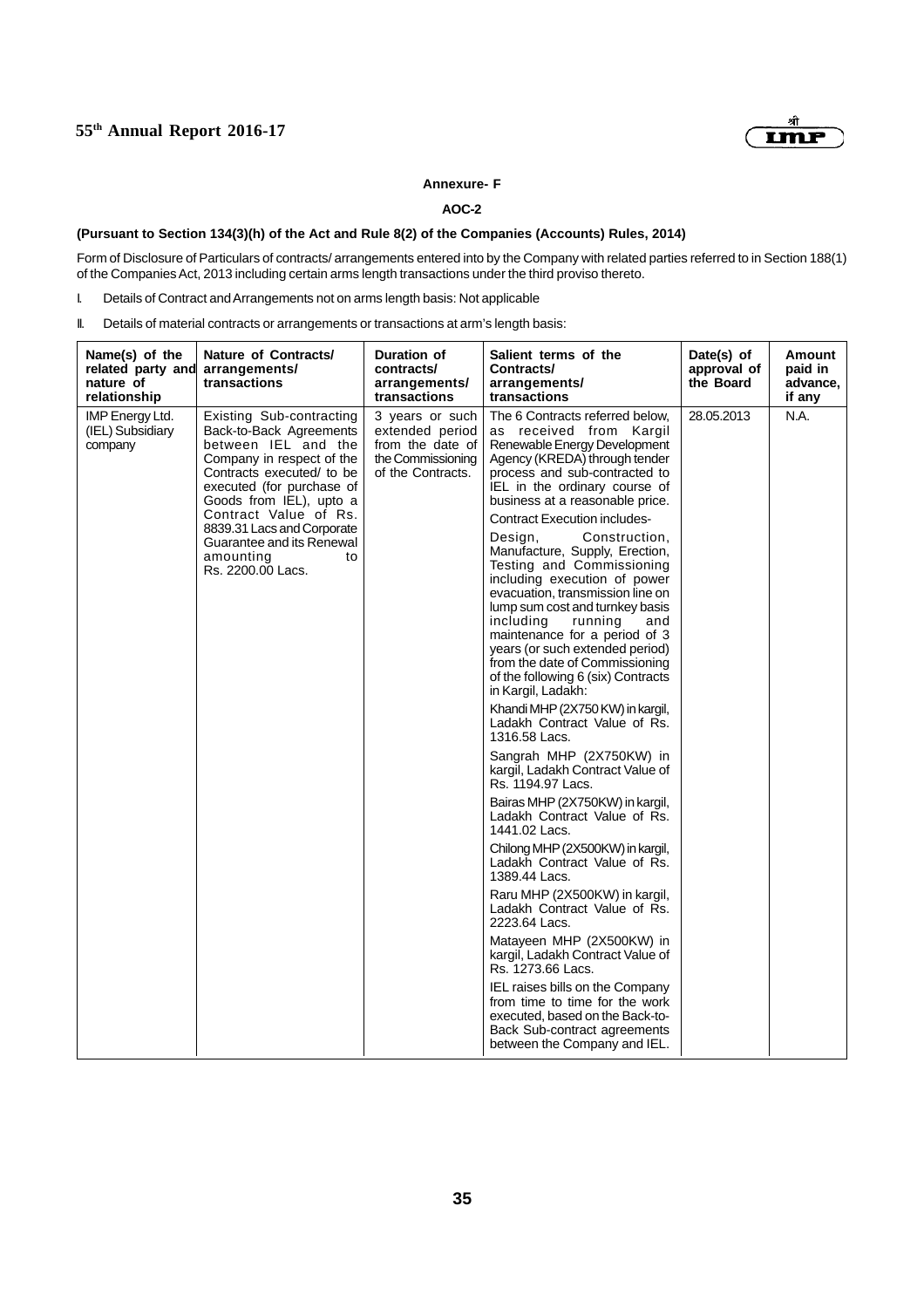**Annexure- F**

**AOC-2**

**(Pursuant to Section 134(3)(h) of the Act and Rule 8(2) of the Companies (Accounts) Rules, 2014)**

Form of Disclosure of Particulars of contracts/ arrangements entered into by the Company with related parties referred to in Section 188(1) of the Companies Act, 2013 including certain arms length transactions under the third proviso thereto.

I. Details of Contract and Arrangements not on arms length basis: Not applicable

II. Details of material contracts or arrangements or transactions at arm's length basis:

| Name(s) of the related party and nature of relationship | Nature of Contracts/ arrangements/ transactions | Duration of contracts/ arrangements/ transactions | Salient terms of the Contracts/ arrangements/ transactions | Date(s) of approval of the Board | Amount paid in advance, if any |
|---|---|---|---|---|---|
| IMP Energy Ltd. (IEL) Subsidiary company | Existing Sub-contracting Back-to-Back Agreements between IEL and the Company in respect of the Contracts executed/ to be executed (for purchase of Goods from IEL), upto a Contract Value of Rs. 8839.31 Lacs and Corporate Guarantee and its Renewal amounting to Rs. 2200.00 Lacs. | 3 years or such extended period from the date of the Commissioning of the Contracts. | The 6 Contracts referred below, as received from Kargil Renewable Energy Development Agency (KREDA) through tender process and sub-contracted to IEL in the ordinary course of business at a reasonable price.<br><br>Contract Execution includes-<br><br>Design, Construction, Manufacture, Supply, Erection, Testing and Commissioning including execution of power evacuation, transmission line on lump sum cost and turnkey basis including running and maintenance for a period of 3 years (or such extended period) from the date of Commissioning of the following 6 (six) Contracts in Kargil, Ladakh:<br><br>Khandi MHP (2X750 KW) in kargil, Ladakh Contract Value of Rs. 1316.58 Lacs.<br><br>Sangrah MHP (2X750KW) in kargil, Ladakh Contract Value of Rs. 1194.97 Lacs.<br><br>Bairas MHP (2X750KW) in kargil, Ladakh Contract Value of Rs. 1441.02 Lacs.<br><br>Chilong MHP (2X500KW) in kargil, Ladakh Contract Value of Rs. 1389.44 Lacs.<br><br>Raru MHP (2X500KW) in kargil, Ladakh Contract Value of Rs. 2223.64 Lacs.<br><br>Matayeen MHP (2X500KW) in kargil, Ladakh Contract Value of Rs. 1273.66 Lacs.<br><br>IEL raises bills on the Company from time to time for the work executed, based on the Back-to-Back Sub-contract agreements between the Company and IEL. | 28.05.2013 | N.A. |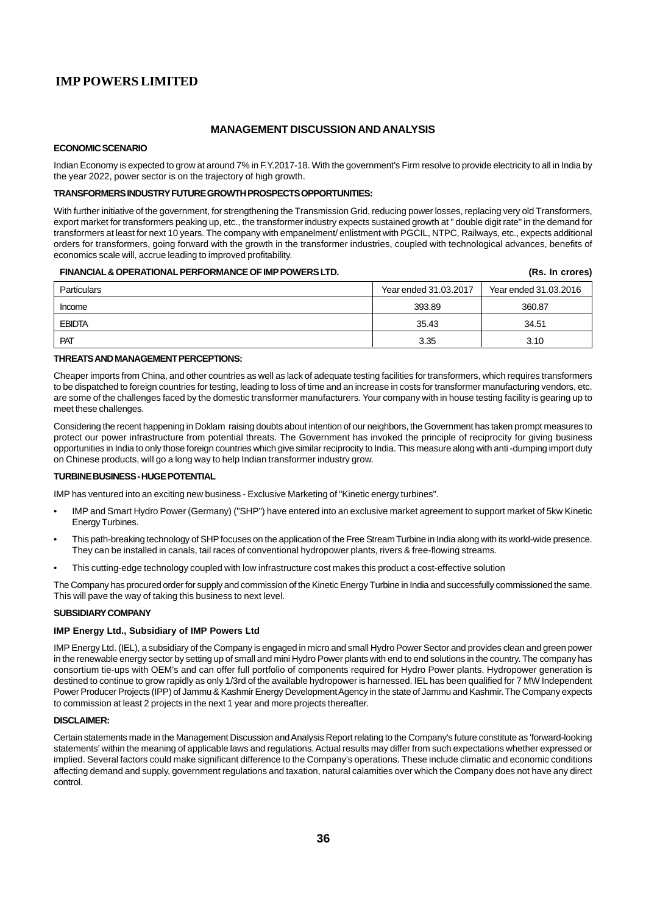# MANAGEMENT DISCUSSION AND ANALYSIS

### ECONOMIC SCENARIO

Indian Economy is expected to grow at around 7% in F.Y.2017-18. With the government's Firm resolve to provide electricity to all in India by the year 2022, power sector is on the trajectory of high growth.

### TRANSFORMERS INDUSTRY FUTURE GROWTH PROSPECTS OPPORTUNITIES:

With further initiative of the government, for strengthening the Transmission Grid, reducing power losses, replacing very old Transformers, export market for transformers peaking up, etc., the transformer industry expects sustained growth at " double digit rate" in the demand for transformers at least for next 10 years. The company with empanelment/ enlistment with PGCIL, NTPC, Railways, etc., expects additional orders for transformers, going forward with the growth in the transformer industries, coupled with technological advances, benefits of economics scale will, accrue leading to improved profitability.

### FINANCIAL & OPERATIONAL PERFORMANCE OF IMP POWERS LTD. (Rs. In crores)

| Particulars | Year ended 31.03.2017 | Year ended 31.03.2016 |
|---|---|---|
| Income | 393.89 | 360.87 |
| EBIDTA | 35.43 | 34.51 |
| PAT | 3.35 | 3.10 |

### THREATS AND MANAGEMENT PERCEPTIONS:

Cheaper imports from China, and other countries as well as lack of adequate testing facilities for transformers, which requires transformers to be dispatched to foreign countries for testing, leading to loss of time and an increase in costs for transformer manufacturing vendors, etc. are some of the challenges faced by the domestic transformer manufacturers. Your company with in house testing facility is gearing up to meet these challenges.

Considering the recent happening in Doklam raising doubts about intention of our neighbors, the Government has taken prompt measures to protect our power infrastructure from potential threats. The Government has invoked the principle of reciprocity for giving business opportunities in India to only those foreign countries which give similar reciprocity to India. This measure along with anti -dumping import duty on Chinese products, will go a long way to help Indian transformer industry grow.

### TURBINE BUSINESS - HUGE POTENTIAL

IMP has ventured into an exciting new business - Exclusive Marketing of "Kinetic energy turbines".

- IMP and Smart Hydro Power (Germany) ("SHP") have entered into an exclusive market agreement to support market of 5kw Kinetic Energy Turbines.
- This path-breaking technology of SHP focuses on the application of the Free Stream Turbine in India along with its world-wide presence. They can be installed in canals, tail races of conventional hydropower plants, rivers & free-flowing streams.
- This cutting-edge technology coupled with low infrastructure cost makes this product a cost-effective solution

The Company has procured order for supply and commission of the Kinetic Energy Turbine in India and successfully commissioned the same. This will pave the way of taking this business to next level.

### SUBSIDIARY COMPANY

#### IMP Energy Ltd., Subsidiary of IMP Powers Ltd

IMP Energy Ltd. (IEL), a subsidiary of the Company is engaged in micro and small Hydro Power Sector and provides clean and green power in the renewable energy sector by setting up of small and mini Hydro Power plants with end to end solutions in the country. The company has consortium tie-ups with OEM's and can offer full portfolio of components required for Hydro Power plants. Hydropower generation is destined to continue to grow rapidly as only 1/3rd of the available hydropower is harnessed. IEL has been qualified for 7 MW Independent Power Producer Projects (IPP) of Jammu & Kashmir Energy Development Agency in the state of Jammu and Kashmir. The Company expects to commission at least 2 projects in the next 1 year and more projects thereafter.

### DISCLAIMER:

Certain statements made in the Management Discussion and Analysis Report relating to the Company's future constitute as 'forward-looking statements' within the meaning of applicable laws and regulations. Actual results may differ from such expectations whether expressed or implied. Several factors could make significant difference to the Company's operations. These include climatic and economic conditions affecting demand and supply, government regulations and taxation, natural calamities over which the Company does not have any direct control.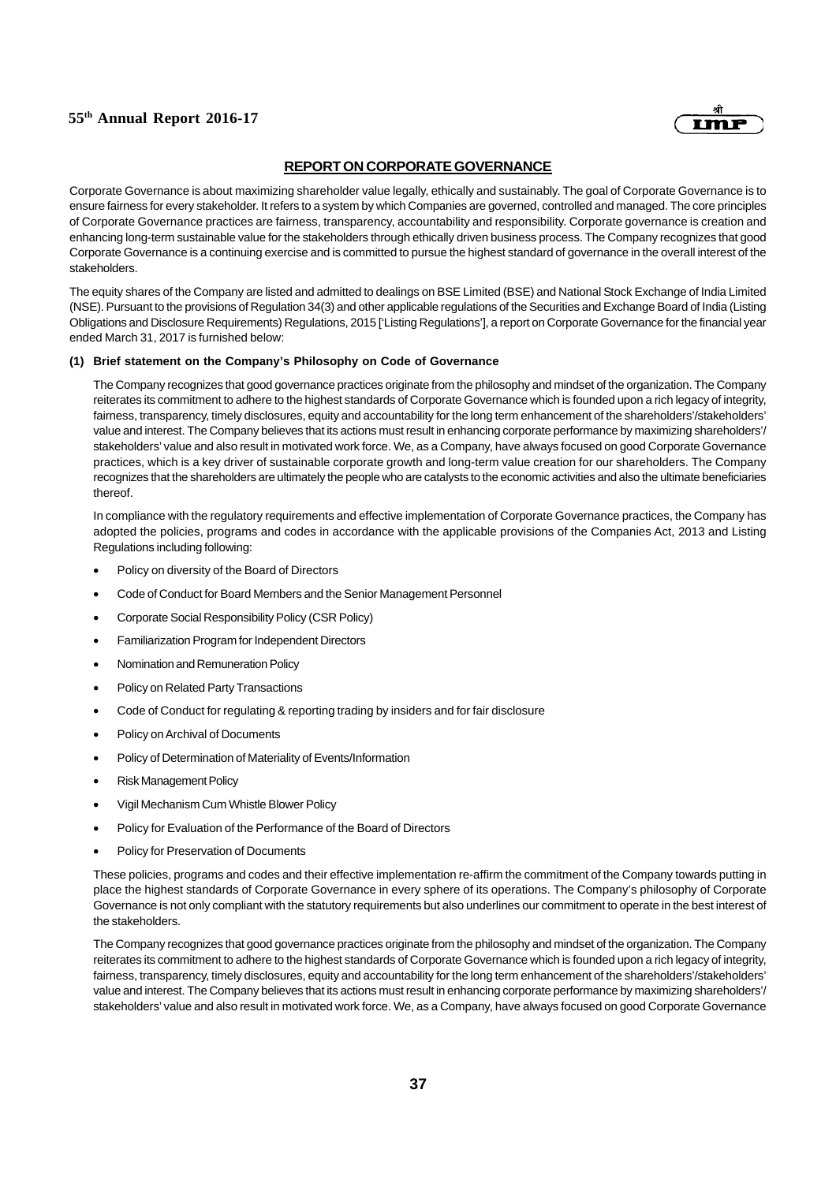## REPORT ON CORPORATE GOVERNANCE

Corporate Governance is about maximizing shareholder value legally, ethically and sustainably. The goal of Corporate Governance is to ensure fairness for every stakeholder. It refers to a system by which Companies are governed, controlled and managed. The core principles of Corporate Governance practices are fairness, transparency, accountability and responsibility. Corporate governance is creation and enhancing long-term sustainable value for the stakeholders through ethically driven business process. The Company recognizes that good Corporate Governance is a continuing exercise and is committed to pursue the highest standard of governance in the overall interest of the stakeholders.

The equity shares of the Company are listed and admitted to dealings on BSE Limited (BSE) and National Stock Exchange of India Limited (NSE). Pursuant to the provisions of Regulation 34(3) and other applicable regulations of the Securities and Exchange Board of India (Listing Obligations and Disclosure Requirements) Regulations, 2015 ['Listing Regulations'], a report on Corporate Governance for the financial year ended March 31, 2017 is furnished below:

### (1) Brief statement on the Company's Philosophy on Code of Governance

The Company recognizes that good governance practices originate from the philosophy and mindset of the organization. The Company reiterates its commitment to adhere to the highest standards of Corporate Governance which is founded upon a rich legacy of integrity, fairness, transparency, timely disclosures, equity and accountability for the long term enhancement of the shareholders'/stakeholders' value and interest. The Company believes that its actions must result in enhancing corporate performance by maximizing shareholders'/ stakeholders' value and also result in motivated work force. We, as a Company, have always focused on good Corporate Governance practices, which is a key driver of sustainable corporate growth and long-term value creation for our shareholders. The Company recognizes that the shareholders are ultimately the people who are catalysts to the economic activities and also the ultimate beneficiaries thereof.

In compliance with the regulatory requirements and effective implementation of Corporate Governance practices, the Company has adopted the policies, programs and codes in accordance with the applicable provisions of the Companies Act, 2013 and Listing Regulations including following:

- Policy on diversity of the Board of Directors
- Code of Conduct for Board Members and the Senior Management Personnel
- Corporate Social Responsibility Policy (CSR Policy)
- Familiarization Program for Independent Directors
- Nomination and Remuneration Policy
- Policy on Related Party Transactions
- Code of Conduct for regulating & reporting trading by insiders and for fair disclosure
- Policy on Archival of Documents
- Policy of Determination of Materiality of Events/Information
- Risk Management Policy
- Vigil Mechanism Cum Whistle Blower Policy
- Policy for Evaluation of the Performance of the Board of Directors
- Policy for Preservation of Documents

These policies, programs and codes and their effective implementation re-affirm the commitment of the Company towards putting in place the highest standards of Corporate Governance in every sphere of its operations. The Company's philosophy of Corporate Governance is not only compliant with the statutory requirements but also underlines our commitment to operate in the best interest of the stakeholders.

The Company recognizes that good governance practices originate from the philosophy and mindset of the organization. The Company reiterates its commitment to adhere to the highest standards of Corporate Governance which is founded upon a rich legacy of integrity, fairness, transparency, timely disclosures, equity and accountability for the long term enhancement of the shareholders'/stakeholders' value and interest. The Company believes that its actions must result in enhancing corporate performance by maximizing shareholders'/ stakeholders' value and also result in motivated work force. We, as a Company, have always focused on good Corporate Governance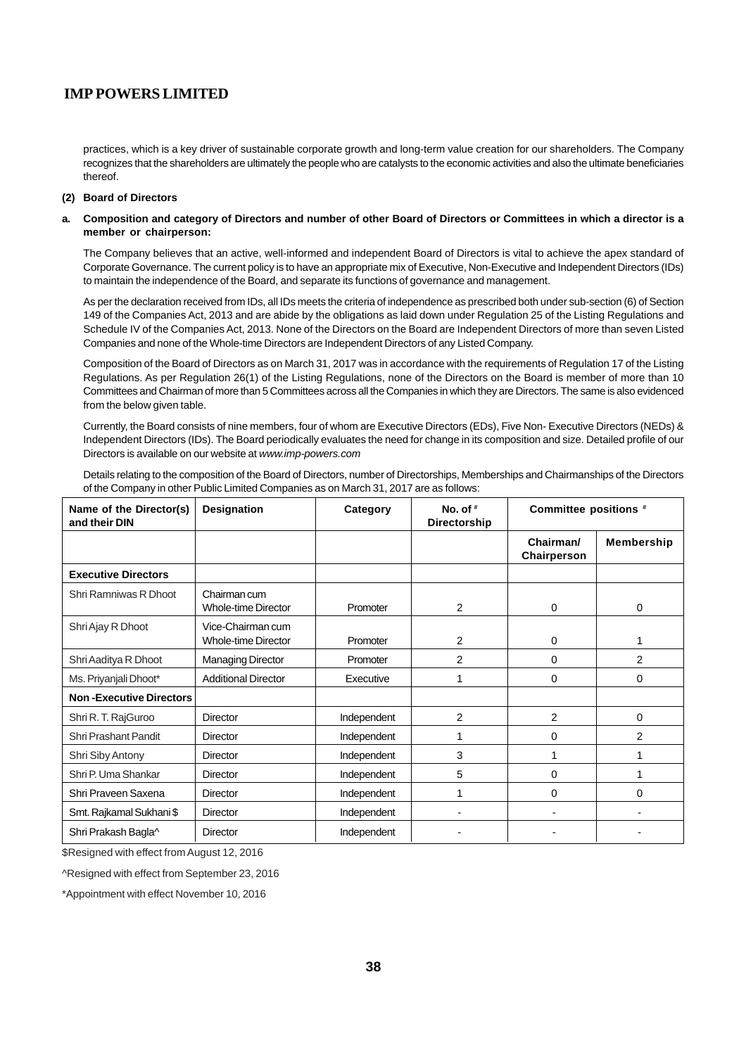practices, which is a key driver of sustainable corporate growth and long-term value creation for our shareholders. The Company recognizes that the shareholders are ultimately the people who are catalysts to the economic activities and also the ultimate beneficiaries thereof.

**(2) Board of Directors**

**a. Composition and category of Directors and number of other Board of Directors or Committees in which a director is a member or chairperson:**

The Company believes that an active, well-informed and independent Board of Directors is vital to achieve the apex standard of Corporate Governance. The current policy is to have an appropriate mix of Executive, Non-Executive and Independent Directors (IDs) to maintain the independence of the Board, and separate its functions of governance and management.

As per the declaration received from IDs, all IDs meets the criteria of independence as prescribed both under sub-section (6) of Section 149 of the Companies Act, 2013 and are abide by the obligations as laid down under Regulation 25 of the Listing Regulations and Schedule IV of the Companies Act, 2013. None of the Directors on the Board are Independent Directors of more than seven Listed Companies and none of the Whole-time Directors are Independent Directors of any Listed Company.

Composition of the Board of Directors as on March 31, 2017 was in accordance with the requirements of Regulation 17 of the Listing Regulations. As per Regulation 26(1) of the Listing Regulations, none of the Directors on the Board is member of more than 10 Committees and Chairman of more than 5 Committees across all the Companies in which they are Directors. The same is also evidenced from the below given table.

Currently, the Board consists of nine members, four of whom are Executive Directors (EDs), Five Non- Executive Directors (NEDs) & Independent Directors (IDs). The Board periodically evaluates the need for change in its composition and size. Detailed profile of our Directors is available on our website at *www.imp-powers.com*

Details relating to the composition of the Board of Directors, number of Directorships, Memberships and Chairmanships of the Directors of the Company in other Public Limited Companies as on March 31, 2017 are as follows:

| Name of the Director(s) and their DIN | Designation | Category | No. of # Directorship | Committee positions # | |
|---|---|---|---|---|---|
| | | | | Chairman/ Chairperson | Membership |
| **Executive Directors** | | | | | |
| Shri Ramniwas R Dhoot | Chairman cum Whole-time Director | Promoter | 2 | 0 | 0 |
| Shri Ajay R Dhoot | Vice-Chairman cum Whole-time Director | Promoter | 2 | 0 | 1 |
| Shri Aaditya R Dhoot | Managing Director | Promoter | 2 | 0 | 2 |
| Ms. Priyanjali Dhoot* | Additional Director | Executive | 1 | 0 | 0 |
| **Non -Executive Directors** | | | | | |
| Shri R. T. RajGuroo | Director | Independent | 2 | 2 | 0 |
| Shri Prashant Pandit | Director | Independent | 1 | 0 | 2 |
| Shri Siby Antony | Director | Independent | 3 | 1 | 1 |
| Shri P. Uma Shankar | Director | Independent | 5 | 0 | 1 |
| Shri Praveen Saxena | Director | Independent | 1 | 0 | 0 |
| Smt. Rajkamal Sukhani $ | Director | Independent | - | - | - |
| Shri Prakash Bagla^ | Director | Independent | - | - | - |

$Resigned with effect from August 12, 2016

^Resigned with effect from September 23, 2016

*Appointment with effect November 10, 2016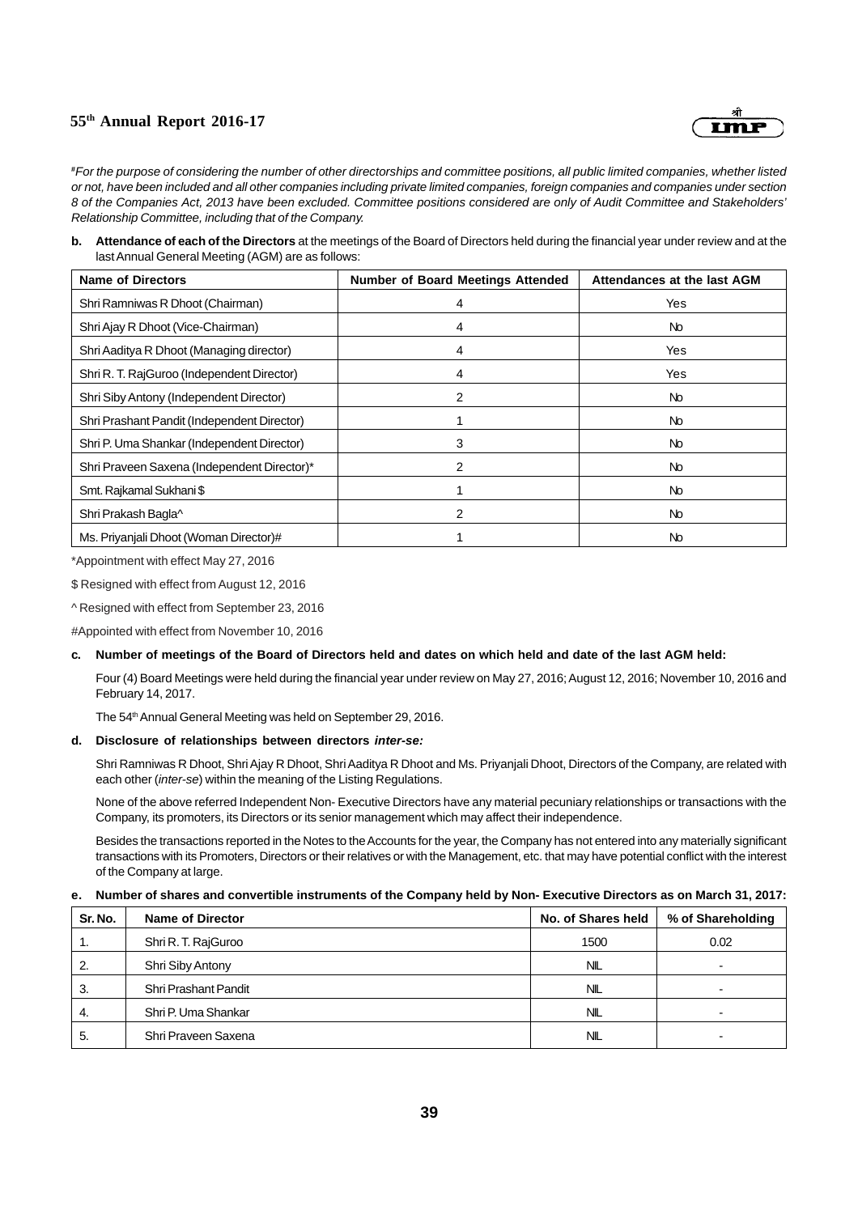#*For the purpose of considering the number of other directorships and committee positions, all public limited companies, whether listed or not, have been included and all other companies including private limited companies, foreign companies and companies under section 8 of the Companies Act, 2013 have been excluded. Committee positions considered are only of Audit Committee and Stakeholders' Relationship Committee, including that of the Company.*

**b. Attendance of each of the Directors** at the meetings of the Board of Directors held during the financial year under review and at the last Annual General Meeting (AGM) are as follows:

| Name of Directors | Number of Board Meetings Attended | Attendances at the last AGM |
|---|---|---|
| Shri Ramniwas R Dhoot (Chairman) | 4 | Yes |
| Shri Ajay R Dhoot (Vice-Chairman) | 4 | No |
| Shri Aaditya R Dhoot (Managing director) | 4 | Yes |
| Shri R. T. RajGuroo (Independent Director) | 4 | Yes |
| Shri Siby Antony (Independent Director) | 2 | No |
| Shri Prashant Pandit (Independent Director) | 1 | No |
| Shri P. Uma Shankar (Independent Director) | 3 | No |
| Shri Praveen Saxena (Independent Director)* | 2 | No |
| Smt. Rajkamal Sukhani $ | 1 | No |
| Shri Prakash Bagla^ | 2 | No |
| Ms. Priyanjali Dhoot (Woman Director)# | 1 | No |

*Appointment with effect May 27, 2016

$ Resigned with effect from August 12, 2016

^ Resigned with effect from September 23, 2016

#Appointed with effect from November 10, 2016

**c. Number of meetings of the Board of Directors held and dates on which held and date of the last AGM held:**

Four (4) Board Meetings were held during the financial year under review on May 27, 2016; August 12, 2016; November 10, 2016 and February 14, 2017.

The 54th Annual General Meeting was held on September 29, 2016.

**d. Disclosure of relationships between directors *inter-se:***

Shri Ramniwas R Dhoot, Shri Ajay R Dhoot, Shri Aaditya R Dhoot and Ms. Priyanjali Dhoot, Directors of the Company, are related with each other (*inter-se*) within the meaning of the Listing Regulations.

None of the above referred Independent Non- Executive Directors have any material pecuniary relationships or transactions with the Company, its promoters, its Directors or its senior management which may affect their independence.

Besides the transactions reported in the Notes to the Accounts for the year, the Company has not entered into any materially significant transactions with its Promoters, Directors or their relatives or with the Management, etc. that may have potential conflict with the interest of the Company at large.

**e. Number of shares and convertible instruments of the Company held by Non- Executive Directors as on March 31, 2017:**

| Sr. No. | Name of Director | No. of Shares held | % of Shareholding |
|---|---|---|---|
| 1. | Shri R. T. RajGuroo | 1500 | 0.02 |
| 2. | Shri Siby Antony | NIL | - |
| 3. | Shri Prashant Pandit | NIL | - |
| 4. | Shri P. Uma Shankar | NIL | - |
| 5. | Shri Praveen Saxena | NIL | - |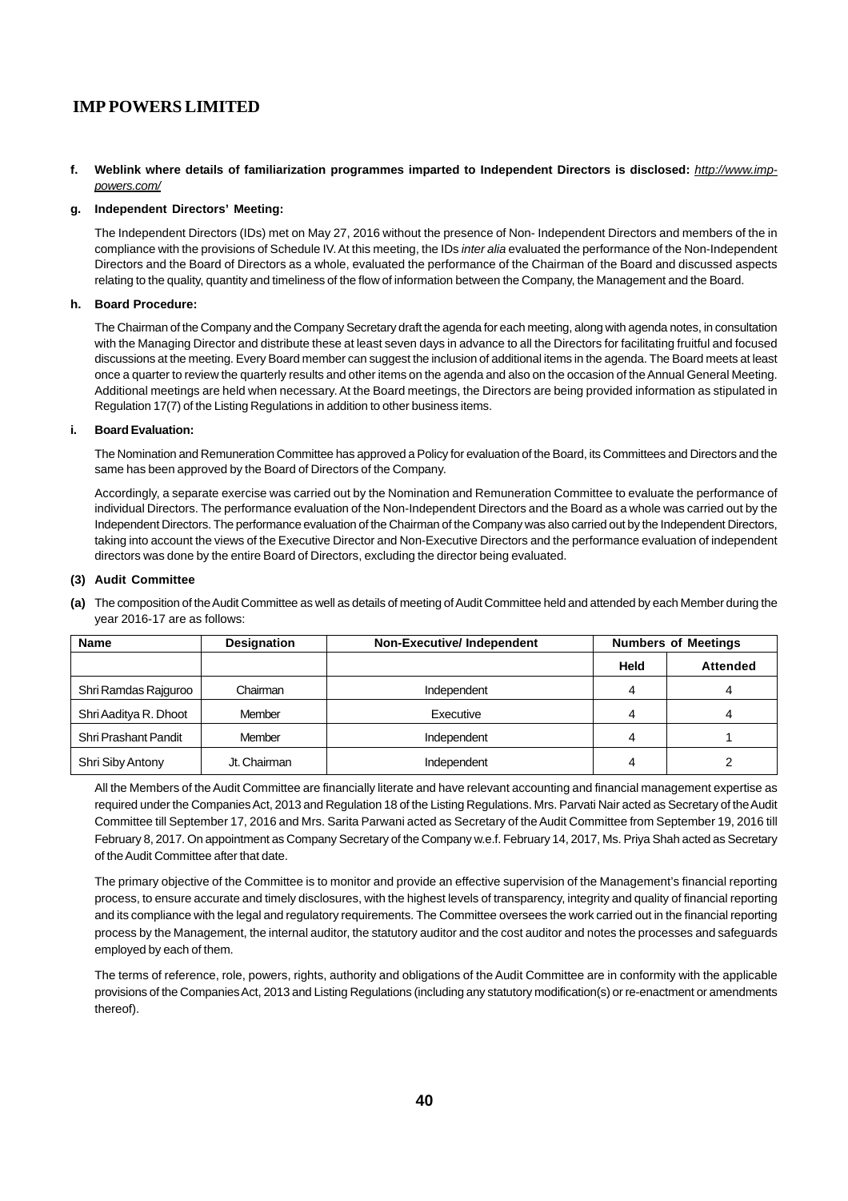**f. Weblink where details of familiarization programmes imparted to Independent Directors is disclosed:** *http://www.imp-powers.com/*

**g. Independent Directors' Meeting:**

The Independent Directors (IDs) met on May 27, 2016 without the presence of Non- Independent Directors and members of the in compliance with the provisions of Schedule IV. At this meeting, the IDs *inter alia* evaluated the performance of the Non-Independent Directors and the Board of Directors as a whole, evaluated the performance of the Chairman of the Board and discussed aspects relating to the quality, quantity and timeliness of the flow of information between the Company, the Management and the Board.

**h. Board Procedure:**

The Chairman of the Company and the Company Secretary draft the agenda for each meeting, along with agenda notes, in consultation with the Managing Director and distribute these at least seven days in advance to all the Directors for facilitating fruitful and focused discussions at the meeting. Every Board member can suggest the inclusion of additional items in the agenda. The Board meets at least once a quarter to review the quarterly results and other items on the agenda and also on the occasion of the Annual General Meeting. Additional meetings are held when necessary. At the Board meetings, the Directors are being provided information as stipulated in Regulation 17(7) of the Listing Regulations in addition to other business items.

**i. Board Evaluation:**

The Nomination and Remuneration Committee has approved a Policy for evaluation of the Board, its Committees and Directors and the same has been approved by the Board of Directors of the Company.

Accordingly, a separate exercise was carried out by the Nomination and Remuneration Committee to evaluate the performance of individual Directors. The performance evaluation of the Non-Independent Directors and the Board as a whole was carried out by the Independent Directors. The performance evaluation of the Chairman of the Company was also carried out by the Independent Directors, taking into account the views of the Executive Director and Non-Executive Directors and the performance evaluation of independent directors was done by the entire Board of Directors, excluding the director being evaluated.

## (3) Audit Committee

**(a)** The composition of the Audit Committee as well as details of meeting of Audit Committee held and attended by each Member during the year 2016-17 are as follows:

| Name | Designation | Non-Executive/ Independent | Numbers of Meetings | |
|---|---|---|---|---|
| | | | Held | Attended |
| Shri Ramdas Rajguroo | Chairman | Independent | 4 | 4 |
| Shri Aaditya R. Dhoot | Member | Executive | 4 | 4 |
| Shri Prashant Pandit | Member | Independent | 4 | 1 |
| Shri Siby Antony | Jt. Chairman | Independent | 4 | 2 |

All the Members of the Audit Committee are financially literate and have relevant accounting and financial management expertise as required under the Companies Act, 2013 and Regulation 18 of the Listing Regulations. Mrs. Parvati Nair acted as Secretary of the Audit Committee till September 17, 2016 and Mrs. Sarita Parwani acted as Secretary of the Audit Committee from September 19, 2016 till February 8, 2017. On appointment as Company Secretary of the Company w.e.f. February 14, 2017, Ms. Priya Shah acted as Secretary of the Audit Committee after that date.

The primary objective of the Committee is to monitor and provide an effective supervision of the Management's financial reporting process, to ensure accurate and timely disclosures, with the highest levels of transparency, integrity and quality of financial reporting and its compliance with the legal and regulatory requirements. The Committee oversees the work carried out in the financial reporting process by the Management, the internal auditor, the statutory auditor and the cost auditor and notes the processes and safeguards employed by each of them.

The terms of reference, role, powers, rights, authority and obligations of the Audit Committee are in conformity with the applicable provisions of the Companies Act, 2013 and Listing Regulations (including any statutory modification(s) or re-enactment or amendments thereof).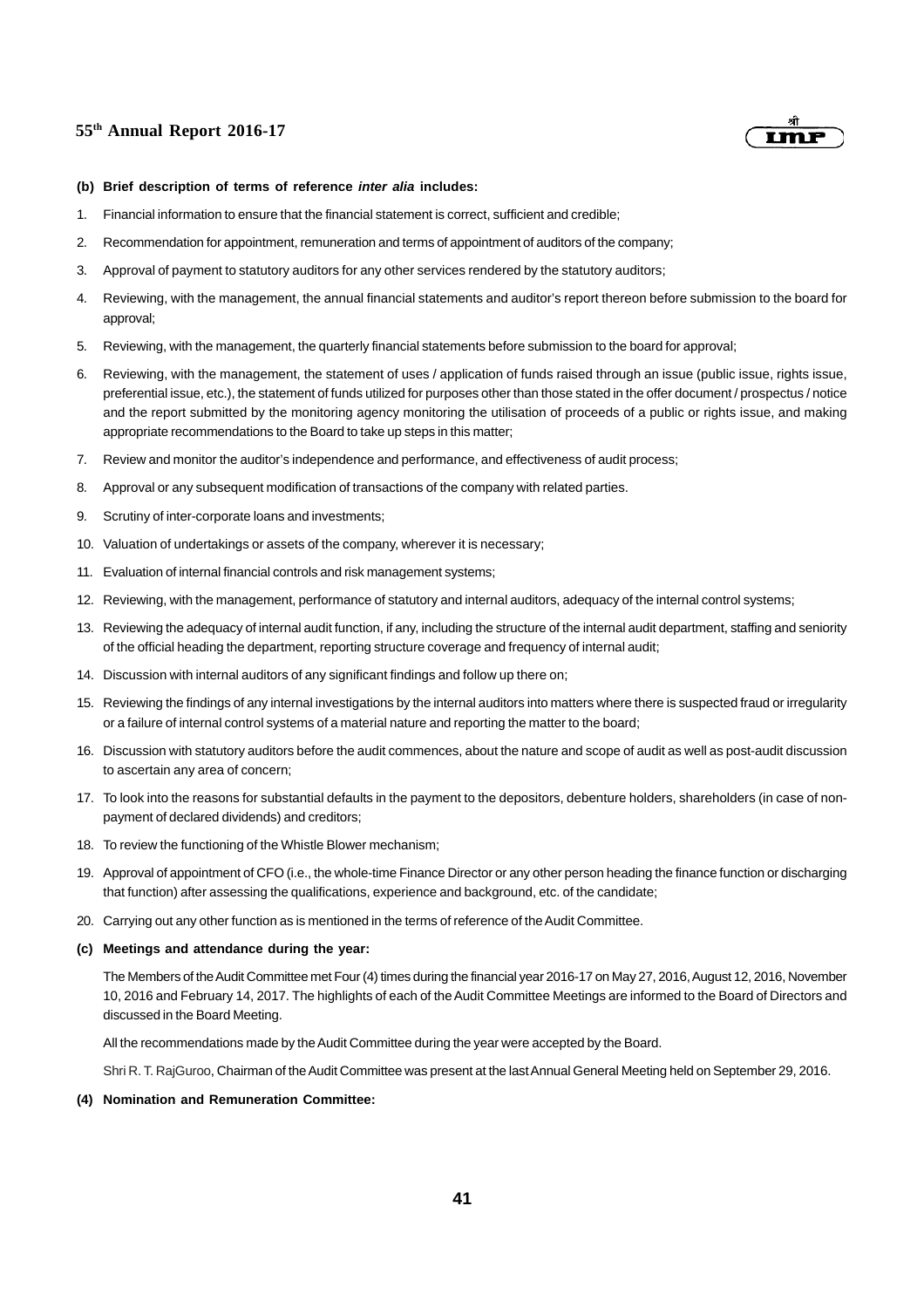**(b) Brief description of terms of reference *inter alia* includes:**

1. Financial information to ensure that the financial statement is correct, sufficient and credible;
2. Recommendation for appointment, remuneration and terms of appointment of auditors of the company;
3. Approval of payment to statutory auditors for any other services rendered by the statutory auditors;
4. Reviewing, with the management, the annual financial statements and auditor's report thereon before submission to the board for approval;
5. Reviewing, with the management, the quarterly financial statements before submission to the board for approval;
6. Reviewing, with the management, the statement of uses / application of funds raised through an issue (public issue, rights issue, preferential issue, etc.), the statement of funds utilized for purposes other than those stated in the offer document / prospectus / notice and the report submitted by the monitoring agency monitoring the utilisation of proceeds of a public or rights issue, and making appropriate recommendations to the Board to take up steps in this matter;
7. Review and monitor the auditor's independence and performance, and effectiveness of audit process;
8. Approval or any subsequent modification of transactions of the company with related parties.
9. Scrutiny of inter-corporate loans and investments;
10. Valuation of undertakings or assets of the company, wherever it is necessary;
11. Evaluation of internal financial controls and risk management systems;
12. Reviewing, with the management, performance of statutory and internal auditors, adequacy of the internal control systems;
13. Reviewing the adequacy of internal audit function, if any, including the structure of the internal audit department, staffing and seniority of the official heading the department, reporting structure coverage and frequency of internal audit;
14. Discussion with internal auditors of any significant findings and follow up there on;
15. Reviewing the findings of any internal investigations by the internal auditors into matters where there is suspected fraud or irregularity or a failure of internal control systems of a material nature and reporting the matter to the board;
16. Discussion with statutory auditors before the audit commences, about the nature and scope of audit as well as post-audit discussion to ascertain any area of concern;
17. To look into the reasons for substantial defaults in the payment to the depositors, debenture holders, shareholders (in case of non-payment of declared dividends) and creditors;
18. To review the functioning of the Whistle Blower mechanism;
19. Approval of appointment of CFO (i.e., the whole-time Finance Director or any other person heading the finance function or discharging that function) after assessing the qualifications, experience and background, etc. of the candidate;
20. Carrying out any other function as is mentioned in the terms of reference of the Audit Committee.

**(c) Meetings and attendance during the year:**

The Members of the Audit Committee met Four (4) times during the financial year 2016-17 on May 27, 2016, August 12, 2016, November 10, 2016 and February 14, 2017. The highlights of each of the Audit Committee Meetings are informed to the Board of Directors and discussed in the Board Meeting.

All the recommendations made by the Audit Committee during the year were accepted by the Board.

Shri R. T. RajGuroo, Chairman of the Audit Committee was present at the last Annual General Meeting held on September 29, 2016.

**(4) Nomination and Remuneration Committee:**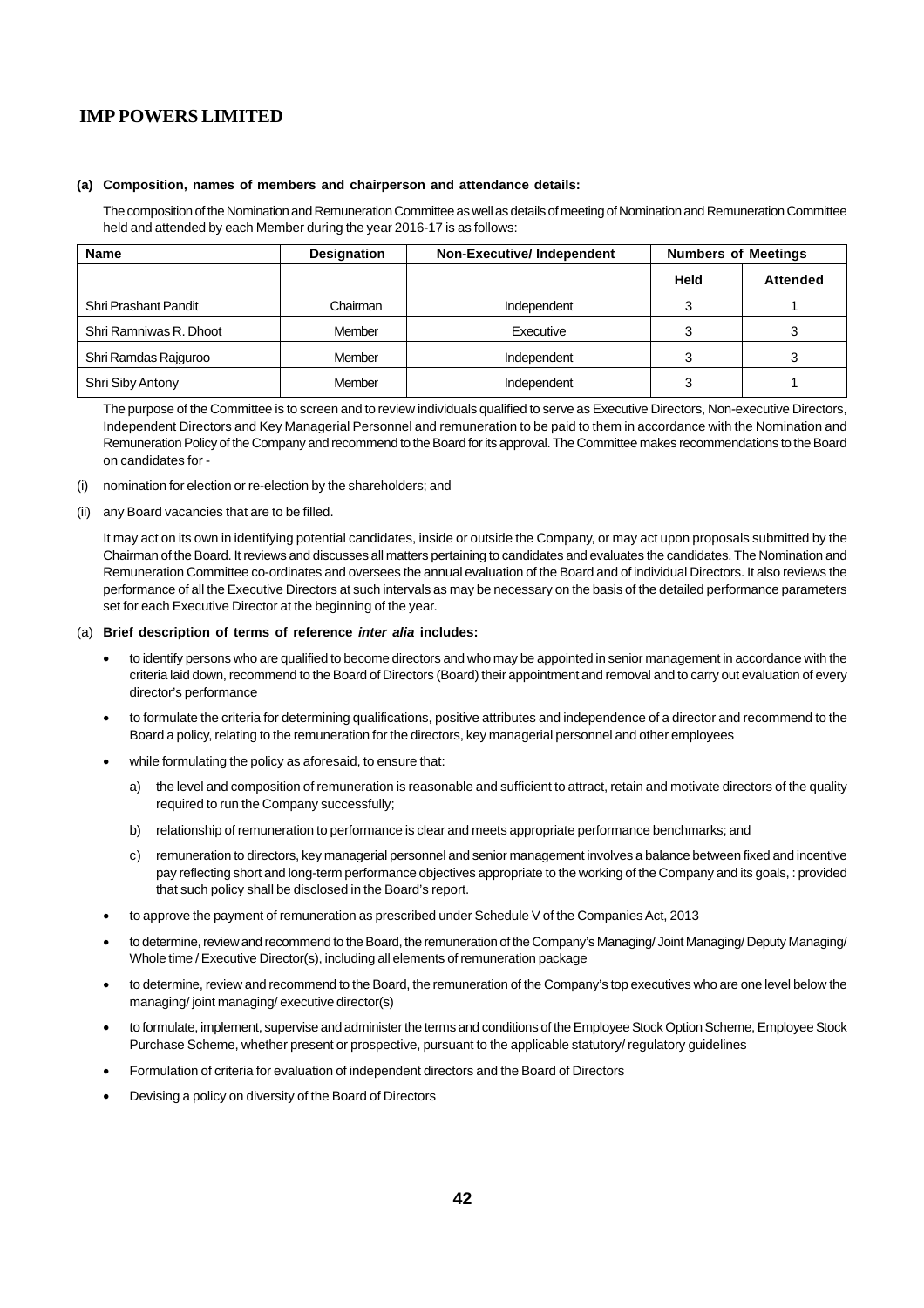**(a) Composition, names of members and chairperson and attendance details:**

The composition of the Nomination and Remuneration Committee as well as details of meeting of Nomination and Remuneration Committee held and attended by each Member during the year 2016-17 is as follows:

| Name | Designation | Non-Executive/ Independent | Numbers of Meetings | |
|---|---|---|---|---|
| | | | Held | Attended |
| Shri Prashant Pandit | Chairman | Independent | 3 | 1 |
| Shri Ramniwas R. Dhoot | Member | Executive | 3 | 3 |
| Shri Ramdas Rajguroo | Member | Independent | 3 | 3 |
| Shri Siby Antony | Member | Independent | 3 | 1 |

The purpose of the Committee is to screen and to review individuals qualified to serve as Executive Directors, Non-executive Directors, Independent Directors and Key Managerial Personnel and remuneration to be paid to them in accordance with the Nomination and Remuneration Policy of the Company and recommend to the Board for its approval. The Committee makes recommendations to the Board on candidates for -

(i) nomination for election or re-election by the shareholders; and

(ii) any Board vacancies that are to be filled.

It may act on its own in identifying potential candidates, inside or outside the Company, or may act upon proposals submitted by the Chairman of the Board. It reviews and discusses all matters pertaining to candidates and evaluates the candidates. The Nomination and Remuneration Committee co-ordinates and oversees the annual evaluation of the Board and of individual Directors. It also reviews the performance of all the Executive Directors at such intervals as may be necessary on the basis of the detailed performance parameters set for each Executive Director at the beginning of the year.

(a) **Brief description of terms of reference *inter alia* includes:**

- to identify persons who are qualified to become directors and who may be appointed in senior management in accordance with the criteria laid down, recommend to the Board of Directors (Board) their appointment and removal and to carry out evaluation of every director's performance
- to formulate the criteria for determining qualifications, positive attributes and independence of a director and recommend to the Board a policy, relating to the remuneration for the directors, key managerial personnel and other employees
- while formulating the policy as aforesaid, to ensure that:
  - a) the level and composition of remuneration is reasonable and sufficient to attract, retain and motivate directors of the quality required to run the Company successfully;
  - b) relationship of remuneration to performance is clear and meets appropriate performance benchmarks; and
  - c) remuneration to directors, key managerial personnel and senior management involves a balance between fixed and incentive pay reflecting short and long-term performance objectives appropriate to the working of the Company and its goals, : provided that such policy shall be disclosed in the Board's report.
- to approve the payment of remuneration as prescribed under Schedule V of the Companies Act, 2013
- to determine, review and recommend to the Board, the remuneration of the Company's Managing/ Joint Managing/ Deputy Managing/ Whole time / Executive Director(s), including all elements of remuneration package
- to determine, review and recommend to the Board, the remuneration of the Company's top executives who are one level below the managing/ joint managing/ executive director(s)
- to formulate, implement, supervise and administer the terms and conditions of the Employee Stock Option Scheme, Employee Stock Purchase Scheme, whether present or prospective, pursuant to the applicable statutory/ regulatory guidelines
- Formulation of criteria for evaluation of independent directors and the Board of Directors
- Devising a policy on diversity of the Board of Directors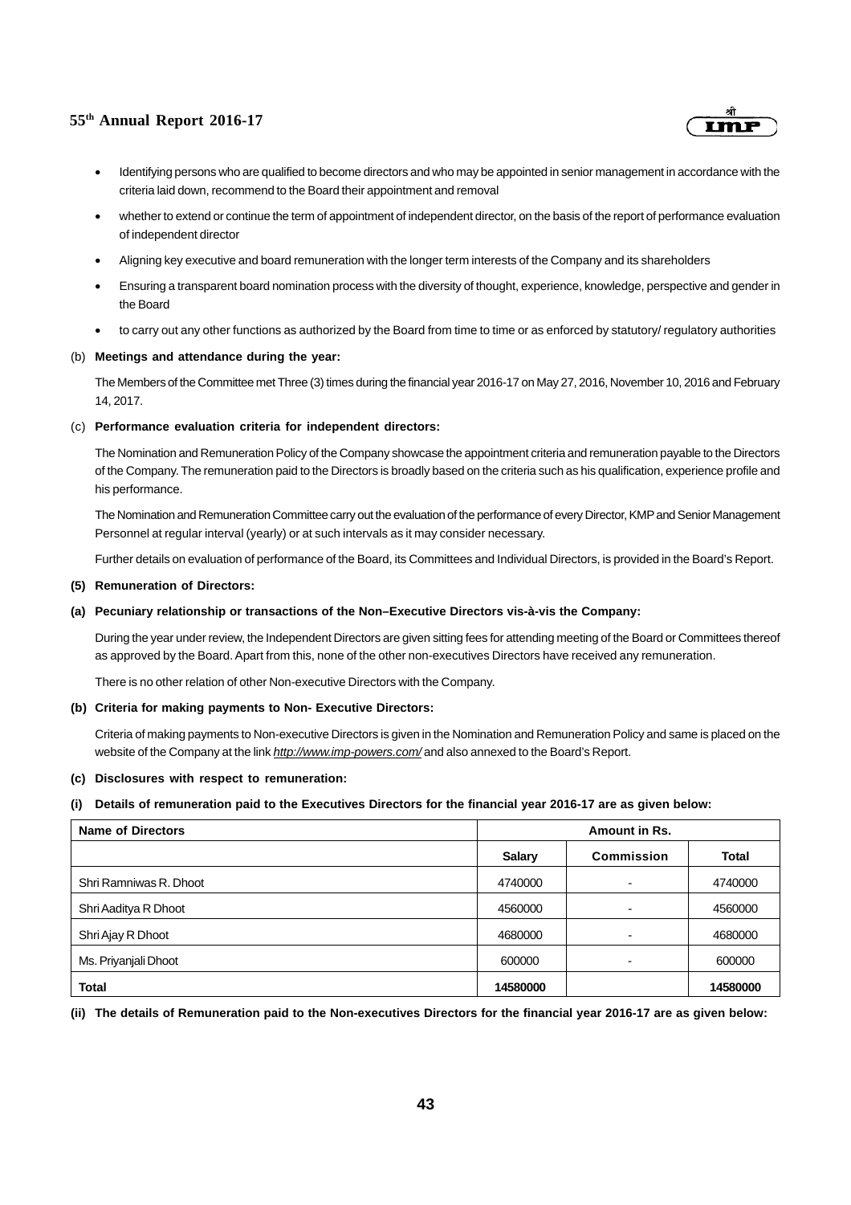- Identifying persons who are qualified to become directors and who may be appointed in senior management in accordance with the criteria laid down, recommend to the Board their appointment and removal
- whether to extend or continue the term of appointment of independent director, on the basis of the report of performance evaluation of independent director
- Aligning key executive and board remuneration with the longer term interests of the Company and its shareholders
- Ensuring a transparent board nomination process with the diversity of thought, experience, knowledge, perspective and gender in the Board
- to carry out any other functions as authorized by the Board from time to time or as enforced by statutory/ regulatory authorities

(b) **Meetings and attendance during the year:**

The Members of the Committee met Three (3) times during the financial year 2016-17 on May 27, 2016, November 10, 2016 and February 14, 2017.

(c) **Performance evaluation criteria for independent directors:**

The Nomination and Remuneration Policy of the Company showcase the appointment criteria and remuneration payable to the Directors of the Company. The remuneration paid to the Directors is broadly based on the criteria such as his qualification, experience profile and his performance.

The Nomination and Remuneration Committee carry out the evaluation of the performance of every Director, KMP and Senior Management Personnel at regular interval (yearly) or at such intervals as it may consider necessary.

Further details on evaluation of performance of the Board, its Committees and Individual Directors, is provided in the Board's Report.

**(5) Remuneration of Directors:**

**(a) Pecuniary relationship or transactions of the Non–Executive Directors vis-à-vis the Company:**

During the year under review, the Independent Directors are given sitting fees for attending meeting of the Board or Committees thereof as approved by the Board. Apart from this, none of the other non-executives Directors have received any remuneration.

There is no other relation of other Non-executive Directors with the Company.

**(b) Criteria for making payments to Non- Executive Directors:**

Criteria of making payments to Non-executive Directors is given in the Nomination and Remuneration Policy and same is placed on the website of the Company at the link *http://www.imp-powers.com/* and also annexed to the Board's Report.

**(c) Disclosures with respect to remuneration:**

**(i) Details of remuneration paid to the Executives Directors for the financial year 2016-17 are as given below:**

| Name of Directors | Amount in Rs. | | |
|---|---|---|---|
| | Salary | Commission | Total |
| Shri Ramniwas R. Dhoot | 4740000 | - | 4740000 |
| Shri Aaditya R Dhoot | 4560000 | - | 4560000 |
| Shri Ajay R Dhoot | 4680000 | - | 4680000 |
| Ms. Priyanjali Dhoot | 600000 | - | 600000 |
| **Total** | **14580000** | | **14580000** |

**(ii) The details of Remuneration paid to the Non-executives Directors for the financial year 2016-17 are as given below:**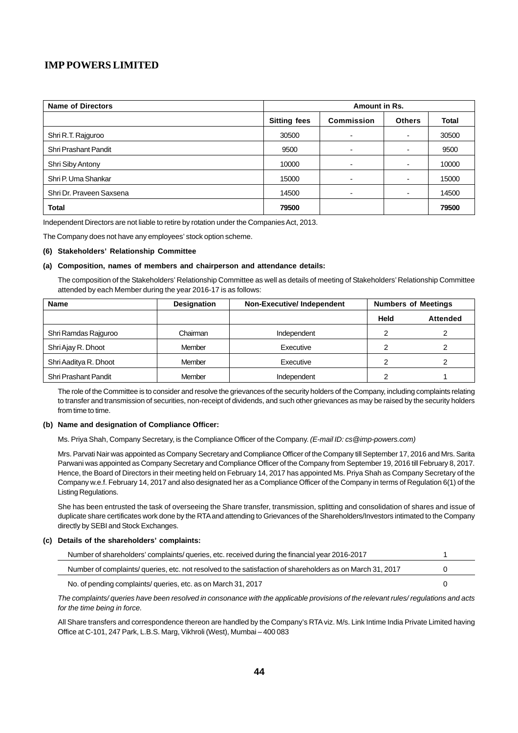| Name of Directors | Amount in Rs. | | | |
|---|---|---|---|---|
| | Sitting fees | Commission | Others | Total |
| Shri R.T. Rajguroo | 30500 | - | - | 30500 |
| Shri Prashant Pandit | 9500 | - | - | 9500 |
| Shri Siby Antony | 10000 | - | - | 10000 |
| Shri P. Uma Shankar | 15000 | - | - | 15000 |
| Shri Dr. Praveen Saxsena | 14500 | - | - | 14500 |
| **Total** | **79500** | | | **79500** |

Independent Directors are not liable to retire by rotation under the Companies Act, 2013.

The Company does not have any employees' stock option scheme.

#### (6) Stakeholders' Relationship Committee

#### (a) Composition, names of members and chairperson and attendance details:

The composition of the Stakeholders' Relationship Committee as well as details of meeting of Stakeholders' Relationship Committee attended by each Member during the year 2016-17 is as follows:

| Name | Designation | Non-Executive/ Independent | Numbers of Meetings | |
|---|---|---|---|---|
| | | | Held | Attended |
| Shri Ramdas Rajguroo | Chairman | Independent | 2 | 2 |
| Shri Ajay R. Dhoot | Member | Executive | 2 | 2 |
| Shri Aaditya R. Dhoot | Member | Executive | 2 | 2 |
| Shri Prashant Pandit | Member | Independent | 2 | 1 |

The role of the Committee is to consider and resolve the grievances of the security holders of the Company, including complaints relating to transfer and transmission of securities, non-receipt of dividends, and such other grievances as may be raised by the security holders from time to time.

#### (b) Name and designation of Compliance Officer:

Ms. Priya Shah, Company Secretary, is the Compliance Officer of the Company. *(E-mail ID: cs@imp-powers.com)*

Mrs. Parvati Nair was appointed as Company Secretary and Compliance Officer of the Company till September 17, 2016 and Mrs. Sarita Parwani was appointed as Company Secretary and Compliance Officer of the Company from September 19, 2016 till February 8, 2017. Hence, the Board of Directors in their meeting held on February 14, 2017 has appointed Ms. Priya Shah as Company Secretary of the Company w.e.f. February 14, 2017 and also designated her as a Compliance Officer of the Company in terms of Regulation 6(1) of the Listing Regulations.

She has been entrusted the task of overseeing the Share transfer, transmission, splitting and consolidation of shares and issue of duplicate share certificates work done by the RTA and attending to Grievances of the Shareholders/Investors intimated to the Company directly by SEBI and Stock Exchanges.

#### (c) Details of the shareholders' complaints:

| | |
|---|---|
| Number of shareholders' complaints/ queries, etc. received during the financial year 2016-2017 | 1 |
| Number of complaints/ queries, etc. not resolved to the satisfaction of shareholders as on March 31, 2017 | 0 |
| No. of pending complaints/ queries, etc. as on March 31, 2017 | 0 |

*The complaints/ queries have been resolved in consonance with the applicable provisions of the relevant rules/ regulations and acts for the time being in force.*

All Share transfers and correspondence thereon are handled by the Company's RTA viz. M/s. Link Intime India Private Limited having Office at C-101, 247 Park, L.B.S. Marg, Vikhroli (West), Mumbai – 400 083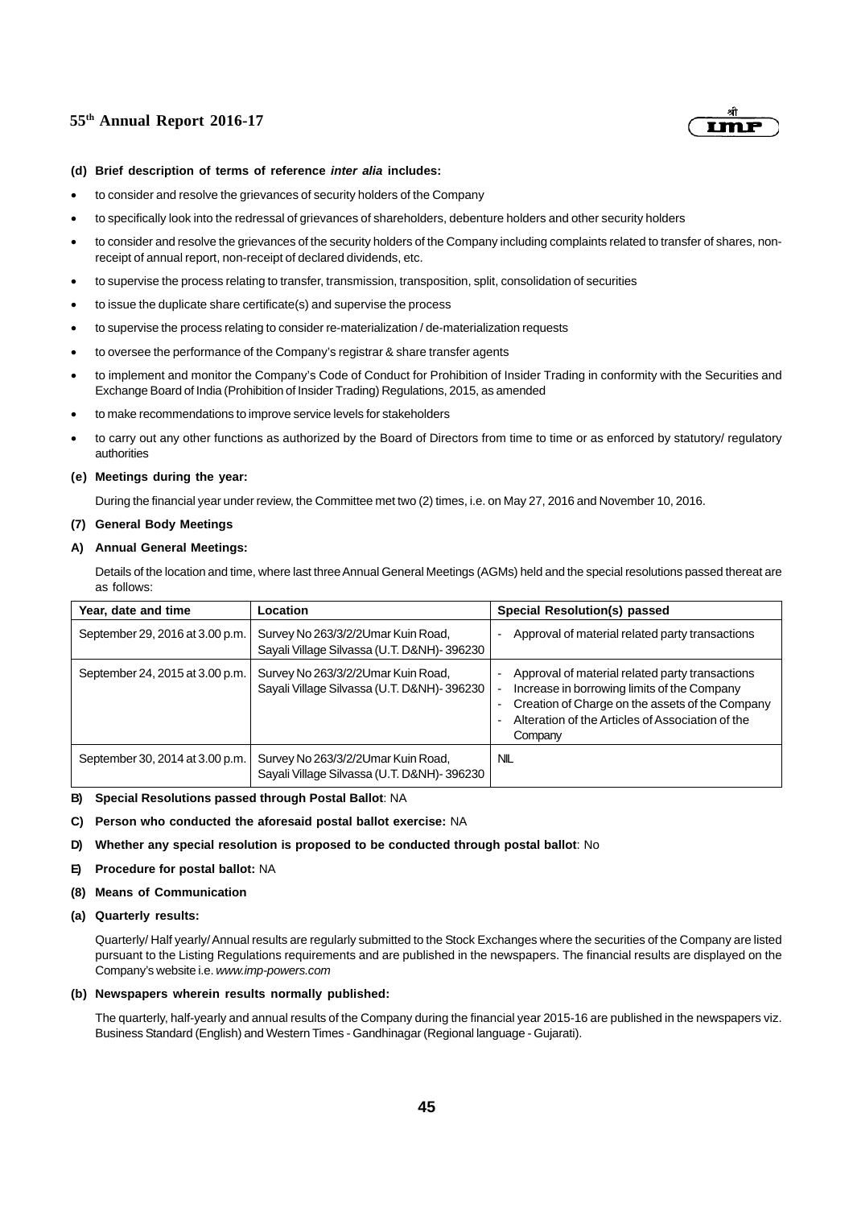#### (d) Brief description of terms of reference *inter alia* includes:

- to consider and resolve the grievances of security holders of the Company
- to specifically look into the redressal of grievances of shareholders, debenture holders and other security holders
- to consider and resolve the grievances of the security holders of the Company including complaints related to transfer of shares, non-receipt of annual report, non-receipt of declared dividends, etc.
- to supervise the process relating to transfer, transmission, transposition, split, consolidation of securities
- to issue the duplicate share certificate(s) and supervise the process
- to supervise the process relating to consider re-materialization / de-materialization requests
- to oversee the performance of the Company's registrar & share transfer agents
- to implement and monitor the Company's Code of Conduct for Prohibition of Insider Trading in conformity with the Securities and Exchange Board of India (Prohibition of Insider Trading) Regulations, 2015, as amended
- to make recommendations to improve service levels for stakeholders
- to carry out any other functions as authorized by the Board of Directors from time to time or as enforced by statutory/ regulatory authorities

#### (e) Meetings during the year:

During the financial year under review, the Committee met two (2) times, i.e. on May 27, 2016 and November 10, 2016.

### (7) General Body Meetings

#### A) Annual General Meetings:

Details of the location and time, where last three Annual General Meetings (AGMs) held and the special resolutions passed thereat are as follows:

| Year, date and time | Location | Special Resolution(s) passed |
|---|---|---|
| September 29, 2016 at 3.00 p.m. | Survey No 263/3/2/2Umar Kuin Road, Sayali Village Silvassa (U.T. D&NH)- 396230 | - Approval of material related party transactions |
| September 24, 2015 at 3.00 p.m. | Survey No 263/3/2/2Umar Kuin Road, Sayali Village Silvassa (U.T. D&NH)- 396230 | - Approval of material related party transactions<br>- Increase in borrowing limits of the Company<br>- Creation of Charge on the assets of the Company<br>- Alteration of the Articles of Association of the Company |
| September 30, 2014 at 3.00 p.m. | Survey No 263/3/2/2Umar Kuin Road, Sayali Village Silvassa (U.T. D&NH)- 396230 | NIL |

**B) Special Resolutions passed through Postal Ballot**: NA

**C) Person who conducted the aforesaid postal ballot exercise:** NA

**D) Whether any special resolution is proposed to be conducted through postal ballot**: No

**E) Procedure for postal ballot:** NA

### (8) Means of Communication

#### (a) Quarterly results:

Quarterly/ Half yearly/ Annual results are regularly submitted to the Stock Exchanges where the securities of the Company are listed pursuant to the Listing Regulations requirements and are published in the newspapers. The financial results are displayed on the Company's website i.e. *www.imp-powers.com*

#### (b) Newspapers wherein results normally published:

The quarterly, half-yearly and annual results of the Company during the financial year 2015-16 are published in the newspapers viz. Business Standard (English) and Western Times - Gandhinagar (Regional language - Gujarati).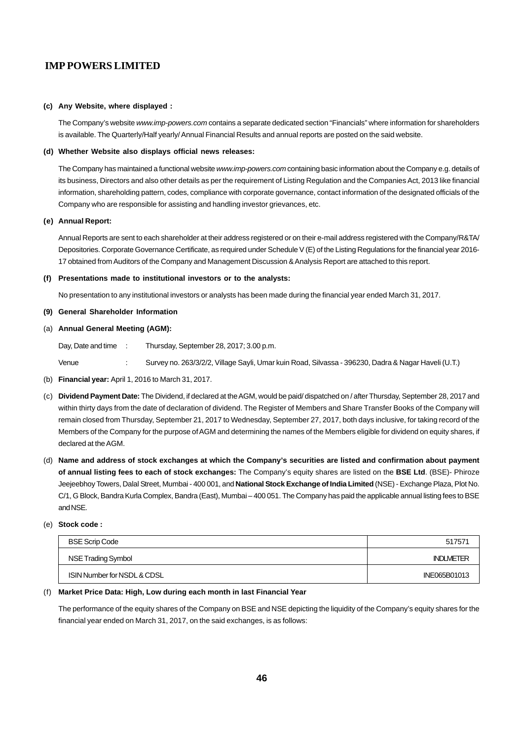**(c) Any Website, where displayed :**

The Company's website *www.imp-powers.com* contains a separate dedicated section "Financials" where information for shareholders is available. The Quarterly/Half yearly/ Annual Financial Results and annual reports are posted on the said website.

**(d) Whether Website also displays official news releases:**

The Company has maintained a functional website *www.imp-powers.com* containing basic information about the Company e.g. details of its business, Directors and also other details as per the requirement of Listing Regulation and the Companies Act, 2013 like financial information, shareholding pattern, codes, compliance with corporate governance, contact information of the designated officials of the Company who are responsible for assisting and handling investor grievances, etc.

**(e) Annual Report:**

Annual Reports are sent to each shareholder at their address registered or on their e-mail address registered with the Company/R&TA/ Depositories. Corporate Governance Certificate, as required under Schedule V (E) of the Listing Regulations for the financial year 2016-17 obtained from Auditors of the Company and Management Discussion & Analysis Report are attached to this report.

**(f) Presentations made to institutional investors or to the analysts:**

No presentation to any institutional investors or analysts has been made during the financial year ended March 31, 2017.

**(9) General Shareholder Information**

(a) **Annual General Meeting (AGM):**

Day, Date and time : Thursday, September 28, 2017; 3.00 p.m.

Venue : Survey no. 263/3/2/2, Village Sayli, Umar kuin Road, Silvassa - 396230, Dadra & Nagar Haveli (U.T.)

(b) **Financial year:** April 1, 2016 to March 31, 2017.

(c) **Dividend Payment Date:** The Dividend, if declared at the AGM, would be paid/ dispatched on / after Thursday, September 28, 2017 and within thirty days from the date of declaration of dividend. The Register of Members and Share Transfer Books of the Company will remain closed from Thursday, September 21, 2017 to Wednesday, September 27, 2017, both days inclusive, for taking record of the Members of the Company for the purpose of AGM and determining the names of the Members eligible for dividend on equity shares, if declared at the AGM.

(d) **Name and address of stock exchanges at which the Company's securities are listed and confirmation about payment of annual listing fees to each of stock exchanges:** The Company's equity shares are listed on the **BSE Ltd**. (BSE)- Phiroze Jeejeebhoy Towers, Dalal Street, Mumbai - 400 001, and **National Stock Exchange of India Limited** (NSE) - Exchange Plaza, Plot No. C/1, G Block, Bandra Kurla Complex, Bandra (East), Mumbai – 400 051. The Company has paid the applicable annual listing fees to BSE and NSE.

(e) **Stock code :**

| | |
|---|---|
| BSE Scrip Code | 517571 |
| NSE Trading Symbol | INDLMETER |
| ISIN Number for NSDL & CDSL | INE065B01013 |

(f) **Market Price Data: High, Low during each month in last Financial Year**

The performance of the equity shares of the Company on BSE and NSE depicting the liquidity of the Company's equity shares for the financial year ended on March 31, 2017, on the said exchanges, is as follows: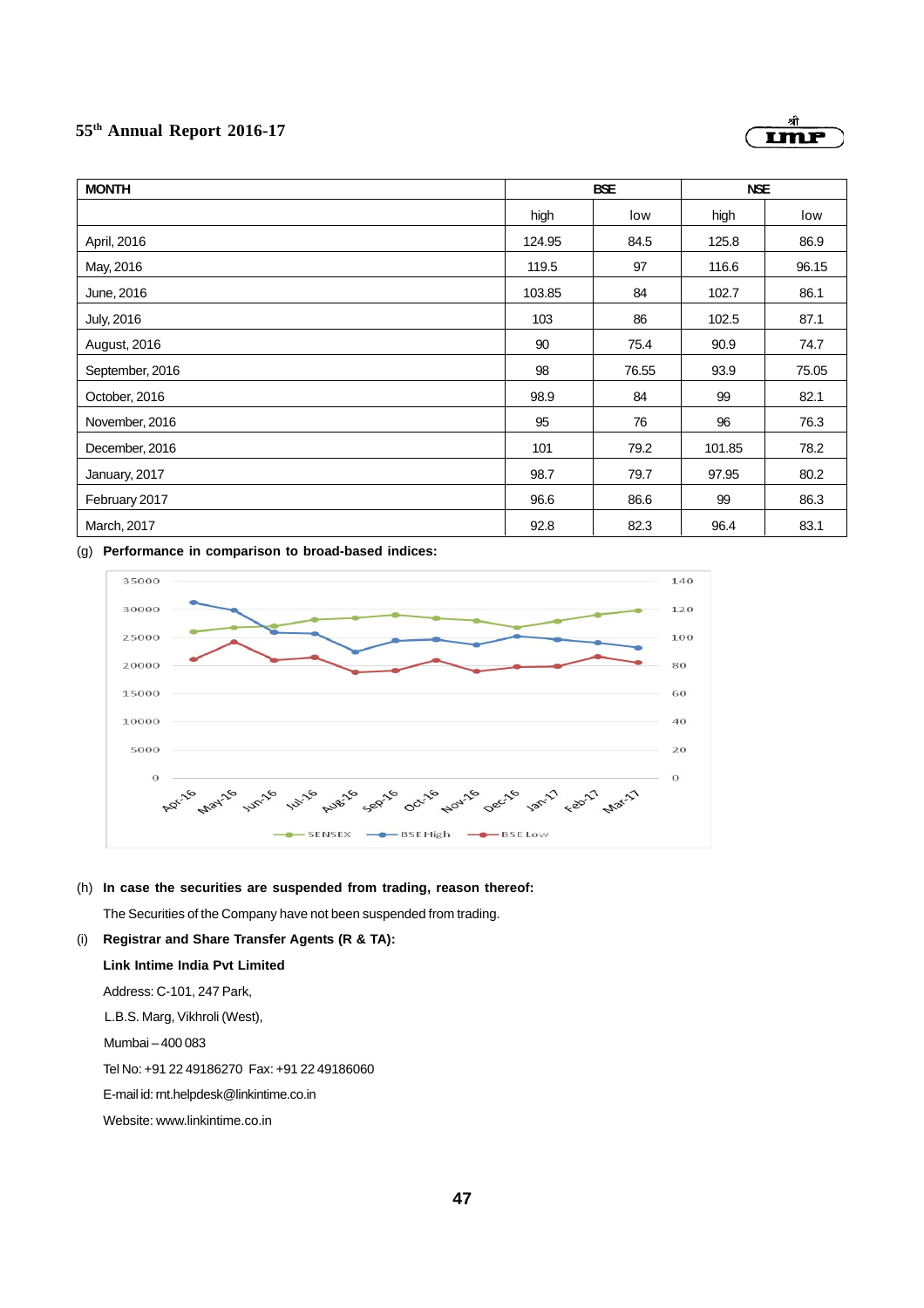| MONTH | BSE | | NSE | |
|---|---|---|---|---|
| | high | low | high | low |
| April, 2016 | 124.95 | 84.5 | 125.8 | 86.9 |
| May, 2016 | 119.5 | 97 | 116.6 | 96.15 |
| June, 2016 | 103.85 | 84 | 102.7 | 86.1 |
| July, 2016 | 103 | 86 | 102.5 | 87.1 |
| August, 2016 | 90 | 75.4 | 90.9 | 74.7 |
| September, 2016 | 98 | 76.55 | 93.9 | 75.05 |
| October, 2016 | 98.9 | 84 | 99 | 82.1 |
| November, 2016 | 95 | 76 | 96 | 76.3 |
| December, 2016 | 101 | 79.2 | 101.85 | 78.2 |
| January, 2017 | 98.7 | 79.7 | 97.95 | 80.2 |
| February 2017 | 96.6 | 86.6 | 99 | 86.3 |
| March, 2017 | 92.8 | 82.3 | 96.4 | 83.1 |

(g) **Performance in comparison to broad-based indices:**

(h) **In case the securities are suspended from trading, reason thereof:**

The Securities of the Company have not been suspended from trading.

(i) **Registrar and Share Transfer Agents (R & TA):**

**Link Intime India Pvt Limited**

Address: C-101, 247 Park,

L.B.S. Marg, Vikhroli (West),

Mumbai – 400 083

Tel No: +91 22 49186270 Fax: +91 22 49186060

E-mail id: rnt.helpdesk@linkintime.co.in

Website: www.linkintime.co.in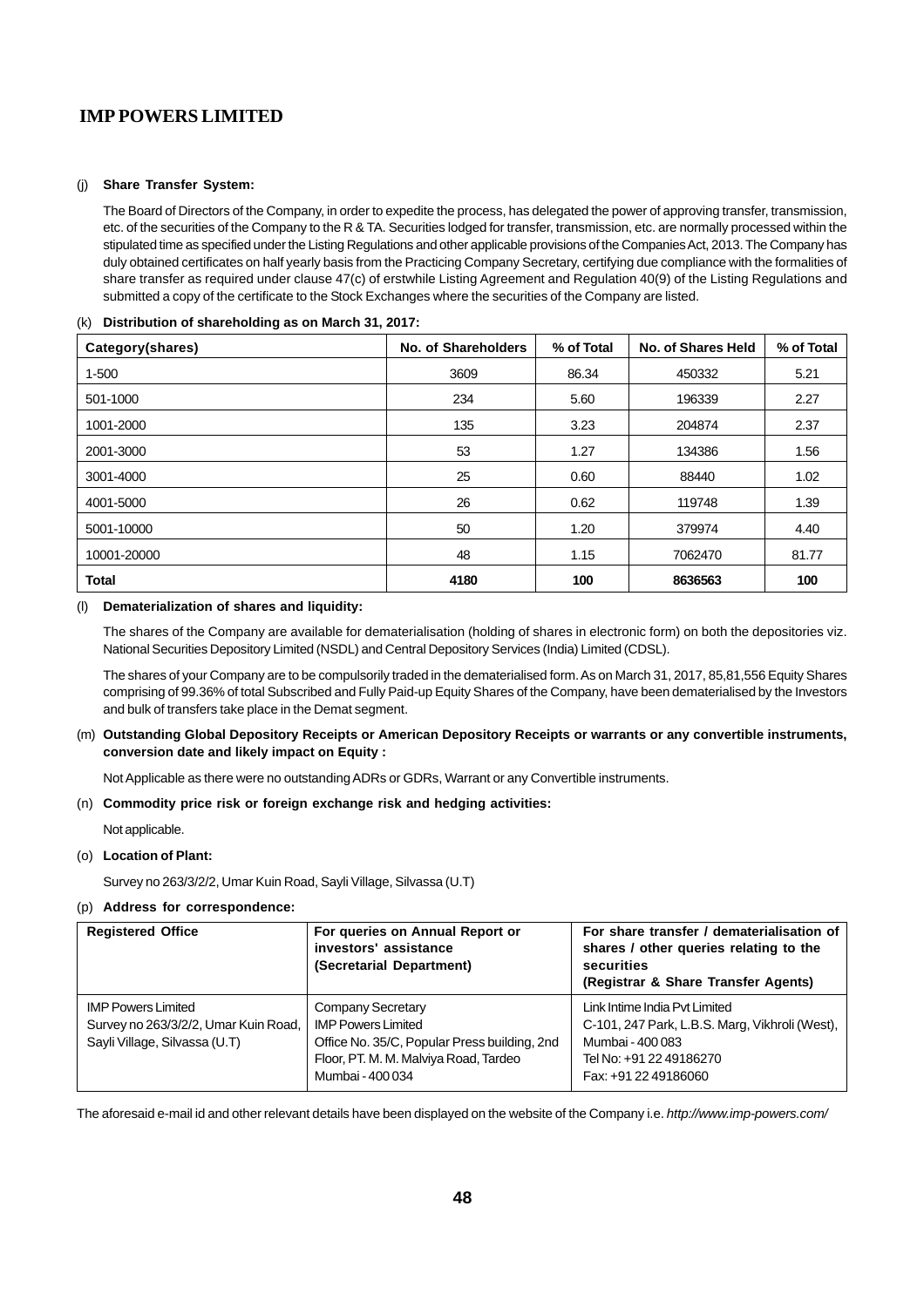**IMP POWERS LIMITED**

(j) **Share Transfer System:**

The Board of Directors of the Company, in order to expedite the process, has delegated the power of approving transfer, transmission, etc. of the securities of the Company to the R & TA. Securities lodged for transfer, transmission, etc. are normally processed within the stipulated time as specified under the Listing Regulations and other applicable provisions of the Companies Act, 2013. The Company has duly obtained certificates on half yearly basis from the Practicing Company Secretary, certifying due compliance with the formalities of share transfer as required under clause 47(c) of erstwhile Listing Agreement and Regulation 40(9) of the Listing Regulations and submitted a copy of the certificate to the Stock Exchanges where the securities of the Company are listed.

(k) **Distribution of shareholding as on March 31, 2017:**

| Category(shares) | No. of Shareholders | % of Total | No. of Shares Held | % of Total |
|---|---|---|---|---|
| 1-500 | 3609 | 86.34 | 450332 | 5.21 |
| 501-1000 | 234 | 5.60 | 196339 | 2.27 |
| 1001-2000 | 135 | 3.23 | 204874 | 2.37 |
| 2001-3000 | 53 | 1.27 | 134386 | 1.56 |
| 3001-4000 | 25 | 0.60 | 88440 | 1.02 |
| 4001-5000 | 26 | 0.62 | 119748 | 1.39 |
| 5001-10000 | 50 | 1.20 | 379974 | 4.40 |
| 10001-20000 | 48 | 1.15 | 7062470 | 81.77 |
| **Total** | **4180** | **100** | **8636563** | **100** |

(l) **Dematerialization of shares and liquidity:**

The shares of the Company are available for dematerialisation (holding of shares in electronic form) on both the depositories viz. National Securities Depository Limited (NSDL) and Central Depository Services (India) Limited (CDSL).

The shares of your Company are to be compulsorily traded in the dematerialised form. As on March 31, 2017, 85,81,556 Equity Shares comprising of 99.36% of total Subscribed and Fully Paid-up Equity Shares of the Company, have been dematerialised by the Investors and bulk of transfers take place in the Demat segment.

(m) **Outstanding Global Depository Receipts or American Depository Receipts or warrants or any convertible instruments, conversion date and likely impact on Equity :**

Not Applicable as there were no outstanding ADRs or GDRs, Warrant or any Convertible instruments.

(n) **Commodity price risk or foreign exchange risk and hedging activities:**

Not applicable.

(o) **Location of Plant:**

Survey no 263/3/2/2, Umar Kuin Road, Sayli Village, Silvassa (U.T)

(p) **Address for correspondence:**

| **Registered Office** | **For queries on Annual Report or investors' assistance (Secretarial Department)** | **For share transfer / dematerialisation of shares / other queries relating to the securities (Registrar & Share Transfer Agents)** |
|---|---|---|
| IMP Powers Limited<br>Survey no 263/3/2/2, Umar Kuin Road,<br>Sayli Village, Silvassa (U.T) | Company Secretary<br>IMP Powers Limited<br>Office No. 35/C, Popular Press building, 2nd Floor, PT. M. M. Malviya Road, Tardeo<br>Mumbai - 400 034 | Link Intime India Pvt Limited<br>C-101, 247 Park, L.B.S. Marg, Vikhroli (West),<br>Mumbai - 400 083<br>Tel No: +91 22 49186270<br>Fax: +91 22 49186060 |

The aforesaid e-mail id and other relevant details have been displayed on the website of the Company i.e. *http://www.imp-powers.com/*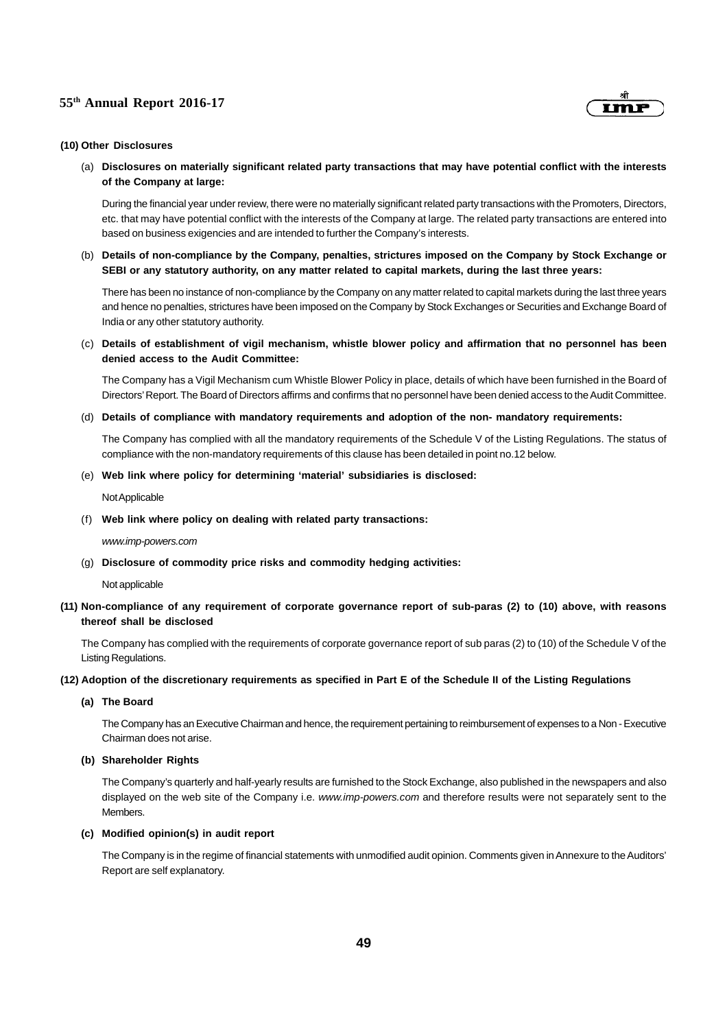**(10) Other Disclosures**

(a) **Disclosures on materially significant related party transactions that may have potential conflict with the interests of the Company at large:**

During the financial year under review, there were no materially significant related party transactions with the Promoters, Directors, etc. that may have potential conflict with the interests of the Company at large. The related party transactions are entered into based on business exigencies and are intended to further the Company's interests.

(b) **Details of non-compliance by the Company, penalties, strictures imposed on the Company by Stock Exchange or SEBI or any statutory authority, on any matter related to capital markets, during the last three years:**

There has been no instance of non-compliance by the Company on any matter related to capital markets during the last three years and hence no penalties, strictures have been imposed on the Company by Stock Exchanges or Securities and Exchange Board of India or any other statutory authority.

(c) **Details of establishment of vigil mechanism, whistle blower policy and affirmation that no personnel has been denied access to the Audit Committee:**

The Company has a Vigil Mechanism cum Whistle Blower Policy in place, details of which have been furnished in the Board of Directors' Report. The Board of Directors affirms and confirms that no personnel have been denied access to the Audit Committee.

(d) **Details of compliance with mandatory requirements and adoption of the non- mandatory requirements:**

The Company has complied with all the mandatory requirements of the Schedule V of the Listing Regulations. The status of compliance with the non-mandatory requirements of this clause has been detailed in point no.12 below.

(e) **Web link where policy for determining 'material' subsidiaries is disclosed:**

Not Applicable

(f) **Web link where policy on dealing with related party transactions:**

*www.imp-powers.com*

(g) **Disclosure of commodity price risks and commodity hedging activities:**

Not applicable

**(11) Non-compliance of any requirement of corporate governance report of sub-paras (2) to (10) above, with reasons thereof shall be disclosed**

The Company has complied with the requirements of corporate governance report of sub paras (2) to (10) of the Schedule V of the Listing Regulations.

**(12) Adoption of the discretionary requirements as specified in Part E of the Schedule II of the Listing Regulations**

**(a) The Board**

The Company has an Executive Chairman and hence, the requirement pertaining to reimbursement of expenses to a Non - Executive Chairman does not arise.

**(b) Shareholder Rights**

The Company's quarterly and half-yearly results are furnished to the Stock Exchange, also published in the newspapers and also displayed on the web site of the Company i.e. *www.imp-powers.com* and therefore results were not separately sent to the Members.

**(c) Modified opinion(s) in audit report**

The Company is in the regime of financial statements with unmodified audit opinion. Comments given in Annexure to the Auditors' Report are self explanatory.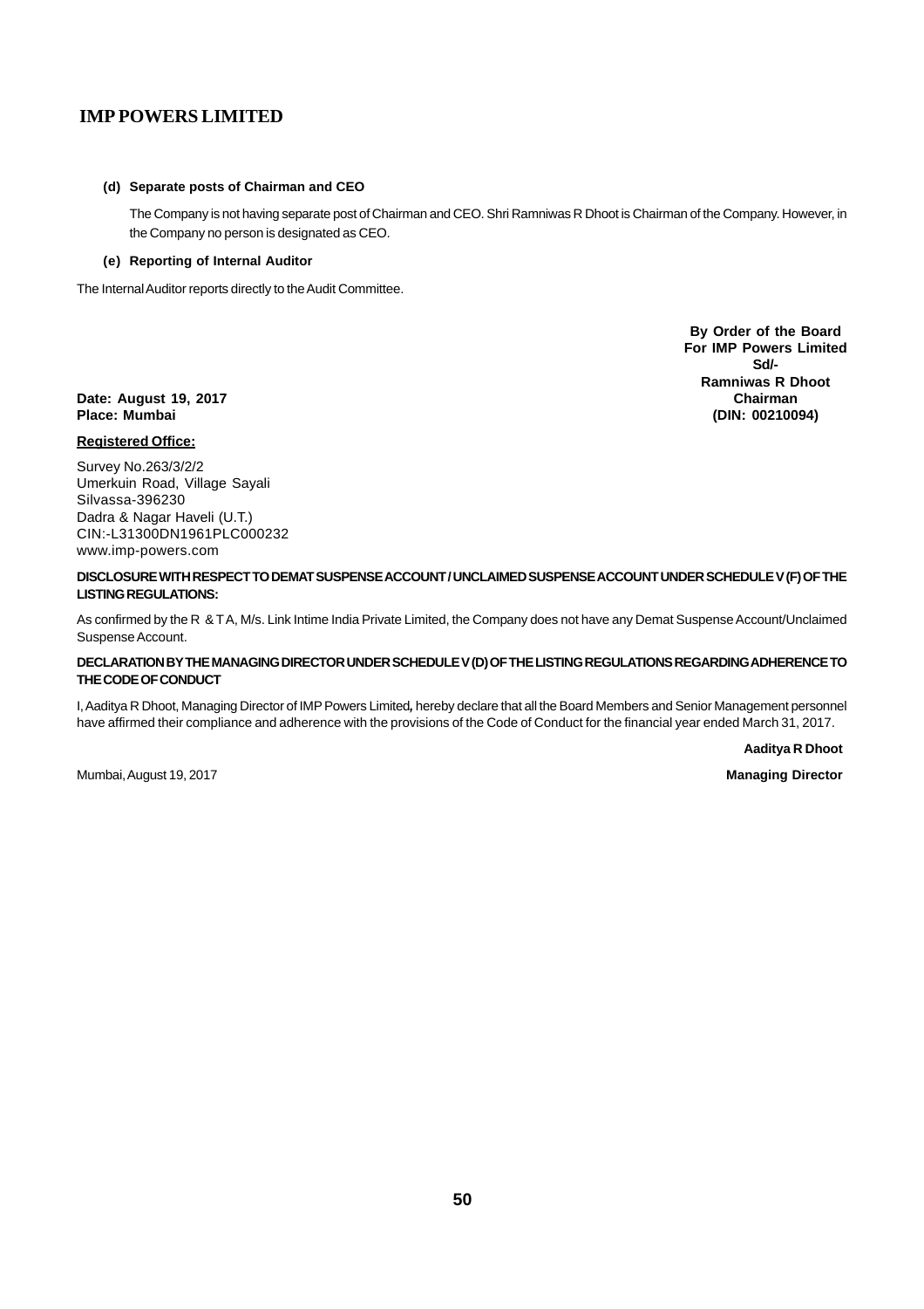**(d) Separate posts of Chairman and CEO**

The Company is not having separate post of Chairman and CEO. Shri Ramniwas R Dhoot is Chairman of the Company. However, in the Company no person is designated as CEO.

**(e) Reporting of Internal Auditor**

The Internal Auditor reports directly to the Audit Committee.

**By Order of the Board**
**For IMP Powers Limited**
**Sd/-**
**Ramniwas R Dhoot**
**Chairman**
**(DIN: 00210094)**

**Date: August 19, 2017**
**Place: Mumbai**

**Registered Office:**

Survey No.263/3/2/2
Umerkuin Road, Village Sayali
Silvassa-396230
Dadra & Nagar Haveli (U.T.)
CIN:-L31300DN1961PLC000232
www.imp-powers.com

**DISCLOSURE WITH RESPECT TO DEMAT SUSPENSE ACCOUNT / UNCLAIMED SUSPENSE ACCOUNT UNDER SCHEDULE V (F) OF THE LISTING REGULATIONS:**

As confirmed by the R & T A, M/s. Link Intime India Private Limited, the Company does not have any Demat Suspense Account/Unclaimed Suspense Account.

**DECLARATION BY THE MANAGING DIRECTOR UNDER SCHEDULE V (D) OF THE LISTING REGULATIONS REGARDING ADHERENCE TO THE CODE OF CONDUCT**

I, Aaditya R Dhoot, Managing Director of IMP Powers Limited, hereby declare that all the Board Members and Senior Management personnel have affirmed their compliance and adherence with the provisions of the Code of Conduct for the financial year ended March 31, 2017.

**Aaditya R Dhoot**

Mumbai, August 19, 2017 **Managing Director**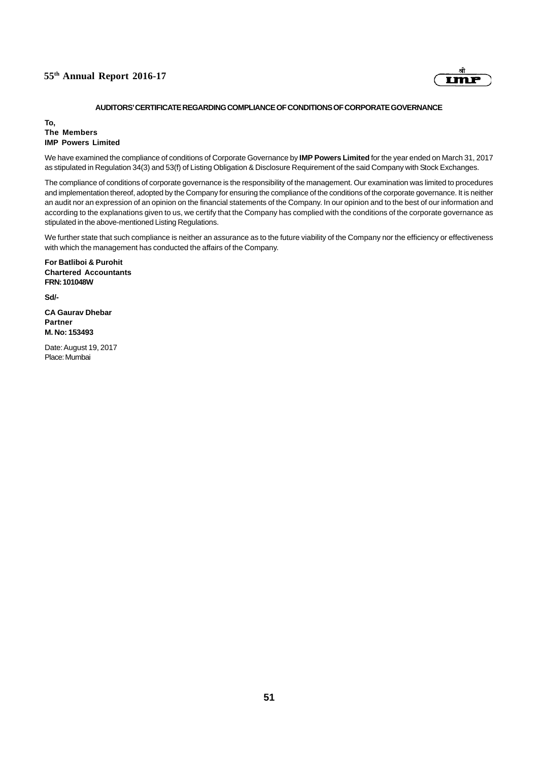## AUDITORS' CERTIFICATE REGARDING COMPLIANCE OF CONDITIONS OF CORPORATE GOVERNANCE

**To,**
**The Members**
**IMP Powers Limited**

We have examined the compliance of conditions of Corporate Governance by **IMP Powers Limited** for the year ended on March 31, 2017 as stipulated in Regulation 34(3) and 53(f) of Listing Obligation & Disclosure Requirement of the said Company with Stock Exchanges.

The compliance of conditions of corporate governance is the responsibility of the management. Our examination was limited to procedures and implementation thereof, adopted by the Company for ensuring the compliance of the conditions of the corporate governance. It is neither an audit nor an expression of an opinion on the financial statements of the Company. In our opinion and to the best of our information and according to the explanations given to us, we certify that the Company has complied with the conditions of the corporate governance as stipulated in the above-mentioned Listing Regulations.

We further state that such compliance is neither an assurance as to the future viability of the Company nor the efficiency or effectiveness with which the management has conducted the affairs of the Company.

**For Batliboi & Purohit**
**Chartered Accountants**
**FRN: 101048W**

**Sd/-**

**CA Gaurav Dhebar**
**Partner**
**M. No: 153493**

Date: August 19, 2017
Place: Mumbai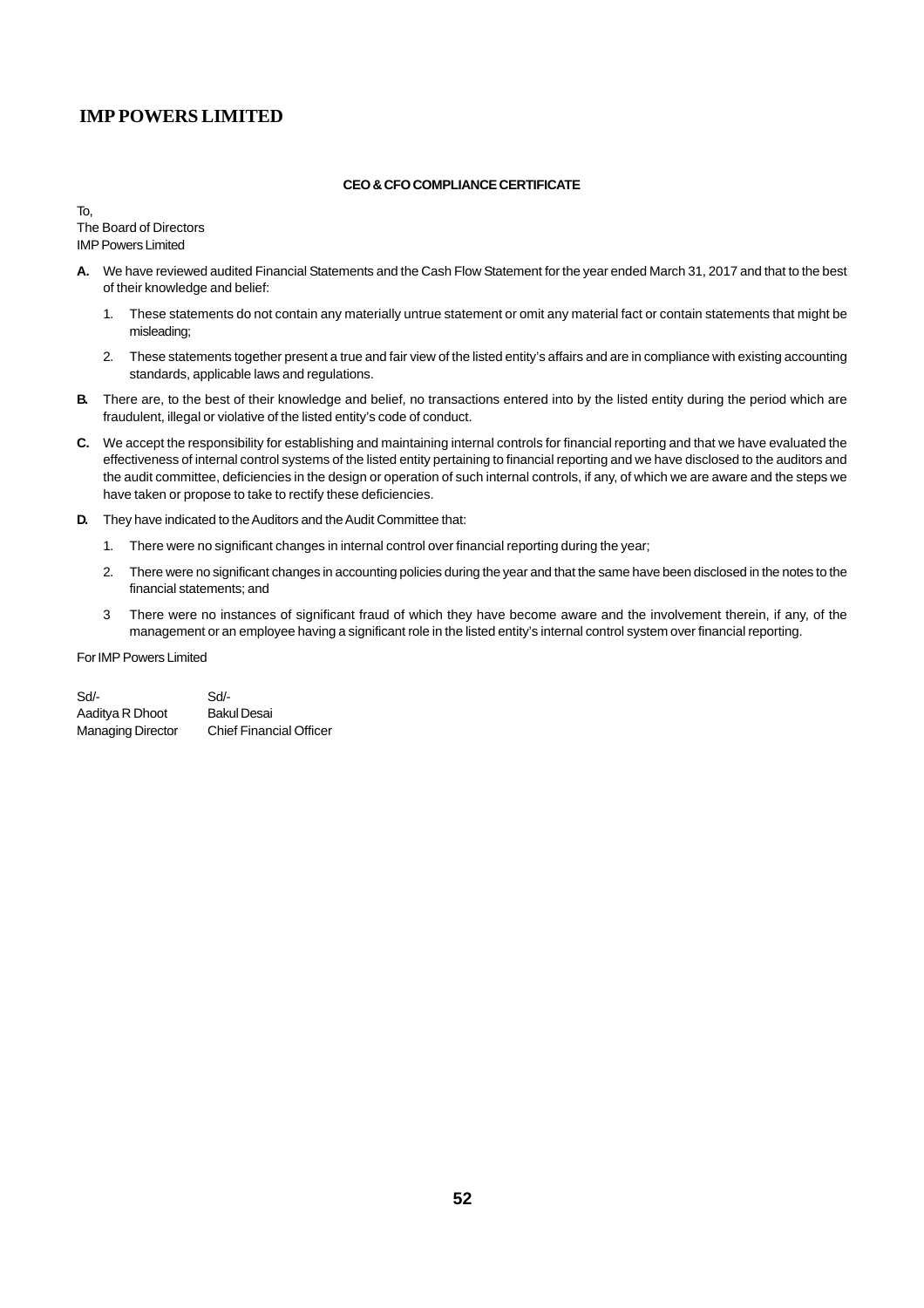# IMP POWERS LIMITED

**CEO & CFO COMPLIANCE CERTIFICATE**

To,
The Board of Directors
IMP Powers Limited

**A.** We have reviewed audited Financial Statements and the Cash Flow Statement for the year ended March 31, 2017 and that to the best of their knowledge and belief:

1. These statements do not contain any materially untrue statement or omit any material fact or contain statements that might be misleading;
2. These statements together present a true and fair view of the listed entity's affairs and are in compliance with existing accounting standards, applicable laws and regulations.

**B.** There are, to the best of their knowledge and belief, no transactions entered into by the listed entity during the period which are fraudulent, illegal or violative of the listed entity's code of conduct.

**C.** We accept the responsibility for establishing and maintaining internal controls for financial reporting and that we have evaluated the effectiveness of internal control systems of the listed entity pertaining to financial reporting and we have disclosed to the auditors and the audit committee, deficiencies in the design or operation of such internal controls, if any, of which we are aware and the steps we have taken or propose to take to rectify these deficiencies.

**D.** They have indicated to the Auditors and the Audit Committee that:

1. There were no significant changes in internal control over financial reporting during the year;
2. There were no significant changes in accounting policies during the year and that the same have been disclosed in the notes to the financial statements; and
3. There were no instances of significant fraud of which they have become aware and the involvement therein, if any, of the management or an employee having a significant role in the listed entity's internal control system over financial reporting.

For IMP Powers Limited

| Sd/- | Sd/- |
|---|---|
| Aaditya R Dhoot | Bakul Desai |
| Managing Director | Chief Financial Officer |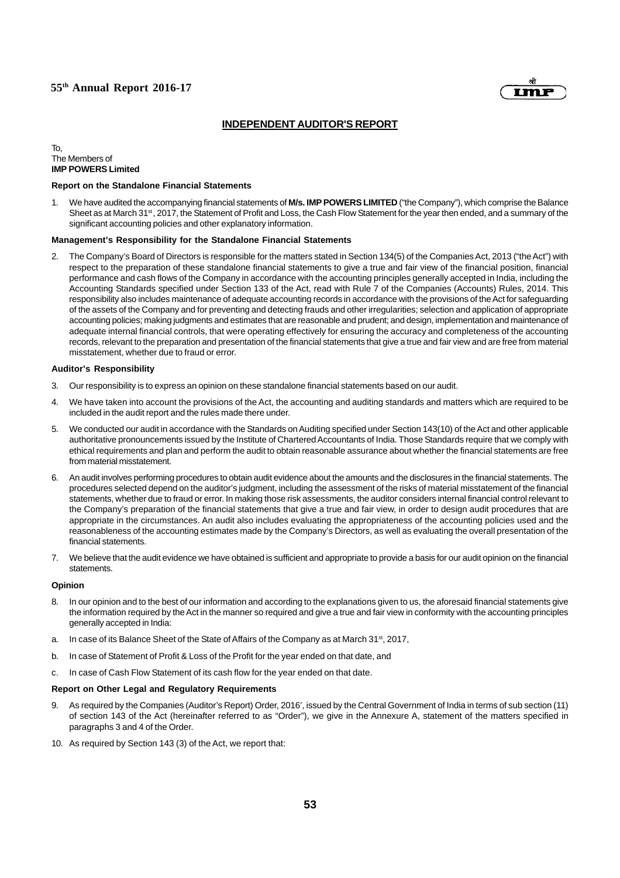## INDEPENDENT AUDITOR'S REPORT

To,
The Members of
**IMP POWERS Limited**

### Report on the Standalone Financial Statements

1. We have audited the accompanying financial statements of **M/s. IMP POWERS LIMITED** ("the Company"), which comprise the Balance Sheet as at March 31st, 2017, the Statement of Profit and Loss, the Cash Flow Statement for the year then ended, and a summary of the significant accounting policies and other explanatory information.

### Management's Responsibility for the Standalone Financial Statements

2. The Company's Board of Directors is responsible for the matters stated in Section 134(5) of the Companies Act, 2013 ("the Act") with respect to the preparation of these standalone financial statements to give a true and fair view of the financial position, financial performance and cash flows of the Company in accordance with the accounting principles generally accepted in India, including the Accounting Standards specified under Section 133 of the Act, read with Rule 7 of the Companies (Accounts) Rules, 2014. This responsibility also includes maintenance of adequate accounting records in accordance with the provisions of the Act for safeguarding of the assets of the Company and for preventing and detecting frauds and other irregularities; selection and application of appropriate accounting policies; making judgments and estimates that are reasonable and prudent; and design, implementation and maintenance of adequate internal financial controls, that were operating effectively for ensuring the accuracy and completeness of the accounting records, relevant to the preparation and presentation of the financial statements that give a true and fair view and are free from material misstatement, whether due to fraud or error.

### Auditor's Responsibility

3. Our responsibility is to express an opinion on these standalone financial statements based on our audit.

4. We have taken into account the provisions of the Act, the accounting and auditing standards and matters which are required to be included in the audit report and the rules made there under.

5. We conducted our audit in accordance with the Standards on Auditing specified under Section 143(10) of the Act and other applicable authoritative pronouncements issued by the Institute of Chartered Accountants of India. Those Standards require that we comply with ethical requirements and plan and perform the audit to obtain reasonable assurance about whether the financial statements are free from material misstatement.

6. An audit involves performing procedures to obtain audit evidence about the amounts and the disclosures in the financial statements. The procedures selected depend on the auditor's judgment, including the assessment of the risks of material misstatement of the financial statements, whether due to fraud or error. In making those risk assessments, the auditor considers internal financial control relevant to the Company's preparation of the financial statements that give a true and fair view, in order to design audit procedures that are appropriate in the circumstances. An audit also includes evaluating the appropriateness of the accounting policies used and the reasonableness of the accounting estimates made by the Company's Directors, as well as evaluating the overall presentation of the financial statements.

7. We believe that the audit evidence we have obtained is sufficient and appropriate to provide a basis for our audit opinion on the financial statements.

### Opinion

8. In our opinion and to the best of our information and according to the explanations given to us, the aforesaid financial statements give the information required by the Act in the manner so required and give a true and fair view in conformity with the accounting principles generally accepted in India:

a. In case of its Balance Sheet of the State of Affairs of the Company as at March 31st, 2017,

b. In case of Statement of Profit & Loss of the Profit for the year ended on that date, and

c. In case of Cash Flow Statement of its cash flow for the year ended on that date.

### Report on Other Legal and Regulatory Requirements

9. As required by the Companies (Auditor's Report) Order, 2016', issued by the Central Government of India in terms of sub section (11) of section 143 of the Act (hereinafter referred to as "Order"), we give in the Annexure A, statement of the matters specified in paragraphs 3 and 4 of the Order.

10. As required by Section 143 (3) of the Act, we report that: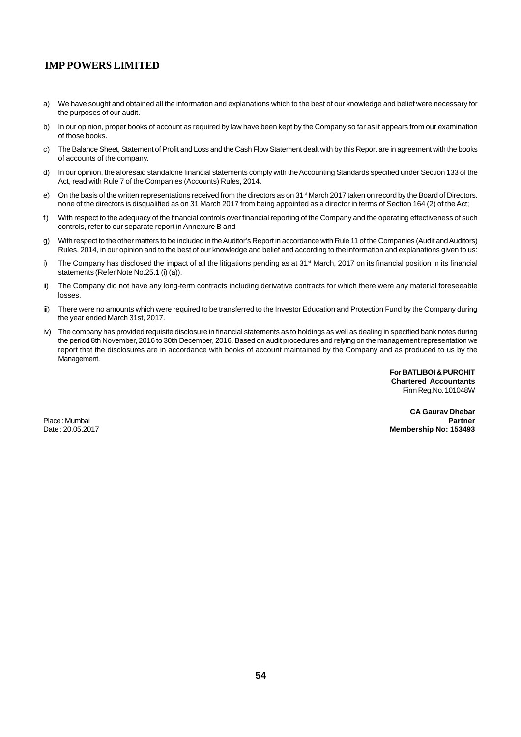a) We have sought and obtained all the information and explanations which to the best of our knowledge and belief were necessary for the purposes of our audit.

b) In our opinion, proper books of account as required by law have been kept by the Company so far as it appears from our examination of those books.

c) The Balance Sheet, Statement of Profit and Loss and the Cash Flow Statement dealt with by this Report are in agreement with the books of accounts of the company.

d) In our opinion, the aforesaid standalone financial statements comply with the Accounting Standards specified under Section 133 of the Act, read with Rule 7 of the Companies (Accounts) Rules, 2014.

e) On the basis of the written representations received from the directors as on 31st March 2017 taken on record by the Board of Directors, none of the directors is disqualified as on 31 March 2017 from being appointed as a director in terms of Section 164 (2) of the Act;

f) With respect to the adequacy of the financial controls over financial reporting of the Company and the operating effectiveness of such controls, refer to our separate report in Annexure B and

g) With respect to the other matters to be included in the Auditor's Report in accordance with Rule 11 of the Companies (Audit and Auditors) Rules, 2014, in our opinion and to the best of our knowledge and belief and according to the information and explanations given to us:

i) The Company has disclosed the impact of all the litigations pending as at 31st March, 2017 on its financial position in its financial statements (Refer Note No.25.1 (i) (a)).

ii) The Company did not have any long-term contracts including derivative contracts for which there were any material foreseeable losses.

iii) There were no amounts which were required to be transferred to the Investor Education and Protection Fund by the Company during the year ended March 31st, 2017.

iv) The company has provided requisite disclosure in financial statements as to holdings as well as dealing in specified bank notes during the period 8th November, 2016 to 30th December, 2016. Based on audit procedures and relying on the management representation we report that the disclosures are in accordance with books of account maintained by the Company and as produced to us by the Management.

**For BATLIBOI & PUROHIT**
**Chartered Accountants**
Firm Reg.No. 101048W

**CA Gaurav Dhebar**
**Partner**
**Membership No: 153493**

Place : Mumbai
Date : 20.05.2017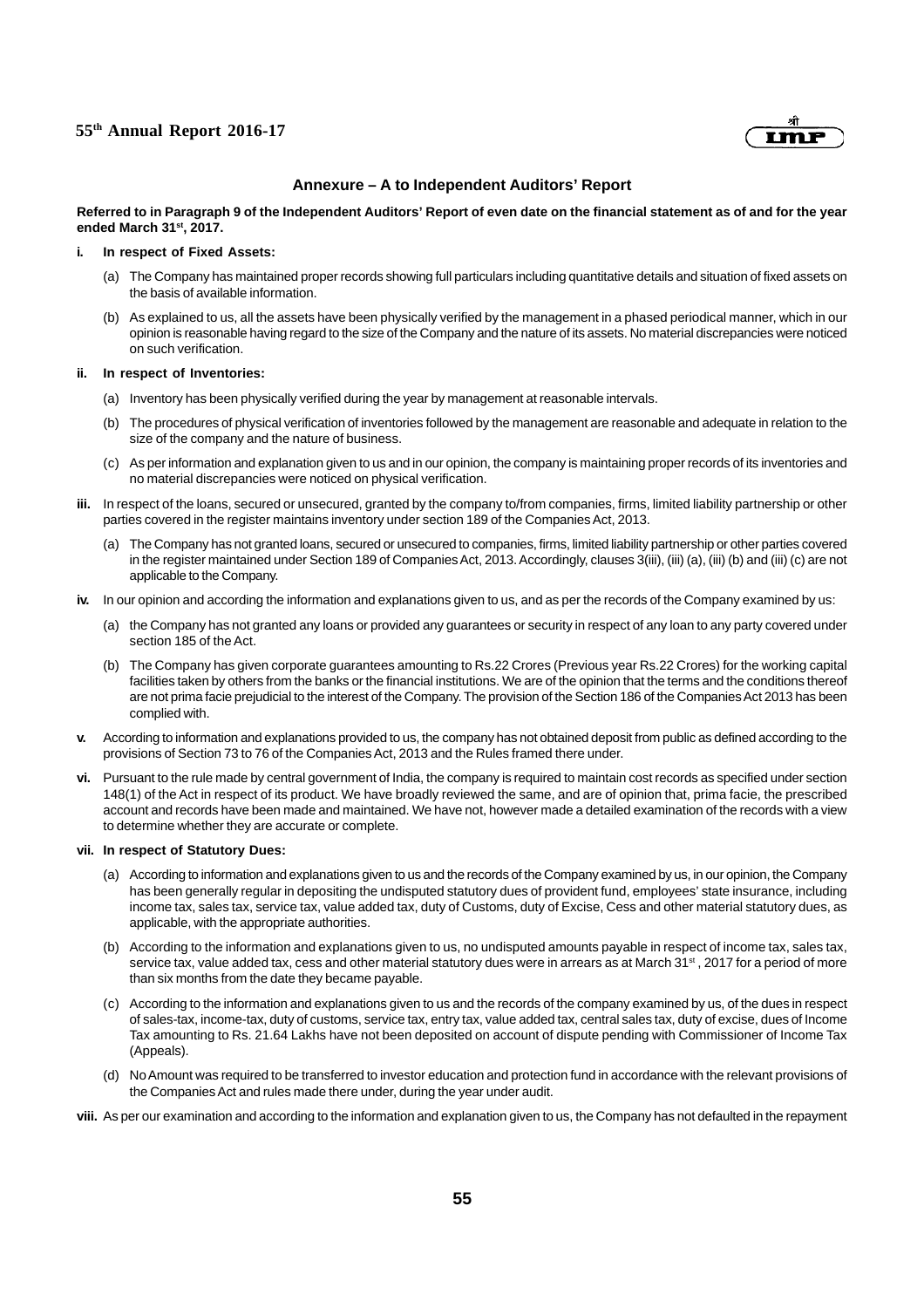## Annexure – A to Independent Auditors' Report

**Referred to in Paragraph 9 of the Independent Auditors' Report of even date on the financial statement as of and for the year ended March 31st, 2017.**

**i. In respect of Fixed Assets:**

(a) The Company has maintained proper records showing full particulars including quantitative details and situation of fixed assets on the basis of available information.

(b) As explained to us, all the assets have been physically verified by the management in a phased periodical manner, which in our opinion is reasonable having regard to the size of the Company and the nature of its assets. No material discrepancies were noticed on such verification.

**ii. In respect of Inventories:**

(a) Inventory has been physically verified during the year by management at reasonable intervals.

(b) The procedures of physical verification of inventories followed by the management are reasonable and adequate in relation to the size of the company and the nature of business.

(c) As per information and explanation given to us and in our opinion, the company is maintaining proper records of its inventories and no material discrepancies were noticed on physical verification.

**iii.** In respect of the loans, secured or unsecured, granted by the company to/from companies, firms, limited liability partnership or other parties covered in the register maintains inventory under section 189 of the Companies Act, 2013.

(a) The Company has not granted loans, secured or unsecured to companies, firms, limited liability partnership or other parties covered in the register maintained under Section 189 of Companies Act, 2013. Accordingly, clauses 3(iii), (iii) (a), (iii) (b) and (iii) (c) are not applicable to the Company.

**iv.** In our opinion and according the information and explanations given to us, and as per the records of the Company examined by us:

(a) the Company has not granted any loans or provided any guarantees or security in respect of any loan to any party covered under section 185 of the Act.

(b) The Company has given corporate guarantees amounting to Rs.22 Crores (Previous year Rs.22 Crores) for the working capital facilities taken by others from the banks or the financial institutions. We are of the opinion that the terms and the conditions thereof are not prima facie prejudicial to the interest of the Company. The provision of the Section 186 of the Companies Act 2013 has been complied with.

**v.** According to information and explanations provided to us, the company has not obtained deposit from public as defined according to the provisions of Section 73 to 76 of the Companies Act, 2013 and the Rules framed there under.

**vi.** Pursuant to the rule made by central government of India, the company is required to maintain cost records as specified under section 148(1) of the Act in respect of its product. We have broadly reviewed the same, and are of opinion that, prima facie, the prescribed account and records have been made and maintained. We have not, however made a detailed examination of the records with a view to determine whether they are accurate or complete.

**vii. In respect of Statutory Dues:**

(a) According to information and explanations given to us and the records of the Company examined by us, in our opinion, the Company has been generally regular in depositing the undisputed statutory dues of provident fund, employees' state insurance, including income tax, sales tax, service tax, value added tax, duty of Customs, duty of Excise, Cess and other material statutory dues, as applicable, with the appropriate authorities.

(b) According to the information and explanations given to us, no undisputed amounts payable in respect of income tax, sales tax, service tax, value added tax, cess and other material statutory dues were in arrears as at March 31st , 2017 for a period of more than six months from the date they became payable.

(c) According to the information and explanations given to us and the records of the company examined by us, of the dues in respect of sales-tax, income-tax, duty of customs, service tax, entry tax, value added tax, central sales tax, duty of excise, dues of Income Tax amounting to Rs. 21.64 Lakhs have not been deposited on account of dispute pending with Commissioner of Income Tax (Appeals).

(d) No Amount was required to be transferred to investor education and protection fund in accordance with the relevant provisions of the Companies Act and rules made there under, during the year under audit.

**viii.** As per our examination and according to the information and explanation given to us, the Company has not defaulted in the repayment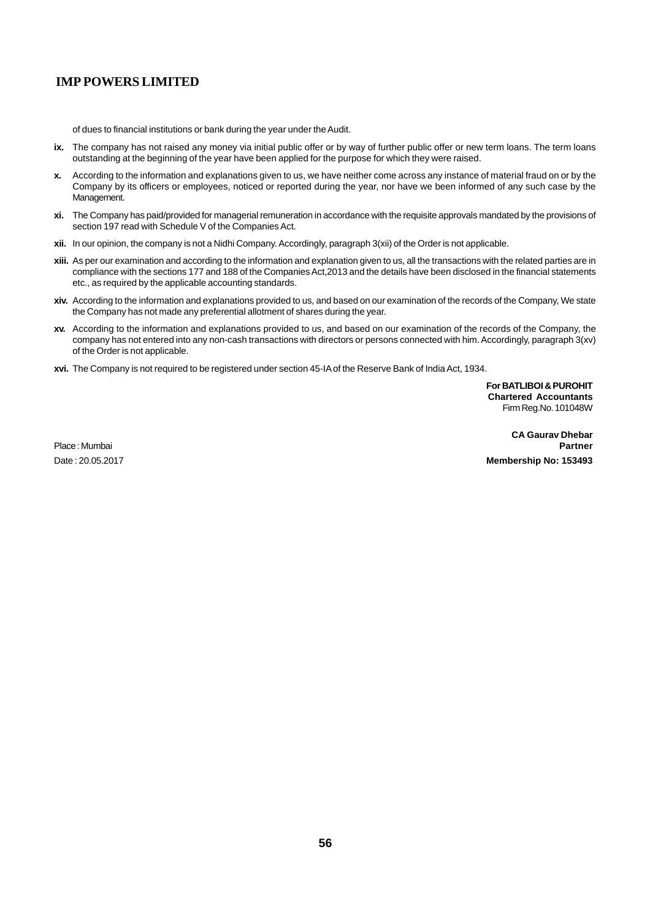of dues to financial institutions or bank during the year under the Audit.

**ix.** The company has not raised any money via initial public offer or by way of further public offer or new term loans. The term loans outstanding at the beginning of the year have been applied for the purpose for which they were raised.

**x.** According to the information and explanations given to us, we have neither come across any instance of material fraud on or by the Company by its officers or employees, noticed or reported during the year, nor have we been informed of any such case by the Management.

**xi.** The Company has paid/provided for managerial remuneration in accordance with the requisite approvals mandated by the provisions of section 197 read with Schedule V of the Companies Act.

**xii.** In our opinion, the company is not a Nidhi Company. Accordingly, paragraph 3(xii) of the Order is not applicable.

**xiii.** As per our examination and according to the information and explanation given to us, all the transactions with the related parties are in compliance with the sections 177 and 188 of the Companies Act,2013 and the details have been disclosed in the financial statements etc., as required by the applicable accounting standards.

**xiv.** According to the information and explanations provided to us, and based on our examination of the records of the Company, We state the Company has not made any preferential allotment of shares during the year.

**xv.** According to the information and explanations provided to us, and based on our examination of the records of the Company, the company has not entered into any non-cash transactions with directors or persons connected with him. Accordingly, paragraph 3(xv) of the Order is not applicable.

**xvi.** The Company is not required to be registered under section 45-IA of the Reserve Bank of India Act, 1934.

**For BATLIBOI & PUROHIT**
**Chartered Accountants**
Firm Reg.No. 101048W

**CA Gaurav Dhebar**
**Partner**
**Membership No: 153493**

Place : Mumbai
Date : 20.05.2017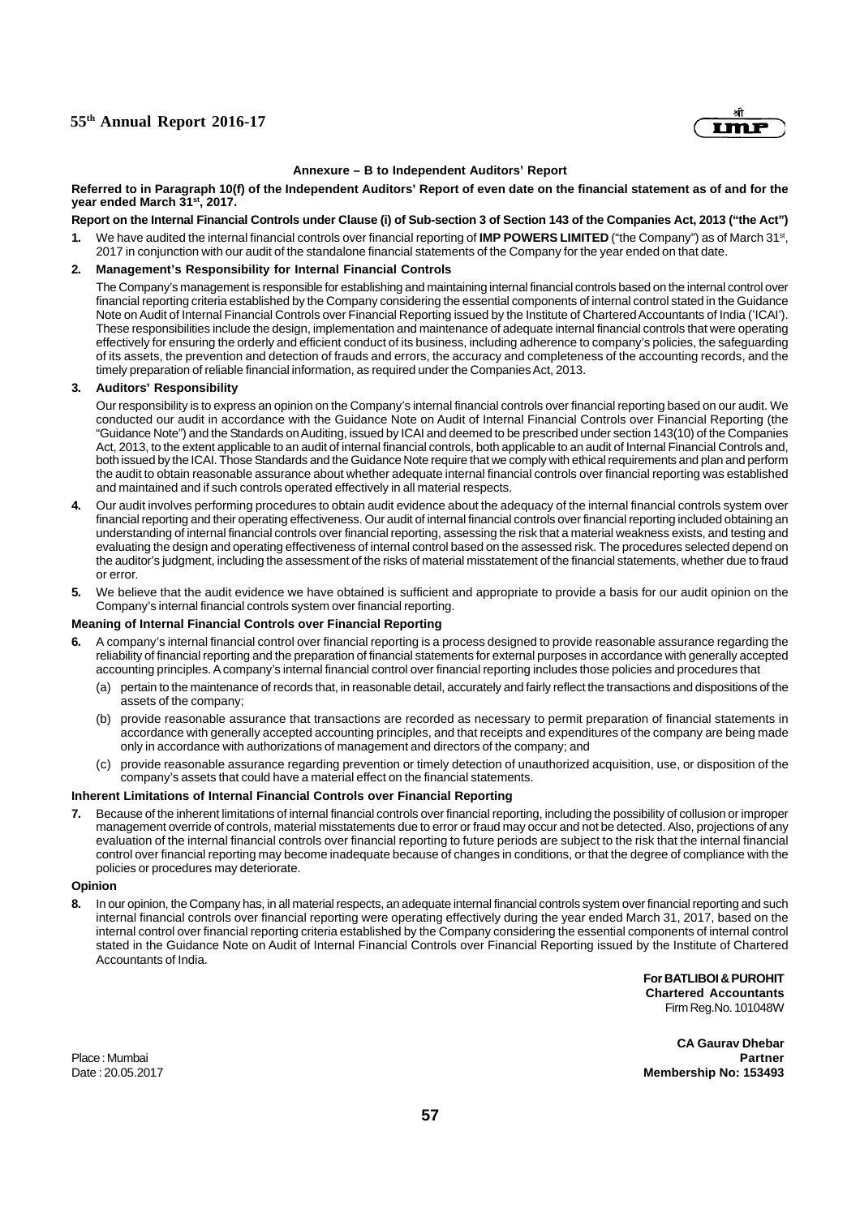## Annexure – B to Independent Auditors' Report

**Referred to in Paragraph 10(f) of the Independent Auditors' Report of even date on the financial statement as of and for the year ended March 31st, 2017.**

**Report on the Internal Financial Controls under Clause (i) of Sub-section 3 of Section 143 of the Companies Act, 2013 ("the Act")**

**1.** We have audited the internal financial controls over financial reporting of **IMP POWERS LIMITED** ("the Company") as of March 31st, 2017 in conjunction with our audit of the standalone financial statements of the Company for the year ended on that date.

**2. Management's Responsibility for Internal Financial Controls**

The Company's management is responsible for establishing and maintaining internal financial controls based on the internal control over financial reporting criteria established by the Company considering the essential components of internal control stated in the Guidance Note on Audit of Internal Financial Controls over Financial Reporting issued by the Institute of Chartered Accountants of India ('ICAI'). These responsibilities include the design, implementation and maintenance of adequate internal financial controls that were operating effectively for ensuring the orderly and efficient conduct of its business, including adherence to company's policies, the safeguarding of its assets, the prevention and detection of frauds and errors, the accuracy and completeness of the accounting records, and the timely preparation of reliable financial information, as required under the Companies Act, 2013.

**3. Auditors' Responsibility**

Our responsibility is to express an opinion on the Company's internal financial controls over financial reporting based on our audit. We conducted our audit in accordance with the Guidance Note on Audit of Internal Financial Controls over Financial Reporting (the "Guidance Note") and the Standards on Auditing, issued by ICAI and deemed to be prescribed under section 143(10) of the Companies Act, 2013, to the extent applicable to an audit of internal financial controls, both applicable to an audit of Internal Financial Controls and, both issued by the ICAI. Those Standards and the Guidance Note require that we comply with ethical requirements and plan and perform the audit to obtain reasonable assurance about whether adequate internal financial controls over financial reporting was established and maintained and if such controls operated effectively in all material respects.

**4.** Our audit involves performing procedures to obtain audit evidence about the adequacy of the internal financial controls system over financial reporting and their operating effectiveness. Our audit of internal financial controls over financial reporting included obtaining an understanding of internal financial controls over financial reporting, assessing the risk that a material weakness exists, and testing and evaluating the design and operating effectiveness of internal control based on the assessed risk. The procedures selected depend on the auditor's judgment, including the assessment of the risks of material misstatement of the financial statements, whether due to fraud or error.

**5.** We believe that the audit evidence we have obtained is sufficient and appropriate to provide a basis for our audit opinion on the Company's internal financial controls system over financial reporting.

**Meaning of Internal Financial Controls over Financial Reporting**

**6.** A company's internal financial control over financial reporting is a process designed to provide reasonable assurance regarding the reliability of financial reporting and the preparation of financial statements for external purposes in accordance with generally accepted accounting principles. A company's internal financial control over financial reporting includes those policies and procedures that

(a) pertain to the maintenance of records that, in reasonable detail, accurately and fairly reflect the transactions and dispositions of the assets of the company;

(b) provide reasonable assurance that transactions are recorded as necessary to permit preparation of financial statements in accordance with generally accepted accounting principles, and that receipts and expenditures of the company are being made only in accordance with authorizations of management and directors of the company; and

(c) provide reasonable assurance regarding prevention or timely detection of unauthorized acquisition, use, or disposition of the company's assets that could have a material effect on the financial statements.

**Inherent Limitations of Internal Financial Controls over Financial Reporting**

**7.** Because of the inherent limitations of internal financial controls over financial reporting, including the possibility of collusion or improper management override of controls, material misstatements due to error or fraud may occur and not be detected. Also, projections of any evaluation of the internal financial controls over financial reporting to future periods are subject to the risk that the internal financial control over financial reporting may become inadequate because of changes in conditions, or that the degree of compliance with the policies or procedures may deteriorate.

**Opinion**

**8.** In our opinion, the Company has, in all material respects, an adequate internal financial controls system over financial reporting and such internal financial controls over financial reporting were operating effectively during the year ended March 31, 2017, based on the internal control over financial reporting criteria established by the Company considering the essential components of internal control stated in the Guidance Note on Audit of Internal Financial Controls over Financial Reporting issued by the Institute of Chartered Accountants of India.

**For BATLIBOI & PUROHIT**
**Chartered Accountants**
Firm Reg.No. 101048W

**CA Gaurav Dhebar**
**Partner**
**Membership No: 153493**

Place : Mumbai
Date : 20.05.2017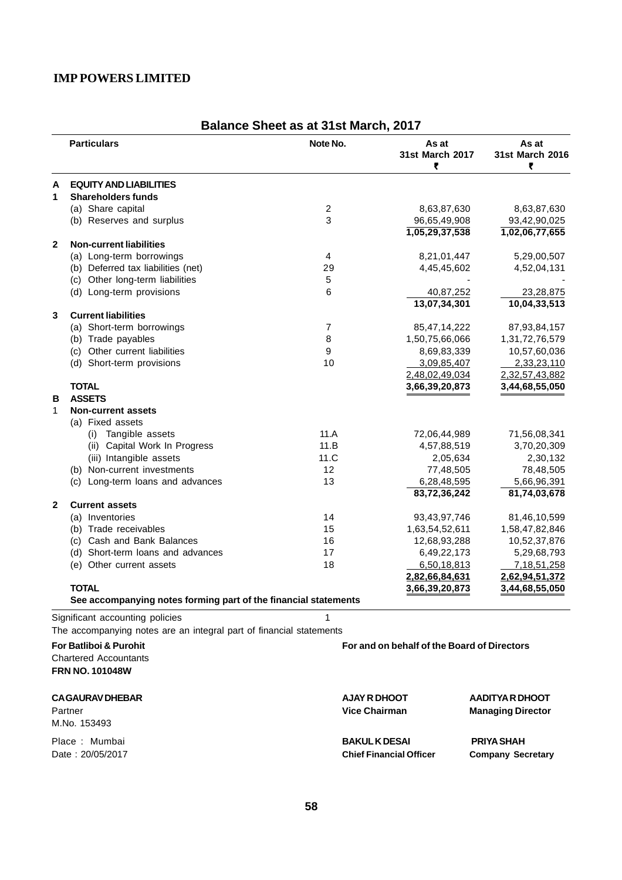# IMP POWERS LIMITED

## Balance Sheet as at 31st March, 2017

| | Particulars | Note No. | As at 31st March 2017 ₹ | As at 31st March 2016 ₹ |
|---|---|---|---|---|
| **A** | **EQUITY AND LIABILITIES** | | | |
| **1** | **Shareholders funds** | | | |
| | (a) Share capital | 2 | 8,63,87,630 | 8,63,87,630 |
| | (b) Reserves and surplus | 3 | 96,65,49,908 | 93,42,90,025 |
| | | | 1,05,29,37,538 | 1,02,06,77,655 |
| **2** | **Non-current liabilities** | | | |
| | (a) Long-term borrowings | 4 | 8,21,01,447 | 5,29,00,507 |
| | (b) Deferred tax liabilities (net) | 29 | 4,45,45,602 | 4,52,04,131 |
| | (c) Other long-term liabilities | 5 | - | - |
| | (d) Long-term provisions | 6 | 40,87,252 | 23,28,875 |
| | | | 13,07,34,301 | 10,04,33,513 |
| **3** | **Current liabilities** | | | |
| | (a) Short-term borrowings | 7 | 85,47,14,222 | 87,93,84,157 |
| | (b) Trade payables | 8 | 1,50,75,66,066 | 1,31,72,76,579 |
| | (c) Other current liabilities | 9 | 8,69,83,339 | 10,57,60,036 |
| | (d) Short-term provisions | 10 | 3,09,85,407 | 2,33,23,110 |
| | | | 2,48,02,49,034 | 2,32,57,43,882 |
| | **TOTAL** | | **3,66,39,20,873** | **3,44,68,55,050** |
| **B** | **ASSETS** | | | |
| 1 | **Non-current assets** | | | |
| | (a) Fixed assets | | | |
| | (i) Tangible assets | 11.A | 72,06,44,989 | 71,56,08,341 |
| | (ii) Capital Work In Progress | 11.B | 4,57,88,519 | 3,70,20,309 |
| | (iii) Intangible assets | 11.C | 2,05,634 | 2,30,132 |
| | (b) Non-current investments | 12 | 77,48,505 | 78,48,505 |
| | (c) Long-term loans and advances | 13 | 6,28,48,595 | 5,66,96,391 |
| | | | 83,72,36,242 | 81,74,03,678 |
| **2** | **Current assets** | | | |
| | (a) Inventories | 14 | 93,43,97,746 | 81,46,10,599 |
| | (b) Trade receivables | 15 | 1,63,54,52,611 | 1,58,47,82,846 |
| | (c) Cash and Bank Balances | 16 | 12,68,93,288 | 10,52,37,876 |
| | (d) Short-term loans and advances | 17 | 6,49,22,173 | 5,29,68,793 |
| | (e) Other current assets | 18 | 6,50,18,813 | 7,18,51,258 |
| | | | 2,82,66,84,631 | 2,62,94,51,372 |
| | **TOTAL** | | **3,66,39,20,873** | **3,44,68,55,050** |
| | **See accompanying notes forming part of the financial statements** | | | |

Significant accounting policies 1

The accompanying notes are an integral part of financial statements

**For Batliboi & Purohit**
Chartered Accountants
**FRN NO. 101048W**

**CA GAURAV DHEBAR**
Partner
M.No. 153493

Place : Mumbai
Date : 20/05/2017

**For and on behalf of the Board of Directors**

**AJAY R DHOOT**
**Vice Chairman**

**AADITYA R DHOOT**
**Managing Director**

**BAKUL K DESAI**
**Chief Financial Officer**

**PRIYA SHAH**
**Company Secretary**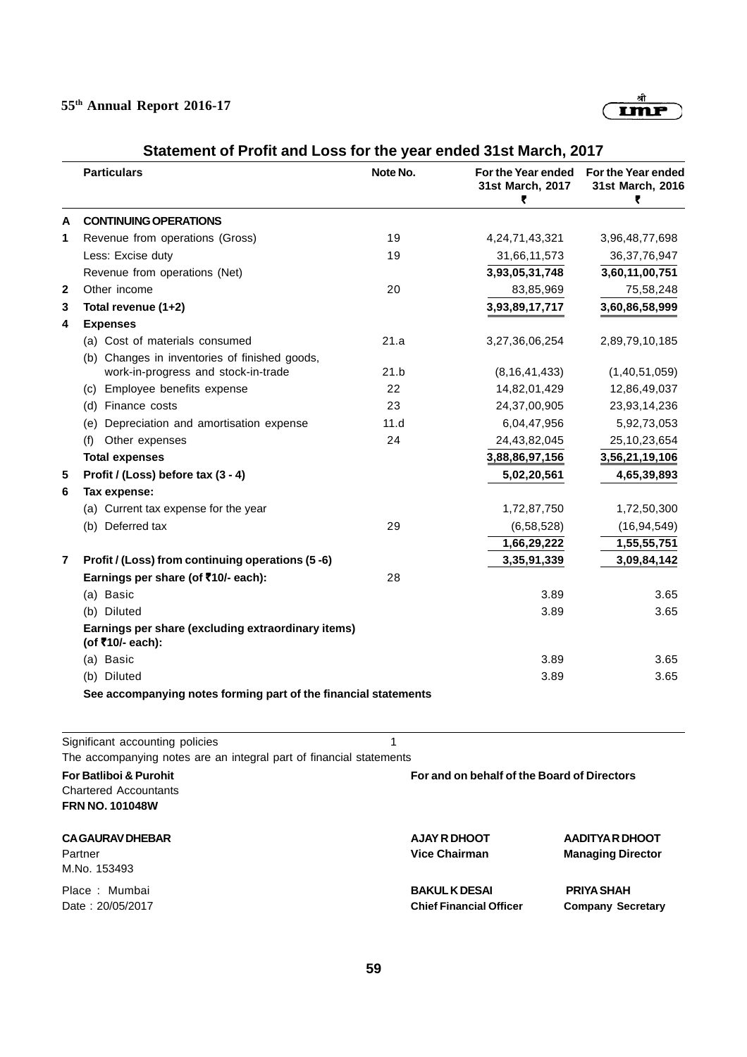## Statement of Profit and Loss for the year ended 31st March, 2017

| | Particulars | Note No. | For the Year ended 31st March, 2017 ₹ | For the Year ended 31st March, 2016 ₹ |
|---|---|---|---|---|
| **A** | **CONTINUING OPERATIONS** | | | |
| **1** | Revenue from operations (Gross) | 19 | 4,24,71,43,321 | 3,96,48,77,698 |
| | Less: Excise duty | 19 | 31,66,11,573 | 36,37,76,947 |
| | Revenue from operations (Net) | | **3,93,05,31,748** | **3,60,11,00,751** |
| **2** | Other income | 20 | 83,85,969 | 75,58,248 |
| **3** | **Total revenue (1+2)** | | **3,93,89,17,717** | **3,60,86,58,999** |
| **4** | **Expenses** | | | |
| | (a) Cost of materials consumed | 21.a | 3,27,36,06,254 | 2,89,79,10,185 |
| | (b) Changes in inventories of finished goods, work-in-progress and stock-in-trade | 21.b | (8,16,41,433) | (1,40,51,059) |
| | (c) Employee benefits expense | 22 | 14,82,01,429 | 12,86,49,037 |
| | (d) Finance costs | 23 | 24,37,00,905 | 23,93,14,236 |
| | (e) Depreciation and amortisation expense | 11.d | 6,04,47,956 | 5,92,73,053 |
| | (f) Other expenses | 24 | 24,43,82,045 | 25,10,23,654 |
| | **Total expenses** | | **3,88,86,97,156** | **3,56,21,19,106** |
| **5** | **Profit / (Loss) before tax (3 - 4)** | | **5,02,20,561** | **4,65,39,893** |
| **6** | **Tax expense:** | | | |
| | (a) Current tax expense for the year | | 1,72,87,750 | 1,72,50,300 |
| | (b) Deferred tax | 29 | (6,58,528) | (16,94,549) |
| | | | **1,66,29,222** | **1,55,55,751** |
| **7** | **Profit / (Loss) from continuing operations (5 -6)** | | **3,35,91,339** | **3,09,84,142** |
| | **Earnings per share (of ₹10/- each):** | 28 | | |
| | (a) Basic | | 3.89 | 3.65 |
| | (b) Diluted | | 3.89 | 3.65 |
| | **Earnings per share (excluding extraordinary items) (of ₹10/- each):** | | | |
| | (a) Basic | | 3.89 | 3.65 |
| | (b) Diluted | | 3.89 | 3.65 |
| | **See accompanying notes forming part of the financial statements** | | | |

Significant accounting policies 1

The accompanying notes are an integral part of financial statements

**For Batliboi & Purohit**
Chartered Accountants
**FRN NO. 101048W**

**CA GAURAV DHEBAR**
Partner
M.No. 153493

Place : Mumbai
Date : 20/05/2017

**For and on behalf of the Board of Directors**

**AJAY R DHOOT**
**Vice Chairman**

**AADITYA R DHOOT**
**Managing Director**

**BAKUL K DESAI**
**Chief Financial Officer**

**PRIYA SHAH**
**Company Secretary**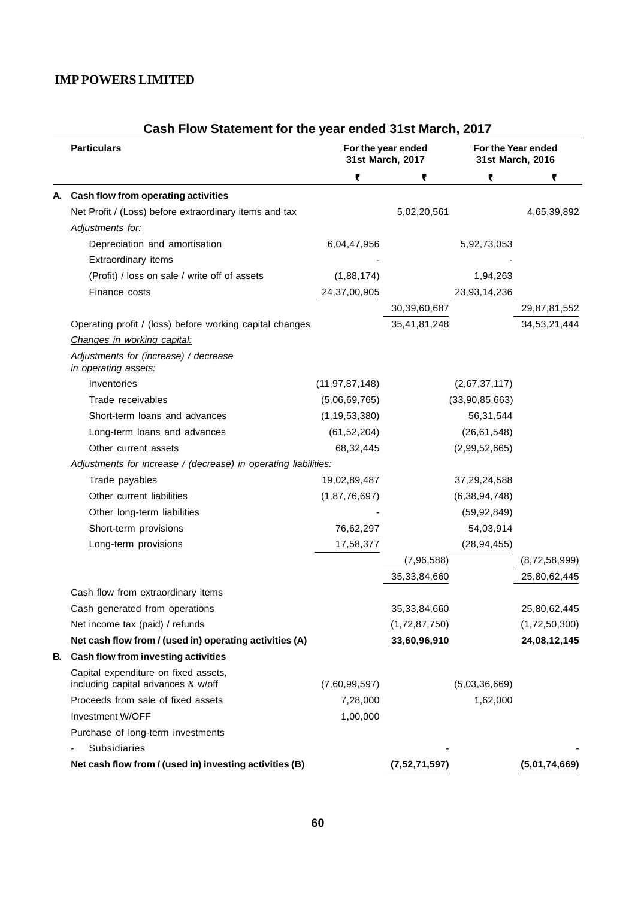**IMP POWERS LIMITED**

## Cash Flow Statement for the year ended 31st March, 2017

| | Particulars | For the year ended 31st March, 2017 | | For the Year ended 31st March, 2016 | |
|---|---|---|---|---|---|
| | | ₹ | ₹ | ₹ | ₹ |
| **A.** | **Cash flow from operating activities** | | | | |
| | Net Profit / (Loss) before extraordinary items and tax | | 5,02,20,561 | | 4,65,39,892 |
| | *Adjustments for:* | | | | |
| | Depreciation and amortisation | 6,04,47,956 | | 5,92,73,053 | |
| | Extraordinary items | - | | - | |
| | (Profit) / loss on sale / write off of assets | (1,88,174) | | 1,94,263 | |
| | Finance costs | 24,37,00,905 | | 23,93,14,236 | |
| | | | 30,39,60,687 | | 29,87,81,552 |
| | Operating profit / (loss) before working capital changes | | 35,41,81,248 | | 34,53,21,444 |
| | *Changes in working capital:* | | | | |
| | *Adjustments for (increase) / decrease in operating assets:* | | | | |
| | Inventories | (11,97,87,148) | | (2,67,37,117) | |
| | Trade receivables | (5,06,69,765) | | (33,90,85,663) | |
| | Short-term loans and advances | (1,19,53,380) | | 56,31,544 | |
| | Long-term loans and advances | (61,52,204) | | (26,61,548) | |
| | Other current assets | 68,32,445 | | (2,99,52,665) | |
| | *Adjustments for increase / (decrease) in operating liabilities:* | | | | |
| | Trade payables | 19,02,89,487 | | 37,29,24,588 | |
| | Other current liabilities | (1,87,76,697) | | (6,38,94,748) | |
| | Other long-term liabilities | - | | (59,92,849) | |
| | Short-term provisions | 76,62,297 | | 54,03,914 | |
| | Long-term provisions | 17,58,377 | | (28,94,455) | |
| | | | (7,96,588) | | (8,72,58,999) |
| | | | 35,33,84,660 | | 25,80,62,445 |
| | Cash flow from extraordinary items | | | | |
| | Cash generated from operations | | 35,33,84,660 | | 25,80,62,445 |
| | Net income tax (paid) / refunds | | (1,72,87,750) | | (1,72,50,300) |
| | **Net cash flow from / (used in) operating activities (A)** | | **33,60,96,910** | | **24,08,12,145** |
| **B.** | **Cash flow from investing activities** | | | | |
| | Capital expenditure on fixed assets, including capital advances & w/off | (7,60,99,597) | | (5,03,36,669) | |
| | Proceeds from sale of fixed assets | 7,28,000 | | 1,62,000 | |
| | Investment W/OFF | 1,00,000 | | | |
| | Purchase of long-term investments | | | | |
| | - Subsidiaries | - | | - | |
| | **Net cash flow from / (used in) investing activities (B)** | | **(7,52,71,597)** | | **(5,01,74,669)** |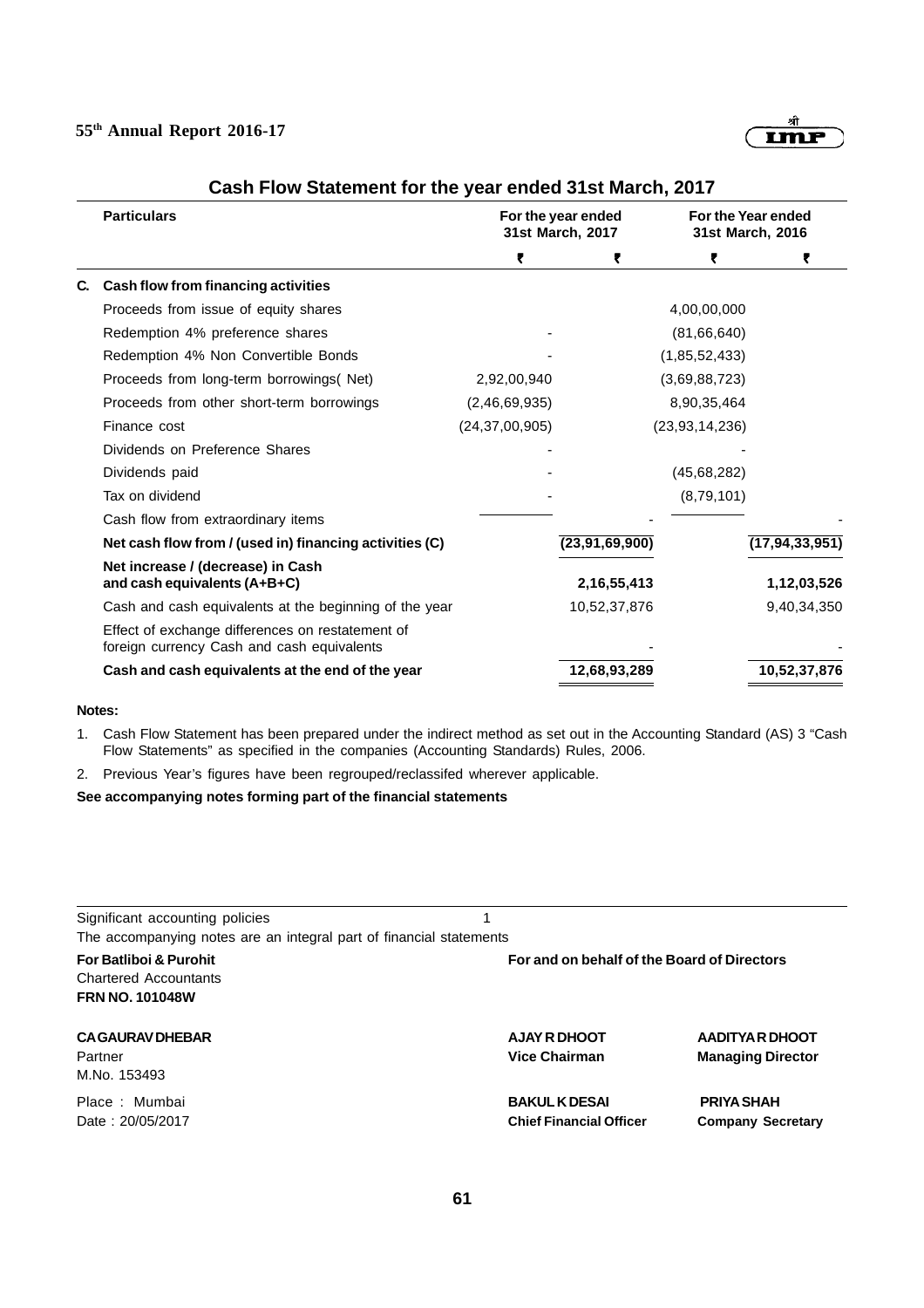## Cash Flow Statement for the year ended 31st March, 2017

| | Particulars | For the year ended 31st March, 2017 | | For the Year ended 31st March, 2016 | |
|---|---|---|---|---|---|
| | | ₹ | ₹ | ₹ | ₹ |
| **C.** | **Cash flow from financing activities** | | | | |
| | Proceeds from issue of equity shares | | | 4,00,00,000 | |
| | Redemption 4% preference shares | - | | (81,66,640) | |
| | Redemption 4% Non Convertible Bonds | - | | (1,85,52,433) | |
| | Proceeds from long-term borrowings( Net) | 2,92,00,940 | | (3,69,88,723) | |
| | Proceeds from other short-term borrowings | (2,46,69,935) | | 8,90,35,464 | |
| | Finance cost | (24,37,00,905) | | (23,93,14,236) | |
| | Dividends on Preference Shares | - | | - | |
| | Dividends paid | - | | (45,68,282) | |
| | Tax on dividend | - | | (8,79,101) | |
| | Cash flow from extraordinary items | | - | | - |
| | **Net cash flow from / (used in) financing activities (C)** | | **(23,91,69,900)** | | **(17,94,33,951)** |
| | **Net increase / (decrease) in Cash and cash equivalents (A+B+C)** | | **2,16,55,413** | | **1,12,03,526** |
| | Cash and cash equivalents at the beginning of the year | | 10,52,37,876 | | 9,40,34,350 |
| | Effect of exchange differences on restatement of foreign currency Cash and cash equivalents | | - | | - |
| | **Cash and cash equivalents at the end of the year** | | **12,68,93,289** | | **10,52,37,876** |

**Notes:**

1. Cash Flow Statement has been prepared under the indirect method as set out in the Accounting Standard (AS) 3 "Cash Flow Statements" as specified in the companies (Accounting Standards) Rules, 2006.
2. Previous Year's figures have been regrouped/reclassifed wherever applicable.

**See accompanying notes forming part of the financial statements**

Significant accounting policies 1

The accompanying notes are an integral part of financial statements

**For Batliboi & Purohit**
Chartered Accountants
**FRN NO. 101048W**

**CA GAURAV DHEBAR**
Partner
M.No. 153493

Place : Mumbai
Date : 20/05/2017

**For and on behalf of the Board of Directors**

**AJAY R DHOOT**
**Vice Chairman**

**AADITYA R DHOOT**
**Managing Director**

**BAKUL K DESAI**
**Chief Financial Officer**

**PRIYA SHAH**
**Company Secretary**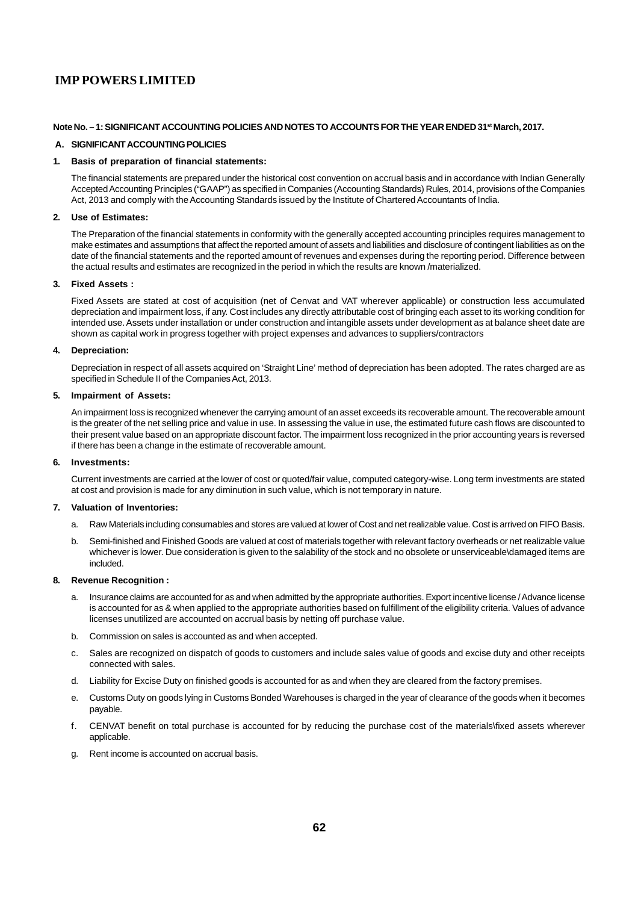# IMP POWERS LIMITED

**Note No. – 1: SIGNIFICANT ACCOUNTING POLICIES AND NOTES TO ACCOUNTS FOR THE YEAR ENDED 31st March, 2017.**

**A. SIGNIFICANT ACCOUNTING POLICIES**

**1. Basis of preparation of financial statements:**

The financial statements are prepared under the historical cost convention on accrual basis and in accordance with Indian Generally Accepted Accounting Principles ("GAAP") as specified in Companies (Accounting Standards) Rules, 2014, provisions of the Companies Act, 2013 and comply with the Accounting Standards issued by the Institute of Chartered Accountants of India.

**2. Use of Estimates:**

The Preparation of the financial statements in conformity with the generally accepted accounting principles requires management to make estimates and assumptions that affect the reported amount of assets and liabilities and disclosure of contingent liabilities as on the date of the financial statements and the reported amount of revenues and expenses during the reporting period. Difference between the actual results and estimates are recognized in the period in which the results are known /materialized.

**3. Fixed Assets :**

Fixed Assets are stated at cost of acquisition (net of Cenvat and VAT wherever applicable) or construction less accumulated depreciation and impairment loss, if any. Cost includes any directly attributable cost of bringing each asset to its working condition for intended use. Assets under installation or under construction and intangible assets under development as at balance sheet date are shown as capital work in progress together with project expenses and advances to suppliers/contractors

**4. Depreciation:**

Depreciation in respect of all assets acquired on 'Straight Line' method of depreciation has been adopted. The rates charged are as specified in Schedule II of the Companies Act, 2013.

**5. Impairment of Assets:**

An impairment loss is recognized whenever the carrying amount of an asset exceeds its recoverable amount. The recoverable amount is the greater of the net selling price and value in use. In assessing the value in use, the estimated future cash flows are discounted to their present value based on an appropriate discount factor. The impairment loss recognized in the prior accounting years is reversed if there has been a change in the estimate of recoverable amount.

**6. Investments:**

Current investments are carried at the lower of cost or quoted/fair value, computed category-wise. Long term investments are stated at cost and provision is made for any diminution in such value, which is not temporary in nature.

**7. Valuation of Inventories:**

a. Raw Materials including consumables and stores are valued at lower of Cost and net realizable value. Cost is arrived on FIFO Basis.

b. Semi-finished and Finished Goods are valued at cost of materials together with relevant factory overheads or net realizable value whichever is lower. Due consideration is given to the salability of the stock and no obsolete or unserviceable\damaged items are included.

**8. Revenue Recognition :**

a. Insurance claims are accounted for as and when admitted by the appropriate authorities. Export incentive license / Advance license is accounted for as & when applied to the appropriate authorities based on fulfillment of the eligibility criteria. Values of advance licenses unutilized are accounted on accrual basis by netting off purchase value.

b. Commission on sales is accounted as and when accepted.

c. Sales are recognized on dispatch of goods to customers and include sales value of goods and excise duty and other receipts connected with sales.

d. Liability for Excise Duty on finished goods is accounted for as and when they are cleared from the factory premises.

e. Customs Duty on goods lying in Customs Bonded Warehouses is charged in the year of clearance of the goods when it becomes payable.

f. CENVAT benefit on total purchase is accounted for by reducing the purchase cost of the materials\fixed assets wherever applicable.

g. Rent income is accounted on accrual basis.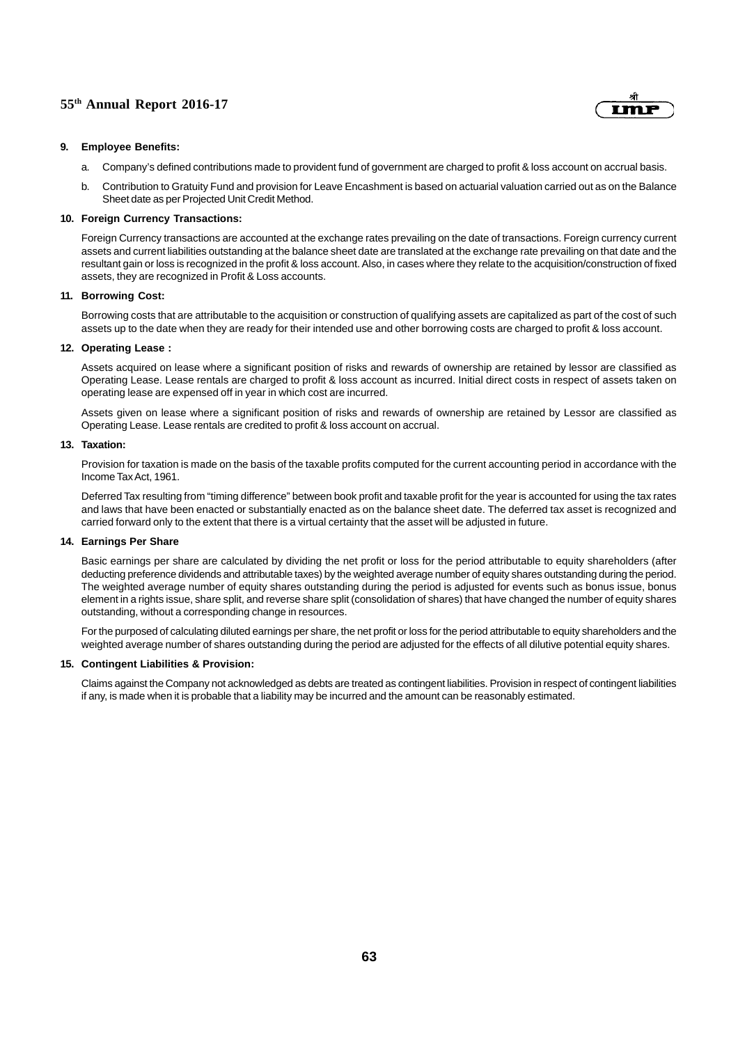**9. Employee Benefits:**

a. Company's defined contributions made to provident fund of government are charged to profit & loss account on accrual basis.

b. Contribution to Gratuity Fund and provision for Leave Encashment is based on actuarial valuation carried out as on the Balance Sheet date as per Projected Unit Credit Method.

**10. Foreign Currency Transactions:**

Foreign Currency transactions are accounted at the exchange rates prevailing on the date of transactions. Foreign currency current assets and current liabilities outstanding at the balance sheet date are translated at the exchange rate prevailing on that date and the resultant gain or loss is recognized in the profit & loss account. Also, in cases where they relate to the acquisition/construction of fixed assets, they are recognized in Profit & Loss accounts.

**11. Borrowing Cost:**

Borrowing costs that are attributable to the acquisition or construction of qualifying assets are capitalized as part of the cost of such assets up to the date when they are ready for their intended use and other borrowing costs are charged to profit & loss account.

**12. Operating Lease :**

Assets acquired on lease where a significant position of risks and rewards of ownership are retained by lessor are classified as Operating Lease. Lease rentals are charged to profit & loss account as incurred. Initial direct costs in respect of assets taken on operating lease are expensed off in year in which cost are incurred.

Assets given on lease where a significant position of risks and rewards of ownership are retained by Lessor are classified as Operating Lease. Lease rentals are credited to profit & loss account on accrual.

**13. Taxation:**

Provision for taxation is made on the basis of the taxable profits computed for the current accounting period in accordance with the Income Tax Act, 1961.

Deferred Tax resulting from "timing difference" between book profit and taxable profit for the year is accounted for using the tax rates and laws that have been enacted or substantially enacted as on the balance sheet date. The deferred tax asset is recognized and carried forward only to the extent that there is a virtual certainty that the asset will be adjusted in future.

**14. Earnings Per Share**

Basic earnings per share are calculated by dividing the net profit or loss for the period attributable to equity shareholders (after deducting preference dividends and attributable taxes) by the weighted average number of equity shares outstanding during the period. The weighted average number of equity shares outstanding during the period is adjusted for events such as bonus issue, bonus element in a rights issue, share split, and reverse share split (consolidation of shares) that have changed the number of equity shares outstanding, without a corresponding change in resources.

For the purposed of calculating diluted earnings per share, the net profit or loss for the period attributable to equity shareholders and the weighted average number of shares outstanding during the period are adjusted for the effects of all dilutive potential equity shares.

**15. Contingent Liabilities & Provision:**

Claims against the Company not acknowledged as debts are treated as contingent liabilities. Provision in respect of contingent liabilities if any, is made when it is probable that a liability may be incurred and the amount can be reasonably estimated.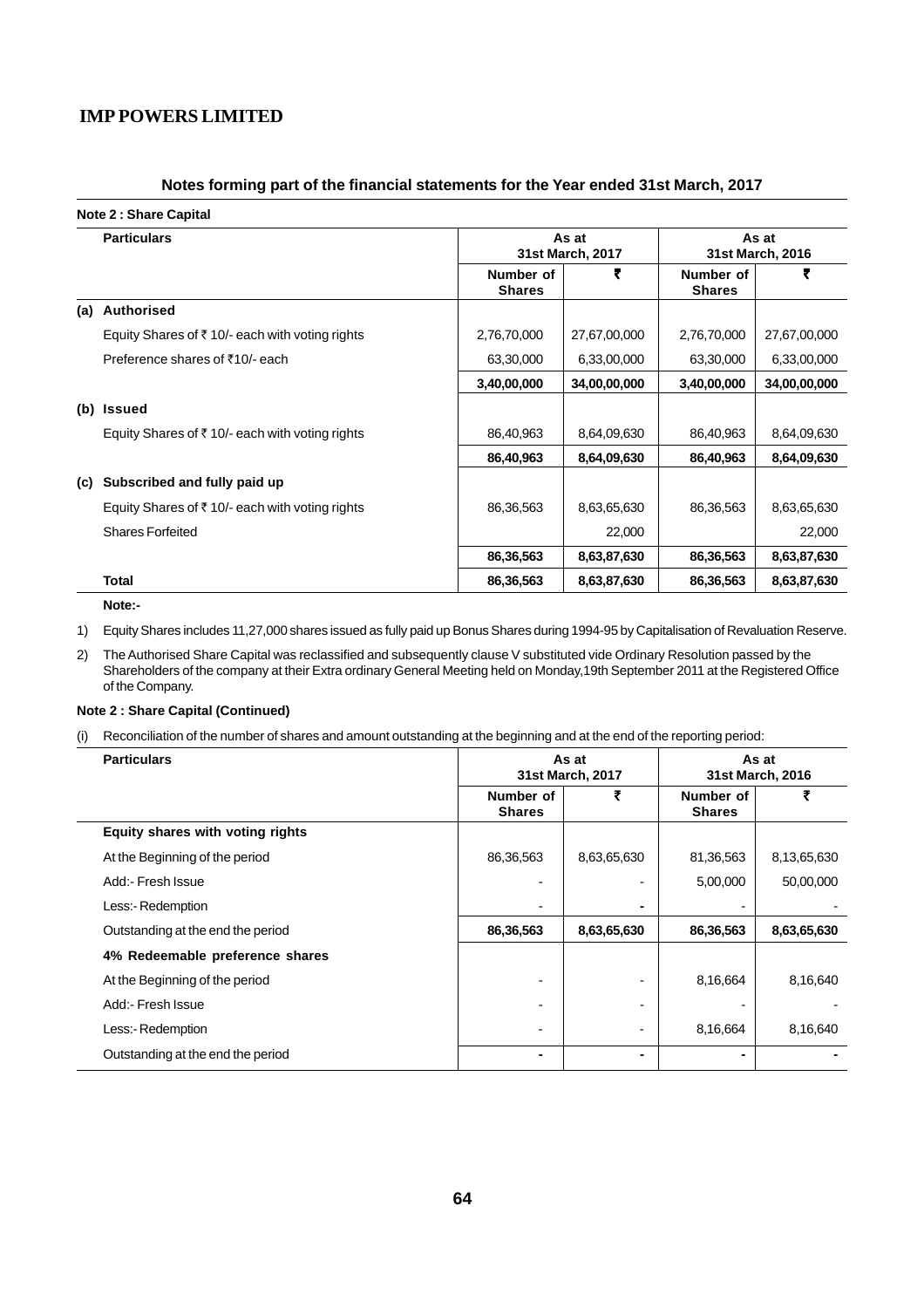**IMP POWERS LIMITED**

## Notes forming part of the financial statements for the Year ended 31st March, 2017

**Note 2 : Share Capital**

| | Particulars | As at 31st March, 2017 | | As at 31st March, 2016 | |
|---|---|---|---|---|---|
| | | Number of Shares | ₹ | Number of Shares | ₹ |
| **(a)** | **Authorised** | | | | |
| | Equity Shares of ₹ 10/- each with voting rights | 2,76,70,000 | 27,67,00,000 | 2,76,70,000 | 27,67,00,000 |
| | Preference shares of ₹10/- each | 63,30,000 | 6,33,00,000 | 63,30,000 | 6,33,00,000 |
| | | **3,40,00,000** | **34,00,00,000** | **3,40,00,000** | **34,00,00,000** |
| **(b)** | **Issued** | | | | |
| | Equity Shares of ₹ 10/- each with voting rights | 86,40,963 | 8,64,09,630 | 86,40,963 | 8,64,09,630 |
| | | **86,40,963** | **8,64,09,630** | **86,40,963** | **8,64,09,630** |
| **(c)** | **Subscribed and fully paid up** | | | | |
| | Equity Shares of ₹ 10/- each with voting rights | 86,36,563 | 8,63,65,630 | 86,36,563 | 8,63,65,630 |
| | Shares Forfeited | | 22,000 | | 22,000 |
| | | **86,36,563** | **8,63,87,630** | **86,36,563** | **8,63,87,630** |
| | **Total** | **86,36,563** | **8,63,87,630** | **86,36,563** | **8,63,87,630** |

**Note:-**

1) Equity Shares includes 11,27,000 shares issued as fully paid up Bonus Shares during 1994-95 by Capitalisation of Revaluation Reserve.

2) The Authorised Share Capital was reclassified and subsequently clause V substituted vide Ordinary Resolution passed by the Shareholders of the company at their Extra ordinary General Meeting held on Monday,19th September 2011 at the Registered Office of the Company.

**Note 2 : Share Capital (Continued)**

(i) Reconciliation of the number of shares and amount outstanding at the beginning and at the end of the reporting period:

| Particulars | As at 31st March, 2017 | | As at 31st March, 2016 | |
|---|---|---|---|---|
| | Number of Shares | ₹ | Number of Shares | ₹ |
| **Equity shares with voting rights** | | | | |
| At the Beginning of the period | 86,36,563 | 8,63,65,630 | 81,36,563 | 8,13,65,630 |
| Add:- Fresh Issue | - | - | 5,00,000 | 50,00,000 |
| Less:- Redemption | - | - | - | - |
| Outstanding at the end the period | **86,36,563** | **8,63,65,630** | **86,36,563** | **8,63,65,630** |
| **4% Redeemable preference shares** | | | | |
| At the Beginning of the period | - | - | 8,16,664 | 8,16,640 |
| Add:- Fresh Issue | - | - | - | - |
| Less:- Redemption | - | - | 8,16,664 | 8,16,640 |
| Outstanding at the end the period | - | - | - | - |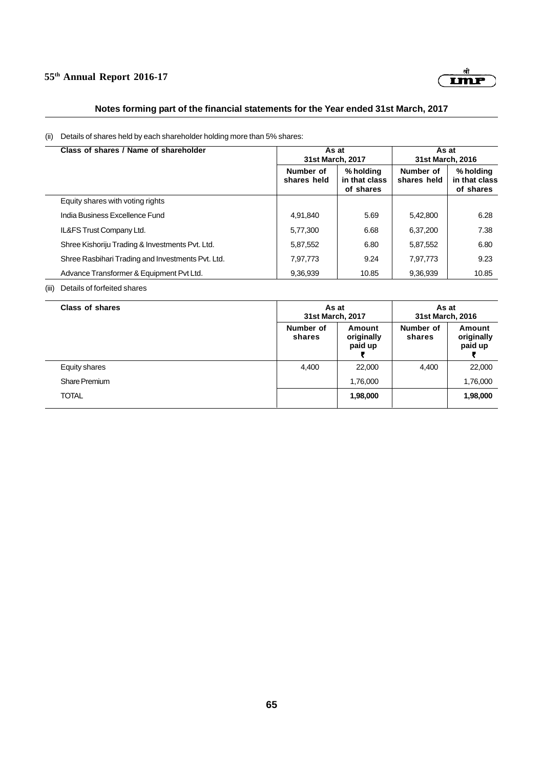## Notes forming part of the financial statements for the Year ended 31st March, 2017

(ii) Details of shares held by each shareholder holding more than 5% shares:

| Class of shares / Name of shareholder | As at 31st March, 2017 | | As at 31st March, 2016 | |
|---|---|---|---|---|
| | Number of shares held | % holding in that class of shares | Number of shares held | % holding in that class of shares |
| Equity shares with voting rights | | | | |
| India Business Excellence Fund | 4,91,840 | 5.69 | 5,42,800 | 6.28 |
| IL&FS Trust Company Ltd. | 5,77,300 | 6.68 | 6,37,200 | 7.38 |
| Shree Kishoriju Trading & Investments Pvt. Ltd. | 5,87,552 | 6.80 | 5,87,552 | 6.80 |
| Shree Rasbihari Trading and Investments Pvt. Ltd. | 7,97,773 | 9.24 | 7,97,773 | 9.23 |
| Advance Transformer & Equipment Pvt Ltd. | 9,36,939 | 10.85 | 9,36,939 | 10.85 |

(iii) Details of forfeited shares

| Class of shares | As at 31st March, 2017 | | As at 31st March, 2016 | |
|---|---|---|---|---|
| | Number of shares | Amount originally paid up ₹ | Number of shares | Amount originally paid up ₹ |
| Equity shares | 4,400 | 22,000 | 4,400 | 22,000 |
| Share Premium | | 1,76,000 | | 1,76,000 |
| TOTAL | | **1,98,000** | | **1,98,000** |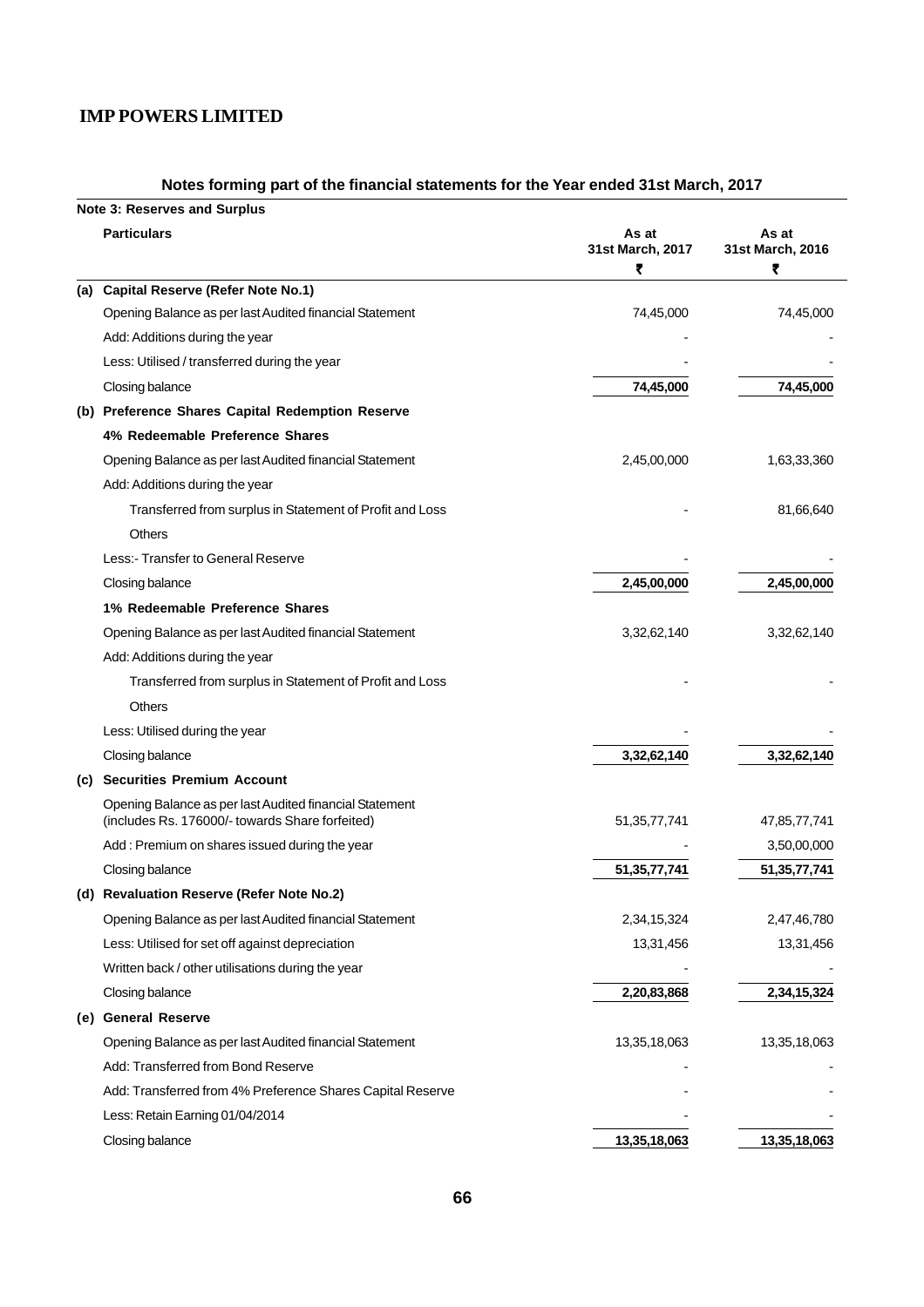## Notes forming part of the financial statements for the Year ended 31st March, 2017

**Note 3: Reserves and Surplus**

| | Particulars | As at 31st March, 2017 ₹ | As at 31st March, 2016 ₹ |
|---|---|---|---|
| **(a)** | **Capital Reserve (Refer Note No.1)** | | |
| | Opening Balance as per last Audited financial Statement | 74,45,000 | 74,45,000 |
| | Add: Additions during the year | - | - |
| | Less: Utilised / transferred during the year | - | - |
| | Closing balance | **74,45,000** | **74,45,000** |
| **(b)** | **Preference Shares Capital Redemption Reserve** | | |
| | **4% Redeemable Preference Shares** | | |
| | Opening Balance as per last Audited financial Statement | 2,45,00,000 | 1,63,33,360 |
| | Add: Additions during the year | | |
| | Transferred from surplus in Statement of Profit and Loss | - | 81,66,640 |
| | Others | | |
| | Less:- Transfer to General Reserve | - | - |
| | Closing balance | **2,45,00,000** | **2,45,00,000** |
| | **1% Redeemable Preference Shares** | | |
| | Opening Balance as per last Audited financial Statement | 3,32,62,140 | 3,32,62,140 |
| | Add: Additions during the year | | |
| | Transferred from surplus in Statement of Profit and Loss | - | - |
| | Others | | |
| | Less: Utilised during the year | - | - |
| | Closing balance | **3,32,62,140** | **3,32,62,140** |
| **(c)** | **Securities Premium Account** | | |
| | Opening Balance as per last Audited financial Statement (includes Rs. 176000/- towards Share forfeited) | 51,35,77,741 | 47,85,77,741 |
| | Add : Premium on shares issued during the year | - | 3,50,00,000 |
| | Closing balance | **51,35,77,741** | **51,35,77,741** |
| **(d)** | **Revaluation Reserve (Refer Note No.2)** | | |
| | Opening Balance as per last Audited financial Statement | 2,34,15,324 | 2,47,46,780 |
| | Less: Utilised for set off against depreciation | 13,31,456 | 13,31,456 |
| | Written back / other utilisations during the year | - | - |
| | Closing balance | **2,20,83,868** | **2,34,15,324** |
| **(e)** | **General Reserve** | | |
| | Opening Balance as per last Audited financial Statement | 13,35,18,063 | 13,35,18,063 |
| | Add: Transferred from Bond Reserve | - | - |
| | Add: Transferred from 4% Preference Shares Capital Reserve | - | - |
| | Less: Retain Earning 01/04/2014 | - | - |
| | Closing balance | **13,35,18,063** | **13,35,18,063** |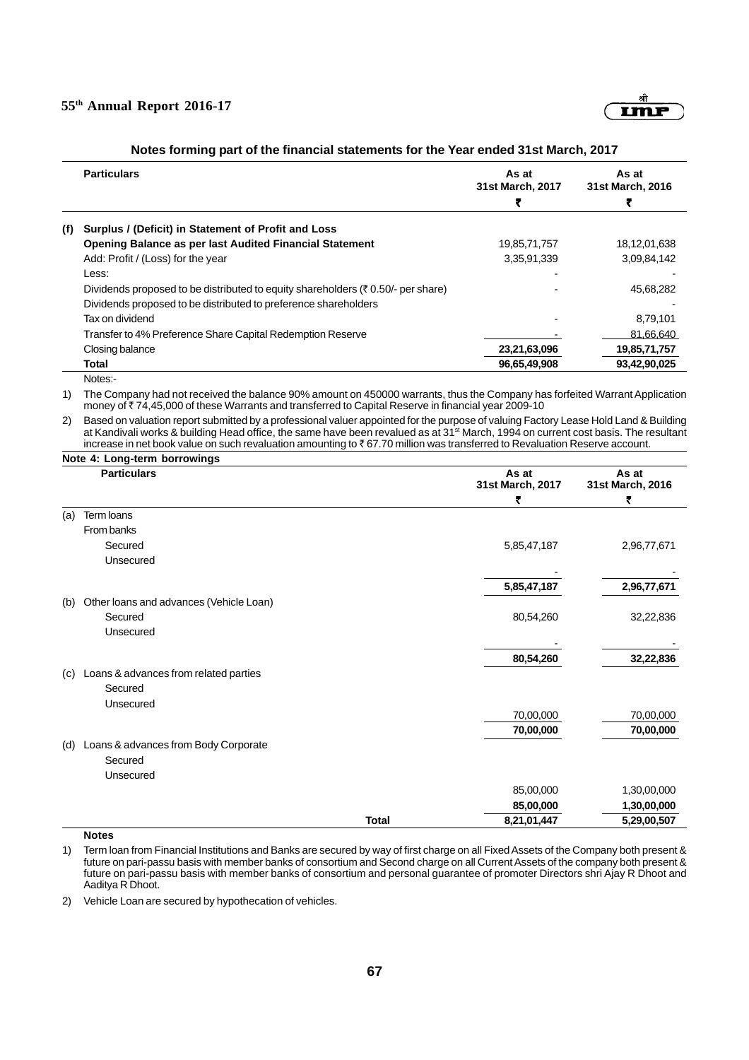### Notes forming part of the financial statements for the Year ended 31st March, 2017

| | Particulars | As at 31st March, 2017 | As at 31st March, 2016 |
|---|---|---|---|
| | | ₹ | ₹ |
| (f) | **Surplus / (Deficit) in Statement of Profit and Loss** | | |
| | **Opening Balance as per last Audited Financial Statement** | 19,85,71,757 | 18,12,01,638 |
| | Add: Profit / (Loss) for the year | 3,35,91,339 | 3,09,84,142 |
| | Less: | - | - |
| | Dividends proposed to be distributed to equity shareholders (₹ 0.50/- per share) | - | 45,68,282 |
| | Dividends proposed to be distributed to preference shareholders | | - |
| | Tax on dividend | - | 8,79,101 |
| | Transfer to 4% Preference Share Capital Redemption Reserve | - | 81,66,640 |
| | Closing balance | **23,21,63,096** | **19,85,71,757** |
| | **Total** | **96,65,49,908** | **93,42,90,025** |

Notes:-

1) The Company had not received the balance 90% amount on 450000 warrants, thus the Company has forfeited Warrant Application money of ₹ 74,45,000 of these Warrants and transferred to Capital Reserve in financial year 2009-10

2) Based on valuation report submitted by a professional valuer appointed for the purpose of valuing Factory Lease Hold Land & Building at Kandivali works & building Head office, the same have been revalued as at 31st March, 1994 on current cost basis. The resultant increase in net book value on such revaluation amounting to ₹ 67.70 million was transferred to Revaluation Reserve account.

**Note 4: Long-term borrowings**

| | Particulars | As at 31st March, 2017 | As at 31st March, 2016 |
|---|---|---|---|
| | | ₹ | ₹ |
| (a) | Term loans | | |
| | From banks | | |
| | Secured | 5,85,47,187 | 2,96,77,671 |
| | Unsecured | - | - |
| | | **5,85,47,187** | **2,96,77,671** |
| (b) | Other loans and advances (Vehicle Loan) | | |
| | Secured | 80,54,260 | 32,22,836 |
| | Unsecured | - | - |
| | | **80,54,260** | **32,22,836** |
| (c) | Loans & advances from related parties | | |
| | Secured | | |
| | Unsecured | 70,00,000 | 70,00,000 |
| | | **70,00,000** | **70,00,000** |
| (d) | Loans & advances from Body Corporate | | |
| | Secured | | |
| | Unsecured | 85,00,000 | 1,30,00,000 |
| | | **85,00,000** | **1,30,00,000** |
| | **Total** | **8,21,01,447** | **5,29,00,507** |

**Notes**

1) Term loan from Financial Institutions and Banks are secured by way of first charge on all Fixed Assets of the Company both present & future on pari-passu basis with member banks of consortium and Second charge on all Current Assets of the company both present & future on pari-passu basis with member banks of consortium and personal guarantee of promoter Directors shri Ajay R Dhoot and Aaditya R Dhoot.

2) Vehicle Loan are secured by hypothecation of vehicles.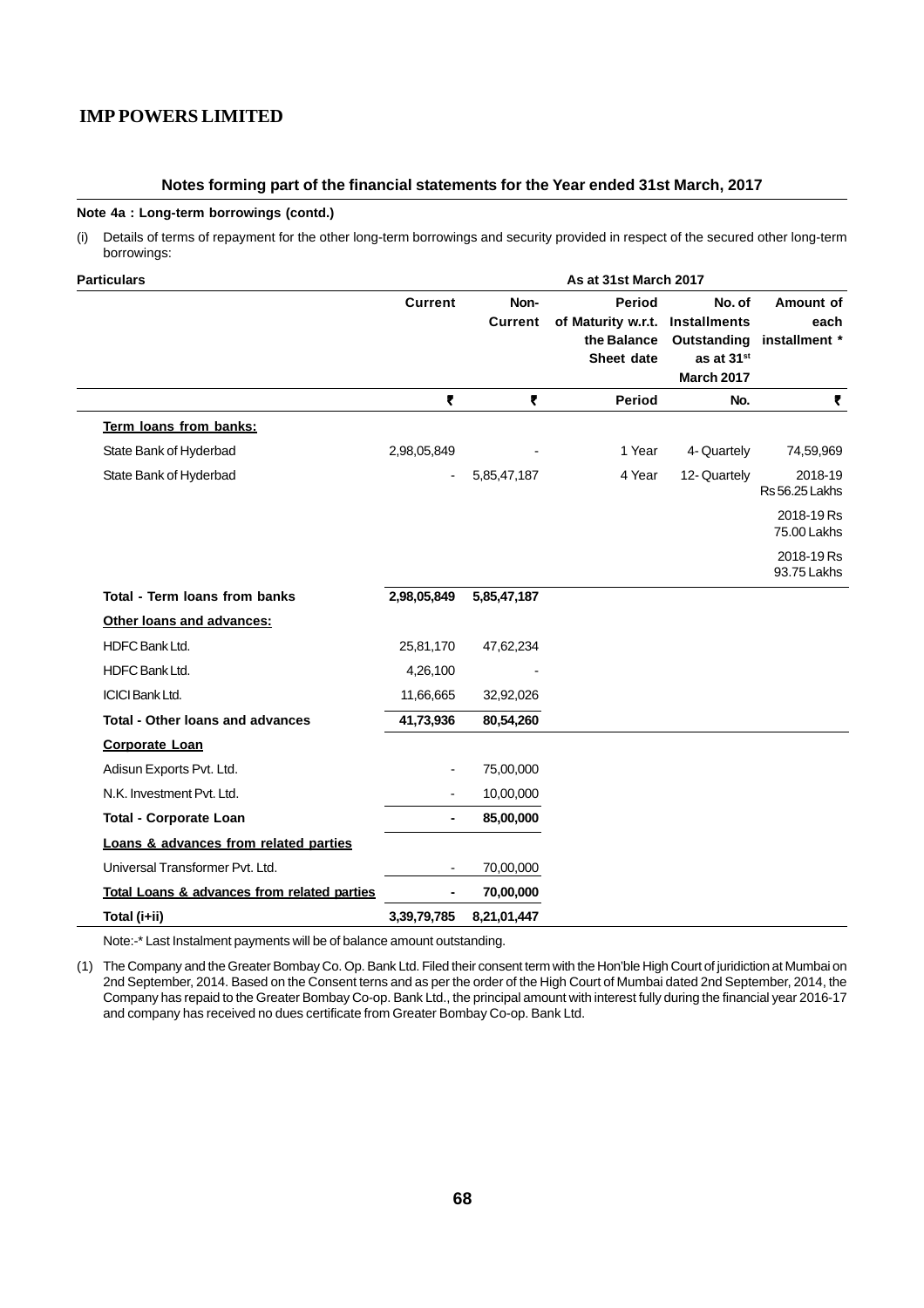## Notes forming part of the financial statements for the Year ended 31st March, 2017

**Note 4a : Long-term borrowings (contd.)**

(i) Details of terms of repayment for the other long-term borrowings and security provided in respect of the secured other long-term borrowings:

| Particulars | As at 31st March 2017 | | | | |
|---|---|---|---|---|---|
| | Current | Non-Current | Period of Maturity w.r.t. the Balance Sheet date | No. of Installments Outstanding as at 31st March 2017 | Amount of each installment * |
| | ₹ | ₹ | Period | No. | ₹ |
| **Term loans from banks:** | | | | | |
| State Bank of Hyderbad | 2,98,05,849 | - | 1 Year | 4- Quartely | 74,59,969 |
| State Bank of Hyderbad | - | 5,85,47,187 | 4 Year | 12- Quartely | 2018-19 Rs 56.25 Lakhs |
| | | | | | 2018-19 Rs 75.00 Lakhs |
| | | | | | 2018-19 Rs 93.75 Lakhs |
| **Total - Term loans from banks** | **2,98,05,849** | **5,85,47,187** | | | |
| **Other loans and advances:** | | | | | |
| HDFC Bank Ltd. | 25,81,170 | 47,62,234 | | | |
| HDFC Bank Ltd. | 4,26,100 | - | | | |
| ICICI Bank Ltd. | 11,66,665 | 32,92,026 | | | |
| **Total - Other loans and advances** | **41,73,936** | **80,54,260** | | | |
| **Corporate Loan** | | | | | |
| Adisun Exports Pvt. Ltd. | - | 75,00,000 | | | |
| N.K. Investment Pvt. Ltd. | - | 10,00,000 | | | |
| **Total - Corporate Loan** | **-** | **85,00,000** | | | |
| **Loans & advances from related parties** | | | | | |
| Universal Transformer Pvt. Ltd. | - | 70,00,000 | | | |
| **Total Loans & advances from related parties** | **-** | **70,00,000** | | | |
| **Total (i+ii)** | **3,39,79,785** | **8,21,01,447** | | | |

Note:-* Last Instalment payments will be of balance amount outstanding.

(1) The Company and the Greater Bombay Co. Op. Bank Ltd. Filed their consent term with the Hon'ble High Court of juridiction at Mumbai on 2nd September, 2014. Based on the Consent terns and as per the order of the High Court of Mumbai dated 2nd September, 2014, the Company has repaid to the Greater Bombay Co-op. Bank Ltd., the principal amount with interest fully during the financial year 2016-17 and company has received no dues certificate from Greater Bombay Co-op. Bank Ltd.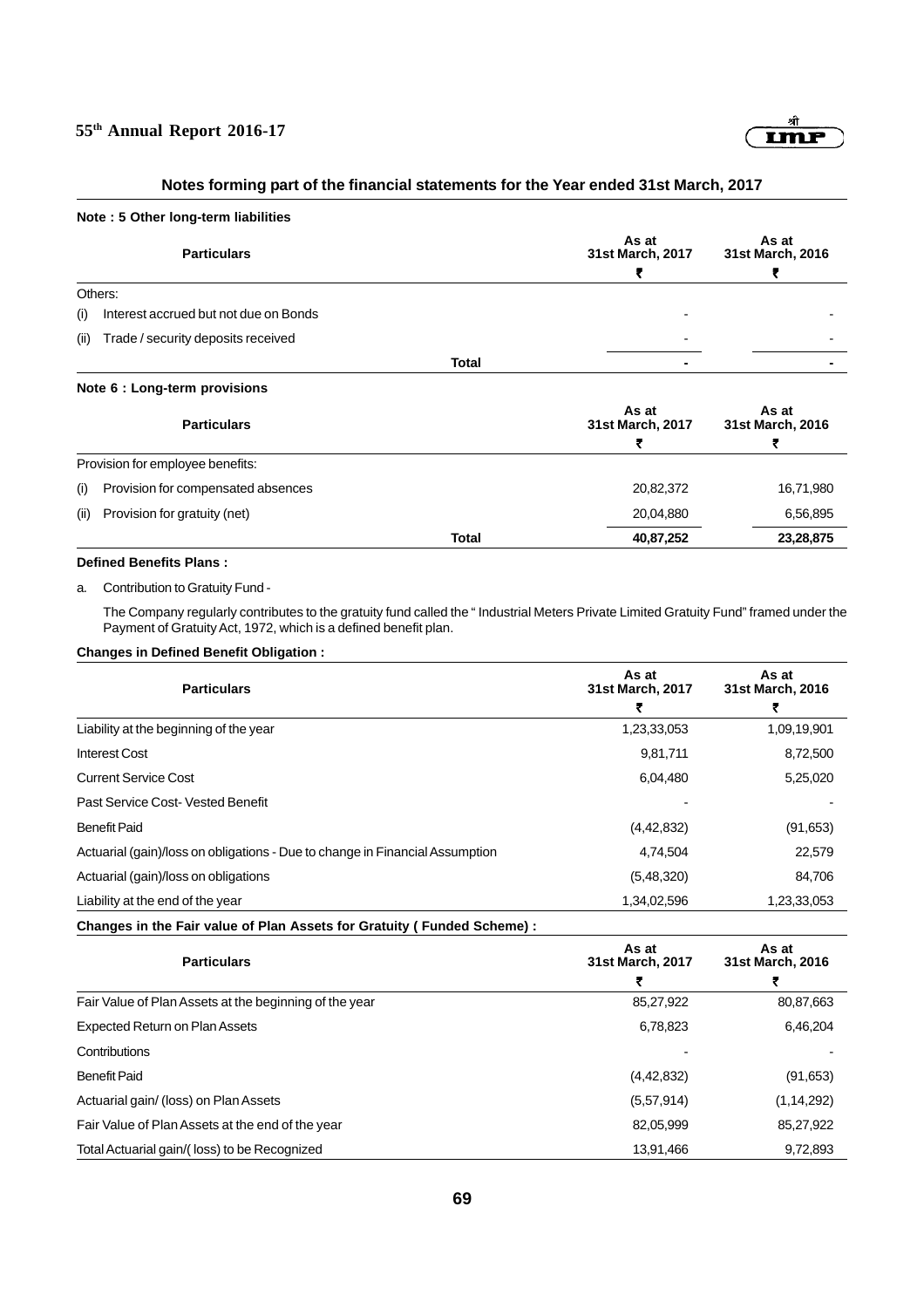## Notes forming part of the financial statements for the Year ended 31st March, 2017

### Note : 5 Other long-term liabilities

| Particulars | As at 31st March, 2017 ₹ | As at 31st March, 2016 ₹ |
|---|---|---|
| Others: | | |
| (i) Interest accrued but not due on Bonds | - | - |
| (ii) Trade / security deposits received | - | - |
| **Total** | **-** | **-** |

### Note 6 : Long-term provisions

| Particulars | As at 31st March, 2017 ₹ | As at 31st March, 2016 ₹ |
|---|---|---|
| Provision for employee benefits: | | |
| (i) Provision for compensated absences | 20,82,372 | 16,71,980 |
| (ii) Provision for gratuity (net) | 20,04,880 | 6,56,895 |
| **Total** | **40,87,252** | **23,28,875** |

**Defined Benefits Plans :**

a. Contribution to Gratuity Fund -

The Company regularly contributes to the gratuity fund called the " Industrial Meters Private Limited Gratuity Fund" framed under the Payment of Gratuity Act, 1972, which is a defined benefit plan.

**Changes in Defined Benefit Obligation :**

| Particulars | As at 31st March, 2017 ₹ | As at 31st March, 2016 ₹ |
|---|---|---|
| Liability at the beginning of the year | 1,23,33,053 | 1,09,19,901 |
| Interest Cost | 9,81,711 | 8,72,500 |
| Current Service Cost | 6,04,480 | 5,25,020 |
| Past Service Cost- Vested Benefit | - | - |
| Benefit Paid | (4,42,832) | (91,653) |
| Actuarial (gain)/loss on obligations - Due to change in Financial Assumption | 4,74,504 | 22,579 |
| Actuarial (gain)/loss on obligations | (5,48,320) | 84,706 |
| Liability at the end of the year | 1,34,02,596 | 1,23,33,053 |

**Changes in the Fair value of Plan Assets for Gratuity ( Funded Scheme) :**

| Particulars | As at 31st March, 2017 ₹ | As at 31st March, 2016 ₹ |
|---|---|---|
| Fair Value of Plan Assets at the beginning of the year | 85,27,922 | 80,87,663 |
| Expected Return on Plan Assets | 6,78,823 | 6,46,204 |
| Contributions | - | - |
| Benefit Paid | (4,42,832) | (91,653) |
| Actuarial gain/ (loss) on Plan Assets | (5,57,914) | (1,14,292) |
| Fair Value of Plan Assets at the end of the year | 82,05,999 | 85,27,922 |
| Total Actuarial gain/( loss) to be Recognized | 13,91,466 | 9,72,893 |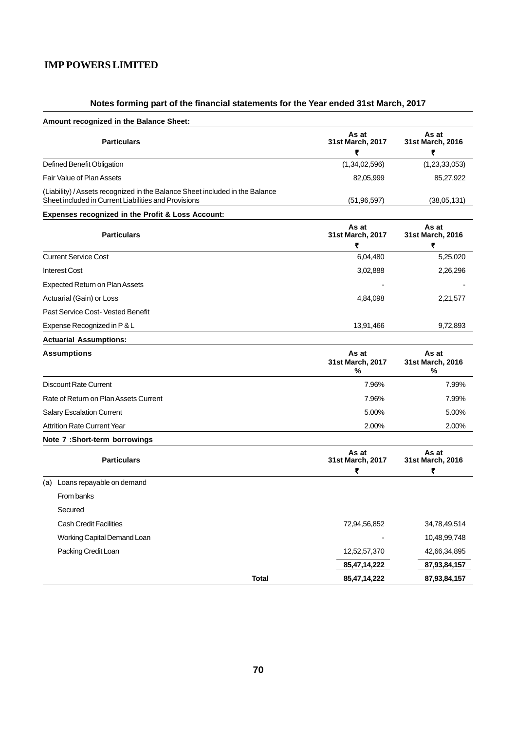## Notes forming part of the financial statements for the Year ended 31st March, 2017

**Amount recognized in the Balance Sheet:**

| Particulars | As at 31st March, 2017 ₹ | As at 31st March, 2016 ₹ |
|---|---|---|
| Defined Benefit Obligation | (1,34,02,596) | (1,23,33,053) |
| Fair Value of Plan Assets | 82,05,999 | 85,27,922 |
| (Liability) / Assets recognized in the Balance Sheet included in the Balance Sheet included in Current Liabilities and Provisions | (51,96,597) | (38,05,131) |

**Expenses recognized in the Profit & Loss Account:**

| Particulars | As at 31st March, 2017 ₹ | As at 31st March, 2016 ₹ |
|---|---|---|
| Current Service Cost | 6,04,480 | 5,25,020 |
| Interest Cost | 3,02,888 | 2,26,296 |
| Expected Return on Plan Assets | - | - |
| Actuarial (Gain) or Loss | 4,84,098 | 2,21,577 |
| Past Service Cost- Vested Benefit | | |
| Expense Recognized in P & L | 13,91,466 | 9,72,893 |

**Actuarial Assumptions:**

| Assumptions | As at 31st March, 2017 % | As at 31st March, 2016 % |
|---|---|---|
| Discount Rate Current | 7.96% | 7.99% |
| Rate of Return on Plan Assets Current | 7.96% | 7.99% |
| Salary Escalation Current | 5.00% | 5.00% |
| Attrition Rate Current Year | 2.00% | 2.00% |

**Note 7 :Short-term borrowings**

| Particulars | As at 31st March, 2017 ₹ | As at 31st March, 2016 ₹ |
|---|---|---|
| (a) Loans repayable on demand | | |
| From banks | | |
| Secured | | |
| Cash Credit Facilities | 72,94,56,852 | 34,78,49,514 |
| Working Capital Demand Loan | - | 10,48,99,748 |
| Packing Credit Loan | 12,52,57,370 | 42,66,34,895 |
| | **85,47,14,222** | **87,93,84,157** |
| **Total** | **85,47,14,222** | **87,93,84,157** |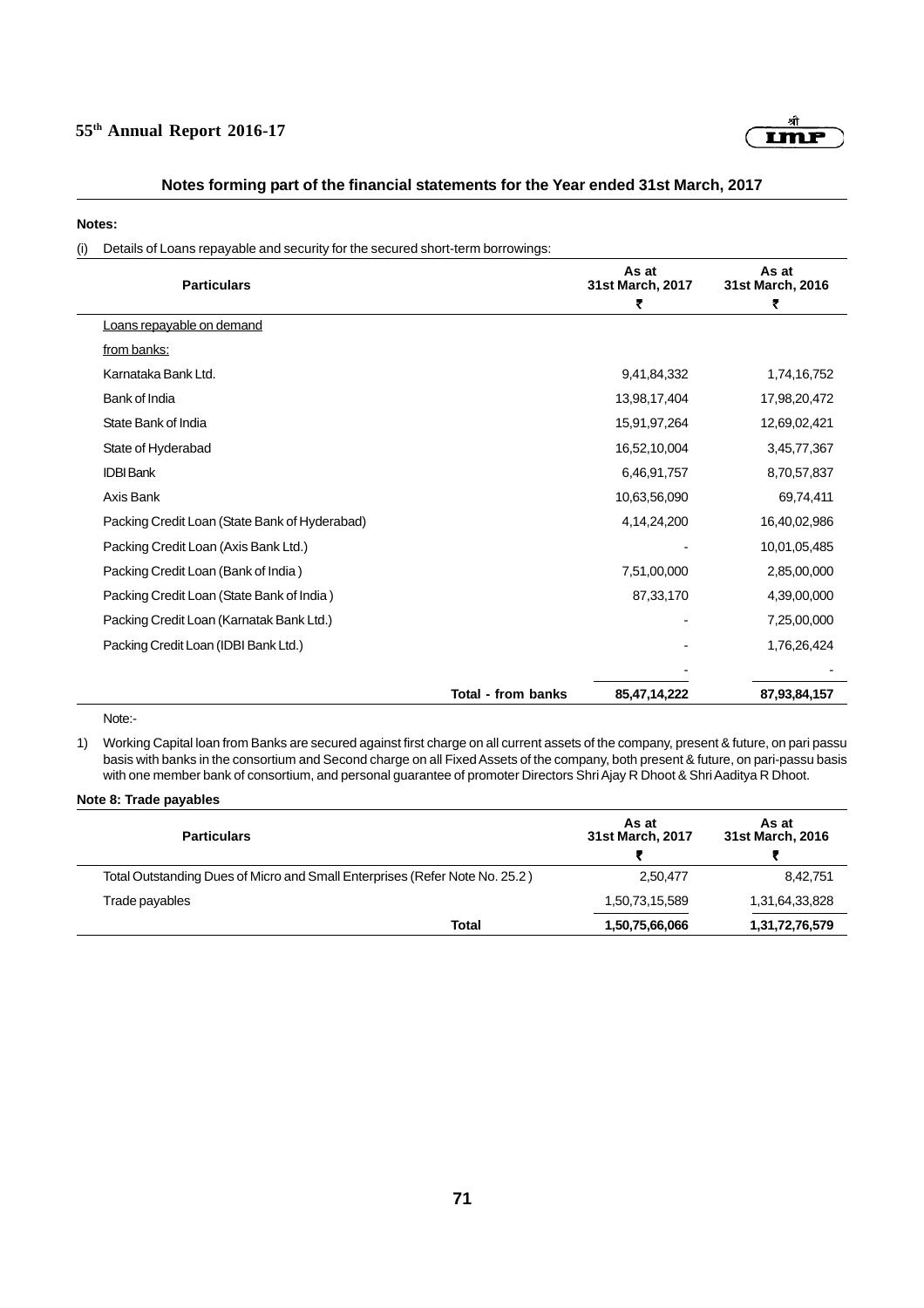## Notes forming part of the financial statements for the Year ended 31st March, 2017

**Notes:**

(i) Details of Loans repayable and security for the secured short-term borrowings:

| Particulars | As at 31st March, 2017 ₹ | As at 31st March, 2016 ₹ |
|---|---|---|
| Loans repayable on demand | | |
| from banks: | | |
| Karnataka Bank Ltd. | 9,41,84,332 | 1,74,16,752 |
| Bank of India | 13,98,17,404 | 17,98,20,472 |
| State Bank of India | 15,91,97,264 | 12,69,02,421 |
| State of Hyderabad | 16,52,10,004 | 3,45,77,367 |
| IDBI Bank | 6,46,91,757 | 8,70,57,837 |
| Axis Bank | 10,63,56,090 | 69,74,411 |
| Packing Credit Loan (State Bank of Hyderabad) | 4,14,24,200 | 16,40,02,986 |
| Packing Credit Loan (Axis Bank Ltd.) | - | 10,01,05,485 |
| Packing Credit Loan (Bank of India ) | 7,51,00,000 | 2,85,00,000 |
| Packing Credit Loan (State Bank of India ) | 87,33,170 | 4,39,00,000 |
| Packing Credit Loan (Karnatak Bank Ltd.) | - | 7,25,00,000 |
| Packing Credit Loan (IDBI Bank Ltd.) | - | 1,76,26,424 |
| | - | - |
| **Total - from banks** | **85,47,14,222** | **87,93,84,157** |

Note:-

1) Working Capital loan from Banks are secured against first charge on all current assets of the company, present & future, on pari passu basis with banks in the consortium and Second charge on all Fixed Assets of the company, both present & future, on pari-passu basis with one member bank of consortium, and personal guarantee of promoter Directors Shri Ajay R Dhoot & Shri Aaditya R Dhoot.

**Note 8: Trade payables**

| Particulars | As at 31st March, 2017 ₹ | As at 31st March, 2016 ₹ |
|---|---|---|
| Total Outstanding Dues of Micro and Small Enterprises (Refer Note No. 25.2 ) | 2,50,477 | 8,42,751 |
| Trade payables | 1,50,73,15,589 | 1,31,64,33,828 |
| **Total** | **1,50,75,66,066** | **1,31,72,76,579** |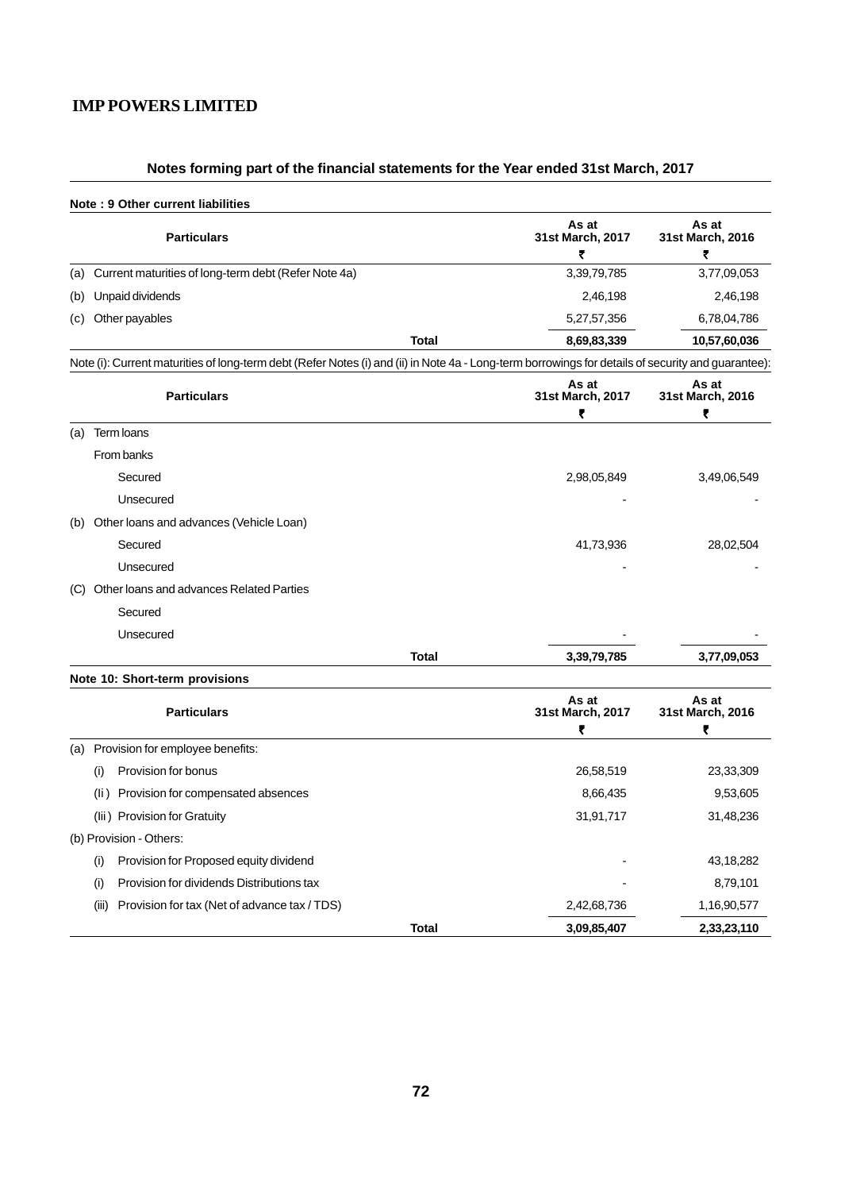## IMP POWERS LIMITED

### Notes forming part of the financial statements for the Year ended 31st March, 2017

**Note : 9 Other current liabilities**

| | Particulars | | As at 31st March, 2017 ₹ | As at 31st March, 2016 ₹ |
|---|---|---|---|---|
| (a) | Current maturities of long-term debt (Refer Note 4a) | | 3,39,79,785 | 3,77,09,053 |
| (b) | Unpaid dividends | | 2,46,198 | 2,46,198 |
| (c) | Other payables | | 5,27,57,356 | 6,78,04,786 |
| | | **Total** | **8,69,83,339** | **10,57,60,036** |

Note (i): Current maturities of long-term debt (Refer Notes (i) and (ii) in Note 4a - Long-term borrowings for details of security and guarantee):

| | Particulars | | As at 31st March, 2017 ₹ | As at 31st March, 2016 ₹ |
|---|---|---|---|---|
| (a) | Term loans | | | |
| | From banks | | | |
| | Secured | | 2,98,05,849 | 3,49,06,549 |
| | Unsecured | | - | - |
| (b) | Other loans and advances (Vehicle Loan) | | | |
| | Secured | | 41,73,936 | 28,02,504 |
| | Unsecured | | - | - |
| (C) | Other loans and advances Related Parties | | | |
| | Secured | | | |
| | Unsecured | | - | - |
| | | **Total** | **3,39,79,785** | **3,77,09,053** |

**Note 10: Short-term provisions**

| | Particulars | | As at 31st March, 2017 ₹ | As at 31st March, 2016 ₹ |
|---|---|---|---|---|
| (a) | Provision for employee benefits: | | | |
| | (i) Provision for bonus | | 26,58,519 | 23,33,309 |
| | (Ii ) Provision for compensated absences | | 8,66,435 | 9,53,605 |
| | (Iii ) Provision for Gratuity | | 31,91,717 | 31,48,236 |
| (b) | Provision - Others: | | | |
| | (i) Provision for Proposed equity dividend | | - | 43,18,282 |
| | (i) Provision for dividends Distributions tax | | - | 8,79,101 |
| | (iii) Provision for tax (Net of advance tax / TDS) | | 2,42,68,736 | 1,16,90,577 |
| | | **Total** | **3,09,85,407** | **2,33,23,110** |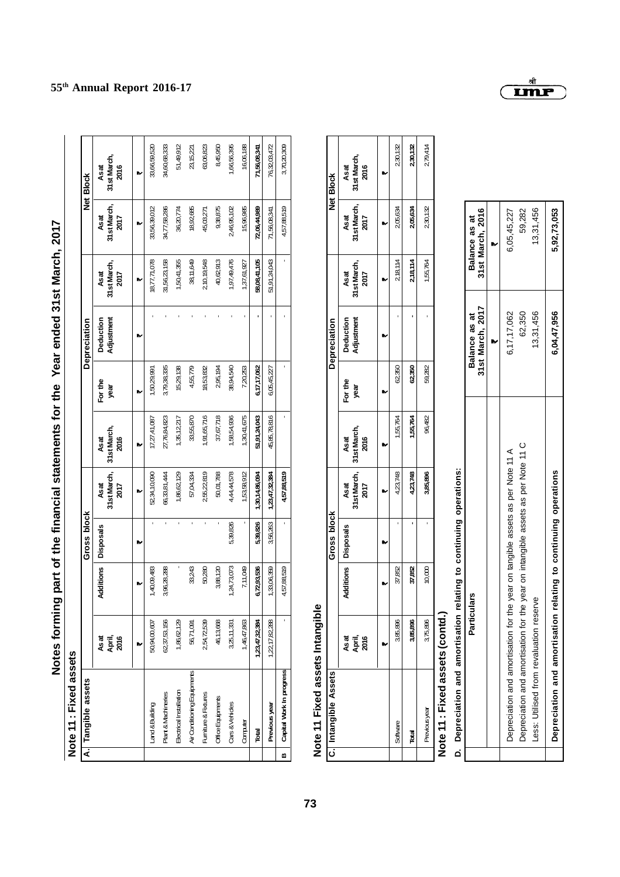# Notes forming part of the financial statements for the Year ended 31st March, 2017

## Note 11 : Fixed assets

| A. Tangible assets | Gross block | | | | Depreciation | | | | Net Block | |
|---|---|---|---|---|---|---|---|---|---|---|
| | As at April, 2016 | Additions | Disposals | As at 31st March, 2017 | As at 31st March, 2016 | For the year | Deduction Adjustment | As at 31st March, 2017 | As at 31st March, 2017 | As at 31st March, 2016 |
| | ₹ | ₹ | ₹ | ₹ | ₹ | ₹ | ₹ | ₹ | ₹ | ₹ |
| Land & Building | 50,94,00,607 | 1,40,09,483 | - | 52,34,10,090 | 17,27,41,087 | 1,50,29,991 | - | 18,77,71,078 | 33,56,39,012 | 33,66,59,520 |
| Plant & Machineries | 62,37,53,156 | 3,96,28,288 | - | 66,33,81,444 | 27,76,84,823 | 3,79,38,335 | - | 31,56,23,158 | 34,77,58,286 | 34,60,68,333 |
| Electrical Installation | 1,86,62,129 | - | - | 1,86,62,129 | 1,35,12,217 | 15,29,138 | - | 1,50,41,355 | 36,20,774 | 51,49,912 |
| Air Conditioning Equipments | 56,71,091 | 33,243 | - | 57,04,334 | 33,55,870 | 4,55,779 | - | 38,11,649 | 18,92,685 | 23,15,221 |
| Furniture & Fixtures | 2,54,72,539 | 50,280 | - | 2,55,22,819 | 1,91,65,716 | 18,53,832 | - | 2,10,19,548 | 45,03,271 | 63,06,823 |
| Office Equipments | 46,13,668 | 3,88,120 | - | 50,01,788 | 37,67,718 | 2,95,194 | - | 40,62,913 | 9,38,875 | 8,45,950 |
| Cars & Vehicles | 3,25,11,331 | 1,24,73,073 | 5,39,826 | 4,44,44,578 | 1,58,54,936 | 38,94,540 | - | 1,97,49,476 | 2,46,95,102 | 1,66,56,395 |
| Computer | 1,46,47,863 | 7,11,049 | - | 1,53,58,912 | 1,30,41,675 | 7,20,253 | - | 1,37,61,927 | 15,96,985 | 16,06,188 |
| **Total** | **1,23,47,32,384** | **6,72,93,536** | **5,39,826** | **1,30,14,86,094** | **51,91,24,043** | **6,17,17,062** | **-** | **58,08,41,105** | **72,06,44,989** | **71,56,08,341** |
| **Previous year** | 1,22,17,82,288 | 1,33,06,359 | 3,56,263 | 1,23,47,32,384 | 45,85,78,816 | 6,05,45,227 | - | 51,91,24,043 | 71,56,08,341 | 76,32,03,472 |
| **B Capital Work In progress** | - | 4,57,88,519 | - | 4,57,88,519 | - | - | - | - | 4,57,88,519 | 3,70,20,309 |

## Note 11 Fixed assets Intangible

| C. Intangible Assets | Gross block | | | | Depreciation | | | | Net Block | |
|---|---|---|---|---|---|---|---|---|---|---|
| | As at April, 2016 | Additions | Disposals | As at 31st March, 2017 | As at 31st March, 2016 | For the year | Deduction Adjustment | As at 31st March, 2017 | As at 31st March, 2017 | As at 31st March, 2016 |
| | ₹ | ₹ | ₹ | ₹ | ₹ | ₹ | ₹ | ₹ | ₹ | ₹ |
| Software | 3,85,896 | 37,852 | - | 4,23,748 | 1,55,764 | 62,350 | - | 2,18,114 | 2,05,634 | 2,30,132 |
| **Total** | **3,85,896** | **37,852** | **-** | **4,23,748** | **1,55,764** | **62,350** | **-** | **2,18,114** | **2,05,634** | **2,30,132** |
| Previous year | 3,75,896 | 10,000 | - | 3,85,896 | 96,482 | 59,282 | - | 1,55,764 | 2,30,132 | 2,79,414 |

## Note 11 : Fixed assets (contd.)

**D. Depreciation and amortisation relating to continuing operations:**

| Particulars | Balance as at 31st March, 2017 | Balance as at 31st March, 2016 |
|---|---|---|
| | ₹ | ₹ |
| Depreciation and amortisation for the year on tangible assets as per Note 11 A | 6,17,17,062 | 6,05,45,227 |
| Depreciation and amortisation for the year on intangible assets as per Note 11 C | 62,350 | 59,282 |
| Less: Utilised from revaluation reserve | 13,31,456 | 13,31,456 |
| **Depreciation and amortisation relating to continuing operations** | **6,04,47,956** | **5,92,73,053** |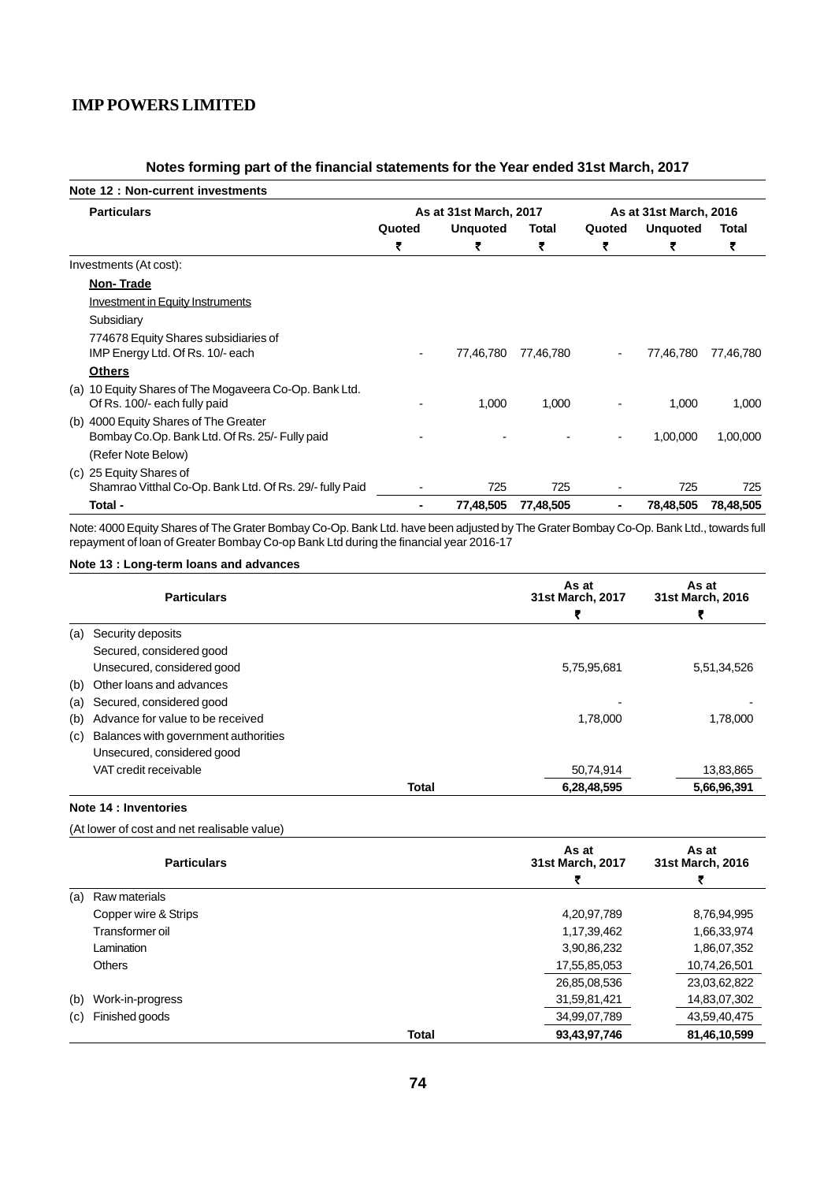# IMP POWERS LIMITED

## Notes forming part of the financial statements for the Year ended 31st March, 2017

### Note 12 : Non-current investments

| Particulars | As at 31st March, 2017 | | | As at 31st March, 2016 | | |
|---|---|---|---|---|---|---|
| | Quoted | Unquoted | Total | Quoted | Unquoted | Total |
| | ₹ | ₹ | ₹ | ₹ | ₹ | ₹ |
| Investments (At cost): | | | | | | |
| **Non- Trade** | | | | | | |
| Investment in Equity Instruments | | | | | | |
| Subsidiary | | | | | | |
| 774678 Equity Shares subsidiaries of IMP Energy Ltd. Of Rs. 10/- each | - | 77,46,780 | 77,46,780 | - | 77,46,780 | 77,46,780 |
| **Others** | | | | | | |
| (a) 10 Equity Shares of The Mogaveera Co-Op. Bank Ltd. Of Rs. 100/- each fully paid | - | 1,000 | 1,000 | - | 1,000 | 1,000 |
| (b) 4000 Equity Shares of The Greater Bombay Co.Op. Bank Ltd. Of Rs. 25/- Fully paid | - | - | - | - | 1,00,000 | 1,00,000 |
| (Refer Note Below) | | | | | | |
| (c) 25 Equity Shares of Shamrao Vitthal Co-Op. Bank Ltd. Of Rs. 29/- fully Paid | - | 725 | 725 | - | 725 | 725 |
| **Total -** | **-** | **77,48,505** | **77,48,505** | **-** | **78,48,505** | **78,48,505** |

Note: 4000 Equity Shares of The Grater Bombay Co-Op. Bank Ltd. have been adjusted by The Grater Bombay Co-Op. Bank Ltd., towards full repayment of loan of Greater Bombay Co-op Bank Ltd during the financial year 2016-17

### Note 13 : Long-term loans and advances

| | Particulars | | As at 31st March, 2017 | As at 31st March, 2016 |
|---|---|---|---|---|
| | | | ₹ | ₹ |
| (a) | Security deposits | | | |
| | Secured, considered good | | | |
| | Unsecured, considered good | | 5,75,95,681 | 5,51,34,526 |
| (b) | Other loans and advances | | | |
| (a) | Secured, considered good | | - | - |
| (b) | Advance for value to be received | | 1,78,000 | 1,78,000 |
| (c) | Balances with government authorities | | | |
| | Unsecured, considered good | | | |
| | VAT credit receivable | | 50,74,914 | 13,83,865 |
| | | **Total** | **6,28,48,595** | **5,66,96,391** |

### Note 14 : Inventories

(At lower of cost and net realisable value)

| | Particulars | | As at 31st March, 2017 | As at 31st March, 2016 |
|---|---|---|---|---|
| | | | ₹ | ₹ |
| (a) | Raw materials | | | |
| | Copper wire & Strips | | 4,20,97,789 | 8,76,94,995 |
| | Transformer oil | | 1,17,39,462 | 1,66,33,974 |
| | Lamination | | 3,90,86,232 | 1,86,07,352 |
| | Others | | 17,55,85,053 | 10,74,26,501 |
| | | | 26,85,08,536 | 23,03,62,822 |
| (b) | Work-in-progress | | 31,59,81,421 | 14,83,07,302 |
| (c) | Finished goods | | 34,99,07,789 | 43,59,40,475 |
| | | **Total** | **93,43,97,746** | **81,46,10,599** |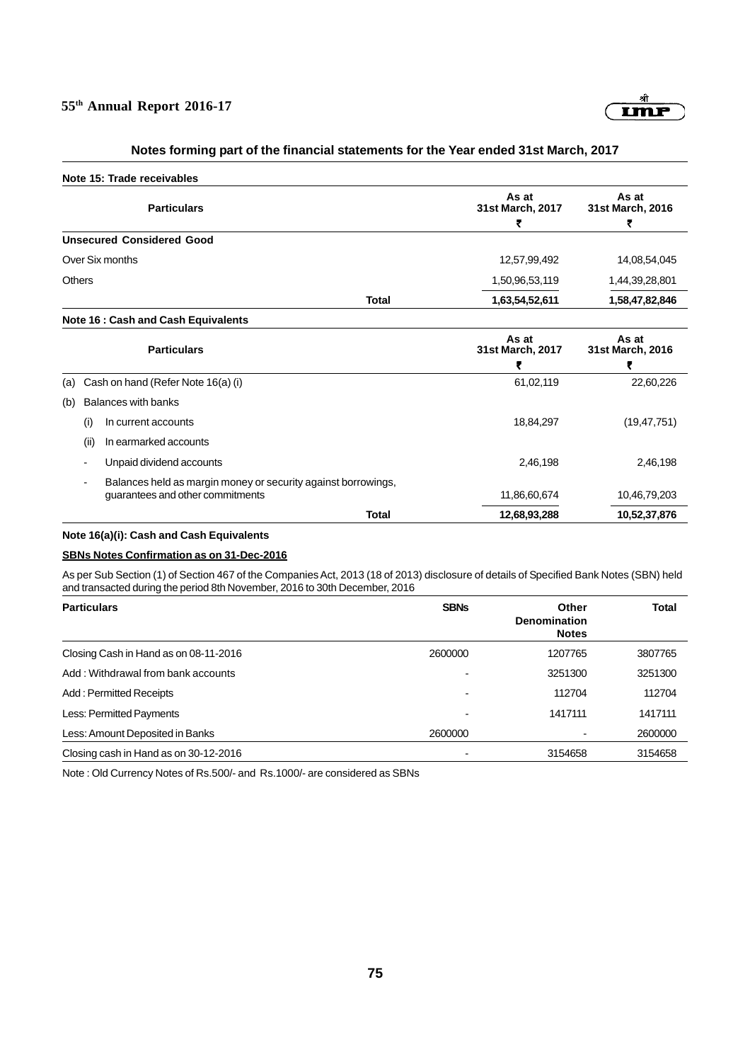## Notes forming part of the financial statements for the Year ended 31st March, 2017

### Note 15: Trade receivables

| Particulars | | As at 31st March, 2017 ₹ | As at 31st March, 2016 ₹ |
|---|---|---|---|
| **Unsecured Considered Good** | | | |
| Over Six months | | 12,57,99,492 | 14,08,54,045 |
| Others | | 1,50,96,53,119 | 1,44,39,28,801 |
| | **Total** | **1,63,54,52,611** | **1,58,47,82,846** |

### Note 16 : Cash and Cash Equivalents

| Particulars | | As at 31st March, 2017 ₹ | As at 31st March, 2016 ₹ |
|---|---|---|---|
| (a) Cash on hand (Refer Note 16(a) (i) | | 61,02,119 | 22,60,226 |
| (b) Balances with banks | | | |
| (i) In current accounts | | 18,84,297 | (19,47,751) |
| (ii) In earmarked accounts | | | |
| - Unpaid dividend accounts | | 2,46,198 | 2,46,198 |
| - Balances held as margin money or security against borrowings, guarantees and other commitments | | 11,86,60,674 | 10,46,79,203 |
| | **Total** | **12,68,93,288** | **10,52,37,876** |

**Note 16(a)(i): Cash and Cash Equivalents**

**SBNs Notes Confirmation as on 31-Dec-2016**

As per Sub Section (1) of Section 467 of the Companies Act, 2013 (18 of 2013) disclosure of details of Specified Bank Notes (SBN) held and transacted during the period 8th November, 2016 to 30th December, 2016

| Particulars | SBNs | Other Denomination Notes | Total |
|---|---|---|---|
| Closing Cash in Hand as on 08-11-2016 | 2600000 | 1207765 | 3807765 |
| Add : Withdrawal from bank accounts | - | 3251300 | 3251300 |
| Add : Permitted Receipts | - | 112704 | 112704 |
| Less: Permitted Payments | - | 1417111 | 1417111 |
| Less: Amount Deposited in Banks | 2600000 | - | 2600000 |
| Closing cash in Hand as on 30-12-2016 | - | 3154658 | 3154658 |

Note : Old Currency Notes of Rs.500/- and Rs.1000/- are considered as SBNs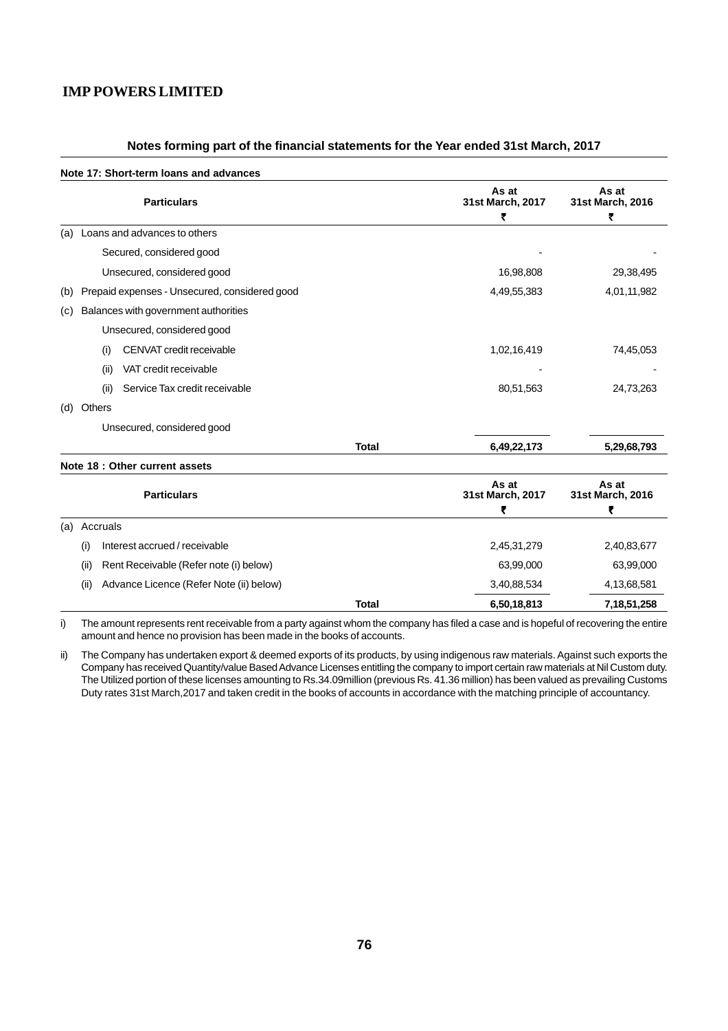## Notes forming part of the financial statements for the Year ended 31st March, 2017

### Note 17: Short-term loans and advances

| | Particulars | As at 31st March, 2017 ₹ | As at 31st March, 2016 ₹ |
|---|---|---|---|
| (a) | Loans and advances to others | | |
| | Secured, considered good | - | - |
| | Unsecured, considered good | 16,98,808 | 29,38,495 |
| (b) | Prepaid expenses - Unsecured, considered good | 4,49,55,383 | 4,01,11,982 |
| (c) | Balances with government authorities | | |
| | Unsecured, considered good | | |
| | (i) CENVAT credit receivable | 1,02,16,419 | 74,45,053 |
| | (ii) VAT credit receivable | - | - |
| | (ii) Service Tax credit receivable | 80,51,563 | 24,73,263 |
| (d) | Others | | |
| | Unsecured, considered good | | |
| | **Total** | **6,49,22,173** | **5,29,68,793** |

### Note 18 : Other current assets

| | Particulars | As at 31st March, 2017 ₹ | As at 31st March, 2016 ₹ |
|---|---|---|---|
| (a) | Accruals | | |
| | (i) Interest accrued / receivable | 2,45,31,279 | 2,40,83,677 |
| | (ii) Rent Receivable (Refer note (i) below) | 63,99,000 | 63,99,000 |
| | (ii) Advance Licence (Refer Note (ii) below) | 3,40,88,534 | 4,13,68,581 |
| | **Total** | **6,50,18,813** | **7,18,51,258** |

i) The amount represents rent receivable from a party against whom the company has filed a case and is hopeful of recovering the entire amount and hence no provision has been made in the books of accounts.

ii) The Company has undertaken export & deemed exports of its products, by using indigenous raw materials. Against such exports the Company has received Quantity/value Based Advance Licenses entitling the company to import certain raw materials at Nil Custom duty. The Utilized portion of these licenses amounting to Rs.34.09million (previous Rs. 41.36 million) has been valued as prevailing Customs Duty rates 31st March,2017 and taken credit in the books of accounts in accordance with the matching principle of accountancy.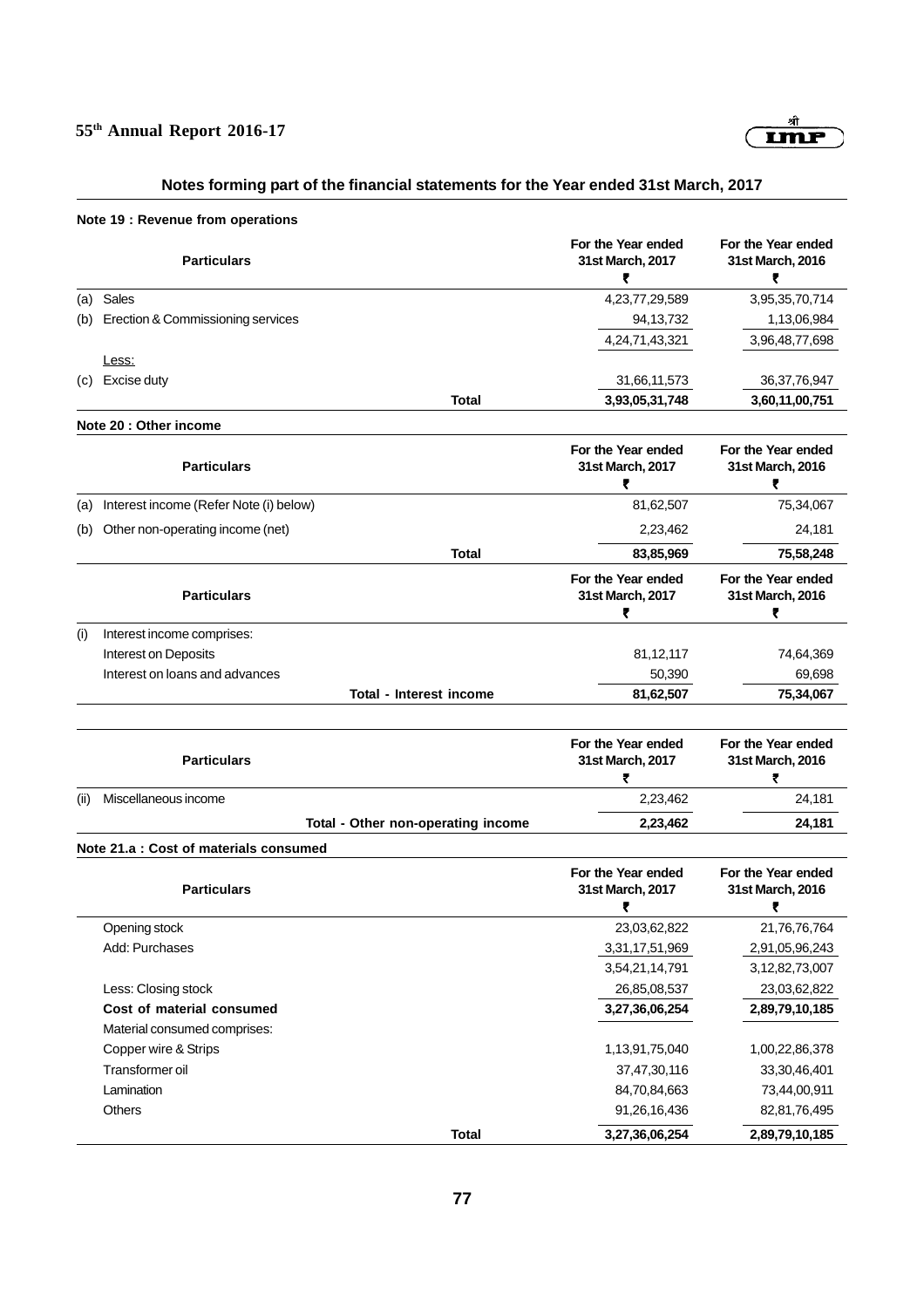## Notes forming part of the financial statements for the Year ended 31st March, 2017

### Note 19 : Revenue from operations

| | Particulars | For the Year ended 31st March, 2017 ₹ | For the Year ended 31st March, 2016 ₹ |
|---|---|---|---|
| (a) | Sales | 4,23,77,29,589 | 3,95,35,70,714 |
| (b) | Erection & Commissioning services | 94,13,732 | 1,13,06,984 |
| | | 4,24,71,43,321 | 3,96,48,77,698 |
| | Less: | | |
| (c) | Excise duty | 31,66,11,573 | 36,37,76,947 |
| | **Total** | **3,93,05,31,748** | **3,60,11,00,751** |

### Note 20 : Other income

| | Particulars | For the Year ended 31st March, 2017 ₹ | For the Year ended 31st March, 2016 ₹ |
|---|---|---|---|
| (a) | Interest income (Refer Note (i) below) | 81,62,507 | 75,34,067 |
| (b) | Other non-operating income (net) | 2,23,462 | 24,181 |
| | **Total** | **83,85,969** | **75,58,248** |

| | Particulars | For the Year ended 31st March, 2017 ₹ | For the Year ended 31st March, 2016 ₹ |
|---|---|---|---|
| (i) | Interest income comprises: | | |
| | Interest on Deposits | 81,12,117 | 74,64,369 |
| | Interest on loans and advances | 50,390 | 69,698 |
| | **Total - Interest income** | **81,62,507** | **75,34,067** |

| | Particulars | For the Year ended 31st March, 2017 ₹ | For the Year ended 31st March, 2016 ₹ |
|---|---|---|---|
| (ii) | Miscellaneous income | 2,23,462 | 24,181 |
| | **Total - Other non-operating income** | **2,23,462** | **24,181** |

### Note 21.a : Cost of materials consumed

| Particulars | For the Year ended 31st March, 2017 ₹ | For the Year ended 31st March, 2016 ₹ |
|---|---|---|
| Opening stock | 23,03,62,822 | 21,76,76,764 |
| Add: Purchases | 3,31,17,51,969 | 2,91,05,96,243 |
| | 3,54,21,14,791 | 3,12,82,73,007 |
| Less: Closing stock | 26,85,08,537 | 23,03,62,822 |
| **Cost of material consumed** | **3,27,36,06,254** | **2,89,79,10,185** |
| Material consumed comprises: | | |
| Copper wire & Strips | 1,13,91,75,040 | 1,00,22,86,378 |
| Transformer oil | 37,47,30,116 | 33,30,46,401 |
| Lamination | 84,70,84,663 | 73,44,00,911 |
| Others | 91,26,16,436 | 82,81,76,495 |
| **Total** | **3,27,36,06,254** | **2,89,79,10,185** |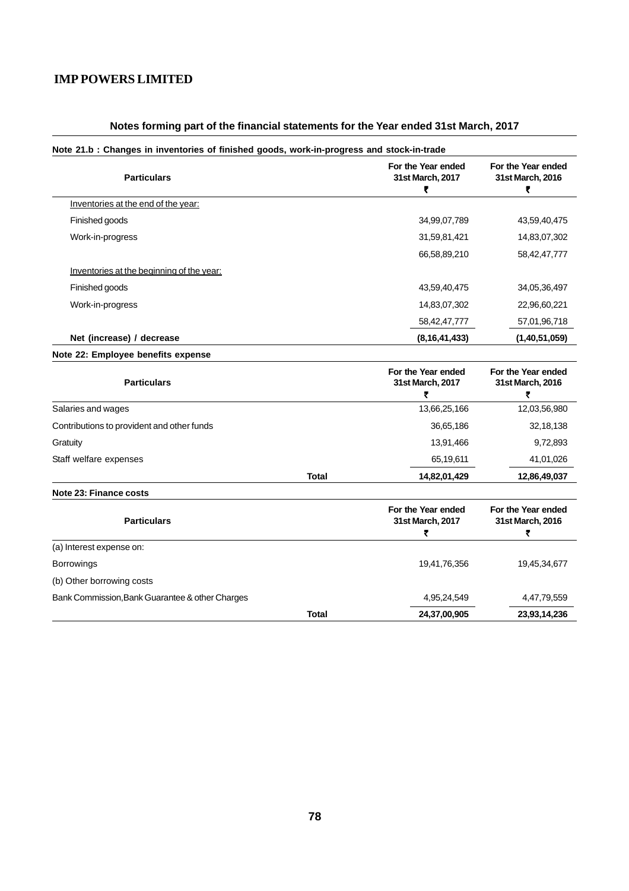## Notes forming part of the financial statements for the Year ended 31st March, 2017

### Note 21.b : Changes in inventories of finished goods, work-in-progress and stock-in-trade

| Particulars | For the Year ended 31st March, 2017 ₹ | For the Year ended 31st March, 2016 ₹ |
|---|---|---|
| Inventories at the end of the year: | | |
| Finished goods | 34,99,07,789 | 43,59,40,475 |
| Work-in-progress | 31,59,81,421 | 14,83,07,302 |
| | 66,58,89,210 | 58,42,47,777 |
| Inventories at the beginning of the year: | | |
| Finished goods | 43,59,40,475 | 34,05,36,497 |
| Work-in-progress | 14,83,07,302 | 22,96,60,221 |
| | 58,42,47,777 | 57,01,96,718 |
| **Net (increase) / decrease** | **(8,16,41,433)** | **(1,40,51,059)** |

### Note 22: Employee benefits expense

| Particulars | For the Year ended 31st March, 2017 ₹ | For the Year ended 31st March, 2016 ₹ |
|---|---|---|
| Salaries and wages | 13,66,25,166 | 12,03,56,980 |
| Contributions to provident and other funds | 36,65,186 | 32,18,138 |
| Gratuity | 13,91,466 | 9,72,893 |
| Staff welfare expenses | 65,19,611 | 41,01,026 |
| **Total** | **14,82,01,429** | **12,86,49,037** |

### Note 23: Finance costs

| Particulars | For the Year ended 31st March, 2017 ₹ | For the Year ended 31st March, 2016 ₹ |
|---|---|---|
| (a) Interest expense on: | | |
| Borrowings | 19,41,76,356 | 19,45,34,677 |
| (b) Other borrowing costs | | |
| Bank Commission,Bank Guarantee & other Charges | 4,95,24,549 | 4,47,79,559 |
| **Total** | **24,37,00,905** | **23,93,14,236** |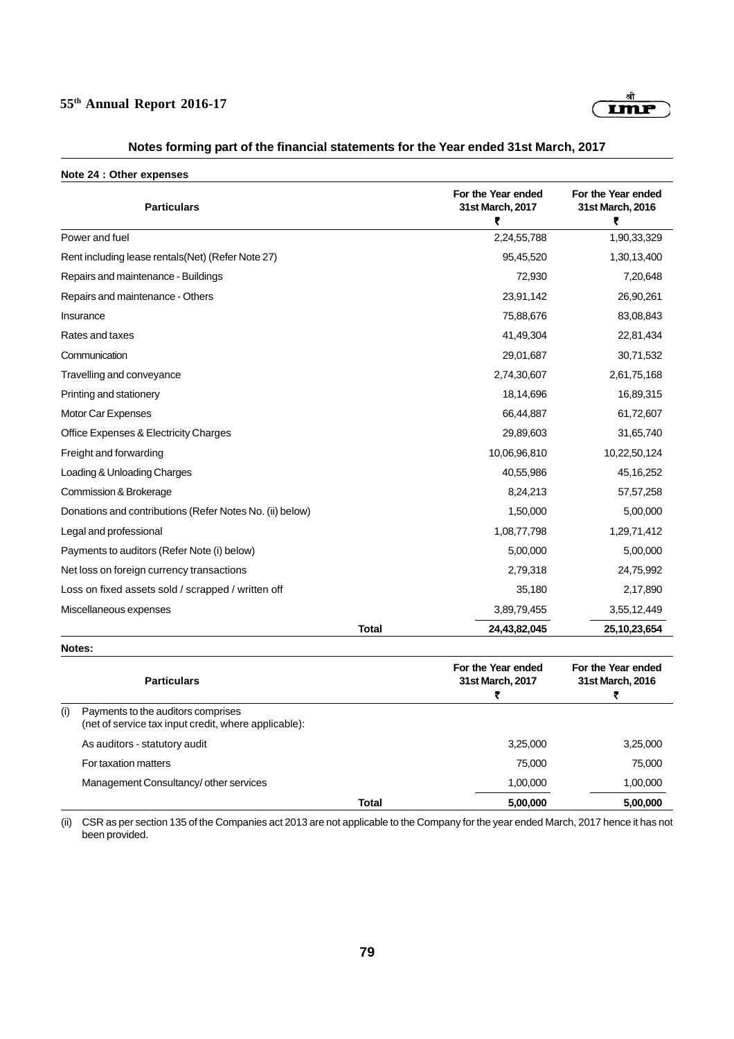## Notes forming part of the financial statements for the Year ended 31st March, 2017

### Note 24 : Other expenses

| Particulars | For the Year ended 31st March, 2017 ₹ | For the Year ended 31st March, 2016 ₹ |
|---|---|---|
| Power and fuel | 2,24,55,788 | 1,90,33,329 |
| Rent including lease rentals(Net) (Refer Note 27) | 95,45,520 | 1,30,13,400 |
| Repairs and maintenance - Buildings | 72,930 | 7,20,648 |
| Repairs and maintenance - Others | 23,91,142 | 26,90,261 |
| Insurance | 75,88,676 | 83,08,843 |
| Rates and taxes | 41,49,304 | 22,81,434 |
| Communication | 29,01,687 | 30,71,532 |
| Travelling and conveyance | 2,74,30,607 | 2,61,75,168 |
| Printing and stationery | 18,14,696 | 16,89,315 |
| Motor Car Expenses | 66,44,887 | 61,72,607 |
| Office Expenses & Electricity Charges | 29,89,603 | 31,65,740 |
| Freight and forwarding | 10,06,96,810 | 10,22,50,124 |
| Loading & Unloading Charges | 40,55,986 | 45,16,252 |
| Commission & Brokerage | 8,24,213 | 57,57,258 |
| Donations and contributions (Refer Notes No. (ii) below) | 1,50,000 | 5,00,000 |
| Legal and professional | 1,08,77,798 | 1,29,71,412 |
| Payments to auditors (Refer Note (i) below) | 5,00,000 | 5,00,000 |
| Net loss on foreign currency transactions | 2,79,318 | 24,75,992 |
| Loss on fixed assets sold / scrapped / written off | 35,180 | 2,17,890 |
| Miscellaneous expenses | 3,89,79,455 | 3,55,12,449 |
| **Total** | **24,43,82,045** | **25,10,23,654** |

**Notes:**

| | Particulars | For the Year ended 31st March, 2017 ₹ | For the Year ended 31st March, 2016 ₹ |
|---|---|---|---|
| (i) | Payments to the auditors comprises (net of service tax input credit, where applicable): | | |
| | As auditors - statutory audit | 3,25,000 | 3,25,000 |
| | For taxation matters | 75,000 | 75,000 |
| | Management Consultancy/ other services | 1,00,000 | 1,00,000 |
| | **Total** | **5,00,000** | **5,00,000** |

(ii) CSR as per section 135 of the Companies act 2013 are not applicable to the Company for the year ended March, 2017 hence it has not been provided.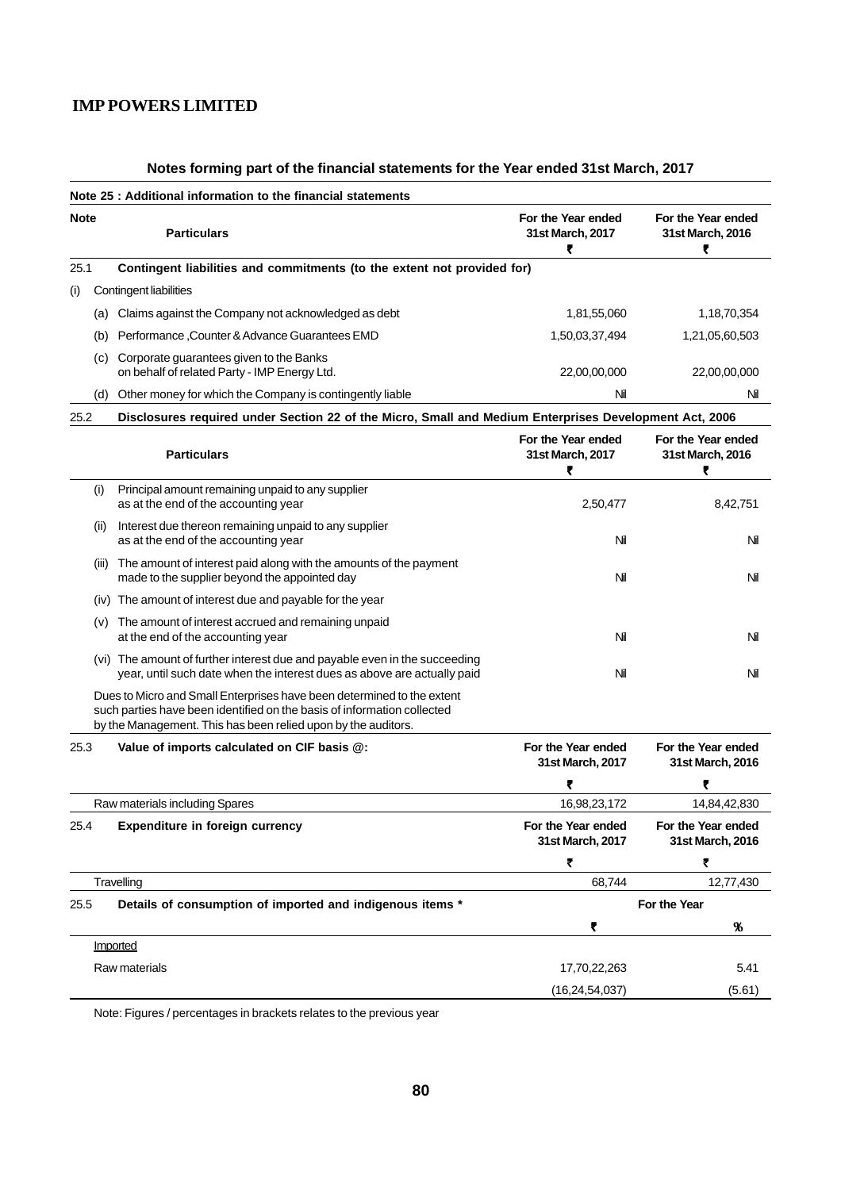# IMP POWERS LIMITED

## Notes forming part of the financial statements for the Year ended 31st March, 2017

### Note 25 : Additional information to the financial statements

| Note | | Particulars | For the Year ended 31st March, 2017 ₹ | For the Year ended 31st March, 2016 ₹ |
|---|---|---|---|---|
| 25.1 | | **Contingent liabilities and commitments (to the extent not provided for)** | | |
| (i) | | Contingent liabilities | | |
| | (a) | Claims against the Company not acknowledged as debt | 1,81,55,060 | 1,18,70,354 |
| | (b) | Performance ,Counter & Advance Guarantees EMD | 1,50,03,37,494 | 1,21,05,60,503 |
| | (c) | Corporate guarantees given to the Banks on behalf of related Party - IMP Energy Ltd. | 22,00,00,000 | 22,00,00,000 |
| | (d) | Other money for which the Company is contingently liable | Nil | Nil |

**25.2 Disclosures required under Section 22 of the Micro, Small and Medium Enterprises Development Act, 2006**

| | Particulars | For the Year ended 31st March, 2017 ₹ | For the Year ended 31st March, 2016 ₹ |
|---|---|---|---|
| (i) | Principal amount remaining unpaid to any supplier as at the end of the accounting year | 2,50,477 | 8,42,751 |
| (ii) | Interest due thereon remaining unpaid to any supplier as at the end of the accounting year | Nil | Nil |
| (iii) | The amount of interest paid along with the amounts of the payment made to the supplier beyond the appointed day | Nil | Nil |
| (iv) | The amount of interest due and payable for the year | | |
| (v) | The amount of interest accrued and remaining unpaid at the end of the accounting year | Nil | Nil |
| (vi) | The amount of further interest due and payable even in the succeeding year, until such date when the interest dues as above are actually paid | Nil | Nil |

Dues to Micro and Small Enterprises have been determined to the extent such parties have been identified on the basis of information collected by the Management. This has been relied upon by the auditors.

| 25.3 Value of imports calculated on CIF basis @: | For the Year ended 31st March, 2017 ₹ | For the Year ended 31st March, 2016 ₹ |
|---|---|---|
| Raw materials including Spares | 16,98,23,172 | 14,84,42,830 |

| 25.4 Expenditure in foreign currency | For the Year ended 31st March, 2017 ₹ | For the Year ended 31st March, 2016 ₹ |
|---|---|---|
| Travelling | 68,744 | 12,77,430 |

| 25.5 Details of consumption of imported and indigenous items * | For the Year ₹ | % |
|---|---|---|
| Imported | | |
| Raw materials | 17,70,22,263 | 5.41 |
| | (16,24,54,037) | (5.61) |

Note: Figures / percentages in brackets relates to the previous year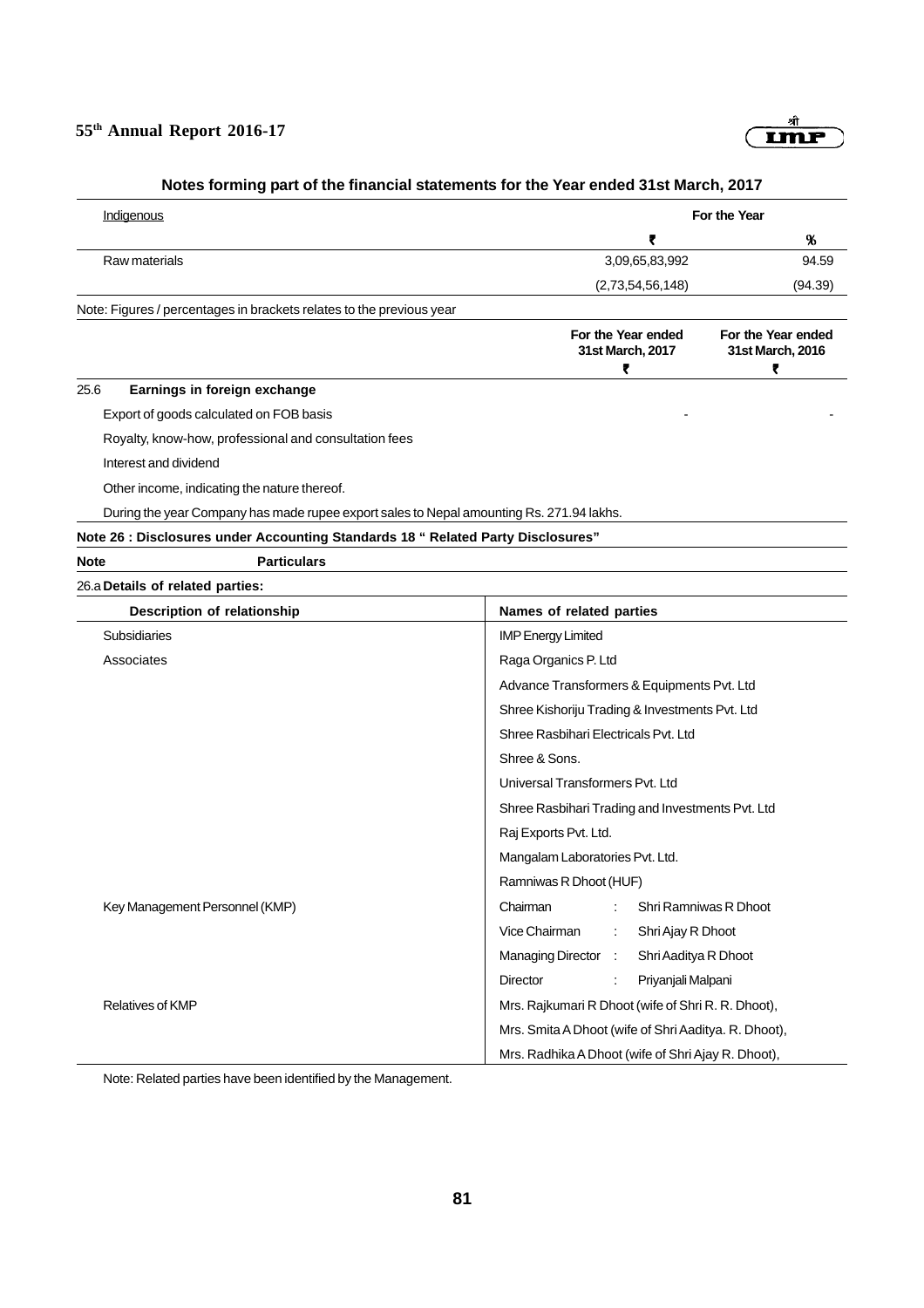## Notes forming part of the financial statements for the Year ended 31st March, 2017

| Indigenous | For the Year | |
|---|---|---|
| | ₹ | % |
| Raw materials | 3,09,65,83,992 | 94.59 |
| | (2,73,54,56,148) | (94.39) |

Note: Figures / percentages in brackets relates to the previous year

| | | For the Year ended 31st March, 2017 ₹ | For the Year ended 31st March, 2016 ₹ |
|---|---|---|---|
| 25.6 | **Earnings in foreign exchange** | | |
| | Export of goods calculated on FOB basis | - | - |
| | Royalty, know-how, professional and consultation fees | | |
| | Interest and dividend | | |
| | Other income, indicating the nature thereof. | | |

During the year Company has made rupee export sales to Nepal amounting Rs. 271.94 lakhs.

### Note 26 : Disclosures under Accounting Standards 18 " Related Party Disclosures"

**Note** **Particulars**

**26.a Details of related parties:**

| Description of relationship | Names of related parties |
|---|---|
| Subsidiaries | IMP Energy Limited |
| Associates | Raga Organics P. Ltd |
| | Advance Transformers & Equipments Pvt. Ltd |
| | Shree Kishoriju Trading & Investments Pvt. Ltd |
| | Shree Rasbihari Electricals Pvt. Ltd |
| | Shree & Sons. |
| | Universal Transformers Pvt. Ltd |
| | Shree Rasbihari Trading and Investments Pvt. Ltd |
| | Raj Exports Pvt. Ltd. |
| | Mangalam Laboratories Pvt. Ltd. |
| | Ramniwas R Dhoot (HUF) |
| Key Management Personnel (KMP) | Chairman : Shri Ramniwas R Dhoot |
| | Vice Chairman : Shri Ajay R Dhoot |
| | Managing Director : Shri Aaditya R Dhoot |
| | Director : Priyanjali Malpani |
| Relatives of KMP | Mrs. Rajkumari R Dhoot (wife of Shri R. R. Dhoot), |
| | Mrs. Smita A Dhoot (wife of Shri Aaditya. R. Dhoot), |
| | Mrs. Radhika A Dhoot (wife of Shri Ajay R. Dhoot), |

Note: Related parties have been identified by the Management.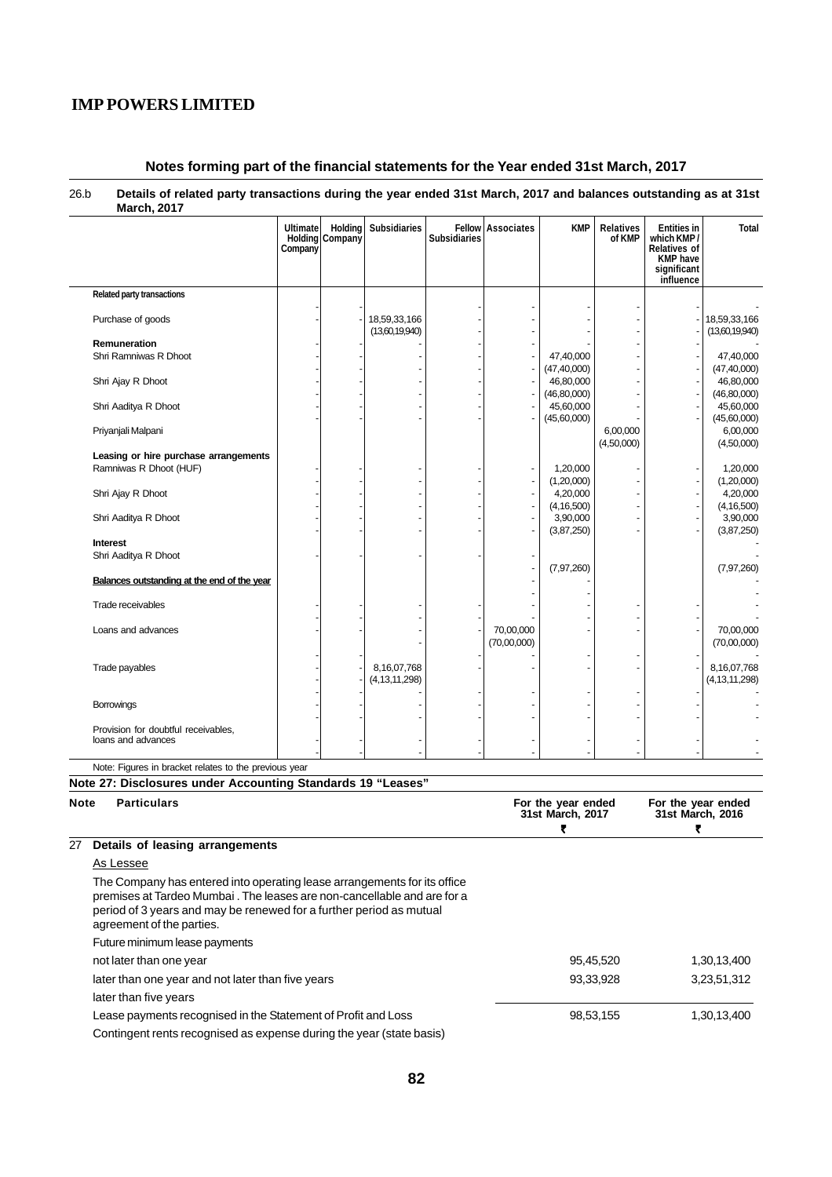# IMP POWERS LIMITED

## Notes forming part of the financial statements for the Year ended 31st March, 2017

26.b **Details of related party transactions during the year ended 31st March, 2017 and balances outstanding as at 31st March, 2017**

| | Ultimate Holding Company | Holding Company | Subsidiaries | Fellow Subsidiaries | Associates | KMP | Relatives of KMP | Entities in which KMP / Relatives of KMP have significant influence | Total |
|---|---|---|---|---|---|---|---|---|---|
| **Related party transactions** | | | | | | | | | |
| | - | - | | - | - | - | - | - | - |
| Purchase of goods | - | - | 18,59,33,166 | - | - | - | - | - | 18,59,33,166 |
| | | | (13,60,19,940) | - | - | - | - | - | (13,60,19,940) |
| **Remuneration** | - | - | - | - | - | - | - | - | - |
| Shri Ramniwas R Dhoot | - | - | - | - | - | 47,40,000 | - | - | 47,40,000 |
| | - | - | - | - | - | (47,40,000) | - | - | (47,40,000) |
| Shri Ajay R Dhoot | - | - | - | - | - | 46,80,000 | - | - | 46,80,000 |
| | - | - | - | - | - | (46,80,000) | - | - | (46,80,000) |
| Shri Aaditya R Dhoot | - | - | - | - | - | 45,60,000 | - | - | 45,60,000 |
| | - | - | - | - | - | (45,60,000) | | - | (45,60,000) |
| Priyanjali Malpani | | | | | | | 6,00,000 | | 6,00,000 |
| | | | | | | | (4,50,000) | | (4,50,000) |
| **Leasing or hire purchase arrangements** | | | | | | | | | |
| Ramniwas R Dhoot (HUF) | - | - | - | - | - | 1,20,000 | - | - | 1,20,000 |
| | - | - | - | - | - | (1,20,000) | - | - | (1,20,000) |
| Shri Ajay R Dhoot | - | - | - | - | - | 4,20,000 | - | - | 4,20,000 |
| | - | - | - | - | - | (4,16,500) | - | - | (4,16,500) |
| Shri Aaditya R Dhoot | - | - | - | - | - | 3,90,000 | - | - | 3,90,000 |
| | - | - | - | - | - | (3,87,250) | - | - | (3,87,250) |
| **Interest** | | | | | | | | | |
| Shri Aaditya R Dhoot | - | - | - | - | - | | | | - |
| | | | | | - | (7,97,260) | | | (7,97,260) |
| **Balances outstanding at the end of the year** | | | | | - | - | | | - |
| | | | | | - | - | | | - |
| Trade receivables | - | - | - | - | - | - | - | - | - |
| | - | - | - | - | - | - | - | - | - |
| Loans and advances | - | - | - | - | 70,00,000 | - | - | - | 70,00,000 |
| | | | - | | (70,00,000) | | | | (70,00,000) |
| | - | - | | - | - | - | - | - | - |
| Trade payables | - | - | 8,16,07,768 | - | - | - | - | - | 8,16,07,768 |
| | - | - | (4,13,11,298) | - | | | | | (4,13,11,298) |
| | - | - | - | - | - | - | - | - | - |
| Borrowings | - | - | - | - | - | - | - | - | - |
| | - | - | - | - | - | - | - | - | - |
| Provision for doubtful receivables, loans and advances | - | - | - | - | - | - | - | - | - |
| | - | - | - | - | - | - | - | - | - |

Note: Figures in bracket relates to the previous year

## Note 27: Disclosures under Accounting Standards 19 "Leases"

| Note | Particulars | For the year ended 31st March, 2017 ₹ | For the year ended 31st March, 2016 ₹ |
|---|---|---|---|
| 27 | **Details of leasing arrangements** | | |
| | As Lessee | | |
| | The Company has entered into operating lease arrangements for its office premises at Tardeo Mumbai . The leases are non-cancellable and are for a period of 3 years and may be renewed for a further period as mutual agreement of the parties. | | |
| | Future minimum lease payments | | |
| | not later than one year | 95,45,520 | 1,30,13,400 |
| | later than one year and not later than five years | 93,33,928 | 3,23,51,312 |
| | later than five years | | |
| | Lease payments recognised in the Statement of Profit and Loss | 98,53,155 | 1,30,13,400 |
| | Contingent rents recognised as expense during the year (state basis) | | |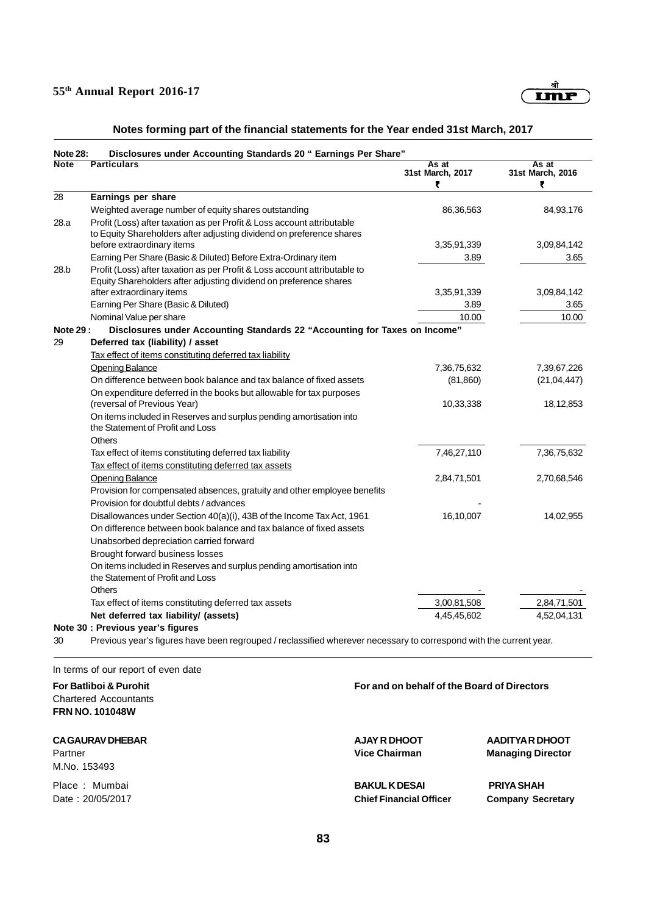## Notes forming part of the financial statements for the Year ended 31st March, 2017

**Note 28: Disclosures under Accounting Standards 20 " Earnings Per Share"**

| Note | Particulars | As at 31st March, 2017 ₹ | As at 31st March, 2016 ₹ |
|---|---|---|---|
| 28 | **Earnings per share** | | |
| | Weighted average number of equity shares outstanding | 86,36,563 | 84,93,176 |
| 28.a | Profit (Loss) after taxation as per Profit & Loss account attributable to Equity Shareholders after adjusting dividend on preference shares before extraordinary items | 3,35,91,339 | 3,09,84,142 |
| | Earning Per Share (Basic & Diluted) Before Extra-Ordinary item | 3.89 | 3.65 |
| 28.b | Profit (Loss) after taxation as per Profit & Loss account attributable to Equity Shareholders after adjusting dividend on preference shares after extraordinary items | 3,35,91,339 | 3,09,84,142 |
| | Earning Per Share (Basic & Diluted) | 3.89 | 3.65 |
| | Nominal Value per share | 10.00 | 10.00 |
| **Note 29 :** | **Disclosures under Accounting Standards 22 "Accounting for Taxes on Income"** | | |
| 29 | **Deferred tax (liability) / asset** | | |
| | Tax effect of items constituting deferred tax liability | | |
| | Opening Balance | 7,36,75,632 | 7,39,67,226 |
| | On difference between book balance and tax balance of fixed assets | (81,860) | (21,04,447) |
| | On expenditure deferred in the books but allowable for tax purposes (reversal of Previous Year) | 10,33,338 | 18,12,853 |
| | On items included in Reserves and surplus pending amortisation into the Statement of Profit and Loss | | |
| | Others | | |
| | Tax effect of items constituting deferred tax liability | 7,46,27,110 | 7,36,75,632 |
| | Tax effect of items constituting deferred tax assets | | |
| | Opening Balance | 2,84,71,501 | 2,70,68,546 |
| | Provision for compensated absences, gratuity and other employee benefits | | |
| | Provision for doubtful debts / advances | - | |
| | Disallowances under Section 40(a)(i), 43B of the Income Tax Act, 1961 | 16,10,007 | 14,02,955 |
| | On difference between book balance and tax balance of fixed assets | | |
| | Unabsorbed depreciation carried forward | | |
| | Brought forward business losses | | |
| | On items included in Reserves and surplus pending amortisation into the Statement of Profit and Loss | | |
| | Others | - | - |
| | Tax effect of items constituting deferred tax assets | 3,00,81,508 | 2,84,71,501 |
| | **Net deferred tax liability/ (assets)** | 4,45,45,602 | 4,52,04,131 |

**Note 30 : Previous year's figures**

30 Previous year's figures have been regrouped / reclassified wherever necessary to correspond with the current year.

In terms of our report of even date

**For Batliboi & Purohit**
Chartered Accountants
**FRN NO. 101048W**

**CA GAURAV DHEBAR**
Partner
M.No. 153493

Place : Mumbai
Date : 20/05/2017

**For and on behalf of the Board of Directors**

**AJAY R DHOOT**
**Vice Chairman**

**AADITYA R DHOOT**
**Managing Director**

**BAKUL K DESAI**
**Chief Financial Officer**

**PRIYA SHAH**
**Company Secretary**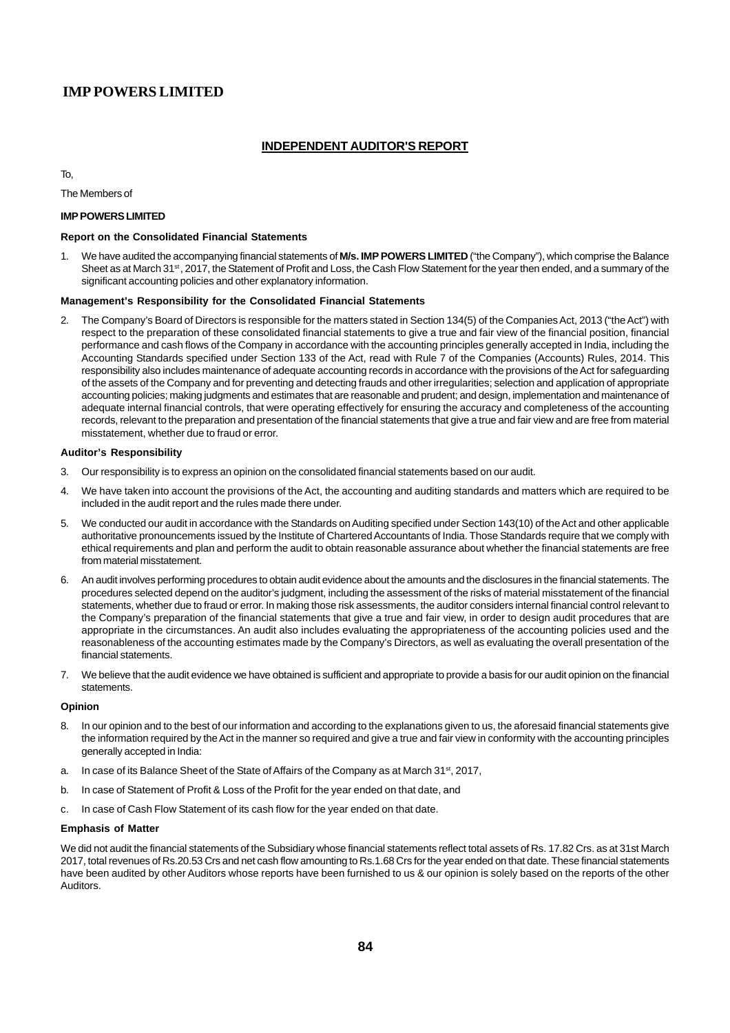# IMP POWERS LIMITED

## INDEPENDENT AUDITOR'S REPORT

To,

The Members of

**IMP POWERS LIMITED**

**Report on the Consolidated Financial Statements**

1. We have audited the accompanying financial statements of **M/s. IMP POWERS LIMITED** ("the Company"), which comprise the Balance Sheet as at March 31st, 2017, the Statement of Profit and Loss, the Cash Flow Statement for the year then ended, and a summary of the significant accounting policies and other explanatory information.

**Management's Responsibility for the Consolidated Financial Statements**

2. The Company's Board of Directors is responsible for the matters stated in Section 134(5) of the Companies Act, 2013 ("the Act") with respect to the preparation of these consolidated financial statements to give a true and fair view of the financial position, financial performance and cash flows of the Company in accordance with the accounting principles generally accepted in India, including the Accounting Standards specified under Section 133 of the Act, read with Rule 7 of the Companies (Accounts) Rules, 2014. This responsibility also includes maintenance of adequate accounting records in accordance with the provisions of the Act for safeguarding of the assets of the Company and for preventing and detecting frauds and other irregularities; selection and application of appropriate accounting policies; making judgments and estimates that are reasonable and prudent; and design, implementation and maintenance of adequate internal financial controls, that were operating effectively for ensuring the accuracy and completeness of the accounting records, relevant to the preparation and presentation of the financial statements that give a true and fair view and are free from material misstatement, whether due to fraud or error.

**Auditor's Responsibility**

3. Our responsibility is to express an opinion on the consolidated financial statements based on our audit.

4. We have taken into account the provisions of the Act, the accounting and auditing standards and matters which are required to be included in the audit report and the rules made there under.

5. We conducted our audit in accordance with the Standards on Auditing specified under Section 143(10) of the Act and other applicable authoritative pronouncements issued by the Institute of Chartered Accountants of India. Those Standards require that we comply with ethical requirements and plan and perform the audit to obtain reasonable assurance about whether the financial statements are free from material misstatement.

6. An audit involves performing procedures to obtain audit evidence about the amounts and the disclosures in the financial statements. The procedures selected depend on the auditor's judgment, including the assessment of the risks of material misstatement of the financial statements, whether due to fraud or error. In making those risk assessments, the auditor considers internal financial control relevant to the Company's preparation of the financial statements that give a true and fair view, in order to design audit procedures that are appropriate in the circumstances. An audit also includes evaluating the appropriateness of the accounting policies used and the reasonableness of the accounting estimates made by the Company's Directors, as well as evaluating the overall presentation of the financial statements.

7. We believe that the audit evidence we have obtained is sufficient and appropriate to provide a basis for our audit opinion on the financial statements.

**Opinion**

8. In our opinion and to the best of our information and according to the explanations given to us, the aforesaid financial statements give the information required by the Act in the manner so required and give a true and fair view in conformity with the accounting principles generally accepted in India:

a. In case of its Balance Sheet of the State of Affairs of the Company as at March 31st, 2017,

b. In case of Statement of Profit & Loss of the Profit for the year ended on that date, and

c. In case of Cash Flow Statement of its cash flow for the year ended on that date.

**Emphasis of Matter**

We did not audit the financial statements of the Subsidiary whose financial statements reflect total assets of Rs. 17.82 Crs. as at 31st March 2017, total revenues of Rs.20.53 Crs and net cash flow amounting to Rs.1.68 Crs for the year ended on that date. These financial statements have been audited by other Auditors whose reports have been furnished to us & our opinion is solely based on the reports of the other Auditors.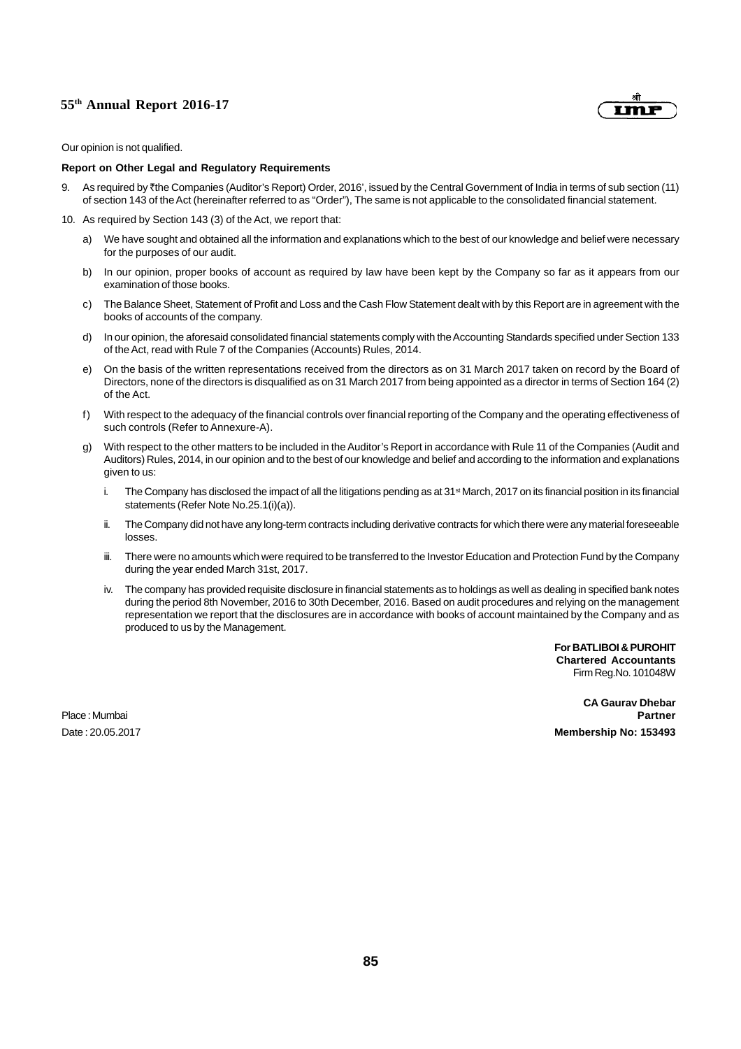Our opinion is not qualified.

**Report on Other Legal and Regulatory Requirements**

9. As required by ₹the Companies (Auditor's Report) Order, 2016', issued by the Central Government of India in terms of sub section (11) of section 143 of the Act (hereinafter referred to as "Order"), The same is not applicable to the consolidated financial statement.

10. As required by Section 143 (3) of the Act, we report that:

    a) We have sought and obtained all the information and explanations which to the best of our knowledge and belief were necessary for the purposes of our audit.

    b) In our opinion, proper books of account as required by law have been kept by the Company so far as it appears from our examination of those books.

    c) The Balance Sheet, Statement of Profit and Loss and the Cash Flow Statement dealt with by this Report are in agreement with the books of accounts of the company.

    d) In our opinion, the aforesaid consolidated financial statements comply with the Accounting Standards specified under Section 133 of the Act, read with Rule 7 of the Companies (Accounts) Rules, 2014.

    e) On the basis of the written representations received from the directors as on 31 March 2017 taken on record by the Board of Directors, none of the directors is disqualified as on 31 March 2017 from being appointed as a director in terms of Section 164 (2) of the Act.

    f) With respect to the adequacy of the financial controls over financial reporting of the Company and the operating effectiveness of such controls (Refer to Annexure-A).

    g) With respect to the other matters to be included in the Auditor's Report in accordance with Rule 11 of the Companies (Audit and Auditors) Rules, 2014, in our opinion and to the best of our knowledge and belief and according to the information and explanations given to us:

        i. The Company has disclosed the impact of all the litigations pending as at 31st March, 2017 on its financial position in its financial statements (Refer Note No.25.1(i)(a)).

        ii. The Company did not have any long-term contracts including derivative contracts for which there were any material foreseeable losses.

        iii. There were no amounts which were required to be transferred to the Investor Education and Protection Fund by the Company during the year ended March 31st, 2017.

        iv. The company has provided requisite disclosure in financial statements as to holdings as well as dealing in specified bank notes during the period 8th November, 2016 to 30th December, 2016. Based on audit procedures and relying on the management representation we report that the disclosures are in accordance with books of account maintained by the Company and as produced to us by the Management.

**For BATLIBOI & PUROHIT**
**Chartered Accountants**
Firm Reg.No. 101048W

**CA Gaurav Dhebar**
**Partner**
**Membership No: 153493**

Place : Mumbai
Date : 20.05.2017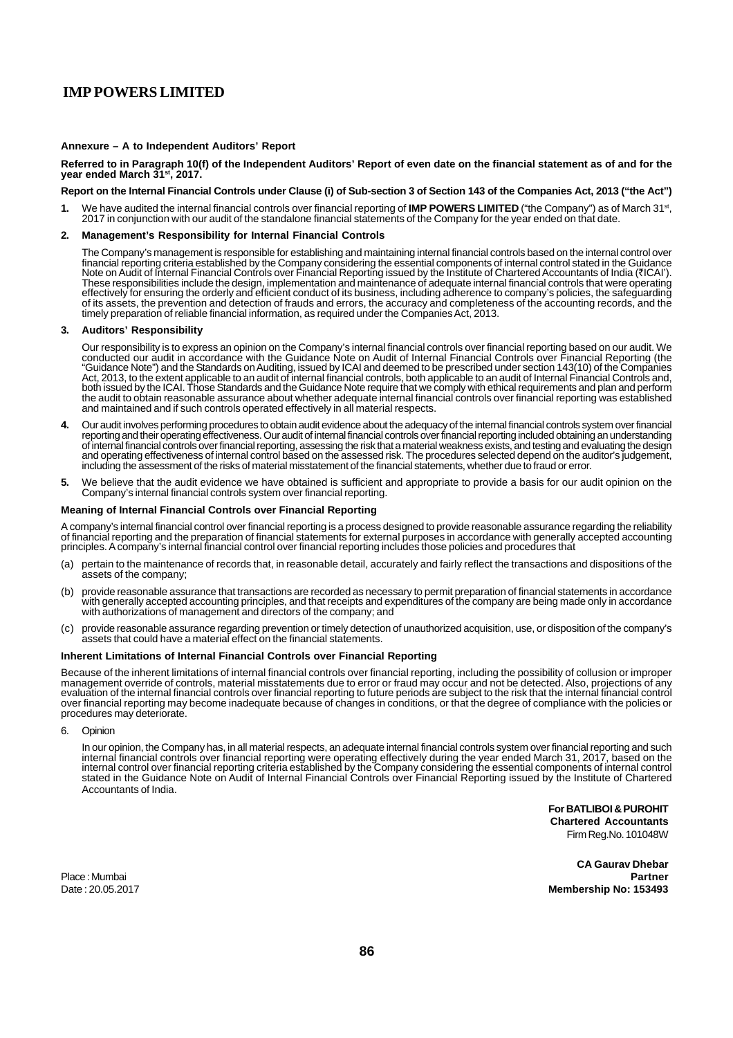## Annexure – A to Independent Auditors' Report

**Referred to in Paragraph 10(f) of the Independent Auditors' Report of even date on the financial statement as of and for the year ended March 31st, 2017.**

**Report on the Internal Financial Controls under Clause (i) of Sub-section 3 of Section 143 of the Companies Act, 2013 ("the Act")**

**1.** We have audited the internal financial controls over financial reporting of **IMP POWERS LIMITED** ("the Company") as of March 31st, 2017 in conjunction with our audit of the standalone financial statements of the Company for the year ended on that date.

**2. Management's Responsibility for Internal Financial Controls**

The Company's management is responsible for establishing and maintaining internal financial controls based on the internal control over financial reporting criteria established by the Company considering the essential components of internal control stated in the Guidance Note on Audit of Internal Financial Controls over Financial Reporting issued by the Institute of Chartered Accountants of India (₹ICAI'). These responsibilities include the design, implementation and maintenance of adequate internal financial controls that were operating effectively for ensuring the orderly and efficient conduct of its business, including adherence to company's policies, the safeguarding of its assets, the prevention and detection of frauds and errors, the accuracy and completeness of the accounting records, and the timely preparation of reliable financial information, as required under the Companies Act, 2013.

**3. Auditors' Responsibility**

Our responsibility is to express an opinion on the Company's internal financial controls over financial reporting based on our audit. We conducted our audit in accordance with the Guidance Note on Audit of Internal Financial Controls over Financial Reporting (the "Guidance Note") and the Standards on Auditing, issued by ICAI and deemed to be prescribed under section 143(10) of the Companies Act, 2013, to the extent applicable to an audit of internal financial controls, both applicable to an audit of Internal Financial Controls and, both issued by the ICAI. Those Standards and the Guidance Note require that we comply with ethical requirements and plan and perform the audit to obtain reasonable assurance about whether adequate internal financial controls over financial reporting was established and maintained and if such controls operated effectively in all material respects.

**4.** Our audit involves performing procedures to obtain audit evidence about the adequacy of the internal financial controls system over financial reporting and their operating effectiveness. Our audit of internal financial controls over financial reporting included obtaining an understanding of internal financial controls over financial reporting, assessing the risk that a material weakness exists, and testing and evaluating the design and operating effectiveness of internal control based on the assessed risk. The procedures selected depend on the auditor's judgement, including the assessment of the risks of material misstatement of the financial statements, whether due to fraud or error.

**5.** We believe that the audit evidence we have obtained is sufficient and appropriate to provide a basis for our audit opinion on the Company's internal financial controls system over financial reporting.

**Meaning of Internal Financial Controls over Financial Reporting**

A company's internal financial control over financial reporting is a process designed to provide reasonable assurance regarding the reliability of financial reporting and the preparation of financial statements for external purposes in accordance with generally accepted accounting principles. A company's internal financial control over financial reporting includes those policies and procedures that

(a) pertain to the maintenance of records that, in reasonable detail, accurately and fairly reflect the transactions and dispositions of the assets of the company;

(b) provide reasonable assurance that transactions are recorded as necessary to permit preparation of financial statements in accordance with generally accepted accounting principles, and that receipts and expenditures of the company are being made only in accordance with authorizations of management and directors of the company; and

(c) provide reasonable assurance regarding prevention or timely detection of unauthorized acquisition, use, or disposition of the company's assets that could have a material effect on the financial statements.

**Inherent Limitations of Internal Financial Controls over Financial Reporting**

Because of the inherent limitations of internal financial controls over financial reporting, including the possibility of collusion or improper management override of controls, material misstatements due to error or fraud may occur and not be detected. Also, projections of any evaluation of the internal financial controls over financial reporting to future periods are subject to the risk that the internal financial control over financial reporting may become inadequate because of changes in conditions, or that the degree of compliance with the policies or procedures may deteriorate.

6. Opinion

In our opinion, the Company has, in all material respects, an adequate internal financial controls system over financial reporting and such internal financial controls over financial reporting were operating effectively during the year ended March 31, 2017, based on the internal control over financial reporting criteria established by the Company considering the essential components of internal control stated in the Guidance Note on Audit of Internal Financial Controls over Financial Reporting issued by the Institute of Chartered Accountants of India.

**For BATLIBOI & PUROHIT**
**Chartered Accountants**
Firm Reg.No. 101048W

**CA Gaurav Dhebar**
**Partner**
**Membership No: 153493**

Place : Mumbai
Date : 20.05.2017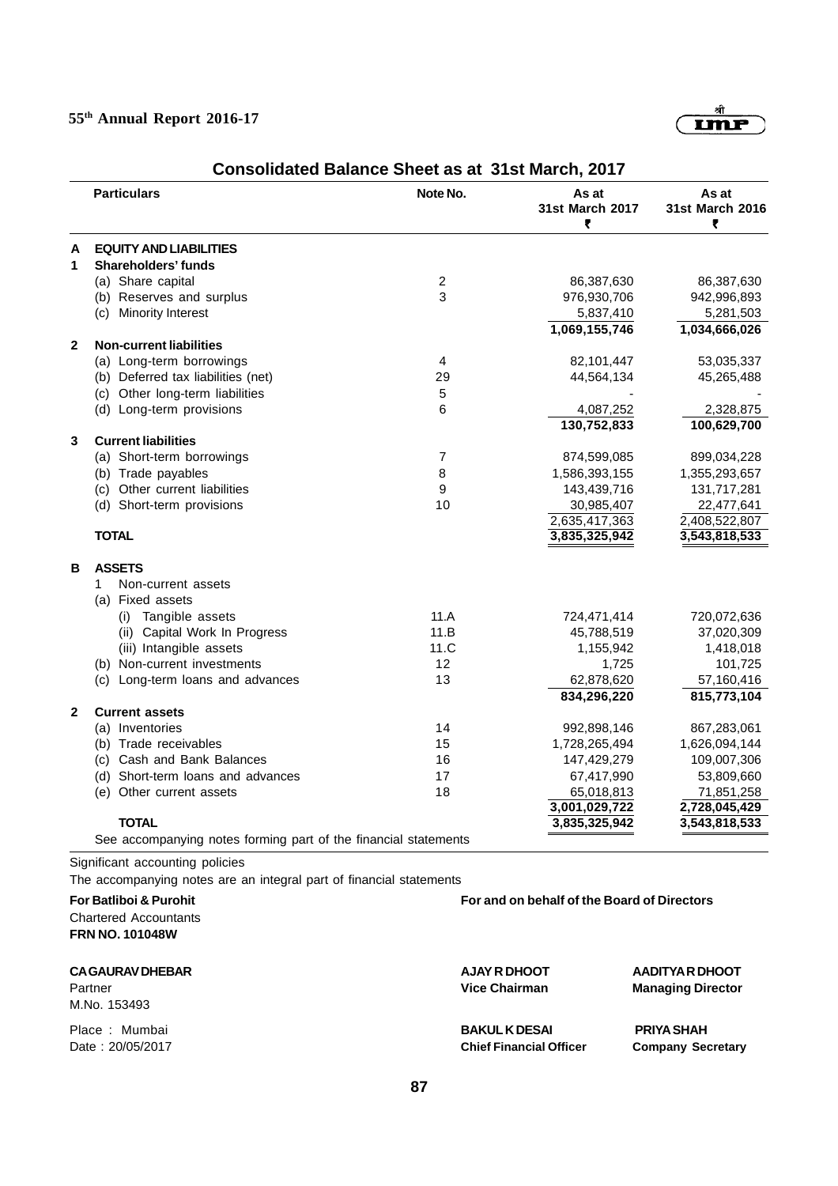# Consolidated Balance Sheet as at 31st March, 2017

| | Particulars | Note No. | As at 31st March 2017 ₹ | As at 31st March 2016 ₹ |
|---|---|---|---|---|
| **A** | **EQUITY AND LIABILITIES** | | | |
| **1** | **Shareholders' funds** | | | |
| | (a) Share capital | 2 | 86,387,630 | 86,387,630 |
| | (b) Reserves and surplus | 3 | 976,930,706 | 942,996,893 |
| | (c) Minority Interest | | 5,837,410 | 5,281,503 |
| | | | **1,069,155,746** | **1,034,666,026** |
| **2** | **Non-current liabilities** | | | |
| | (a) Long-term borrowings | 4 | 82,101,447 | 53,035,337 |
| | (b) Deferred tax liabilities (net) | 29 | 44,564,134 | 45,265,488 |
| | (c) Other long-term liabilities | 5 | - | - |
| | (d) Long-term provisions | 6 | 4,087,252 | 2,328,875 |
| | | | **130,752,833** | **100,629,700** |
| **3** | **Current liabilities** | | | |
| | (a) Short-term borrowings | 7 | 874,599,085 | 899,034,228 |
| | (b) Trade payables | 8 | 1,586,393,155 | 1,355,293,657 |
| | (c) Other current liabilities | 9 | 143,439,716 | 131,717,281 |
| | (d) Short-term provisions | 10 | 30,985,407 | 22,477,641 |
| | | | 2,635,417,363 | 2,408,522,807 |
| | **TOTAL** | | **3,835,325,942** | **3,543,818,533** |
| **B** | **ASSETS** | | | |
| | 1 Non-current assets | | | |
| | (a) Fixed assets | | | |
| | (i) Tangible assets | 11.A | 724,471,414 | 720,072,636 |
| | (ii) Capital Work In Progress | 11.B | 45,788,519 | 37,020,309 |
| | (iii) Intangible assets | 11.C | 1,155,942 | 1,418,018 |
| | (b) Non-current investments | 12 | 1,725 | 101,725 |
| | (c) Long-term loans and advances | 13 | 62,878,620 | 57,160,416 |
| | | | **834,296,220** | **815,773,104** |
| **2** | **Current assets** | | | |
| | (a) Inventories | 14 | 992,898,146 | 867,283,061 |
| | (b) Trade receivables | 15 | 1,728,265,494 | 1,626,094,144 |
| | (c) Cash and Bank Balances | 16 | 147,429,279 | 109,007,306 |
| | (d) Short-term loans and advances | 17 | 67,417,990 | 53,809,660 |
| | (e) Other current assets | 18 | 65,018,813 | 71,851,258 |
| | | | **3,001,029,722** | **2,728,045,429** |
| | **TOTAL** | | **3,835,325,942** | **3,543,818,533** |
| | See accompanying notes forming part of the financial statements | | | |

Significant accounting policies

The accompanying notes are an integral part of financial statements

**For Batliboi & Purohit**
Chartered Accountants
**FRN NO. 101048W**

**CA GAURAV DHEBAR**
Partner
M.No. 153493

Place : Mumbai
Date : 20/05/2017

**For and on behalf of the Board of Directors**

**AJAY R DHOOT**
**Vice Chairman**

**AADITYA R DHOOT**
**Managing Director**

**BAKUL K DESAI**
**Chief Financial Officer**

**PRIYA SHAH**
**Company Secretary**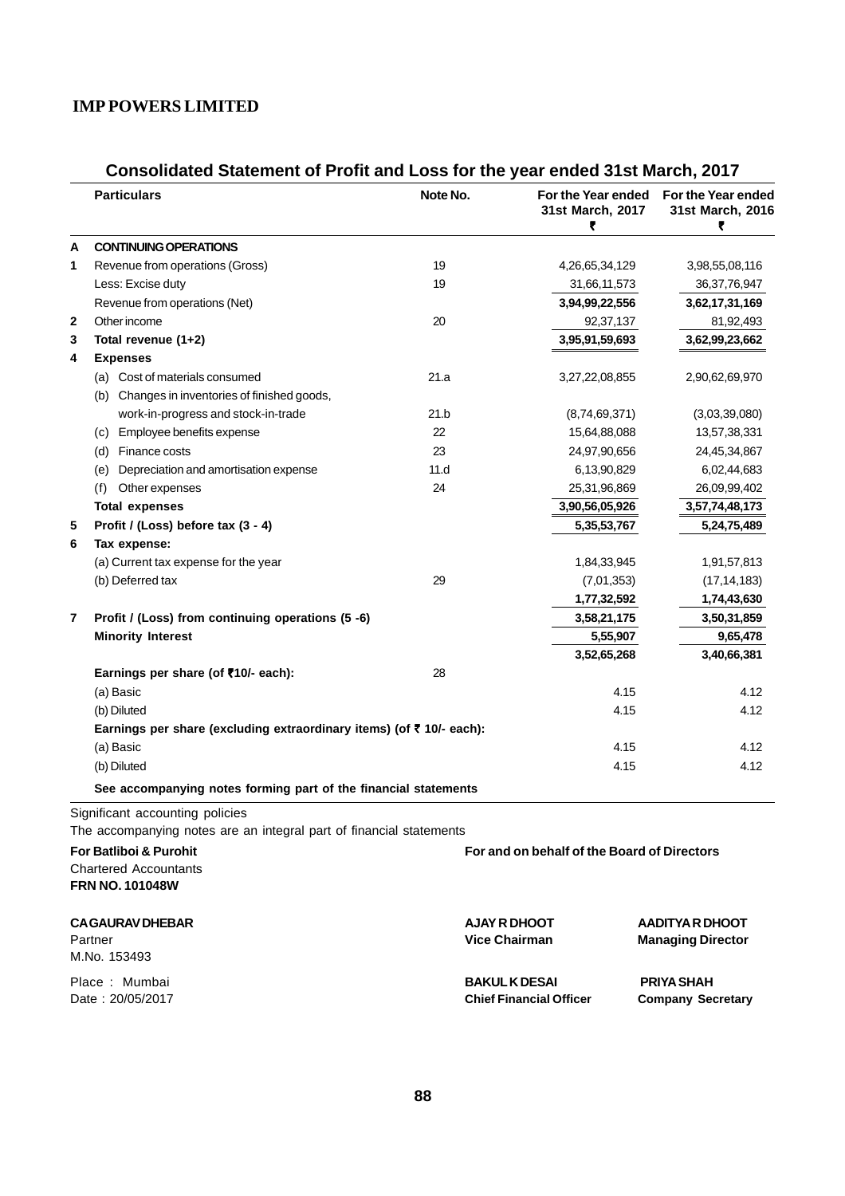## IMP POWERS LIMITED

# Consolidated Statement of Profit and Loss for the year ended 31st March, 2017

| | Particulars | Note No. | For the Year ended 31st March, 2017 ₹ | For the Year ended 31st March, 2016 ₹ |
|---|---|---|---|---|
| **A** | **CONTINUING OPERATIONS** | | | |
| **1** | Revenue from operations (Gross) | 19 | 4,26,65,34,129 | 3,98,55,08,116 |
| | Less: Excise duty | 19 | 31,66,11,573 | 36,37,76,947 |
| | Revenue from operations (Net) | | **3,94,99,22,556** | **3,62,17,31,169** |
| **2** | Other income | 20 | 92,37,137 | 81,92,493 |
| **3** | **Total revenue (1+2)** | | **3,95,91,59,693** | **3,62,99,23,662** |
| **4** | **Expenses** | | | |
| | (a) Cost of materials consumed | 21.a | 3,27,22,08,855 | 2,90,62,69,970 |
| | (b) Changes in inventories of finished goods, work-in-progress and stock-in-trade | 21.b | (8,74,69,371) | (3,03,39,080) |
| | (c) Employee benefits expense | 22 | 15,64,88,088 | 13,57,38,331 |
| | (d) Finance costs | 23 | 24,97,90,656 | 24,45,34,867 |
| | (e) Depreciation and amortisation expense | 11.d | 6,13,90,829 | 6,02,44,683 |
| | (f) Other expenses | 24 | 25,31,96,869 | 26,09,99,402 |
| | **Total expenses** | | **3,90,56,05,926** | **3,57,74,48,173** |
| **5** | **Profit / (Loss) before tax (3 - 4)** | | **5,35,53,767** | **5,24,75,489** |
| **6** | **Tax expense:** | | | |
| | (a) Current tax expense for the year | | 1,84,33,945 | 1,91,57,813 |
| | (b) Deferred tax | 29 | (7,01,353) | (17,14,183) |
| | | | **1,77,32,592** | **1,74,43,630** |
| **7** | **Profit / (Loss) from continuing operations (5 -6)** | | **3,58,21,175** | **3,50,31,859** |
| | **Minority Interest** | | **5,55,907** | **9,65,478** |
| | | | **3,52,65,268** | **3,40,66,381** |
| | **Earnings per share (of ₹10/- each):** | 28 | | |
| | (a) Basic | | 4.15 | 4.12 |
| | (b) Diluted | | 4.15 | 4.12 |
| | **Earnings per share (excluding extraordinary items) (of ₹ 10/- each):** | | | |
| | (a) Basic | | 4.15 | 4.12 |
| | (b) Diluted | | 4.15 | 4.12 |
| | **See accompanying notes forming part of the financial statements** | | | |

Significant accounting policies

The accompanying notes are an integral part of financial statements

**For Batliboi & Purohit**
Chartered Accountants
**FRN NO. 101048W**

**CA GAURAV DHEBAR**
Partner
M.No. 153493

Place : Mumbai
Date : 20/05/2017

**For and on behalf of the Board of Directors**

**AJAY R DHOOT**
**Vice Chairman**

**AADITYA R DHOOT**
**Managing Director**

**BAKUL K DESAI**
**Chief Financial Officer**

**PRIYA SHAH**
**Company Secretary**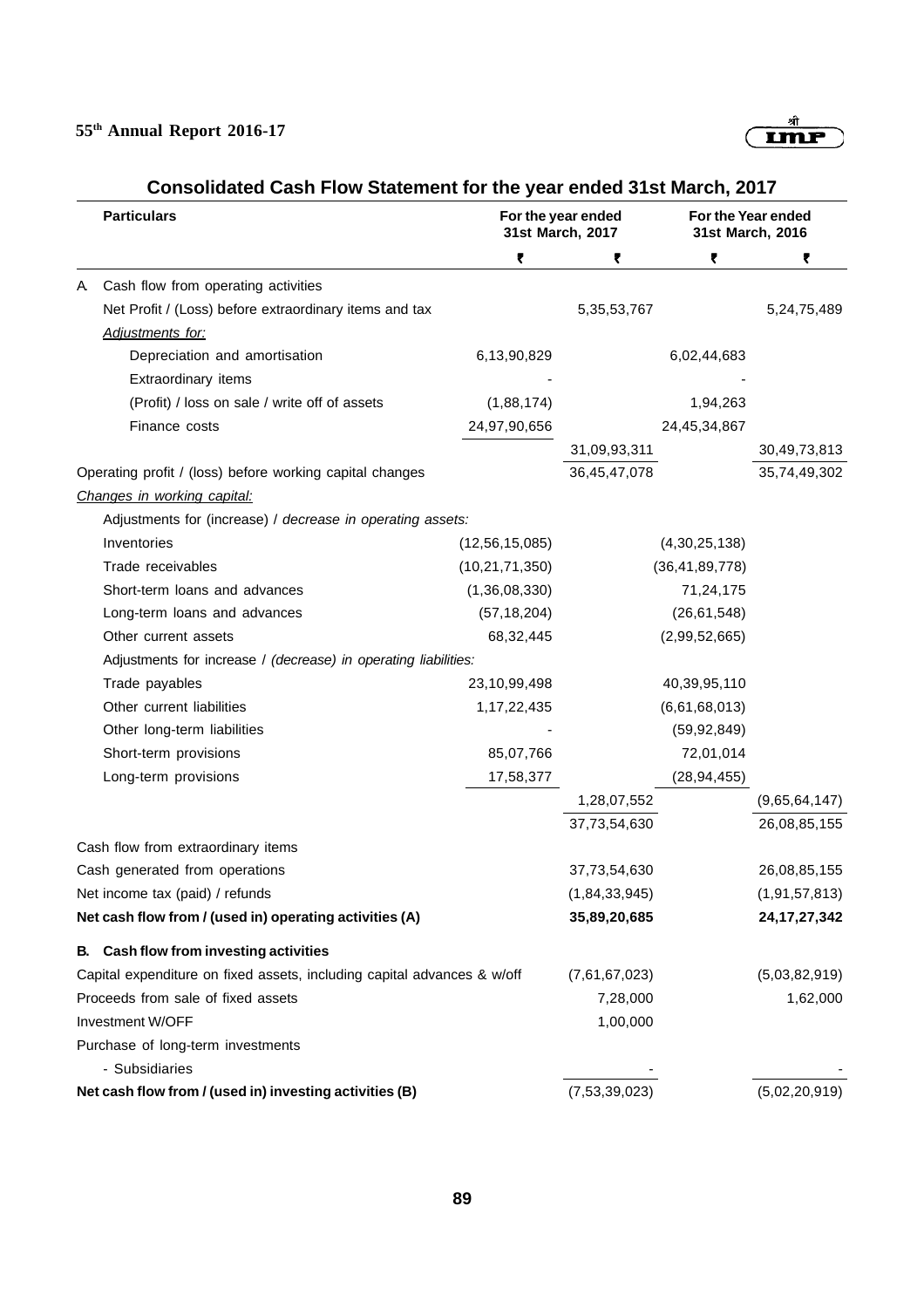# Consolidated Cash Flow Statement for the year ended 31st March, 2017

| | Particulars | For the year ended 31st March, 2017 | | For the Year ended 31st March, 2016 | |
|---|---|---|---|---|---|
| | | ₹ | ₹ | ₹ | ₹ |
| A. | Cash flow from operating activities | | | | |
| | Net Profit / (Loss) before extraordinary items and tax | | 5,35,53,767 | | 5,24,75,489 |
| | *Adjustments for:* | | | | |
| | Depreciation and amortisation | 6,13,90,829 | | 6,02,44,683 | |
| | Extraordinary items | - | | - | |
| | (Profit) / loss on sale / write off of assets | (1,88,174) | | 1,94,263 | |
| | Finance costs | 24,97,90,656 | | 24,45,34,867 | |
| | | | 31,09,93,311 | | 30,49,73,813 |
| | Operating profit / (loss) before working capital changes | | 36,45,47,078 | | 35,74,49,302 |
| | *Changes in working capital:* | | | | |
| | Adjustments for (increase) / *decrease in operating assets:* | | | | |
| | Inventories | (12,56,15,085) | | (4,30,25,138) | |
| | Trade receivables | (10,21,71,350) | | (36,41,89,778) | |
| | Short-term loans and advances | (1,36,08,330) | | 71,24,175 | |
| | Long-term loans and advances | (57,18,204) | | (26,61,548) | |
| | Other current assets | 68,32,445 | | (2,99,52,665) | |
| | Adjustments for increase / *(decrease) in operating liabilities:* | | | | |
| | Trade payables | 23,10,99,498 | | 40,39,95,110 | |
| | Other current liabilities | 1,17,22,435 | | (6,61,68,013) | |
| | Other long-term liabilities | - | | (59,92,849) | |
| | Short-term provisions | 85,07,766 | | 72,01,014 | |
| | Long-term provisions | 17,58,377 | | (28,94,455) | |
| | | | 1,28,07,552 | | (9,65,64,147) |
| | | | 37,73,54,630 | | 26,08,85,155 |
| | Cash flow from extraordinary items | | | | |
| | Cash generated from operations | | 37,73,54,630 | | 26,08,85,155 |
| | Net income tax (paid) / refunds | | (1,84,33,945) | | (1,91,57,813) |
| | **Net cash flow from / (used in) operating activities (A)** | | **35,89,20,685** | | **24,17,27,342** |
| **B.** | **Cash flow from investing activities** | | | | |
| | Capital expenditure on fixed assets, including capital advances & w/off | | (7,61,67,023) | | (5,03,82,919) |
| | Proceeds from sale of fixed assets | | 7,28,000 | | 1,62,000 |
| | Investment W/OFF | | 1,00,000 | | |
| | Purchase of long-term investments | | | | |
| | - Subsidiaries | | - | | - |
| | **Net cash flow from / (used in) investing activities (B)** | | (7,53,39,023) | | (5,02,20,919) |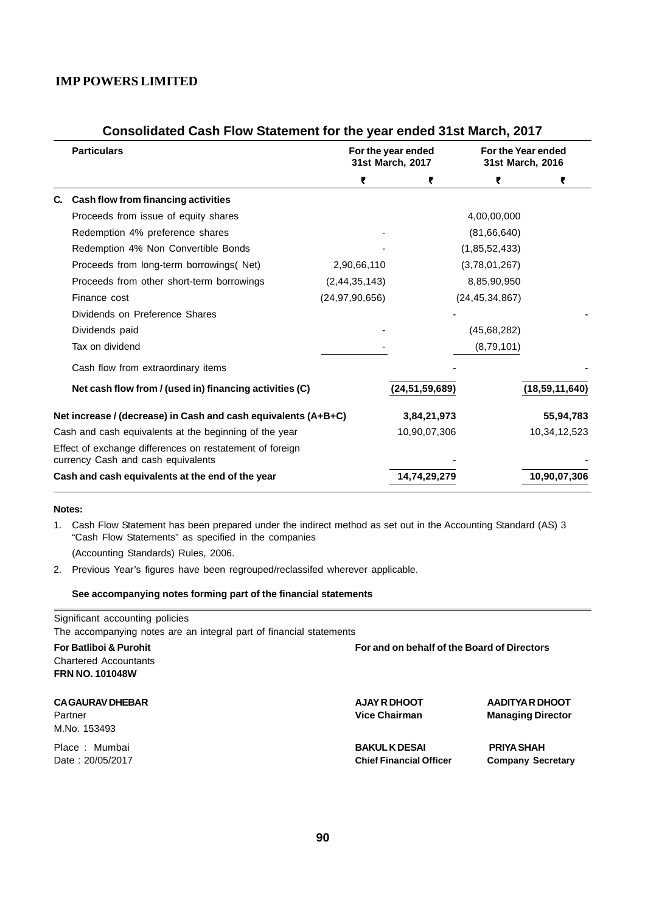# IMP POWERS LIMITED

## Consolidated Cash Flow Statement for the year ended 31st March, 2017

| | Particulars | For the year ended 31st March, 2017 | | For the Year ended 31st March, 2016 | |
|---|---|---|---|---|---|
| | | ₹ | ₹ | ₹ | ₹ |
| **C.** | **Cash flow from financing activities** | | | | |
| | Proceeds from issue of equity shares | | | 4,00,00,000 | |
| | Redemption 4% preference shares | - | | (81,66,640) | |
| | Redemption 4% Non Convertible Bonds | - | | (1,85,52,433) | |
| | Proceeds from long-term borrowings( Net) | 2,90,66,110 | | (3,78,01,267) | |
| | Proceeds from other short-term borrowings | (2,44,35,143) | | 8,85,90,950 | |
| | Finance cost | (24,97,90,656) | | (24,45,34,867) | |
| | Dividends on Preference Shares | | | - | - |
| | Dividends paid | - | | (45,68,282) | |
| | Tax on dividend | - | | (8,79,101) | |
| | Cash flow from extraordinary items | | - | | - |
| | **Net cash flow from / (used in) financing activities (C)** | | **(24,51,59,689)** | | **(18,59,11,640)** |
| **Net increase / (decrease) in Cash and cash equivalents (A+B+C)** | | | **3,84,21,973** | | **55,94,783** |
| Cash and cash equivalents at the beginning of the year | | | 10,90,07,306 | | 10,34,12,523 |
| Effect of exchange differences on restatement of foreign currency Cash and cash equivalents | | | - | | - |
| **Cash and cash equivalents at the end of the year** | | | **14,74,29,279** | | **10,90,07,306** |

**Notes:**

1. Cash Flow Statement has been prepared under the indirect method as set out in the Accounting Standard (AS) 3 "Cash Flow Statements" as specified in the companies

   (Accounting Standards) Rules, 2006.

2. Previous Year's figures have been regrouped/reclassifed wherever applicable.

**See accompanying notes forming part of the financial statements**

Significant accounting policies

The accompanying notes are an integral part of financial statements

**For Batliboi & Purohit**
Chartered Accountants
**FRN NO. 101048W**

**CA GAURAV DHEBAR**
Partner
M.No. 153493

Place : Mumbai
Date : 20/05/2017

**For and on behalf of the Board of Directors**

**AJAY R DHOOT**
**Vice Chairman**

**AADITYA R DHOOT**
**Managing Director**

**BAKUL K DESAI**
**Chief Financial Officer**

**PRIYA SHAH**
**Company Secretary**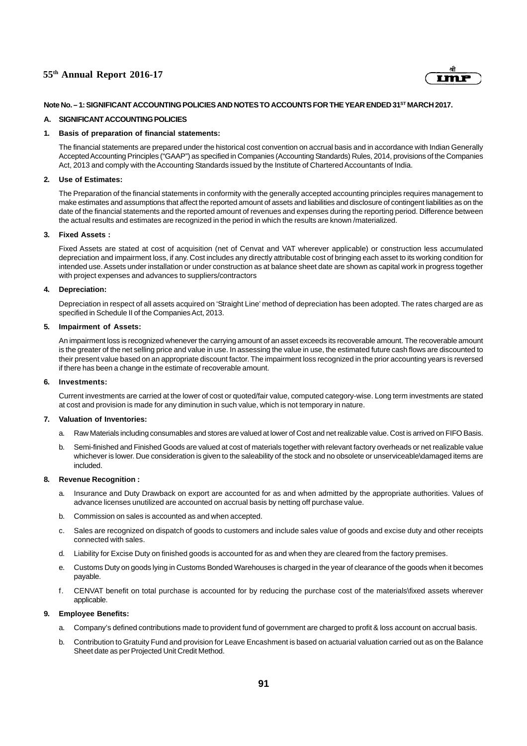## Note No. – 1: SIGNIFICANT ACCOUNTING POLICIES AND NOTES TO ACCOUNTS FOR THE YEAR ENDED 31ST MARCH 2017.

### A. SIGNIFICANT ACCOUNTING POLICIES

**1. Basis of preparation of financial statements:**

The financial statements are prepared under the historical cost convention on accrual basis and in accordance with Indian Generally Accepted Accounting Principles ("GAAP") as specified in Companies (Accounting Standards) Rules, 2014, provisions of the Companies Act, 2013 and comply with the Accounting Standards issued by the Institute of Chartered Accountants of India.

**2. Use of Estimates:**

The Preparation of the financial statements in conformity with the generally accepted accounting principles requires management to make estimates and assumptions that affect the reported amount of assets and liabilities and disclosure of contingent liabilities as on the date of the financial statements and the reported amount of revenues and expenses during the reporting period. Difference between the actual results and estimates are recognized in the period in which the results are known /materialized.

**3. Fixed Assets :**

Fixed Assets are stated at cost of acquisition (net of Cenvat and VAT wherever applicable) or construction less accumulated depreciation and impairment loss, if any. Cost includes any directly attributable cost of bringing each asset to its working condition for intended use. Assets under installation or under construction as at balance sheet date are shown as capital work in progress together with project expenses and advances to suppliers/contractors

**4. Depreciation:**

Depreciation in respect of all assets acquired on 'Straight Line' method of depreciation has been adopted. The rates charged are as specified in Schedule II of the Companies Act, 2013.

**5. Impairment of Assets:**

An impairment loss is recognized whenever the carrying amount of an asset exceeds its recoverable amount. The recoverable amount is the greater of the net selling price and value in use. In assessing the value in use, the estimated future cash flows are discounted to their present value based on an appropriate discount factor. The impairment loss recognized in the prior accounting years is reversed if there has been a change in the estimate of recoverable amount.

**6. Investments:**

Current investments are carried at the lower of cost or quoted/fair value, computed category-wise. Long term investments are stated at cost and provision is made for any diminution in such value, which is not temporary in nature.

**7. Valuation of Inventories:**

a. Raw Materials including consumables and stores are valued at lower of Cost and net realizable value. Cost is arrived on FIFO Basis.

b. Semi-finished and Finished Goods are valued at cost of materials together with relevant factory overheads or net realizable value whichever is lower. Due consideration is given to the saleability of the stock and no obsolete or unserviceable\damaged items are included.

**8. Revenue Recognition :**

a. Insurance and Duty Drawback on export are accounted for as and when admitted by the appropriate authorities. Values of advance licenses unutilized are accounted on accrual basis by netting off purchase value.

b. Commission on sales is accounted as and when accepted.

c. Sales are recognized on dispatch of goods to customers and include sales value of goods and excise duty and other receipts connected with sales.

d. Liability for Excise Duty on finished goods is accounted for as and when they are cleared from the factory premises.

e. Customs Duty on goods lying in Customs Bonded Warehouses is charged in the year of clearance of the goods when it becomes payable.

f. CENVAT benefit on total purchase is accounted for by reducing the purchase cost of the materials\fixed assets wherever applicable.

**9. Employee Benefits:**

a. Company's defined contributions made to provident fund of government are charged to profit & loss account on accrual basis.

b. Contribution to Gratuity Fund and provision for Leave Encashment is based on actuarial valuation carried out as on the Balance Sheet date as per Projected Unit Credit Method.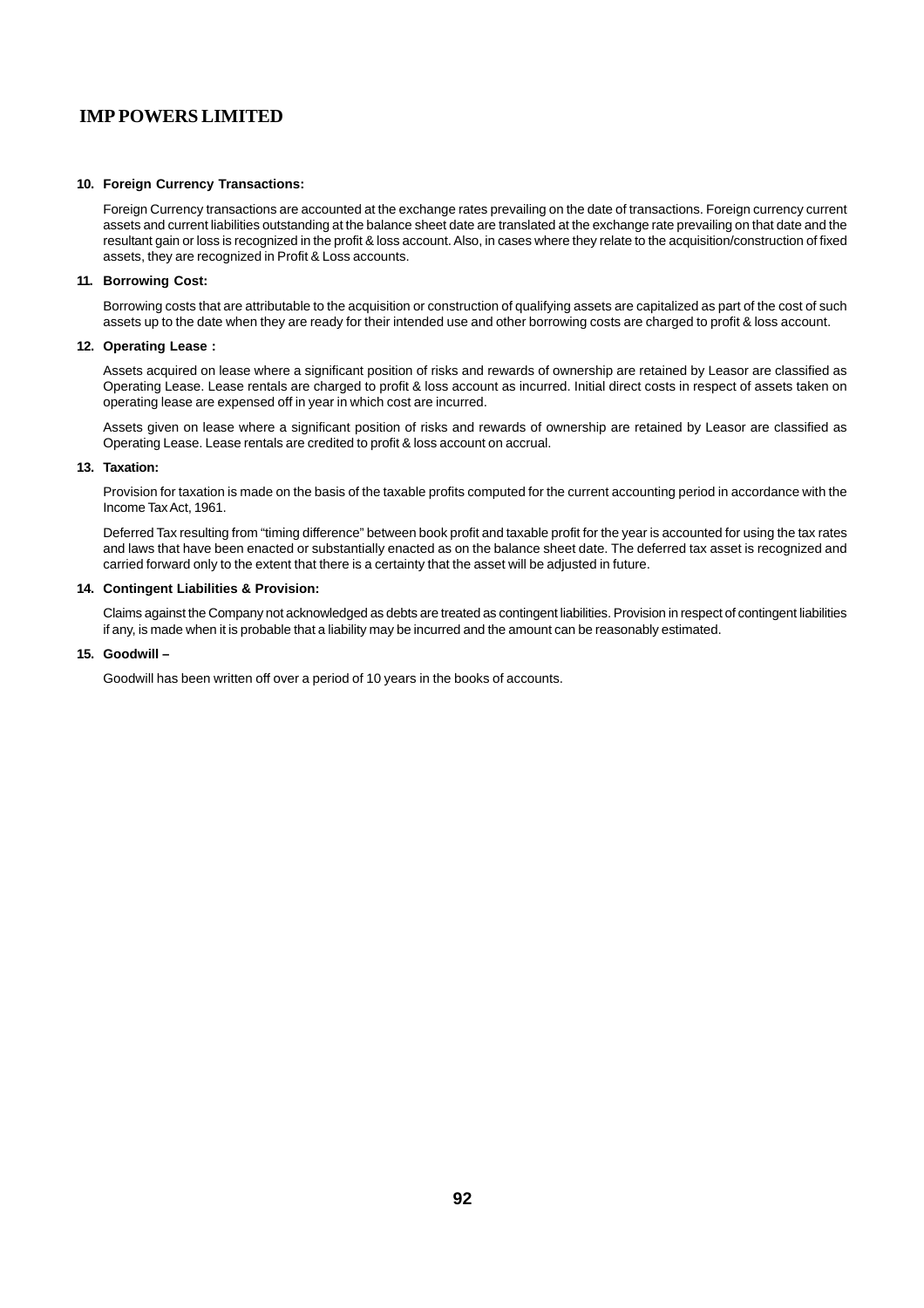**10. Foreign Currency Transactions:**

Foreign Currency transactions are accounted at the exchange rates prevailing on the date of transactions. Foreign currency current assets and current liabilities outstanding at the balance sheet date are translated at the exchange rate prevailing on that date and the resultant gain or loss is recognized in the profit & loss account. Also, in cases where they relate to the acquisition/construction of fixed assets, they are recognized in Profit & Loss accounts.

**11. Borrowing Cost:**

Borrowing costs that are attributable to the acquisition or construction of qualifying assets are capitalized as part of the cost of such assets up to the date when they are ready for their intended use and other borrowing costs are charged to profit & loss account.

**12. Operating Lease :**

Assets acquired on lease where a significant position of risks and rewards of ownership are retained by Leasor are classified as Operating Lease. Lease rentals are charged to profit & loss account as incurred. Initial direct costs in respect of assets taken on operating lease are expensed off in year in which cost are incurred.

Assets given on lease where a significant position of risks and rewards of ownership are retained by Leasor are classified as Operating Lease. Lease rentals are credited to profit & loss account on accrual.

**13. Taxation:**

Provision for taxation is made on the basis of the taxable profits computed for the current accounting period in accordance with the Income Tax Act, 1961.

Deferred Tax resulting from "timing difference" between book profit and taxable profit for the year is accounted for using the tax rates and laws that have been enacted or substantially enacted as on the balance sheet date. The deferred tax asset is recognized and carried forward only to the extent that there is a certainty that the asset will be adjusted in future.

**14. Contingent Liabilities & Provision:**

Claims against the Company not acknowledged as debts are treated as contingent liabilities. Provision in respect of contingent liabilities if any, is made when it is probable that a liability may be incurred and the amount can be reasonably estimated.

**15. Goodwill –**

Goodwill has been written off over a period of 10 years in the books of accounts.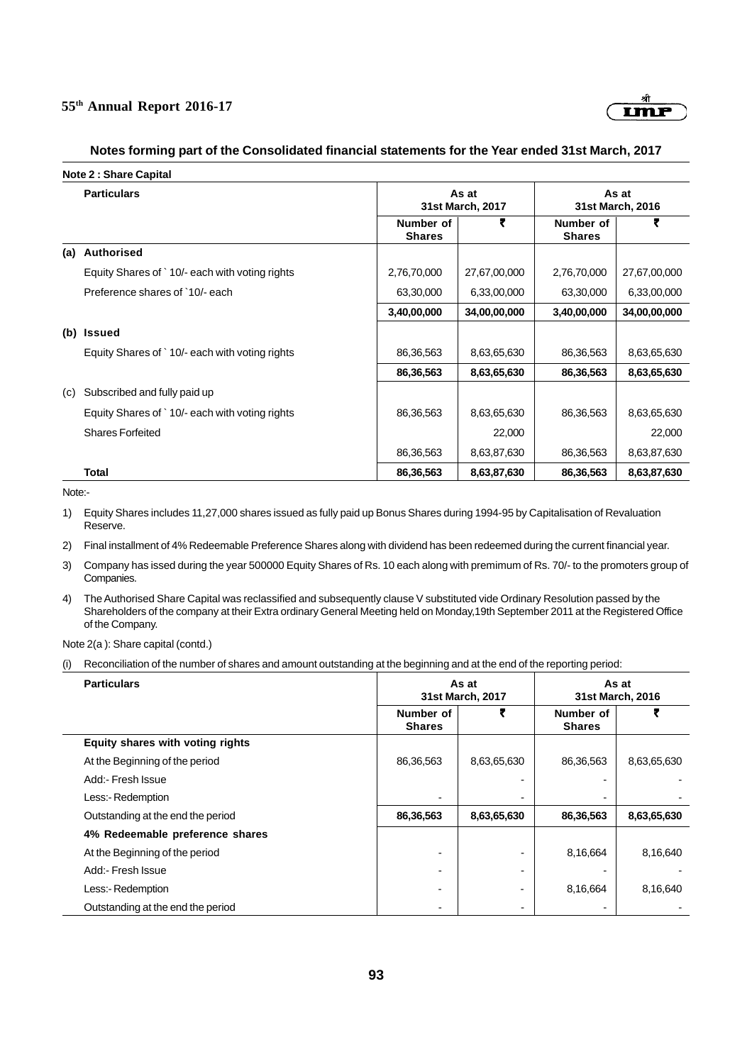## Notes forming part of the Consolidated financial statements for the Year ended 31st March, 2017

### Note 2 : Share Capital

| | Particulars | As at 31st March, 2017 | | As at 31st March, 2016 | |
|---|---|---|---|---|---|
| | | Number of Shares | ₹ | Number of Shares | ₹ |
| **(a)** | **Authorised** | | | | |
| | Equity Shares of ` 10/- each with voting rights | 2,76,70,000 | 27,67,00,000 | 2,76,70,000 | 27,67,00,000 |
| | Preference shares of `10/- each | 63,30,000 | 6,33,00,000 | 63,30,000 | 6,33,00,000 |
| | | **3,40,00,000** | **34,00,00,000** | **3,40,00,000** | **34,00,00,000** |
| **(b)** | **Issued** | | | | |
| | Equity Shares of ` 10/- each with voting rights | 86,36,563 | 8,63,65,630 | 86,36,563 | 8,63,65,630 |
| | | **86,36,563** | **8,63,65,630** | **86,36,563** | **8,63,65,630** |
| (c) | Subscribed and fully paid up | | | | |
| | Equity Shares of ` 10/- each with voting rights | 86,36,563 | 8,63,65,630 | 86,36,563 | 8,63,65,630 |
| | Shares Forfeited | | 22,000 | | 22,000 |
| | | 86,36,563 | 8,63,87,630 | 86,36,563 | 8,63,87,630 |
| | **Total** | **86,36,563** | **8,63,87,630** | **86,36,563** | **8,63,87,630** |

Note:-

1) Equity Shares includes 11,27,000 shares issued as fully paid up Bonus Shares during 1994-95 by Capitalisation of Revaluation Reserve.

2) Final installment of 4% Redeemable Preference Shares along with dividend has been redeemed during the current financial year.

3) Company has issed during the year 500000 Equity Shares of Rs. 10 each along with premimum of Rs. 70/- to the promoters group of Companies.

4) The Authorised Share Capital was reclassified and subsequently clause V substituted vide Ordinary Resolution passed by the Shareholders of the company at their Extra ordinary General Meeting held on Monday,19th September 2011 at the Registered Office of the Company.

Note 2(a ): Share capital (contd.)

(i) Reconciliation of the number of shares and amount outstanding at the beginning and at the end of the reporting period:

| Particulars | As at 31st March, 2017 | | As at 31st March, 2016 | |
|---|---|---|---|---|
| | Number of Shares | ₹ | Number of Shares | ₹ |
| **Equity shares with voting rights** | | | | |
| At the Beginning of the period | 86,36,563 | 8,63,65,630 | 86,36,563 | 8,63,65,630 |
| Add:- Fresh Issue | | - | - | - |
| Less:- Redemption | - | - | - | - |
| Outstanding at the end the period | **86,36,563** | **8,63,65,630** | **86,36,563** | **8,63,65,630** |
| **4% Redeemable preference shares** | | | | |
| At the Beginning of the period | - | - | 8,16,664 | 8,16,640 |
| Add:- Fresh Issue | - | - | - | - |
| Less:- Redemption | - | - | 8,16,664 | 8,16,640 |
| Outstanding at the end the period | - | - | - | - |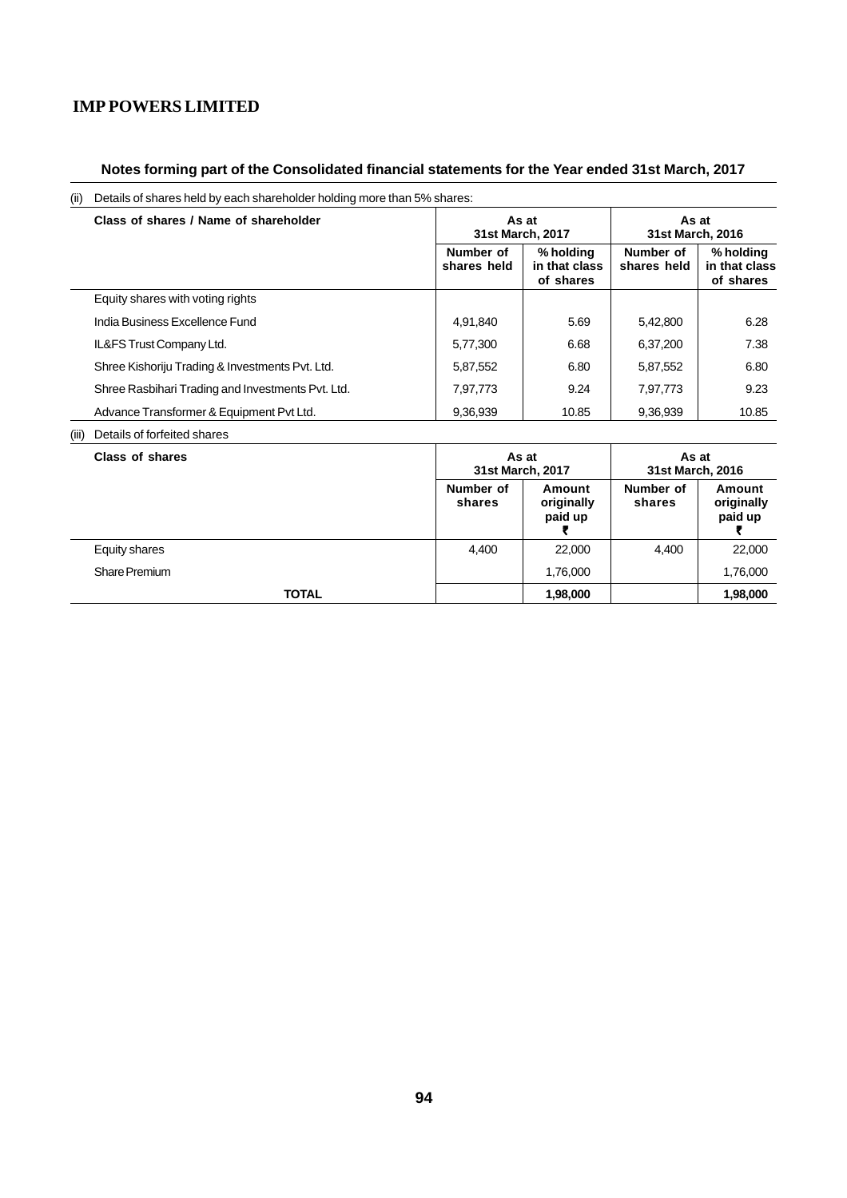## Notes forming part of the Consolidated financial statements for the Year ended 31st March, 2017

(ii) Details of shares held by each shareholder holding more than 5% shares:

| Class of shares / Name of shareholder | As at 31st March, 2017 | | As at 31st March, 2016 | |
|---|---|---|---|---|
| | Number of shares held | % holding in that class of shares | Number of shares held | % holding in that class of shares |
| Equity shares with voting rights | | | | |
| India Business Excellence Fund | 4,91,840 | 5.69 | 5,42,800 | 6.28 |
| IL&FS Trust Company Ltd. | 5,77,300 | 6.68 | 6,37,200 | 7.38 |
| Shree Kishoriju Trading & Investments Pvt. Ltd. | 5,87,552 | 6.80 | 5,87,552 | 6.80 |
| Shree Rasbihari Trading and Investments Pvt. Ltd. | 7,97,773 | 9.24 | 7,97,773 | 9.23 |
| Advance Transformer & Equipment Pvt Ltd. | 9,36,939 | 10.85 | 9,36,939 | 10.85 |

(iii) Details of forfeited shares

| Class of shares | As at 31st March, 2017 | | As at 31st March, 2016 | |
|---|---|---|---|---|
| | Number of shares | Amount originally paid up ₹ | Number of shares | Amount originally paid up ₹ |
| Equity shares | 4,400 | 22,000 | 4,400 | 22,000 |
| Share Premium | | 1,76,000 | | 1,76,000 |
| **TOTAL** | | **1,98,000** | | **1,98,000** |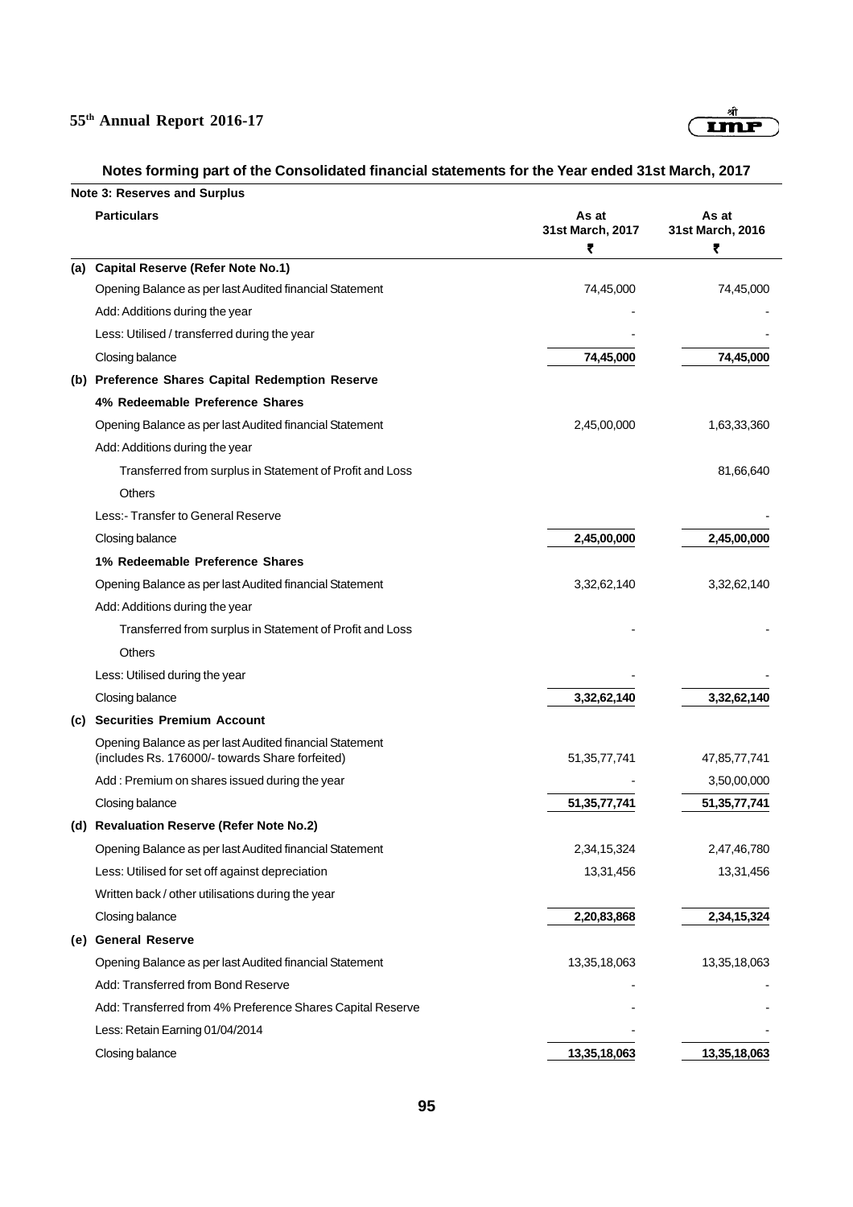## Notes forming part of the Consolidated financial statements for the Year ended 31st March, 2017

**Note 3: Reserves and Surplus**

| | Particulars | As at 31st March, 2017 ₹ | As at 31st March, 2016 ₹ |
|---|---|---|---|
| **(a)** | **Capital Reserve (Refer Note No.1)** | | |
| | Opening Balance as per last Audited financial Statement | 74,45,000 | 74,45,000 |
| | Add: Additions during the year | - | - |
| | Less: Utilised / transferred during the year | - | - |
| | Closing balance | **74,45,000** | **74,45,000** |
| **(b)** | **Preference Shares Capital Redemption Reserve** | | |
| | **4% Redeemable Preference Shares** | | |
| | Opening Balance as per last Audited financial Statement | 2,45,00,000 | 1,63,33,360 |
| | Add: Additions during the year | | |
| | Transferred from surplus in Statement of Profit and Loss | | 81,66,640 |
| | Others | | |
| | Less:- Transfer to General Reserve | | - |
| | Closing balance | **2,45,00,000** | **2,45,00,000** |
| | **1% Redeemable Preference Shares** | | |
| | Opening Balance as per last Audited financial Statement | 3,32,62,140 | 3,32,62,140 |
| | Add: Additions during the year | | |
| | Transferred from surplus in Statement of Profit and Loss | - | - |
| | Others | | |
| | Less: Utilised during the year | - | - |
| | Closing balance | **3,32,62,140** | **3,32,62,140** |
| **(c)** | **Securities Premium Account** | | |
| | Opening Balance as per last Audited financial Statement (includes Rs. 176000/- towards Share forfeited) | 51,35,77,741 | 47,85,77,741 |
| | Add : Premium on shares issued during the year | - | 3,50,00,000 |
| | Closing balance | **51,35,77,741** | **51,35,77,741** |
| **(d)** | **Revaluation Reserve (Refer Note No.2)** | | |
| | Opening Balance as per last Audited financial Statement | 2,34,15,324 | 2,47,46,780 |
| | Less: Utilised for set off against depreciation | 13,31,456 | 13,31,456 |
| | Written back / other utilisations during the year | | |
| | Closing balance | **2,20,83,868** | **2,34,15,324** |
| **(e)** | **General Reserve** | | |
| | Opening Balance as per last Audited financial Statement | 13,35,18,063 | 13,35,18,063 |
| | Add: Transferred from Bond Reserve | - | - |
| | Add: Transferred from 4% Preference Shares Capital Reserve | - | - |
| | Less: Retain Earning 01/04/2014 | - | - |
| | Closing balance | **13,35,18,063** | **13,35,18,063** |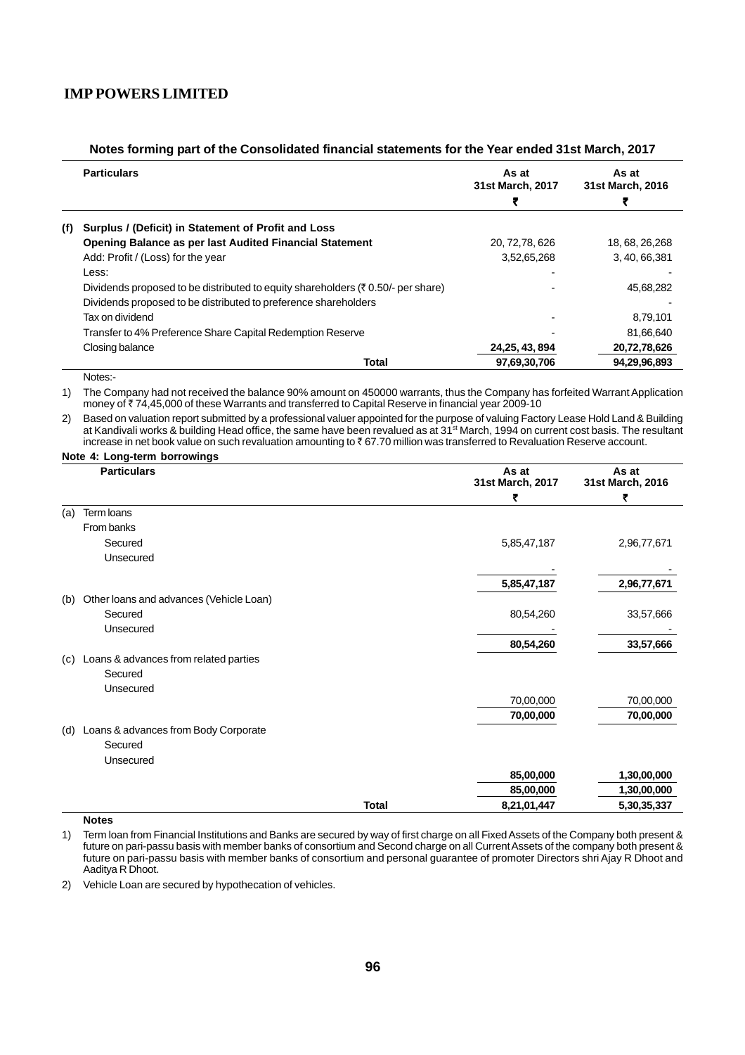## Notes forming part of the Consolidated financial statements for the Year ended 31st March, 2017

| | Particulars | As at 31st March, 2017 ₹ | As at 31st March, 2016 ₹ |
|---|---|---|---|
| (f) | **Surplus / (Deficit) in Statement of Profit and Loss** | | |
| | **Opening Balance as per last Audited Financial Statement** | 20, 72,78, 626 | 18, 68, 26,268 |
| | Add: Profit / (Loss) for the year | 3,52,65,268 | 3, 40, 66,381 |
| | Less: | - | - |
| | Dividends proposed to be distributed to equity shareholders (₹ 0.50/- per share) | - | 45,68,282 |
| | Dividends proposed to be distributed to preference shareholders | | - |
| | Tax on dividend | - | 8,79,101 |
| | Transfer to 4% Preference Share Capital Redemption Reserve | - | 81,66,640 |
| | Closing balance | **24,25, 43, 894** | **20,72,78,626** |
| | **Total** | **97,69,30,706** | **94,29,96,893** |

Notes:-

1) The Company had not received the balance 90% amount on 450000 warrants, thus the Company has forfeited Warrant Application money of ₹ 74,45,000 of these Warrants and transferred to Capital Reserve in financial year 2009-10

2) Based on valuation report submitted by a professional valuer appointed for the purpose of valuing Factory Lease Hold Land & Building at Kandivali works & building Head office, the same have been revalued as at 31st March, 1994 on current cost basis. The resultant increase in net book value on such revaluation amounting to ₹ 67.70 million was transferred to Revaluation Reserve account.

### Note 4: Long-term borrowings

| | Particulars | As at 31st March, 2017 ₹ | As at 31st March, 2016 ₹ |
|---|---|---|---|
| (a) | Term loans | | |
| | From banks | | |
| | Secured | 5,85,47,187 | 2,96,77,671 |
| | Unsecured | - | - |
| | | **5,85,47,187** | **2,96,77,671** |
| (b) | Other loans and advances (Vehicle Loan) | | |
| | Secured | 80,54,260 | 33,57,666 |
| | Unsecured | - | - |
| | | **80,54,260** | **33,57,666** |
| (c) | Loans & advances from related parties | | |
| | Secured | | |
| | Unsecured | 70,00,000 | 70,00,000 |
| | | **70,00,000** | **70,00,000** |
| (d) | Loans & advances from Body Corporate | | |
| | Secured | | |
| | Unsecured | **85,00,000** | **1,30,00,000** |
| | | **85,00,000** | **1,30,00,000** |
| | **Total** | **8,21,01,447** | **5,30,35,337** |

**Notes**

1) Term loan from Financial Institutions and Banks are secured by way of first charge on all Fixed Assets of the Company both present & future on pari-passu basis with member banks of consortium and Second charge on all Current Assets of the company both present & future on pari-passu basis with member banks of consortium and personal guarantee of promoter Directors shri Ajay R Dhoot and Aaditya R Dhoot.

2) Vehicle Loan are secured by hypothecation of vehicles.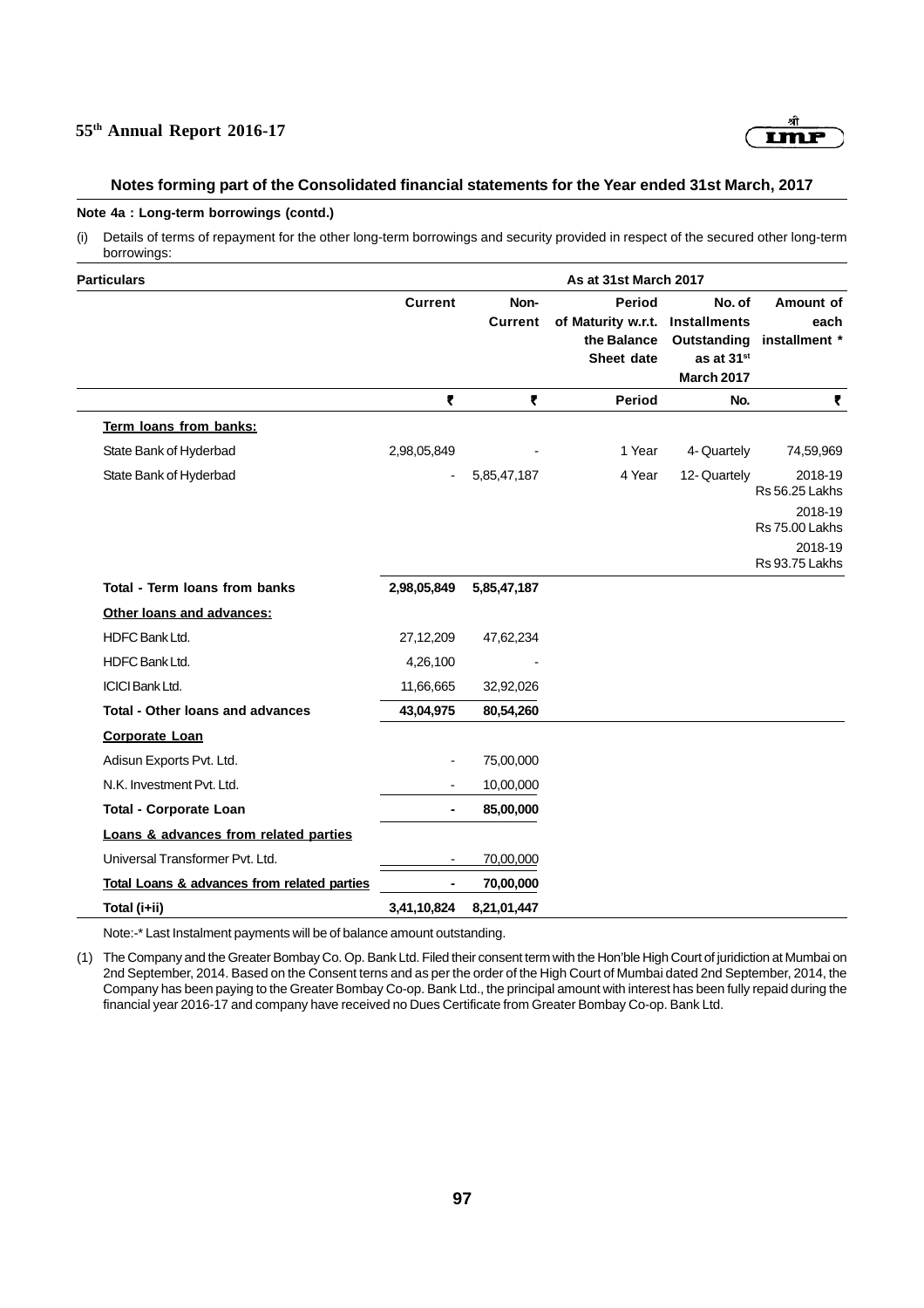### Notes forming part of the Consolidated financial statements for the Year ended 31st March, 2017

**Note 4a : Long-term borrowings (contd.)**

(i) Details of terms of repayment for the other long-term borrowings and security provided in respect of the secured other long-term borrowings:

| Particulars | As at 31st March 2017 | | | | |
|---|---|---|---|---|---|
| | Current | Non-Current | Period of Maturity w.r.t. the Balance Sheet date | No. of Installments Outstanding as at 31st March 2017 | Amount of each installment * |
| | ₹ | ₹ | Period | No. | ₹ |
| **Term loans from banks:** | | | | | |
| State Bank of Hyderbad | 2,98,05,849 | - | 1 Year | 4- Quartely | 74,59,969 |
| State Bank of Hyderbad | - | 5,85,47,187 | 4 Year | 12- Quartely | 2018-19 Rs 56.25 Lakhs<br>2018-19 Rs 75.00 Lakhs<br>2018-19 Rs 93.75 Lakhs |
| **Total - Term loans from banks** | **2,98,05,849** | **5,85,47,187** | | | |
| **Other loans and advances:** | | | | | |
| HDFC Bank Ltd. | 27,12,209 | 47,62,234 | | | |
| HDFC Bank Ltd. | 4,26,100 | - | | | |
| ICICI Bank Ltd. | 11,66,665 | 32,92,026 | | | |
| **Total - Other loans and advances** | **43,04,975** | **80,54,260** | | | |
| **Corporate Loan** | | | | | |
| Adisun Exports Pvt. Ltd. | - | 75,00,000 | | | |
| N.K. Investment Pvt. Ltd. | - | 10,00,000 | | | |
| **Total - Corporate Loan** | **-** | **85,00,000** | | | |
| **Loans & advances from related parties** | | | | | |
| Universal Transformer Pvt. Ltd. | - | 70,00,000 | | | |
| **Total Loans & advances from related parties** | **-** | **70,00,000** | | | |
| **Total (i+ii)** | **3,41,10,824** | **8,21,01,447** | | | |

Note:-* Last Instalment payments will be of balance amount outstanding.

(1) The Company and the Greater Bombay Co. Op. Bank Ltd. Filed their consent term with the Hon'ble High Court of juridiction at Mumbai on 2nd September, 2014. Based on the Consent terns and as per the order of the High Court of Mumbai dated 2nd September, 2014, the Company has been paying to the Greater Bombay Co-op. Bank Ltd., the principal amount with interest has been fully repaid during the financial year 2016-17 and company have received no Dues Certificate from Greater Bombay Co-op. Bank Ltd.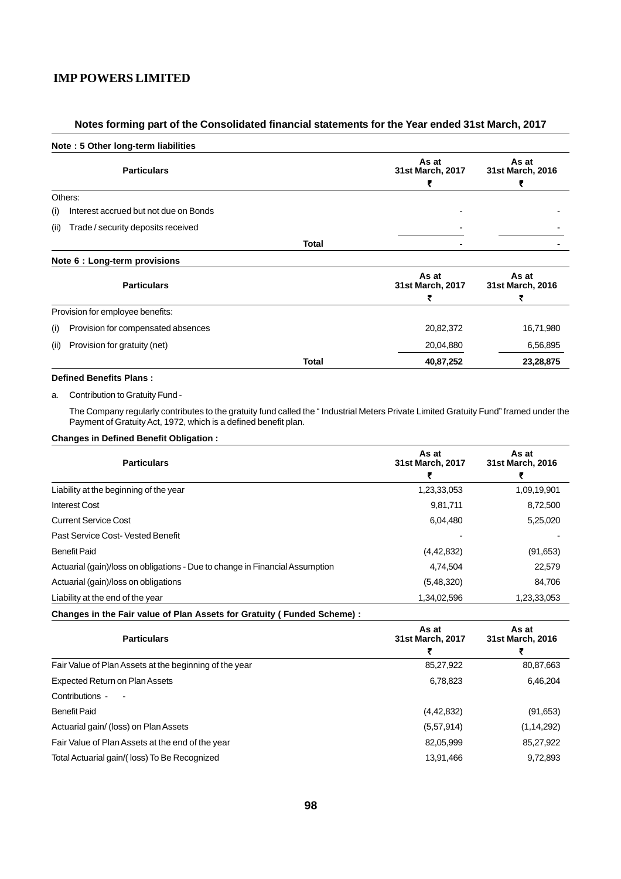## Notes forming part of the Consolidated financial statements for the Year ended 31st March, 2017

### Note : 5 Other long-term liabilities

| Particulars | | As at 31st March, 2017 ₹ | As at 31st March, 2016 ₹ |
|---|---|---|---|
| Others: | | | |
| (i) Interest accrued but not due on Bonds | | - | - |
| (ii) Trade / security deposits received | | - | - |
| | **Total** | **-** | **-** |

### Note 6 : Long-term provisions

| Particulars | | As at 31st March, 2017 ₹ | As at 31st March, 2016 ₹ |
|---|---|---|---|
| Provision for employee benefits: | | | |
| (i) Provision for compensated absences | | 20,82,372 | 16,71,980 |
| (ii) Provision for gratuity (net) | | 20,04,880 | 6,56,895 |
| | **Total** | **40,87,252** | **23,28,875** |

**Defined Benefits Plans :**

a. Contribution to Gratuity Fund -

The Company regularly contributes to the gratuity fund called the " Industrial Meters Private Limited Gratuity Fund" framed under the Payment of Gratuity Act, 1972, which is a defined benefit plan.

**Changes in Defined Benefit Obligation :**

| Particulars | As at 31st March, 2017 ₹ | As at 31st March, 2016 ₹ |
|---|---|---|
| Liability at the beginning of the year | 1,23,33,053 | 1,09,19,901 |
| Interest Cost | 9,81,711 | 8,72,500 |
| Current Service Cost | 6,04,480 | 5,25,020 |
| Past Service Cost- Vested Benefit | - | - |
| Benefit Paid | (4,42,832) | (91,653) |
| Actuarial (gain)/loss on obligations - Due to change in Financial Assumption | 4,74,504 | 22,579 |
| Actuarial (gain)/loss on obligations | (5,48,320) | 84,706 |
| Liability at the end of the year | 1,34,02,596 | 1,23,33,053 |

**Changes in the Fair value of Plan Assets for Gratuity ( Funded Scheme) :**

| Particulars | As at 31st March, 2017 ₹ | As at 31st March, 2016 ₹ |
|---|---|---|
| Fair Value of Plan Assets at the beginning of the year | 85,27,922 | 80,87,663 |
| Expected Return on Plan Assets | 6,78,823 | 6,46,204 |
| Contributions - - | | |
| Benefit Paid | (4,42,832) | (91,653) |
| Actuarial gain/ (loss) on Plan Assets | (5,57,914) | (1,14,292) |
| Fair Value of Plan Assets at the end of the year | 82,05,999 | 85,27,922 |
| Total Actuarial gain/( loss) To Be Recognized | 13,91,466 | 9,72,893 |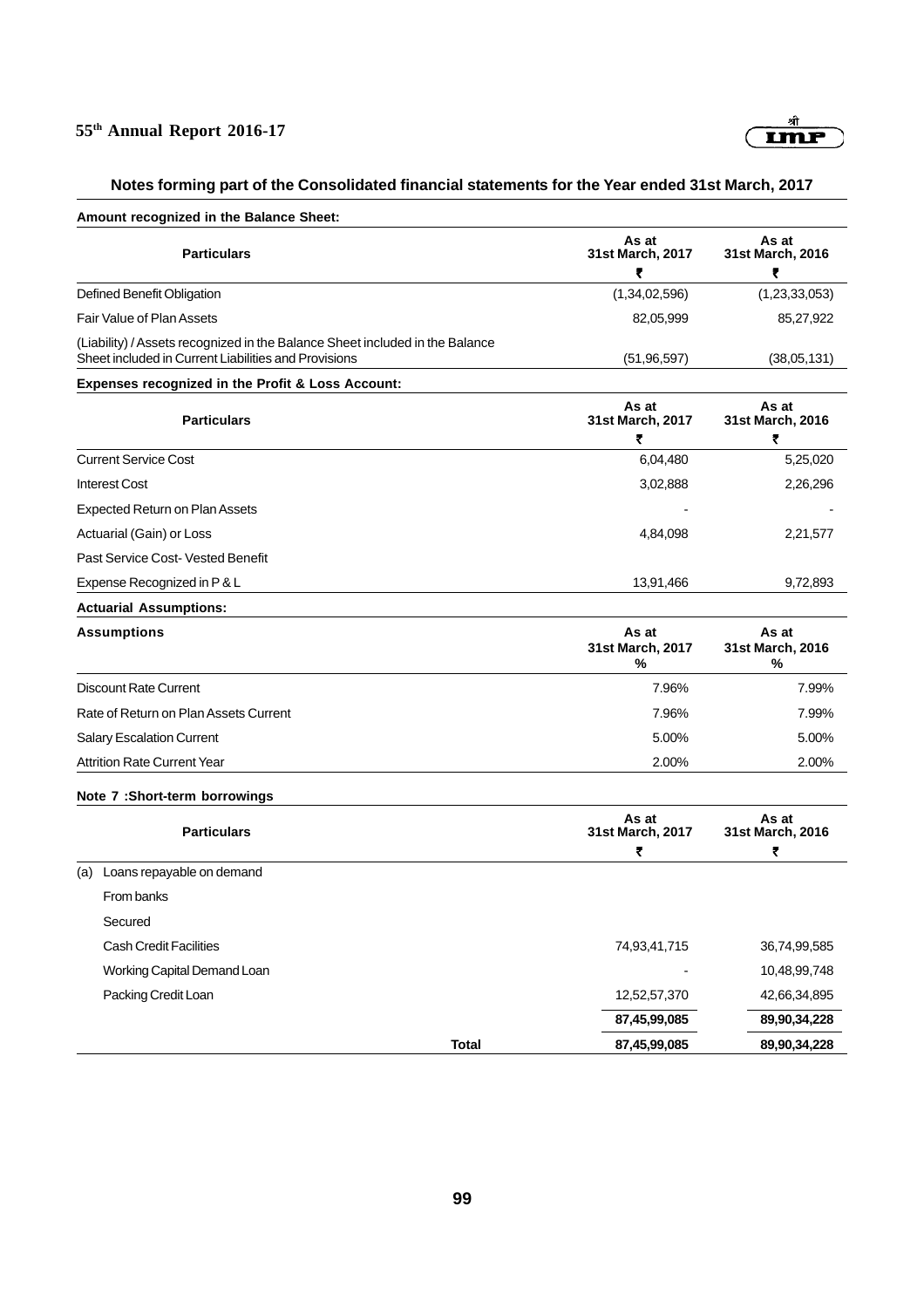## Notes forming part of the Consolidated financial statements for the Year ended 31st March, 2017

**Amount recognized in the Balance Sheet:**

| Particulars | As at 31st March, 2017 ₹ | As at 31st March, 2016 ₹ |
|---|---|---|
| Defined Benefit Obligation | (1,34,02,596) | (1,23,33,053) |
| Fair Value of Plan Assets | 82,05,999 | 85,27,922 |
| (Liability) / Assets recognized in the Balance Sheet included in the Balance Sheet included in Current Liabilities and Provisions | (51,96,597) | (38,05,131) |

**Expenses recognized in the Profit & Loss Account:**

| Particulars | As at 31st March, 2017 ₹ | As at 31st March, 2016 ₹ |
|---|---|---|
| Current Service Cost | 6,04,480 | 5,25,020 |
| Interest Cost | 3,02,888 | 2,26,296 |
| Expected Return on Plan Assets | - | - |
| Actuarial (Gain) or Loss | 4,84,098 | 2,21,577 |
| Past Service Cost- Vested Benefit | | |
| Expense Recognized in P & L | 13,91,466 | 9,72,893 |

**Actuarial Assumptions:**

| Assumptions | As at 31st March, 2017 % | As at 31st March, 2016 % |
|---|---|---|
| Discount Rate Current | 7.96% | 7.99% |
| Rate of Return on Plan Assets Current | 7.96% | 7.99% |
| Salary Escalation Current | 5.00% | 5.00% |
| Attrition Rate Current Year | 2.00% | 2.00% |

**Note 7 :Short-term borrowings**

| Particulars | As at 31st March, 2017 ₹ | As at 31st March, 2016 ₹ |
|---|---|---|
| (a) Loans repayable on demand | | |
| From banks | | |
| Secured | | |
| Cash Credit Facilities | 74,93,41,715 | 36,74,99,585 |
| Working Capital Demand Loan | - | 10,48,99,748 |
| Packing Credit Loan | 12,52,57,370 | 42,66,34,895 |
| | 87,45,99,085 | 89,90,34,228 |
| Total | 87,45,99,085 | 89,90,34,228 |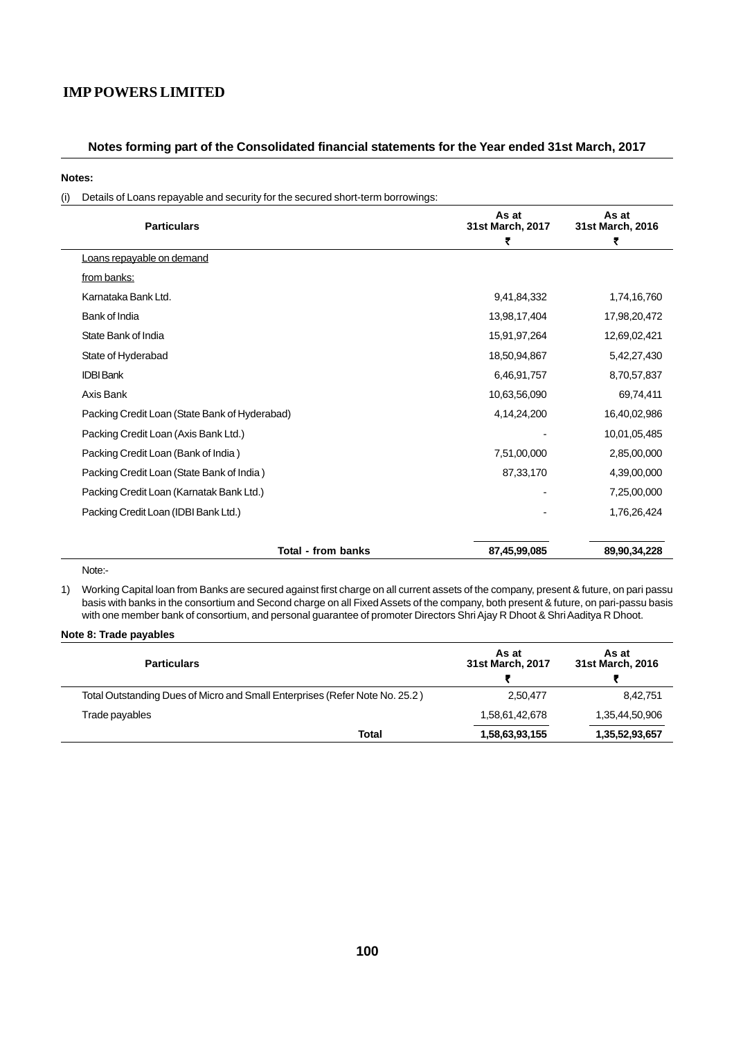# IMP POWERS LIMITED

## Notes forming part of the Consolidated financial statements for the Year ended 31st March, 2017

**Notes:**

(i) Details of Loans repayable and security for the secured short-term borrowings:

| Particulars | As at 31st March, 2017 ₹ | As at 31st March, 2016 ₹ |
|---|---|---|
| Loans repayable on demand | | |
| from banks: | | |
| Karnataka Bank Ltd. | 9,41,84,332 | 1,74,16,760 |
| Bank of India | 13,98,17,404 | 17,98,20,472 |
| State Bank of India | 15,91,97,264 | 12,69,02,421 |
| State of Hyderabad | 18,50,94,867 | 5,42,27,430 |
| IDBI Bank | 6,46,91,757 | 8,70,57,837 |
| Axis Bank | 10,63,56,090 | 69,74,411 |
| Packing Credit Loan (State Bank of Hyderabad) | 4,14,24,200 | 16,40,02,986 |
| Packing Credit Loan (Axis Bank Ltd.) | - | 10,01,05,485 |
| Packing Credit Loan (Bank of India ) | 7,51,00,000 | 2,85,00,000 |
| Packing Credit Loan (State Bank of India ) | 87,33,170 | 4,39,00,000 |
| Packing Credit Loan (Karnatak Bank Ltd.) | - | 7,25,00,000 |
| Packing Credit Loan (IDBI Bank Ltd.) | - | 1,76,26,424 |
| **Total - from banks** | **87,45,99,085** | **89,90,34,228** |

Note:-

1) Working Capital loan from Banks are secured against first charge on all current assets of the company, present & future, on pari passu basis with banks in the consortium and Second charge on all Fixed Assets of the company, both present & future, on pari-passu basis with one member bank of consortium, and personal guarantee of promoter Directors Shri Ajay R Dhoot & Shri Aaditya R Dhoot.

### Note 8: Trade payables

| Particulars | As at 31st March, 2017 ₹ | As at 31st March, 2016 ₹ |
|---|---|---|
| Total Outstanding Dues of Micro and Small Enterprises (Refer Note No. 25.2 ) | 2,50,477 | 8,42,751 |
| Trade payables | 1,58,61,42,678 | 1,35,44,50,906 |
| **Total** | **1,58,63,93,155** | **1,35,52,93,657** |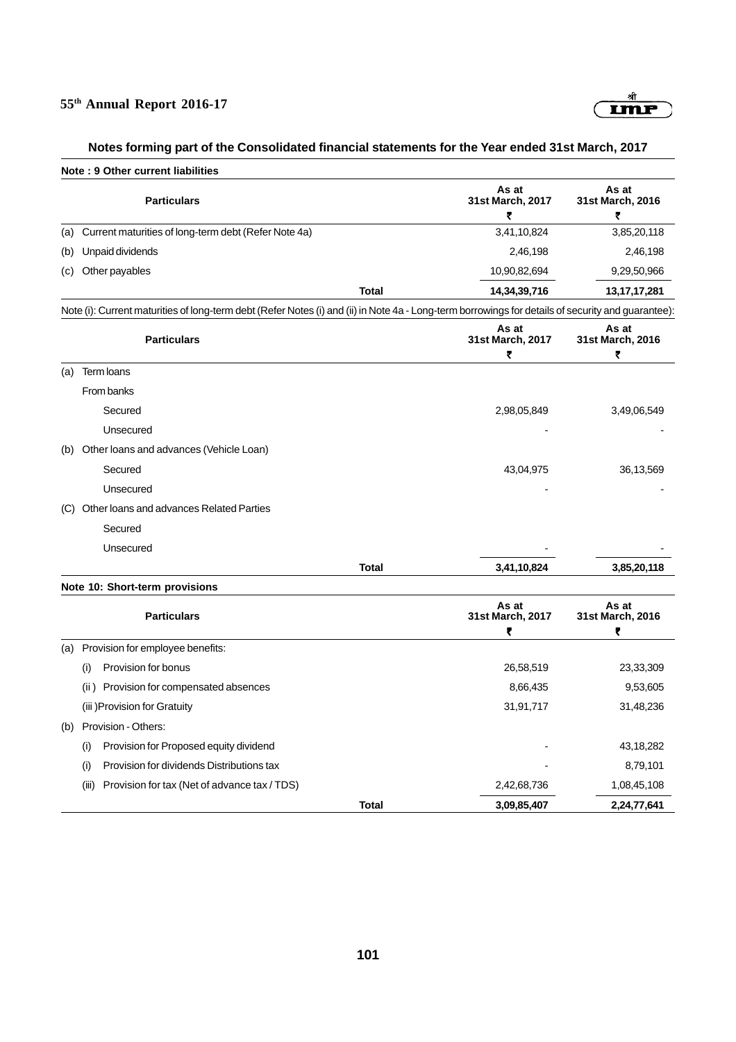## Notes forming part of the Consolidated financial statements for the Year ended 31st March, 2017

### Note : 9 Other current liabilities

| | Particulars | As at 31st March, 2017 ₹ | As at 31st March, 2016 ₹ |
|---|---|---|---|
| (a) | Current maturities of long-term debt (Refer Note 4a) | 3,41,10,824 | 3,85,20,118 |
| (b) | Unpaid dividends | 2,46,198 | 2,46,198 |
| (c) | Other payables | 10,90,82,694 | 9,29,50,966 |
| | **Total** | **14,34,39,716** | **13,17,17,281** |

Note (i): Current maturities of long-term debt (Refer Notes (i) and (ii) in Note 4a - Long-term borrowings for details of security and guarantee):

| | Particulars | As at 31st March, 2017 ₹ | As at 31st March, 2016 ₹ |
|---|---|---|---|
| (a) | Term loans | | |
| | From banks | | |
| | Secured | 2,98,05,849 | 3,49,06,549 |
| | Unsecured | - | - |
| (b) | Other loans and advances (Vehicle Loan) | | |
| | Secured | 43,04,975 | 36,13,569 |
| | Unsecured | - | - |
| (C) | Other loans and advances Related Parties | | |
| | Secured | | |
| | Unsecured | - | - |
| | **Total** | **3,41,10,824** | **3,85,20,118** |

### Note 10: Short-term provisions

| | Particulars | As at 31st March, 2017 ₹ | As at 31st March, 2016 ₹ |
|---|---|---|---|
| (a) | Provision for employee benefits: | | |
| | (i) Provision for bonus | 26,58,519 | 23,33,309 |
| | (ii ) Provision for compensated absences | 8,66,435 | 9,53,605 |
| | (iii )Provision for Gratuity | 31,91,717 | 31,48,236 |
| (b) | Provision - Others: | | |
| | (i) Provision for Proposed equity dividend | - | 43,18,282 |
| | (i) Provision for dividends Distributions tax | - | 8,79,101 |
| | (iii) Provision for tax (Net of advance tax / TDS) | 2,42,68,736 | 1,08,45,108 |
| | **Total** | **3,09,85,407** | **2,24,77,641** |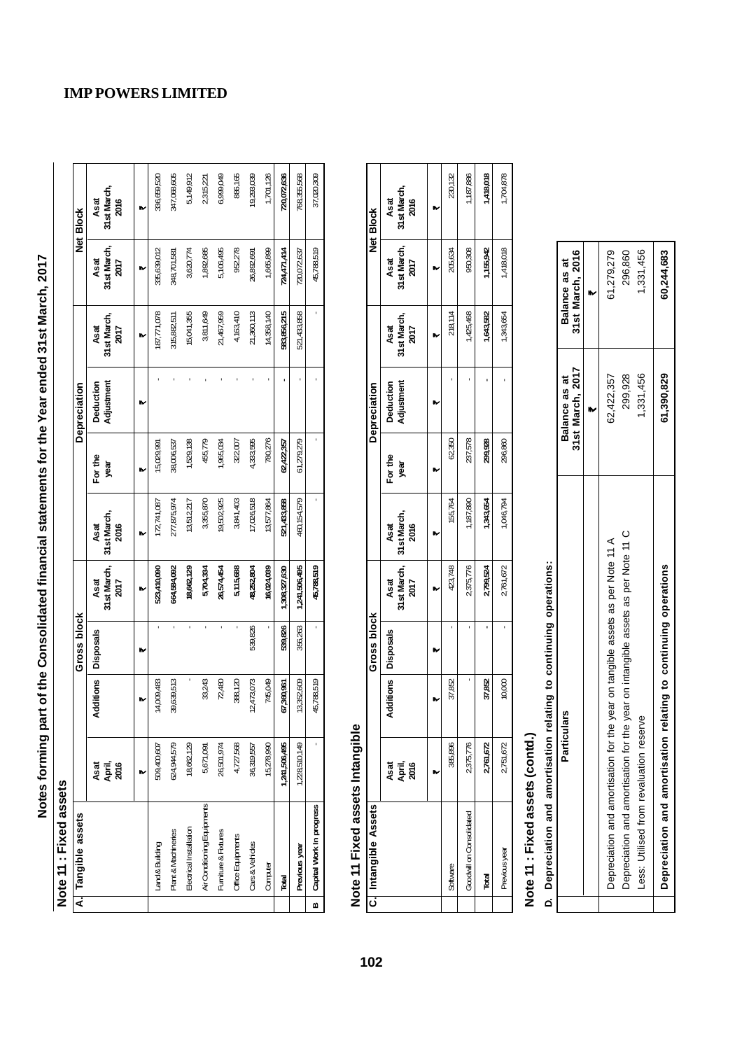# IMP POWERS LIMITED

## Notes forming part of the Consolidated financial statements for the Year ended 31st March, 2017

### Note 11 : Fixed assets

| A. Tangible assets | Gross block | | | | Depreciation | | | | Net Block | |
|---|---|---|---|---|---|---|---|---|---|---|
| | As at April, 2016 | Additions | Disposals | As at 31st March, 2017 | As at 31st March, 2016 | For the year | Deduction Adjustment | As at 31st March, 2017 | As at 31st March, 2017 | As at 31st March, 2016 |
| | ₹ | ₹ | ₹ | ₹ | ₹ | ₹ | ₹ | ₹ | ₹ | ₹ |
| Land & Building | 509,400,607 | 14,009,483 | - | 523,410,090 | 172,741,087 | 15,029,991 | - | 187,771,078 | 335,639,012 | 336,659,520 |
| Plant & Machineries | 624,944,579 | 39,639,513 | - | 664,584,092 | 277,875,974 | 38,006,537 | - | 315,882,511 | 348,701,581 | 347,068,605 |
| Electrical Installation | 18,662,129 | - | - | 18,662,129 | 13,512,217 | 1,529,138 | - | 15,041,355 | 3,620,774 | 5,149,912 |
| Air Conditioning Equipments | 5,671,091 | 33,243 | - | 5,704,334 | 3,355,870 | 455,779 | - | 3,811,649 | 1,892,685 | 2,315,221 |
| Furniture & Fixtures | 26,501,974 | 72,480 | - | 26,574,454 | 19,502,925 | 1,965,034 | - | 21,467,959 | 5,106,495 | 6,999,049 |
| Office Equipments | 4,727,568 | 388,120 | - | 5,115,688 | 3,841,403 | 322,007 | - | 4,163,410 | 952,278 | 886,165 |
| Cars & Vehicles | 36,319,557 | 12,473,073 | 539,826 | 48,252,804 | 17,026,518 | 4,333,595 | - | 21,360,113 | 26,892,691 | 19,293,039 |
| Computer | 15,278,990 | 745,049 | - | 16,024,039 | 13,577,864 | 780,276 | - | 14,358,140 | 1,665,899 | 1,701,126 |
| **Total** | **1,241,506,495** | **67,360,961** | **539,826** | **1,308,327,630** | **521,433,859** | **62,422,357** | **-** | **583,856,215** | **724,471,414** | **720,072,636** |
| Previous year | 1,228,510,149 | 13,352,609 | 356,263 | 1,241,506,495 | 460,154,579 | 61,279,279 | - | 521,433,858 | 720,072,637 | 768,355,568 |
| B Capital Work in progress | - | 45,788,519 | - | 45,788,519 | - | - | - | - | 45,788,519 | 37,020,309 |

### Note 11 Fixed assets Intangible

| C. Intangible Assets | Gross block | | | | Depreciation | | | | Net Block | |
|---|---|---|---|---|---|---|---|---|---|---|
| | As at April, 2016 | Additions | Disposals | As at 31st March, 2017 | As at 31st March, 2016 | For the year | Deduction Adjustment | As at 31st March, 2017 | As at 31st March, 2017 | As at 31st March, 2016 |
| | ₹ | ₹ | ₹ | ₹ | ₹ | ₹ | ₹ | ₹ | ₹ | ₹ |
| Software | 385,896 | 37,852 | - | 423,748 | 155,764 | 62,350 | - | 218,114 | 205,634 | 230,132 |
| Goodwill on Consolidated | 2,375,776 | - | - | 2,375,776 | 1,187,890 | 237,578 | - | 1,425,468 | 950,308 | 1,187,886 |
| **Total** | **2,761,672** | **37,852** | **-** | **2,799,524** | **1,343,654** | **299,928** | **-** | **1,643,582** | **1,155,942** | **1,418,018** |
| Previous year | 2,751,672 | 10,000 | - | 2,761,672 | 1,046,794 | 296,860 | - | 1,343,654 | 1,418,018 | 1,704,878 |

### Note 11 : Fixed assets (contd.)

**D. Depreciation and amortisation relating to continuing operations:**

| Particulars | Balance as at 31st March, 2017 | Balance as at 31st March, 2016 |
|---|---|---|
| | ₹ | ₹ |
| Depreciation and amortisation for the year on tangible assets as per Note 11 A | 62,422,357 | 61,279,279 |
| Depreciation and amortisation for the year on intangible assets as per Note 11 C | 299,928 | 296,860 |
| Less: Utilised from revaluation reserve | 1,331,456 | 1,331,456 |
| **Depreciation and amortisation relating to continuing operations** | **61,390,829** | **60,244,683** |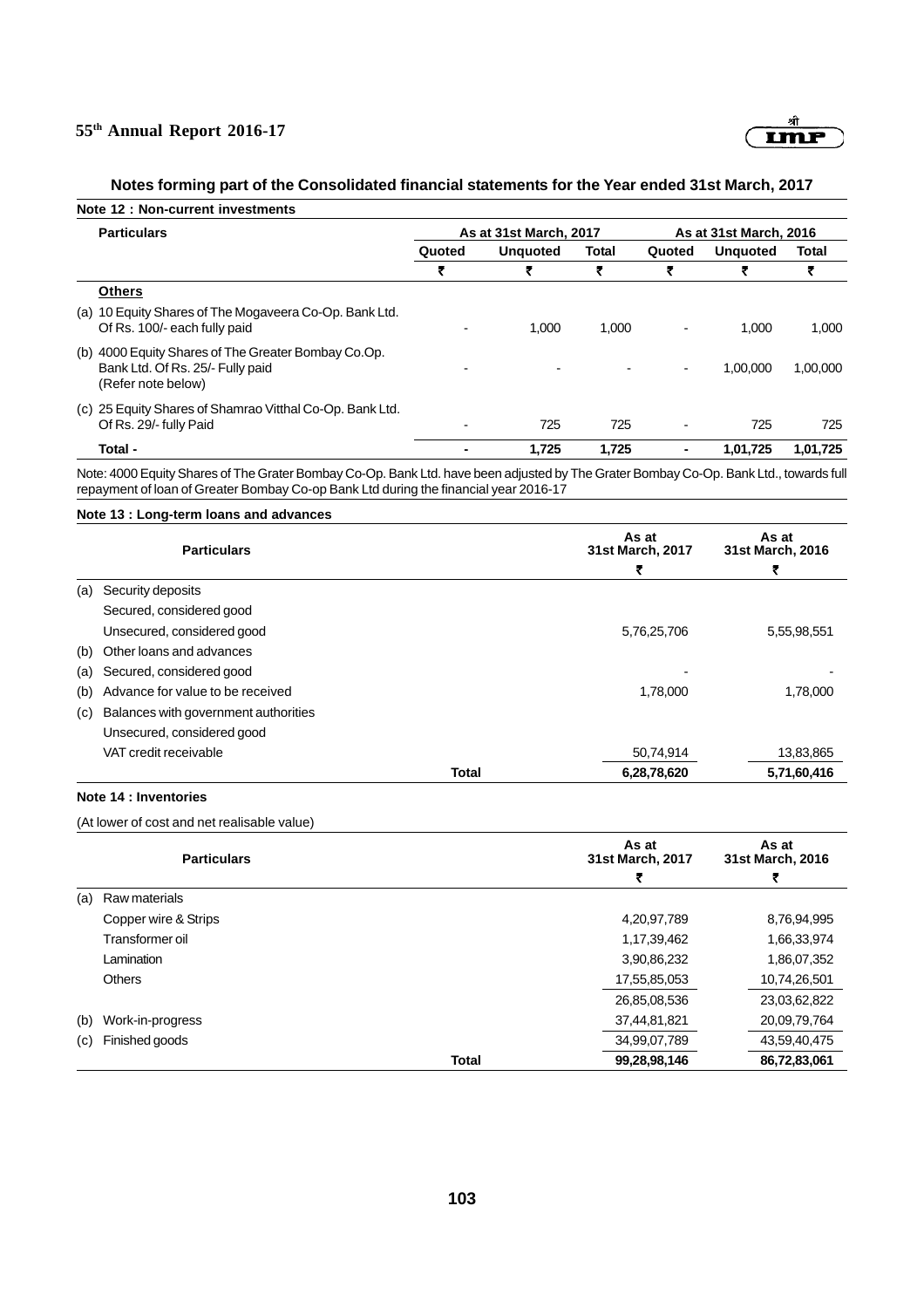## Notes forming part of the Consolidated financial statements for the Year ended 31st March, 2017

### Note 12 : Non-current investments

| Particulars | As at 31st March, 2017 | | | As at 31st March, 2016 | | |
|---|---|---|---|---|---|---|
| | Quoted | Unquoted | Total | Quoted | Unquoted | Total |
| | ₹ | ₹ | ₹ | ₹ | ₹ | ₹ |
| **Others** | | | | | | |
| (a) 10 Equity Shares of The Mogaveera Co-Op. Bank Ltd. Of Rs. 100/- each fully paid | - | 1,000 | 1,000 | - | 1,000 | 1,000 |
| (b) 4000 Equity Shares of The Greater Bombay Co.Op. Bank Ltd. Of Rs. 25/- Fully paid (Refer note below) | - | - | - | - | 1,00,000 | 1,00,000 |
| (c) 25 Equity Shares of Shamrao Vitthal Co-Op. Bank Ltd. Of Rs. 29/- fully Paid | - | 725 | 725 | - | 725 | 725 |
| **Total -** | **-** | **1,725** | **1,725** | **-** | **1,01,725** | **1,01,725** |

Note: 4000 Equity Shares of The Grater Bombay Co-Op. Bank Ltd. have been adjusted by The Grater Bombay Co-Op. Bank Ltd., towards full repayment of loan of Greater Bombay Co-op Bank Ltd during the financial year 2016-17

### Note 13 : Long-term loans and advances

| | Particulars | | As at 31st March, 2017 | As at 31st March, 2016 |
|---|---|---|---|---|
| | | | ₹ | ₹ |
| (a) | Security deposits | | | |
| | Secured, considered good | | | |
| | Unsecured, considered good | | 5,76,25,706 | 5,55,98,551 |
| (b) | Other loans and advances | | | |
| (a) | Secured, considered good | | - | - |
| (b) | Advance for value to be received | | 1,78,000 | 1,78,000 |
| (c) | Balances with government authorities | | | |
| | Unsecured, considered good | | | |
| | VAT credit receivable | | 50,74,914 | 13,83,865 |
| | | **Total** | **6,28,78,620** | **5,71,60,416** |

### Note 14 : Inventories

(At lower of cost and net realisable value)

| | Particulars | | As at 31st March, 2017 | As at 31st March, 2016 |
|---|---|---|---|---|
| | | | ₹ | ₹ |
| (a) | Raw materials | | | |
| | Copper wire & Strips | | 4,20,97,789 | 8,76,94,995 |
| | Transformer oil | | 1,17,39,462 | 1,66,33,974 |
| | Lamination | | 3,90,86,232 | 1,86,07,352 |
| | Others | | 17,55,85,053 | 10,74,26,501 |
| | | | 26,85,08,536 | 23,03,62,822 |
| (b) | Work-in-progress | | 37,44,81,821 | 20,09,79,764 |
| (c) | Finished goods | | 34,99,07,789 | 43,59,40,475 |
| | | **Total** | **99,28,98,146** | **86,72,83,061** |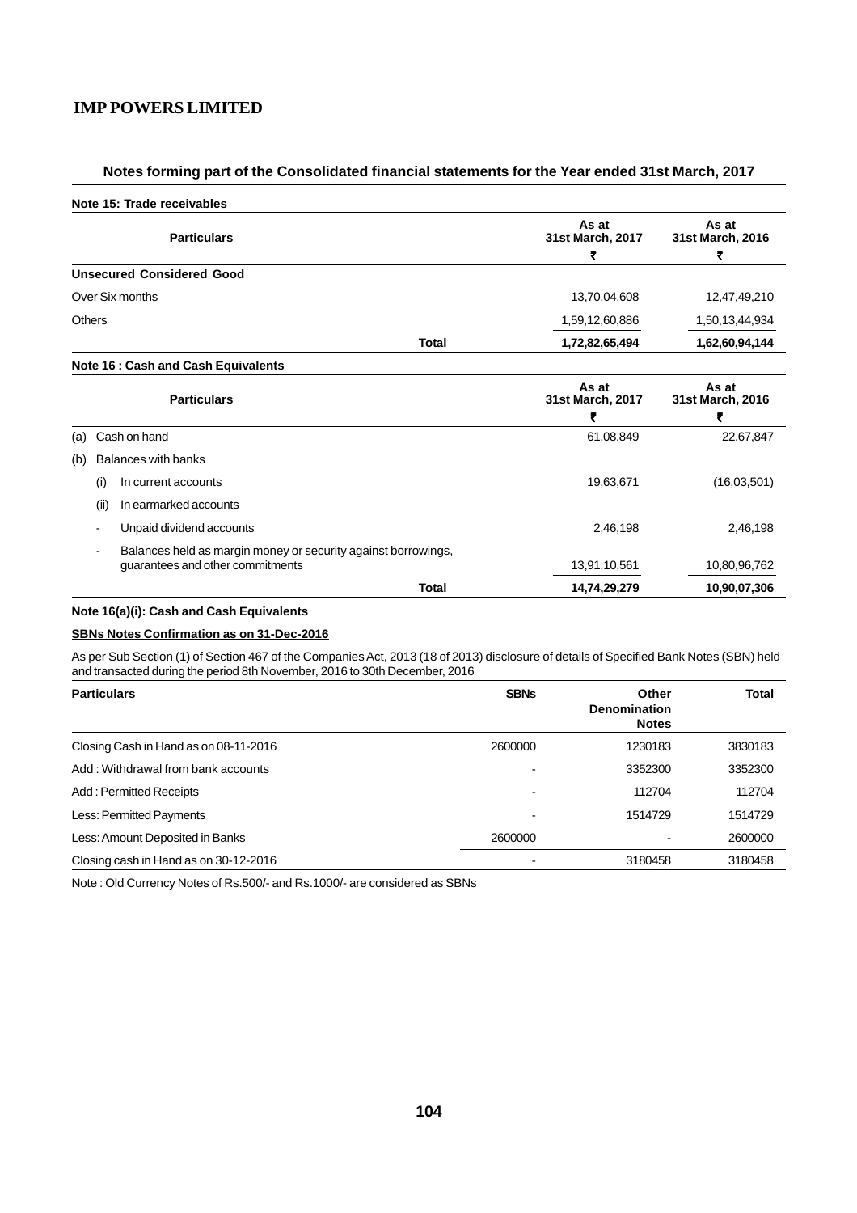## Notes forming part of the Consolidated financial statements for the Year ended 31st March, 2017

### Note 15: Trade receivables

| Particulars | As at 31st March, 2017 ₹ | As at 31st March, 2016 ₹ |
|---|---|---|
| **Unsecured Considered Good** | | |
| Over Six months | 13,70,04,608 | 12,47,49,210 |
| Others | 1,59,12,60,886 | 1,50,13,44,934 |
| **Total** | **1,72,82,65,494** | **1,62,60,94,144** |

### Note 16 : Cash and Cash Equivalents

| Particulars | As at 31st March, 2017 ₹ | As at 31st March, 2016 ₹ |
|---|---|---|
| (a) Cash on hand | 61,08,849 | 22,67,847 |
| (b) Balances with banks | | |
| (i) In current accounts | 19,63,671 | (16,03,501) |
| (ii) In earmarked accounts | | |
| - Unpaid dividend accounts | 2,46,198 | 2,46,198 |
| - Balances held as margin money or security against borrowings, guarantees and other commitments | 13,91,10,561 | 10,80,96,762 |
| **Total** | **14,74,29,279** | **10,90,07,306** |

### Note 16(a)(i): Cash and Cash Equivalents

**SBNs Notes Confirmation as on 31-Dec-2016**

As per Sub Section (1) of Section 467 of the Companies Act, 2013 (18 of 2013) disclosure of details of Specified Bank Notes (SBN) held and transacted during the period 8th November, 2016 to 30th December, 2016

| Particulars | SBNs | Other Denomination Notes | Total |
|---|---|---|---|
| Closing Cash in Hand as on 08-11-2016 | 2600000 | 1230183 | 3830183 |
| Add : Withdrawal from bank accounts | - | 3352300 | 3352300 |
| Add : Permitted Receipts | - | 112704 | 112704 |
| Less: Permitted Payments | - | 1514729 | 1514729 |
| Less: Amount Deposited in Banks | 2600000 | - | 2600000 |
| Closing cash in Hand as on 30-12-2016 | - | 3180458 | 3180458 |

Note : Old Currency Notes of Rs.500/- and Rs.1000/- are considered as SBNs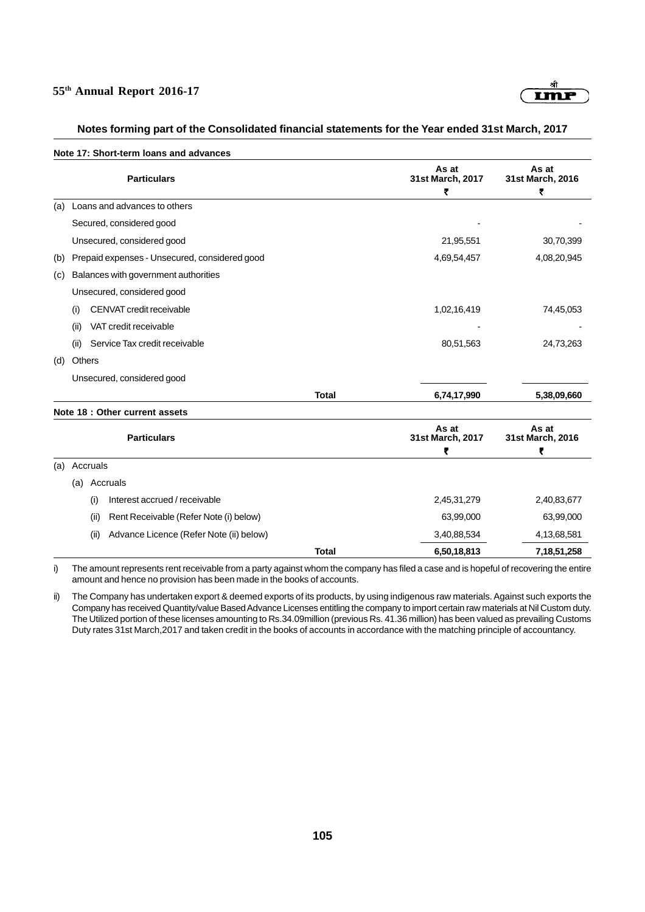## Notes forming part of the Consolidated financial statements for the Year ended 31st March, 2017

### Note 17: Short-term loans and advances

| | Particulars | | As at 31st March, 2017 ₹ | As at 31st March, 2016 ₹ |
|---|---|---|---|---|
| (a) | Loans and advances to others | | | |
| | Secured, considered good | | - | - |
| | Unsecured, considered good | | 21,95,551 | 30,70,399 |
| (b) | Prepaid expenses - Unsecured, considered good | | 4,69,54,457 | 4,08,20,945 |
| (c) | Balances with government authorities | | | |
| | Unsecured, considered good | | | |
| | (i) CENVAT credit receivable | | 1,02,16,419 | 74,45,053 |
| | (ii) VAT credit receivable | | - | - |
| | (ii) Service Tax credit receivable | | 80,51,563 | 24,73,263 |
| (d) | Others | | | |
| | Unsecured, considered good | | | |
| | | **Total** | **6,74,17,990** | **5,38,09,660** |

### Note 18 : Other current assets

| | Particulars | | As at 31st March, 2017 ₹ | As at 31st March, 2016 ₹ |
|---|---|---|---|---|
| (a) | Accruals | | | |
| | (a) Accruals | | | |
| | (i) Interest accrued / receivable | | 2,45,31,279 | 2,40,83,677 |
| | (ii) Rent Receivable (Refer Note (i) below) | | 63,99,000 | 63,99,000 |
| | (ii) Advance Licence (Refer Note (ii) below) | | 3,40,88,534 | 4,13,68,581 |
| | | **Total** | **6,50,18,813** | **7,18,51,258** |

i) The amount represents rent receivable from a party against whom the company has filed a case and is hopeful of recovering the entire amount and hence no provision has been made in the books of accounts.

ii) The Company has undertaken export & deemed exports of its products, by using indigenous raw materials. Against such exports the Company has received Quantity/value Based Advance Licenses entitling the company to import certain raw materials at Nil Custom duty. The Utilized portion of these licenses amounting to Rs.34.09million (previous Rs. 41.36 million) has been valued as prevailing Customs Duty rates 31st March,2017 and taken credit in the books of accounts in accordance with the matching principle of accountancy.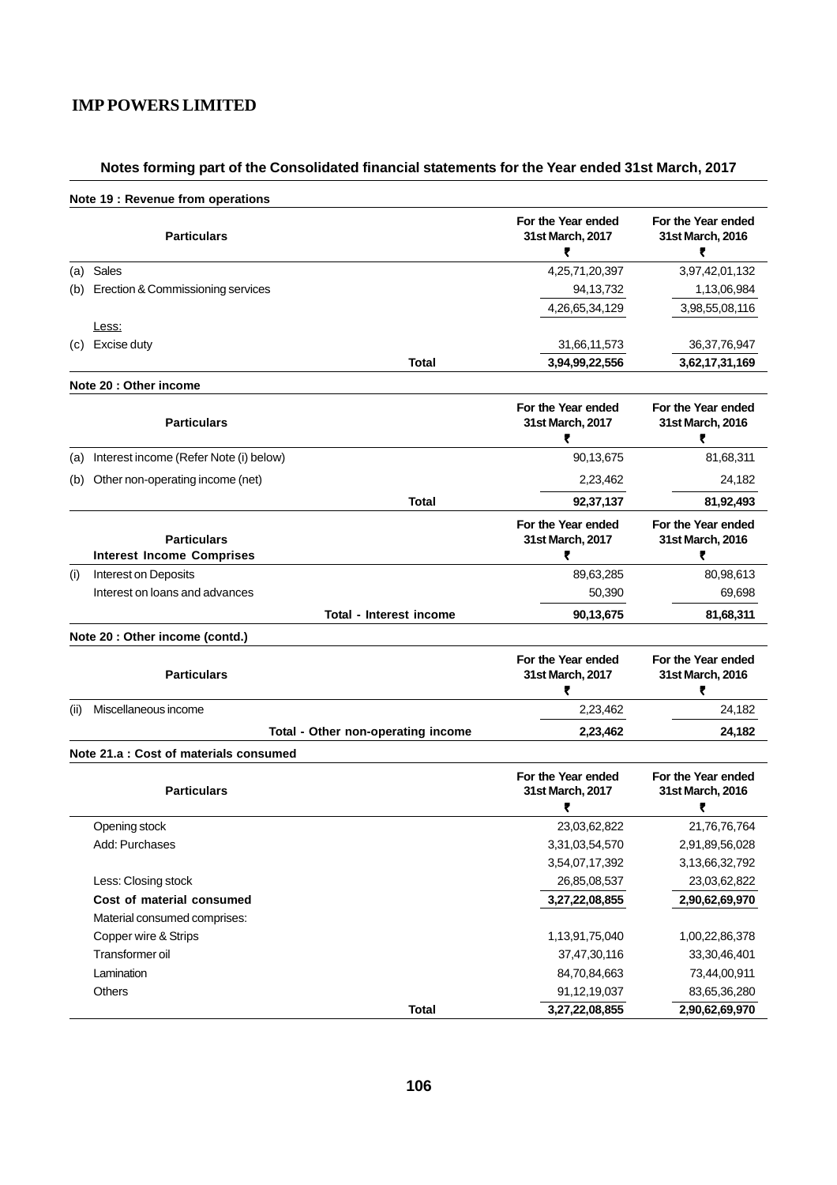## Notes forming part of the Consolidated financial statements for the Year ended 31st March, 2017

### Note 19 : Revenue from operations

| | Particulars | For the Year ended 31st March, 2017 ₹ | For the Year ended 31st March, 2016 ₹ |
|---|---|---|---|
| (a) | Sales | 4,25,71,20,397 | 3,97,42,01,132 |
| (b) | Erection & Commissioning services | 94,13,732 | 1,13,06,984 |
| | | 4,26,65,34,129 | 3,98,55,08,116 |
| | Less: | | |
| (c) | Excise duty | 31,66,11,573 | 36,37,76,947 |
| | **Total** | **3,94,99,22,556** | **3,62,17,31,169** |

### Note 20 : Other income

| | Particulars | For the Year ended 31st March, 2017 ₹ | For the Year ended 31st March, 2016 ₹ |
|---|---|---|---|
| (a) | Interest income (Refer Note (i) below) | 90,13,675 | 81,68,311 |
| (b) | Other non-operating income (net) | 2,23,462 | 24,182 |
| | **Total** | **92,37,137** | **81,92,493** |

| | Particulars<br>**Interest Income Comprises** | For the Year ended 31st March, 2017 ₹ | For the Year ended 31st March, 2016 ₹ |
|---|---|---|---|
| (i) | Interest on Deposits | 89,63,285 | 80,98,613 |
| | Interest on loans and advances | 50,390 | 69,698 |
| | **Total - Interest income** | **90,13,675** | **81,68,311** |

### Note 20 : Other income (contd.)

| | Particulars | For the Year ended 31st March, 2017 ₹ | For the Year ended 31st March, 2016 ₹ |
|---|---|---|---|
| (ii) | Miscellaneous income | 2,23,462 | 24,182 |
| | **Total - Other non-operating income** | **2,23,462** | **24,182** |

### Note 21.a : Cost of materials consumed

| Particulars | For the Year ended 31st March, 2017 ₹ | For the Year ended 31st March, 2016 ₹ |
|---|---|---|
| Opening stock | 23,03,62,822 | 21,76,76,764 |
| Add: Purchases | 3,31,03,54,570 | 2,91,89,56,028 |
| | 3,54,07,17,392 | 3,13,66,32,792 |
| Less: Closing stock | 26,85,08,537 | 23,03,62,822 |
| **Cost of material consumed** | **3,27,22,08,855** | **2,90,62,69,970** |
| Material consumed comprises: | | |
| Copper wire & Strips | 1,13,91,75,040 | 1,00,22,86,378 |
| Transformer oil | 37,47,30,116 | 33,30,46,401 |
| Lamination | 84,70,84,663 | 73,44,00,911 |
| Others | 91,12,19,037 | 83,65,36,280 |
| **Total** | **3,27,22,08,855** | **2,90,62,69,970** |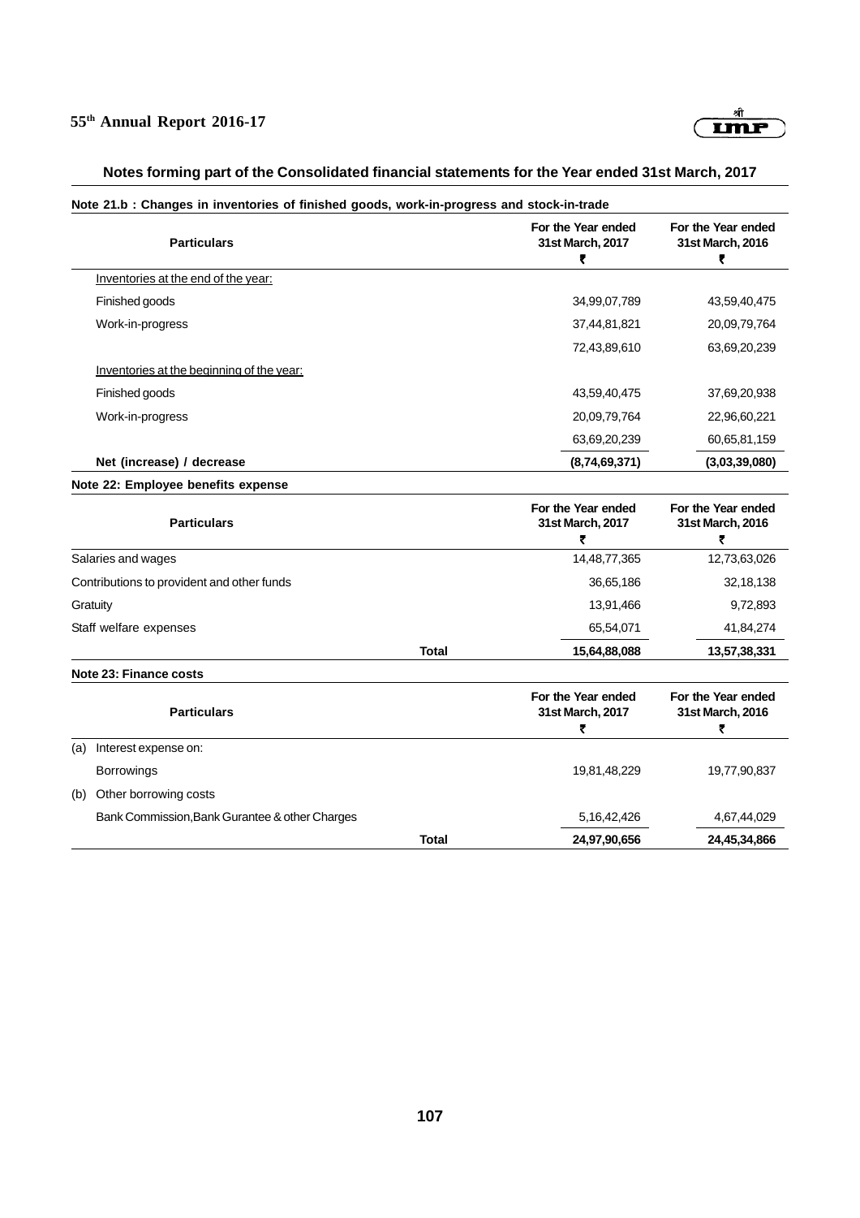## Notes forming part of the Consolidated financial statements for the Year ended 31st March, 2017

### Note 21.b : Changes in inventories of finished goods, work-in-progress and stock-in-trade

| Particulars | For the Year ended 31st March, 2017 ₹ | For the Year ended 31st March, 2016 ₹ |
|---|---|---|
| Inventories at the end of the year: | | |
| Finished goods | 34,99,07,789 | 43,59,40,475 |
| Work-in-progress | 37,44,81,821 | 20,09,79,764 |
| | 72,43,89,610 | 63,69,20,239 |
| Inventories at the beginning of the year: | | |
| Finished goods | 43,59,40,475 | 37,69,20,938 |
| Work-in-progress | 20,09,79,764 | 22,96,60,221 |
| | 63,69,20,239 | 60,65,81,159 |
| **Net (increase) / decrease** | **(8,74,69,371)** | **(3,03,39,080)** |

### Note 22: Employee benefits expense

| Particulars | | For the Year ended 31st March, 2017 ₹ | For the Year ended 31st March, 2016 ₹ |
|---|---|---|---|
| Salaries and wages | | 14,48,77,365 | 12,73,63,026 |
| Contributions to provident and other funds | | 36,65,186 | 32,18,138 |
| Gratuity | | 13,91,466 | 9,72,893 |
| Staff welfare expenses | | 65,54,071 | 41,84,274 |
| | **Total** | **15,64,88,088** | **13,57,38,331** |

### Note 23: Finance costs

| Particulars | | For the Year ended 31st March, 2017 ₹ | For the Year ended 31st March, 2016 ₹ |
|---|---|---|---|
| (a) Interest expense on: | | | |
| Borrowings | | 19,81,48,229 | 19,77,90,837 |
| (b) Other borrowing costs | | | |
| Bank Commission,Bank Gurantee & other Charges | | 5,16,42,426 | 4,67,44,029 |
| | **Total** | **24,97,90,656** | **24,45,34,866** |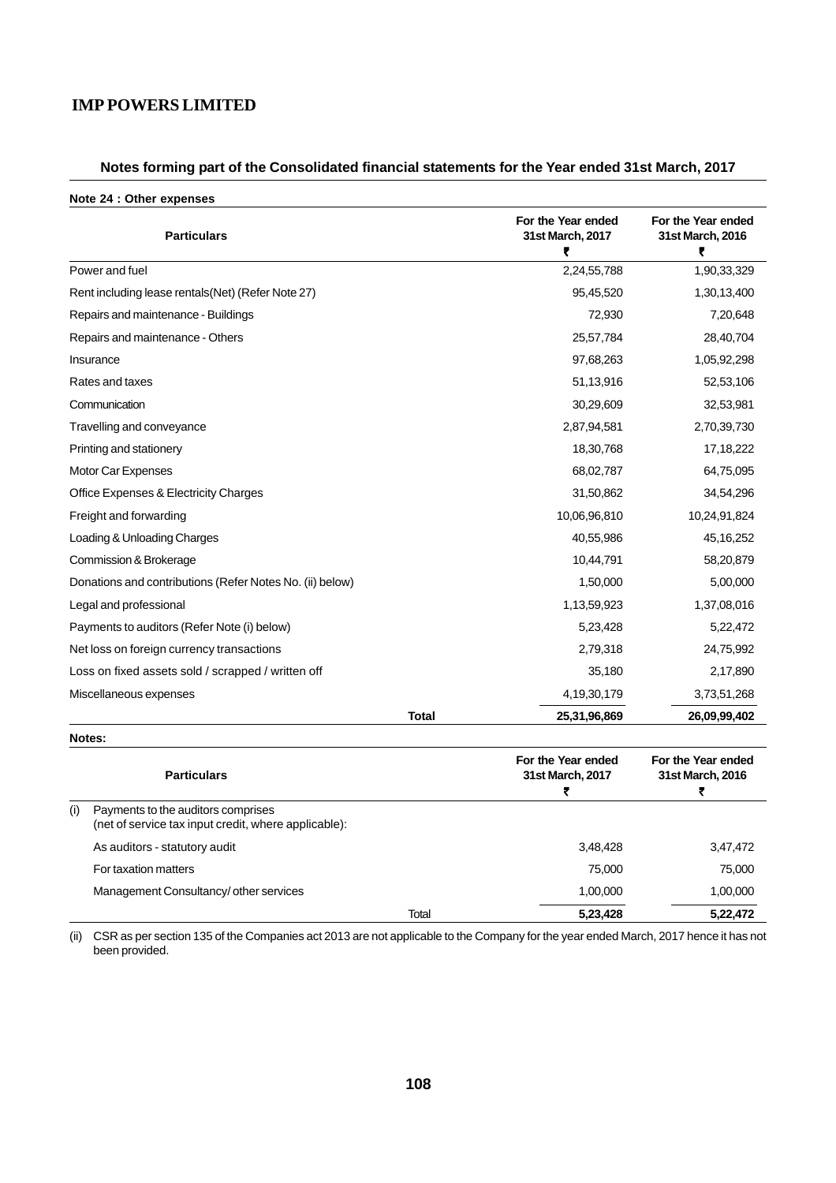## IMP POWERS LIMITED

### Notes forming part of the Consolidated financial statements for the Year ended 31st March, 2017

**Note 24 : Other expenses**

| Particulars | For the Year ended 31st March, 2017 ₹ | For the Year ended 31st March, 2016 ₹ |
|---|---|---|
| Power and fuel | 2,24,55,788 | 1,90,33,329 |
| Rent including lease rentals(Net) (Refer Note 27) | 95,45,520 | 1,30,13,400 |
| Repairs and maintenance - Buildings | 72,930 | 7,20,648 |
| Repairs and maintenance - Others | 25,57,784 | 28,40,704 |
| Insurance | 97,68,263 | 1,05,92,298 |
| Rates and taxes | 51,13,916 | 52,53,106 |
| Communication | 30,29,609 | 32,53,981 |
| Travelling and conveyance | 2,87,94,581 | 2,70,39,730 |
| Printing and stationery | 18,30,768 | 17,18,222 |
| Motor Car Expenses | 68,02,787 | 64,75,095 |
| Office Expenses & Electricity Charges | 31,50,862 | 34,54,296 |
| Freight and forwarding | 10,06,96,810 | 10,24,91,824 |
| Loading & Unloading Charges | 40,55,986 | 45,16,252 |
| Commission & Brokerage | 10,44,791 | 58,20,879 |
| Donations and contributions (Refer Notes No. (ii) below) | 1,50,000 | 5,00,000 |
| Legal and professional | 1,13,59,923 | 1,37,08,016 |
| Payments to auditors (Refer Note (i) below) | 5,23,428 | 5,22,472 |
| Net loss on foreign currency transactions | 2,79,318 | 24,75,992 |
| Loss on fixed assets sold / scrapped / written off | 35,180 | 2,17,890 |
| Miscellaneous expenses | 4,19,30,179 | 3,73,51,268 |
| **Total** | **25,31,96,869** | **26,09,99,402** |

**Notes:**

| | Particulars | For the Year ended 31st March, 2017 ₹ | For the Year ended 31st March, 2016 ₹ |
|---|---|---|---|
| (i) | Payments to the auditors comprises (net of service tax input credit, where applicable): | | |
| | As auditors - statutory audit | 3,48,428 | 3,47,472 |
| | For taxation matters | 75,000 | 75,000 |
| | Management Consultancy/ other services | 1,00,000 | 1,00,000 |
| | Total | **5,23,428** | **5,22,472** |

(ii) CSR as per section 135 of the Companies act 2013 are not applicable to the Company for the year ended March, 2017 hence it has not been provided.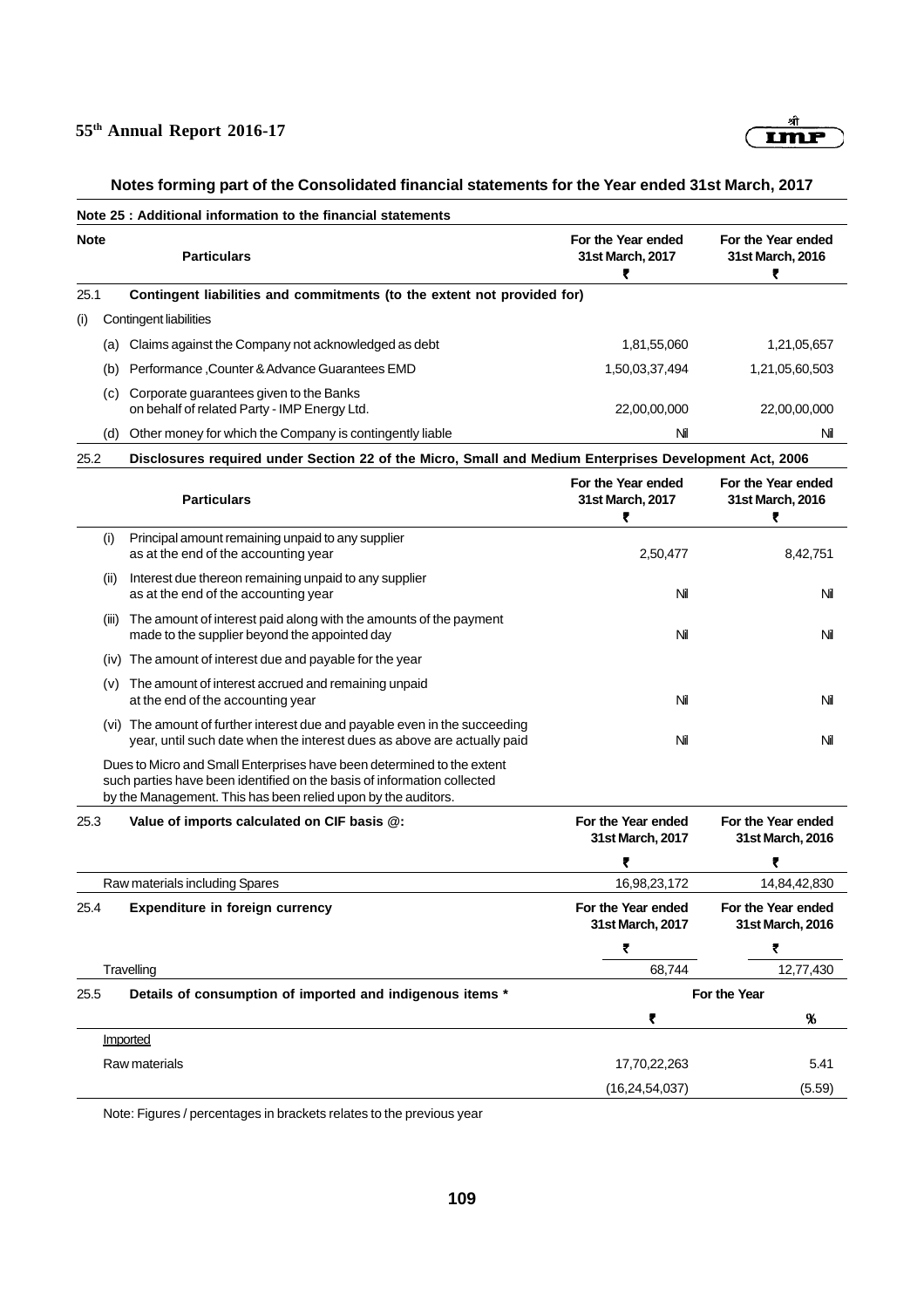## Notes forming part of the Consolidated financial statements for the Year ended 31st March, 2017

### Note 25 : Additional information to the financial statements

| Note | | Particulars | For the Year ended 31st March, 2017 ₹ | For the Year ended 31st March, 2016 ₹ |
|---|---|---|---|---|
| 25.1 | | **Contingent liabilities and commitments (to the extent not provided for)** | | |
| (i) | | Contingent liabilities | | |
| | (a) | Claims against the Company not acknowledged as debt | 1,81,55,060 | 1,21,05,657 |
| | (b) | Performance ,Counter & Advance Guarantees EMD | 1,50,03,37,494 | 1,21,05,60,503 |
| | (c) | Corporate guarantees given to the Banks on behalf of related Party - IMP Energy Ltd. | 22,00,00,000 | 22,00,00,000 |
| | (d) | Other money for which the Company is contingently liable | Nil | Nil |

**25.2 Disclosures required under Section 22 of the Micro, Small and Medium Enterprises Development Act, 2006**

| | Particulars | For the Year ended 31st March, 2017 ₹ | For the Year ended 31st March, 2016 ₹ |
|---|---|---|---|
| (i) | Principal amount remaining unpaid to any supplier as at the end of the accounting year | 2,50,477 | 8,42,751 |
| (ii) | Interest due thereon remaining unpaid to any supplier as at the end of the accounting year | Nil | Nil |
| (iii) | The amount of interest paid along with the amounts of the payment made to the supplier beyond the appointed day | Nil | Nil |
| (iv) | The amount of interest due and payable for the year | | |
| (v) | The amount of interest accrued and remaining unpaid at the end of the accounting year | Nil | Nil |
| (vi) | The amount of further interest due and payable even in the succeeding year, until such date when the interest dues as above are actually paid | Nil | Nil |

Dues to Micro and Small Enterprises have been determined to the extent such parties have been identified on the basis of information collected by the Management. This has been relied upon by the auditors.

| 25.3 | Value of imports calculated on CIF basis @: | For the Year ended 31st March, 2017 ₹ | For the Year ended 31st March, 2016 ₹ |
|---|---|---|---|
| | Raw materials including Spares | 16,98,23,172 | 14,84,42,830 |

| 25.4 | Expenditure in foreign currency | For the Year ended 31st March, 2017 ₹ | For the Year ended 31st March, 2016 ₹ |
|---|---|---|---|
| | Travelling | 68,744 | 12,77,430 |

| 25.5 | Details of consumption of imported and indigenous items * | For the Year ₹ | % |
|---|---|---|---|
| | Imported | | |
| | Raw materials | 17,70,22,263 | 5.41 |
| | | (16,24,54,037) | (5.59) |

Note: Figures / percentages in brackets relates to the previous year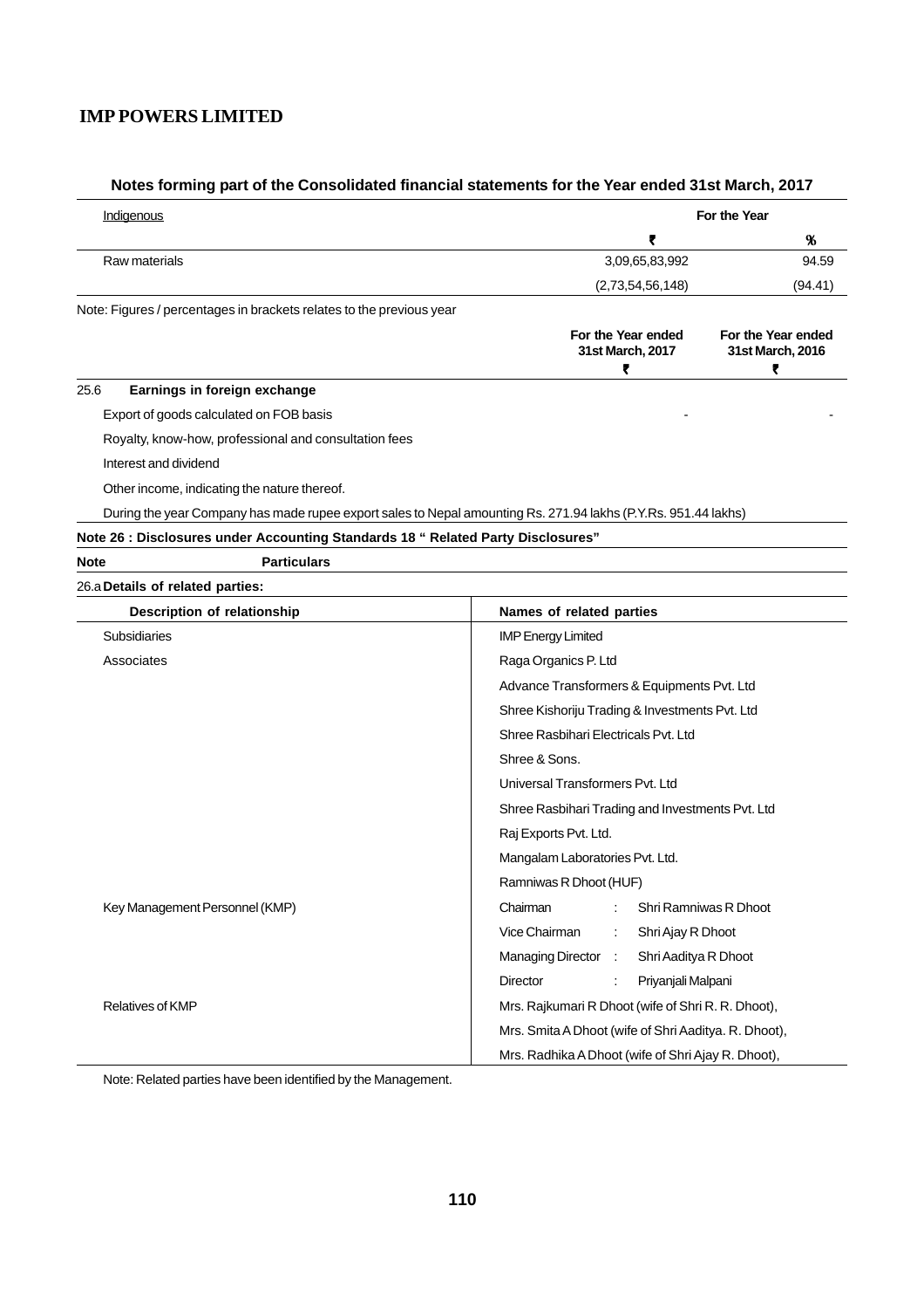**IMP POWERS LIMITED**

## Notes forming part of the Consolidated financial statements for the Year ended 31st March, 2017

| Indigenous | For the Year | |
|---|---|---|
| | ₹ | % |
| Raw materials | 3,09,65,83,992 | 94.59 |
| | (2,73,54,56,148) | (94.41) |

Note: Figures / percentages in brackets relates to the previous year

| | | For the Year ended 31st March, 2017 ₹ | For the Year ended 31st March, 2016 ₹ |
|---|---|---|---|
| 25.6 | **Earnings in foreign exchange** | | |
| | Export of goods calculated on FOB basis | - | - |
| | Royalty, know-how, professional and consultation fees | | |
| | Interest and dividend | | |
| | Other income, indicating the nature thereof. | | |

During the year Company has made rupee export sales to Nepal amounting Rs. 271.94 lakhs (P.Y.Rs. 951.44 lakhs)

### Note 26 : Disclosures under Accounting Standards 18 " Related Party Disclosures"

| Note | Particulars |
|---|---|

**26.a Details of related parties:**

| Description of relationship | Names of related parties |
|---|---|
| Subsidiaries | IMP Energy Limited |
| Associates | Raga Organics P. Ltd |
| | Advance Transformers & Equipments Pvt. Ltd |
| | Shree Kishoriju Trading & Investments Pvt. Ltd |
| | Shree Rasbihari Electricals Pvt. Ltd |
| | Shree & Sons. |
| | Universal Transformers Pvt. Ltd |
| | Shree Rasbihari Trading and Investments Pvt. Ltd |
| | Raj Exports Pvt. Ltd. |
| | Mangalam Laboratories Pvt. Ltd. |
| | Ramniwas R Dhoot (HUF) |
| Key Management Personnel (KMP) | Chairman : Shri Ramniwas R Dhoot |
| | Vice Chairman : Shri Ajay R Dhoot |
| | Managing Director : Shri Aaditya R Dhoot |
| | Director : Priyanjali Malpani |
| Relatives of KMP | Mrs. Rajkumari R Dhoot (wife of Shri R. R. Dhoot), |
| | Mrs. Smita A Dhoot (wife of Shri Aaditya. R. Dhoot), |
| | Mrs. Radhika A Dhoot (wife of Shri Ajay R. Dhoot), |

Note: Related parties have been identified by the Management.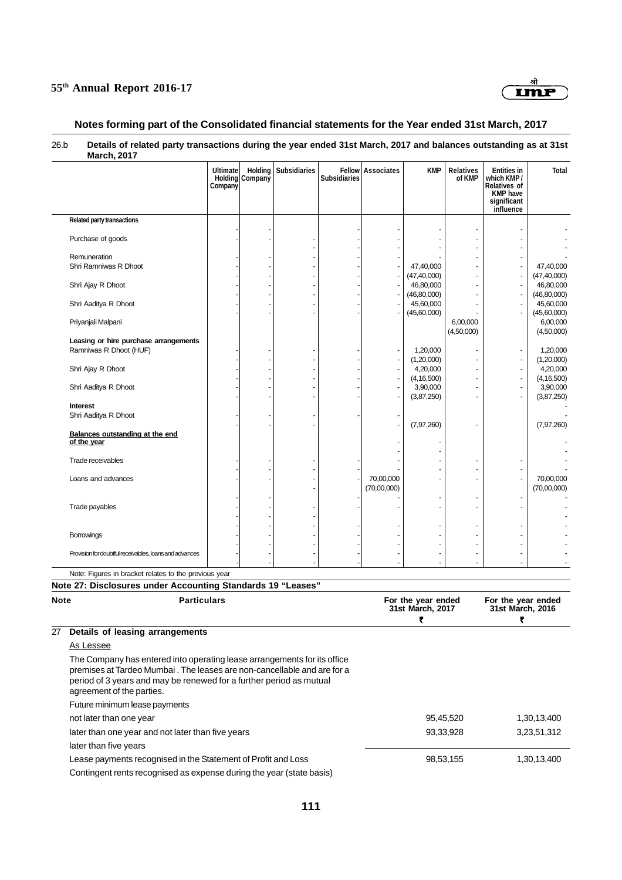## Notes forming part of the Consolidated financial statements for the Year ended 31st March, 2017

26.b **Details of related party transactions during the year ended 31st March, 2017 and balances outstanding as at 31st March, 2017**

| | Ultimate Holding Company | Holding Company | Subsidiaries | Fellow Subsidiaries | Associates | KMP | Relatives of KMP | Entities in which KMP / Relatives of KMP have significant influence | Total |
|---|---|---|---|---|---|---|---|---|---|
| **Related party transactions** | | | | | | | | | |
| | - | - | | - | - | - | - | - | - |
| Purchase of goods | - | - | - | - | - | - | - | - | - |
| | | | - | - | - | - | - | - | - |
| Remuneration | - | - | - | - | - | - | - | - | - |
| Shri Ramniwas R Dhoot | - | - | - | - | - | 47,40,000 | - | - | 47,40,000 |
| | - | - | - | - | - | (47,40,000) | - | - | (47,40,000) |
| Shri Ajay R Dhoot | - | - | - | - | - | 46,80,000 | - | - | 46,80,000 |
| | - | - | - | - | - | (46,80,000) | - | - | (46,80,000) |
| Shri Aaditya R Dhoot | - | - | - | - | - | 45,60,000 | - | - | 45,60,000 |
| | - | - | - | - | - | (45,60,000) | - | - | (45,60,000) |
| Priyanjali Malpani | | | | | | | 6,00,000 | | 6,00,000 |
| | | | | | | | (4,50,000) | | (4,50,000) |
| **Leasing or hire purchase arrangements** | | | | | | | | | |
| Ramniwas R Dhoot (HUF) | - | - | - | - | - | 1,20,000 | - | - | 1,20,000 |
| | - | - | - | - | - | (1,20,000) | - | - | (1,20,000) |
| Shri Ajay R Dhoot | - | - | - | - | - | 4,20,000 | - | - | 4,20,000 |
| | - | - | - | - | - | (4,16,500) | - | - | (4,16,500) |
| Shri Aaditya R Dhoot | - | - | - | - | - | 3,90,000 | - | - | 3,90,000 |
| | - | - | - | - | - | (3,87,250) | - | - | (3,87,250) |
| **Interest** | | | | | | | | | - |
| Shri Aaditya R Dhoot | - | - | - | - | - | | | | - |
| | - | - | - | | - | (7,97,260) | - | | (7,97,260) |
| **Balances outstanding at the end of the year** | | | | | - | - | | | - |
| | | | | | - | - | | | - |
| Trade receivables | - | - | - | - | | - | - | - | - |
| | - | - | - | - | | - | - | - | - |
| Loans and advances | - | - | - | - | 70,00,000 | - | - | - | 70,00,000 |
| | | | - | | (70,00,000) | | | | (70,00,000) |
| | - | - | | - | - | - | - | - | - |
| Trade payables | - | - | - | - | - | - | - | - | - |
| | - | - | - | | | | | | - |
| | - | - | - | - | - | - | - | - | - |
| Borrowings | - | - | - | - | - | - | - | - | - |
| | - | - | - | - | - | - | - | - | - |
| Provision for doubtful receivables, loans and advances | - | - | - | - | - | - | - | - | - |
| | - | - | - | - | - | - | - | - | - |

Note: Figures in bracket relates to the previous year

### Note 27: Disclosures under Accounting Standards 19 "Leases"

| Note | Particulars | For the year ended 31st March, 2017 ₹ | For the year ended 31st March, 2016 ₹ |
|---|---|---|---|
| 27 | **Details of leasing arrangements** | | |
| | As Lessee | | |
| | The Company has entered into operating lease arrangements for its office premises at Tardeo Mumbai . The leases are non-cancellable and are for a period of 3 years and may be renewed for a further period as mutual agreement of the parties. | | |
| | Future minimum lease payments | | |
| | not later than one year | 95,45,520 | 1,30,13,400 |
| | later than one year and not later than five years | 93,33,928 | 3,23,51,312 |
| | later than five years | | |
| | Lease payments recognised in the Statement of Profit and Loss | 98,53,155 | 1,30,13,400 |
| | Contingent rents recognised as expense during the year (state basis) | | |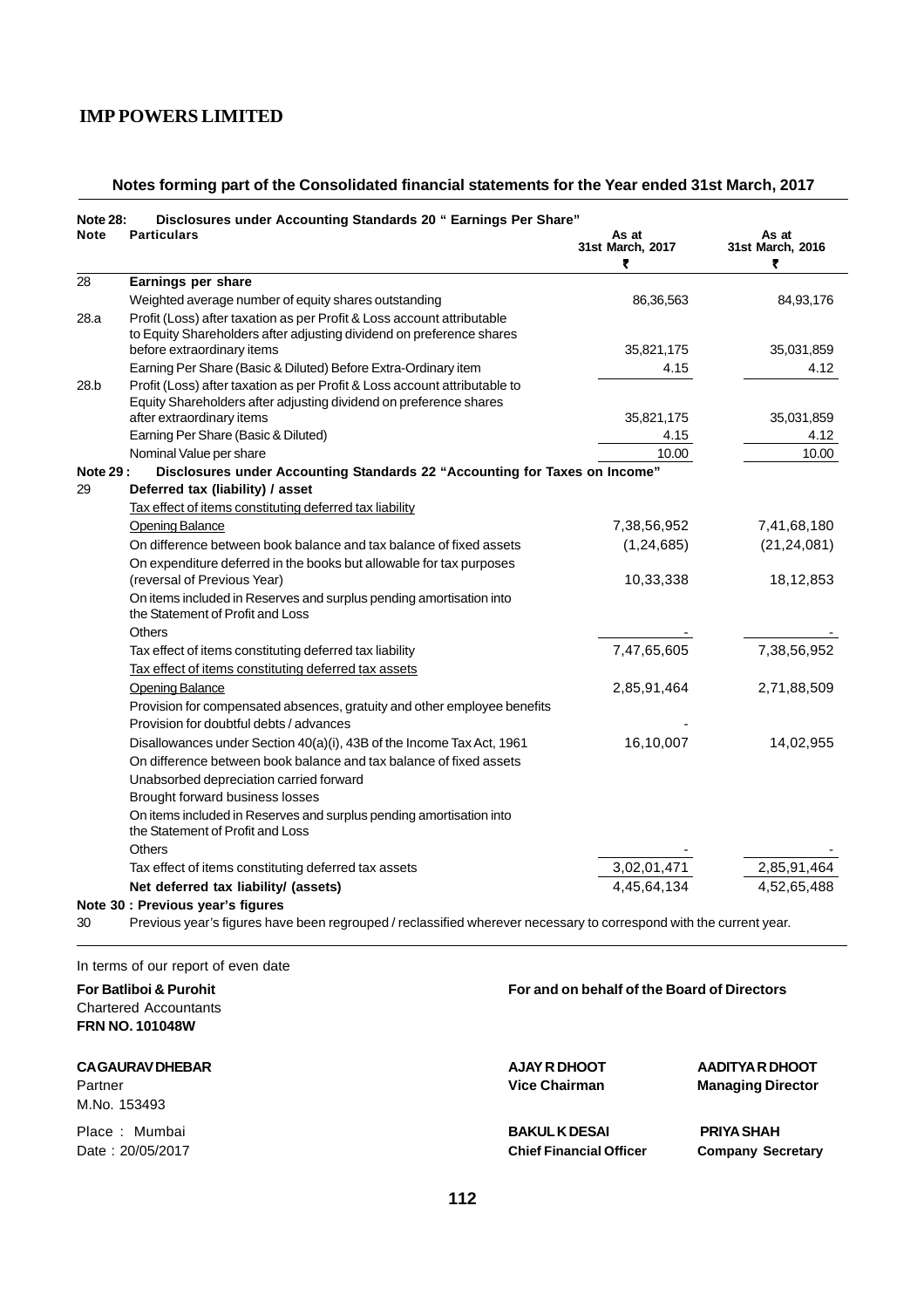# IMP POWERS LIMITED

## Notes forming part of the Consolidated financial statements for the Year ended 31st March, 2017

**Note 28: Disclosures under Accounting Standards 20 " Earnings Per Share"**

| Note | Particulars | As at 31st March, 2017 ₹ | As at 31st March, 2016 ₹ |
|---|---|---|---|
| 28 | **Earnings per share** | | |
| | Weighted average number of equity shares outstanding | 86,36,563 | 84,93,176 |
| 28.a | Profit (Loss) after taxation as per Profit & Loss account attributable to Equity Shareholders after adjusting dividend on preference shares before extraordinary items | 35,821,175 | 35,031,859 |
| | Earning Per Share (Basic & Diluted) Before Extra-Ordinary item | 4.15 | 4.12 |
| 28.b | Profit (Loss) after taxation as per Profit & Loss account attributable to Equity Shareholders after adjusting dividend on preference shares after extraordinary items | 35,821,175 | 35,031,859 |
| | Earning Per Share (Basic & Diluted) | 4.15 | 4.12 |
| | Nominal Value per share | 10.00 | 10.00 |

**Note 29 : Disclosures under Accounting Standards 22 "Accounting for Taxes on Income"**

| Note | Particulars | As at 31st March, 2017 ₹ | As at 31st March, 2016 ₹ |
|---|---|---|---|
| 29 | **Deferred tax (liability) / asset** | | |
| | Tax effect of items constituting deferred tax liability | | |
| | Opening Balance | 7,38,56,952 | 7,41,68,180 |
| | On difference between book balance and tax balance of fixed assets | (1,24,685) | (21,24,081) |
| | On expenditure deferred in the books but allowable for tax purposes (reversal of Previous Year) | 10,33,338 | 18,12,853 |
| | On items included in Reserves and surplus pending amortisation into the Statement of Profit and Loss | | |
| | Others | - | - |
| | Tax effect of items constituting deferred tax liability | 7,47,65,605 | 7,38,56,952 |
| | Tax effect of items constituting deferred tax assets | | |
| | Opening Balance | 2,85,91,464 | 2,71,88,509 |
| | Provision for compensated absences, gratuity and other employee benefits | | |
| | Provision for doubtful debts / advances | - | |
| | Disallowances under Section 40(a)(i), 43B of the Income Tax Act, 1961 | 16,10,007 | 14,02,955 |
| | On difference between book balance and tax balance of fixed assets | | |
| | Unabsorbed depreciation carried forward | | |
| | Brought forward business losses | | |
| | On items included in Reserves and surplus pending amortisation into the Statement of Profit and Loss | | |
| | Others | - | - |
| | Tax effect of items constituting deferred tax assets | 3,02,01,471 | 2,85,91,464 |
| | **Net deferred tax liability/ (assets)** | 4,45,64,134 | 4,52,65,488 |

**Note 30 : Previous year's figures**

30 Previous year's figures have been regrouped / reclassified wherever necessary to correspond with the current year.

In terms of our report of even date

**For Batliboi & Purohit**
Chartered Accountants
**FRN NO. 101048W**

**CA GAURAV DHEBAR**
Partner
M.No. 153493

Place : Mumbai
Date : 20/05/2017

**For and on behalf of the Board of Directors**

**AJAY R DHOOT**
**Vice Chairman**

**AADITYA R DHOOT**
**Managing Director**

**BAKUL K DESAI**
**Chief Financial Officer**

**PRIYA SHAH**
**Company Secretary**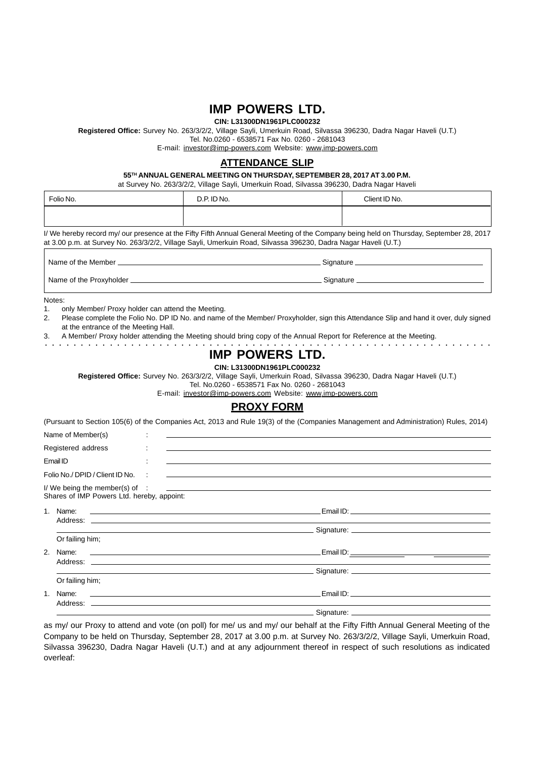# IMP POWERS LTD.

**CIN: L31300DN1961PLC000232**

**Registered Office:** Survey No. 263/3/2/2, Village Sayli, Umerkuin Road, Silvassa 396230, Dadra Nagar Haveli (U.T.)

Tel. No.0260 - 6538571 Fax No. 0260 - 2681043

E-mail: investor@imp-powers.com Website: www.imp-powers.com

## ATTENDANCE SLIP

**55TH ANNUAL GENERAL MEETING ON THURSDAY, SEPTEMBER 28, 2017 AT 3.00 P.M.**

at Survey No. 263/3/2/2, Village Sayli, Umerkuin Road, Silvassa 396230, Dadra Nagar Haveli

| Folio No. | D.P. ID No. | Client ID No. |
|---|---|---|
| | | |

I/ We hereby record my/ our presence at the Fifty Fifth Annual General Meeting of the Company being held on Thursday, September 28, 2017 at 3.00 p.m. at Survey No. 263/3/2/2, Village Sayli, Umerkuin Road, Silvassa 396230, Dadra Nagar Haveli (U.T.)

Name of the Member ______________________ Signature ______________________

Name of the Proxyholder ______________________ Signature ______________________

Notes:

1. only Member/ Proxy holder can attend the Meeting.
2. Please complete the Folio No. DP ID No. and name of the Member/ Proxyholder, sign this Attendance Slip and hand it over, duly signed at the entrance of the Meeting Hall.
3. A Member/ Proxy holder attending the Meeting should bring copy of the Annual Report for Reference at the Meeting.

# IMP POWERS LTD.

**CIN: L31300DN1961PLC000232**

**Registered Office:** Survey No. 263/3/2/2, Village Sayli, Umerkuin Road, Silvassa 396230, Dadra Nagar Haveli (U.T.)

Tel. No.0260 - 6538571 Fax No. 0260 - 2681043

E-mail: investor@imp-powers.com Website: www.imp-powers.com

## PROXY FORM

(Pursuant to Section 105(6) of the Companies Act, 2013 and Rule 19(3) of the (Companies Management and Administration) Rules, 2014)

Name of Member(s) : ______________________

Registered address : ______________________

Email ID : ______________________

Folio No./ DPID / Client ID No. : ______________________

I/ We being the member(s) of : ______________________
Shares of IMP Powers Ltd. hereby, appoint:

1. Name: ______________________ Email ID: ______________________
   Address: ______________________
   ______________________ Signature: ______________________

   Or failing him;

2. Name: ______________________ Email ID: ______________________
   Address: ______________________
   ______________________ Signature: ______________________

   Or failing him;

1. Name: ______________________ Email ID: ______________________
   Address: ______________________
   ______________________ Signature: ______________________

as my/ our Proxy to attend and vote (on poll) for me/ us and my/ our behalf at the Fifty Fifth Annual General Meeting of the Company to be held on Thursday, September 28, 2017 at 3.00 p.m. at Survey No. 263/3/2/2, Village Sayli, Umerkuin Road, Silvassa 396230, Dadra Nagar Haveli (U.T.) and at any adjournment thereof in respect of such resolutions as indicated overleaf: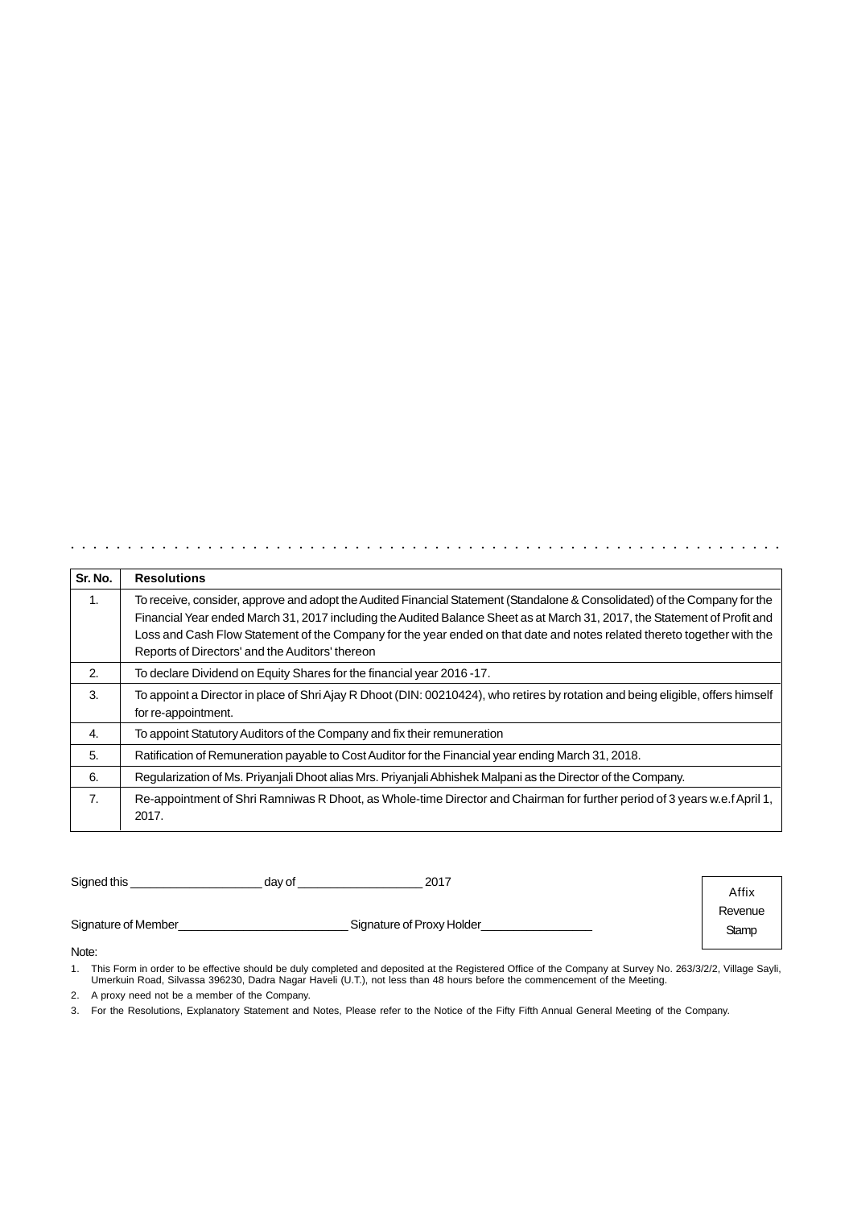| Sr. No. | Resolutions |
|---|---|
| 1. | To receive, consider, approve and adopt the Audited Financial Statement (Standalone & Consolidated) of the Company for the Financial Year ended March 31, 2017 including the Audited Balance Sheet as at March 31, 2017, the Statement of Profit and Loss and Cash Flow Statement of the Company for the year ended on that date and notes related thereto together with the Reports of Directors' and the Auditors' thereon |
| 2. | To declare Dividend on Equity Shares for the financial year 2016 -17. |
| 3. | To appoint a Director in place of Shri Ajay R Dhoot (DIN: 00210424), who retires by rotation and being eligible, offers himself for re-appointment. |
| 4. | To appoint Statutory Auditors of the Company and fix their remuneration |
| 5. | Ratification of Remuneration payable to Cost Auditor for the Financial year ending March 31, 2018. |
| 6. | Regularization of Ms. Priyanjali Dhoot alias Mrs. Priyanjali Abhishek Malpani as the Director of the Company. |
| 7. | Re-appointment of Shri Ramniwas R Dhoot, as Whole-time Director and Chairman for further period of 3 years w.e.f April 1, 2017. |

Signed this ____________________ day of ___________________ 2017

Signature of Member_________________________ Signature of Proxy Holder________________

Affix Revenue Stamp

Note:

1. This Form in order to be effective should be duly completed and deposited at the Registered Office of the Company at Survey No. 263/3/2/2, Village Sayli, Umerkuin Road, Silvassa 396230, Dadra Nagar Haveli (U.T.), not less than 48 hours before the commencement of the Meeting.
2. A proxy need not be a member of the Company.
3. For the Resolutions, Explanatory Statement and Notes, Please refer to the Notice of the Fifty Fifth Annual General Meeting of the Company.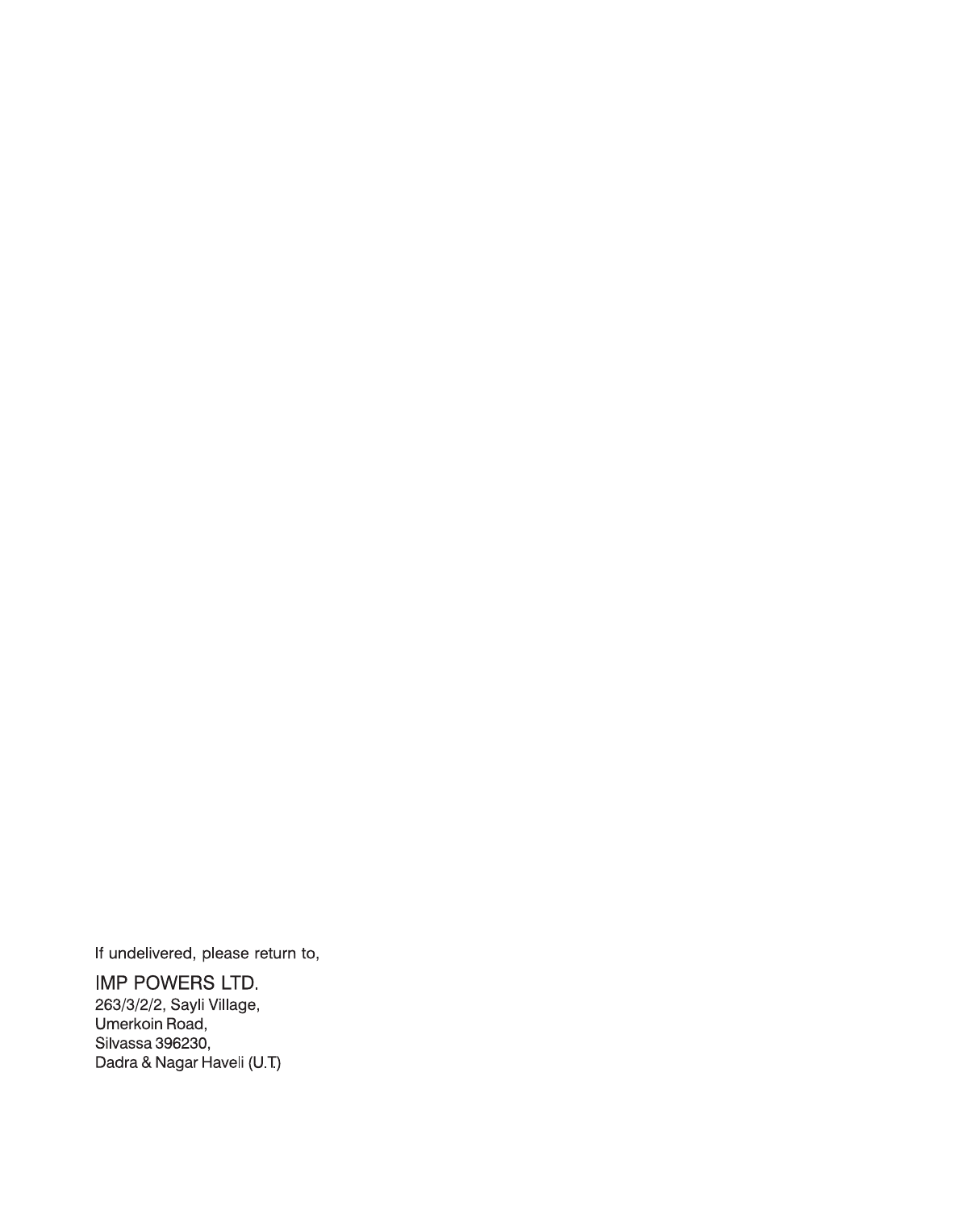If undelivered, please return to,

IMP POWERS LTD.
263/3/2/2, Sayli Village,
Umerkoin Road,
Silvassa 396230,
Dadra & Nagar Haveli (U.T.)